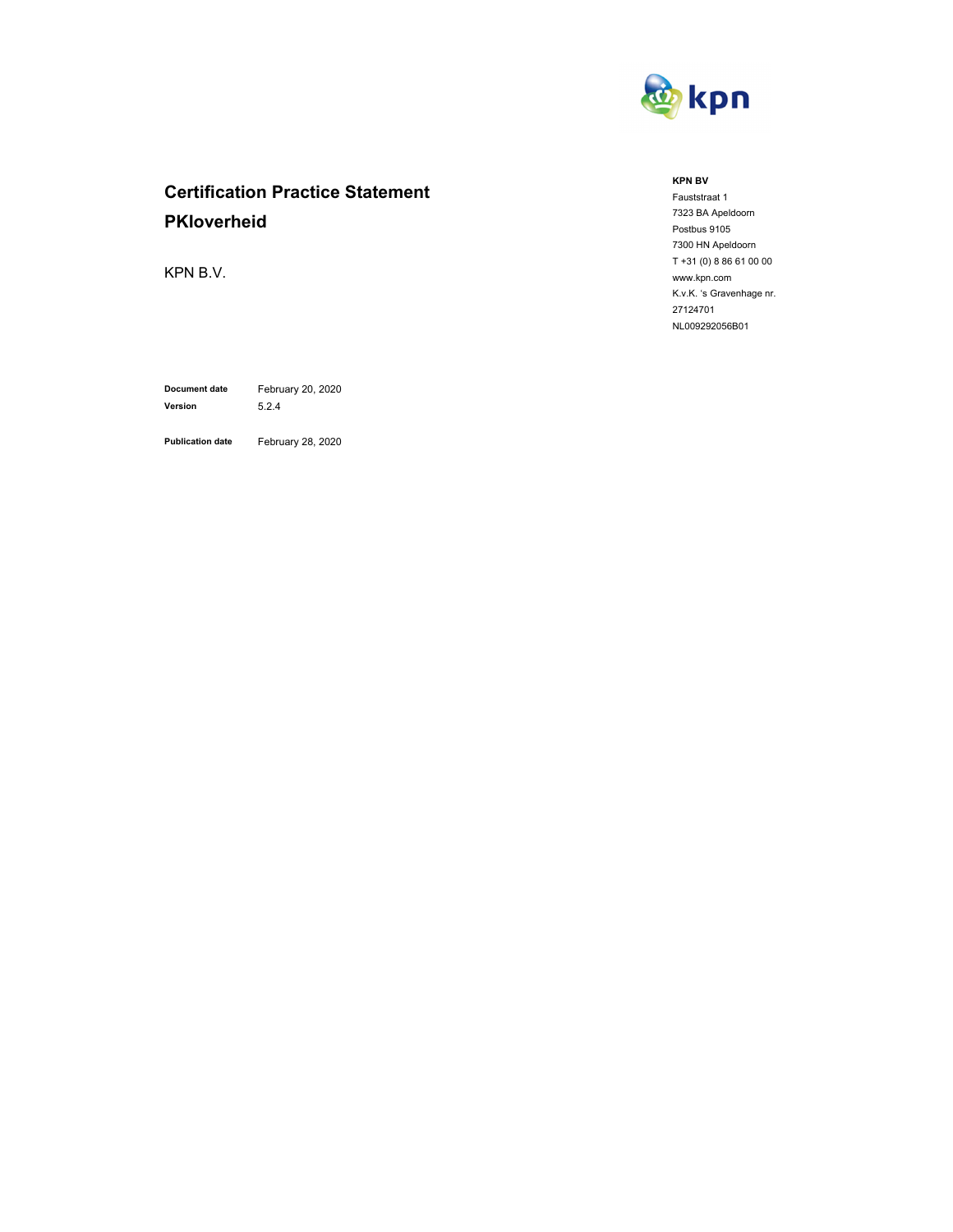# Certification Practice Statement PKIoverheid

KPN B.V.

**KPN BV**
Fauststraat 1
7323 BA Apeldoorn
Postbus 9105
7300 HN Apeldoorn
T +31 (0) 8 86 61 00 00
www.kpn.com
K.v.K. 's Gravenhage nr. 27124701
NL009292056B01

| | |
|---|---|
| **Document date** | February 20, 2020 |
| **Version** | 5.2.4 |
| **Publication date** | February 28, 2020 |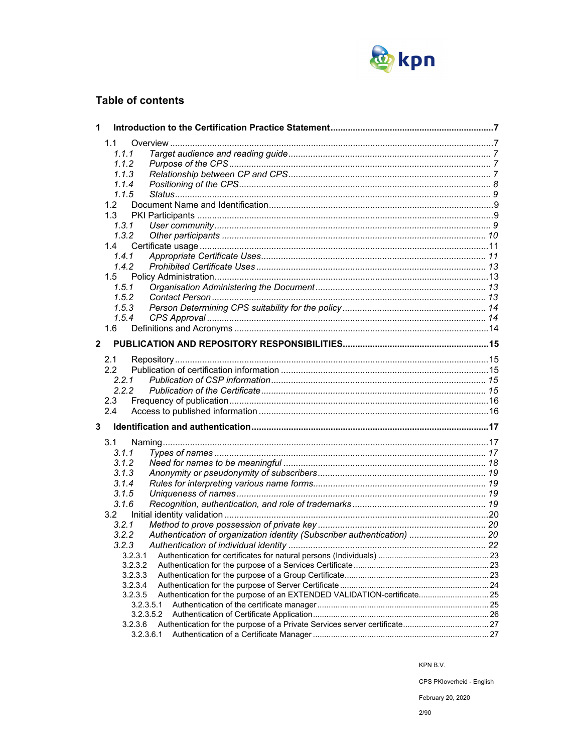## Table of contents

**1 Introduction to the Certification Practice Statement ..... 7**

- 1.1 Overview ..... 7
  - *1.1.1 Target audience and reading guide ..... 7*
  - *1.1.2 Purpose of the CPS ..... 7*
  - *1.1.3 Relationship between CP and CPS ..... 7*
  - *1.1.4 Positioning of the CPS ..... 8*
  - *1.1.5 Status ..... 9*
- 1.2 Document Name and Identification ..... 9
- 1.3 PKI Participants ..... 9
  - *1.3.1 User community ..... 9*
  - *1.3.2 Other participants ..... 10*
- 1.4 Certificate usage ..... 11
  - *1.4.1 Appropriate Certificate Uses ..... 11*
  - *1.4.2 Prohibited Certificate Uses ..... 13*
- 1.5 Policy Administration ..... 13
  - *1.5.1 Organisation Administering the Document ..... 13*
  - *1.5.2 Contact Person ..... 13*
  - *1.5.3 Person Determining CPS suitability for the policy ..... 14*
  - *1.5.4 CPS Approval ..... 14*
- 1.6 Definitions and Acronyms ..... 14

**2 PUBLICATION AND REPOSITORY RESPONSIBILITIES ..... 15**

- 2.1 Repository ..... 15
- 2.2 Publication of certification information ..... 15
  - *2.2.1 Publication of CSP information ..... 15*
  - *2.2.2 Publication of the Certificate ..... 15*
- 2.3 Frequency of publication ..... 16
- 2.4 Access to published information ..... 16

**3 Identification and authentication ..... 17**

- 3.1 Naming ..... 17
  - *3.1.1 Types of names ..... 17*
  - *3.1.2 Need for names to be meaningful ..... 18*
  - *3.1.3 Anonymity or pseudonymity of subscribers ..... 19*
  - *3.1.4 Rules for interpreting various name forms ..... 19*
  - *3.1.5 Uniqueness of names ..... 19*
  - *3.1.6 Recognition, authentication, and role of trademarks ..... 19*
- 3.2 Initial identity validation ..... 20
  - *3.2.1 Method to prove possession of private key ..... 20*
  - *3.2.2 Authentication of organization identity (Subscriber authentication) ..... 20*
  - *3.2.3 Authentication of individual identity ..... 22*
    - 3.2.3.1 Authentication for certificates for natural persons (Individuals) ..... 23
    - 3.2.3.2 Authentication for the purpose of a Services Certificate ..... 23
    - 3.2.3.3 Authentication for the purpose of a Group Certificate ..... 23
    - 3.2.3.4 Authentication for the purpose of Server Certificate ..... 24
    - 3.2.3.5 Authentication for the purpose of an EXTENDED VALIDATION-certificate ..... 25
      - 3.2.3.5.1 Authentication of the certificate manager ..... 25
      - 3.2.3.5.2 Authentication of Certificate Application ..... 26
    - 3.2.3.6 Authentication for the purpose of a Private Services server certificate ..... 27
      - 3.2.3.6.1 Authentication of a Certificate Manager ..... 27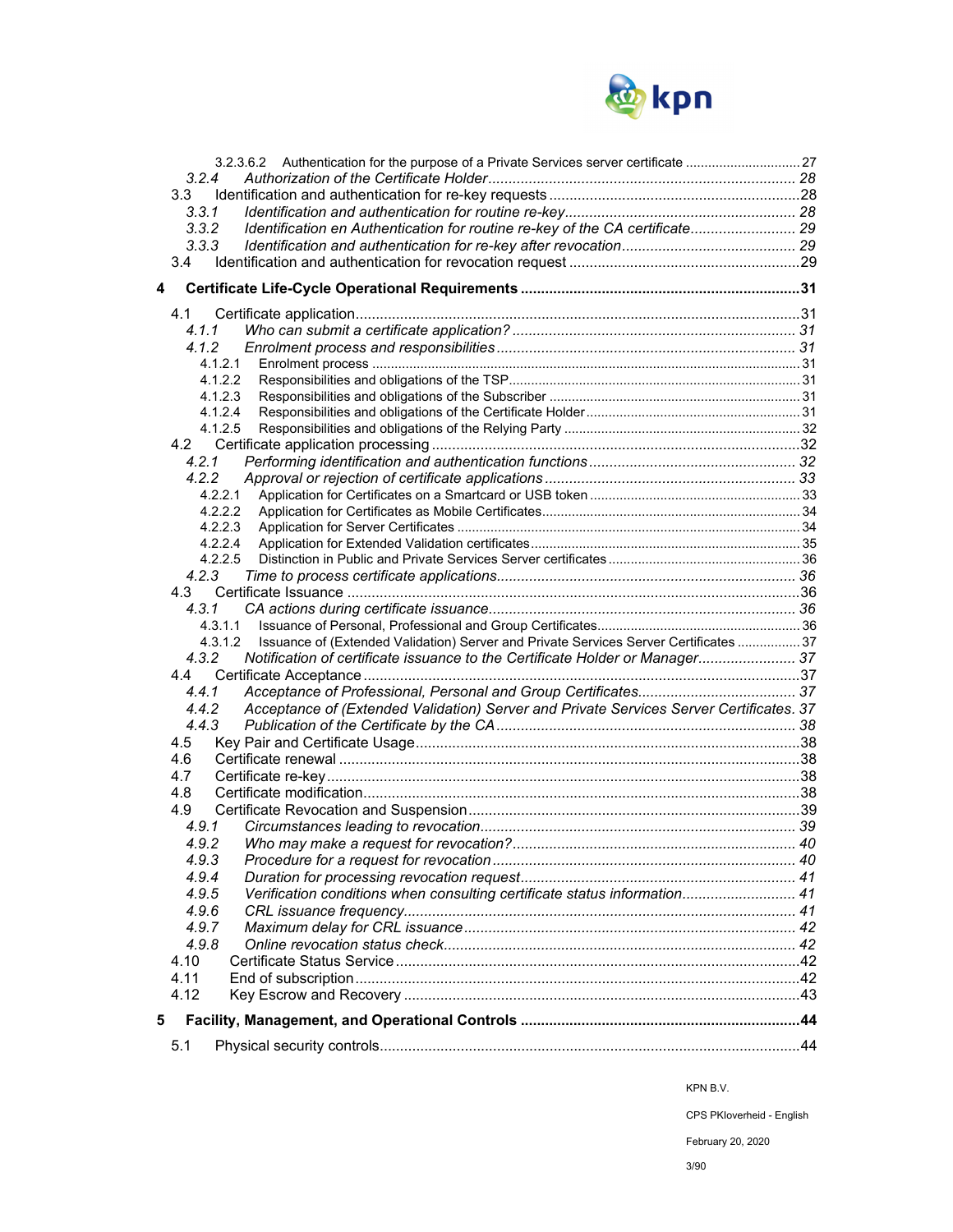3.2.3.6.2 Authentication for the purpose of a Private Services server certificate ............................ 27

*3.2.4 Authorization of the Certificate Holder ........................................................................ 28*

3.3 Identification and authentication for re-key requests ......................................................... 28

*3.3.1 Identification and authentication for routine re-key ....................................................... 28*

*3.3.2 Identification en Authentication for routine re-key of the CA certificate ......................... 29*

*3.3.3 Identification and authentication for re-key after revocation .......................................... 29*

3.4 Identification and authentication for revocation request ....................................................... 29

**4 Certificate Life-Cycle Operational Requirements ................................................................. 31**

4.1 Certificate application ......................................................................................................... 31

*4.1.1 Who can submit a certificate application? .................................................................... 31*

*4.1.2 Enrolment process and responsibilities ........................................................................ 31*

4.1.2.1 Enrolment process ......................................................................................................... 31

4.1.2.2 Responsibilities and obligations of the TSP ..................................................................... 31

4.1.2.3 Responsibilities and obligations of the Subscriber ........................................................... 31

4.1.2.4 Responsibilities and obligations of the Certificate Holder ................................................. 31

4.1.2.5 Responsibilities and obligations of the Relying Party ....................................................... 32

4.2 Certificate application processing ........................................................................................ 32

*4.2.1 Performing identification and authentication functions ................................................... 32*

*4.2.2 Approval or rejection of certificate applications ............................................................. 33*

4.2.2.1 Application for Certificates on a Smartcard or USB token ................................................ 33

4.2.2.2 Application for Certificates as Mobile Certificates ............................................................ 34

4.2.2.3 Application for Server Certificates ................................................................................... 34

4.2.2.4 Application for Extended Validation certificates ............................................................... 35

4.2.2.5 Distinction in Public and Private Services Server certificates ........................................... 36

*4.2.3 Time to process certificate applications ......................................................................... 36*

4.3 Certificate Issuance ............................................................................................................. 36

*4.3.1 CA actions during certificate issuance ........................................................................... 36*

4.3.1.1 Issuance of Personal, Professional and Group Certificates .............................................. 36

4.3.1.2 Issuance of (Extended Validation) Server and Private Services Server Certificates .......... 37

*4.3.2 Notification of certificate issuance to the Certificate Holder or Manager ......................... 37*

4.4 Certificate Acceptance ......................................................................................................... 37

*4.4.1 Acceptance of Professional, Personal and Group Certificates ........................................ 37*

*4.4.2 Acceptance of (Extended Validation) Server and Private Services Server Certificates . 37*

*4.4.3 Publication of the Certificate by the CA ......................................................................... 38*

4.5 Key Pair and Certificate Usage ............................................................................................ 38

4.6 Certificate renewal ............................................................................................................... 38

4.7 Certificate re-key .................................................................................................................. 38

4.8 Certificate modification ......................................................................................................... 38

4.9 Certificate Revocation and Suspension ................................................................................ 39

*4.9.1 Circumstances leading to revocation .............................................................................. 39*

*4.9.2 Who may make a request for revocation? ...................................................................... 40*

*4.9.3 Procedure for a request for revocation ........................................................................... 40*

*4.9.4 Duration for processing revocation request .................................................................... 41*

*4.9.5 Verification conditions when consulting certificate status information ............................ 41*

*4.9.6 CRL issuance frequency ................................................................................................. 41*

*4.9.7 Maximum delay for CRL issuance .................................................................................. 42*

*4.9.8 Online revocation status check ....................................................................................... 42*

4.10 Certificate Status Service .................................................................................................... 42

4.11 End of subscription ............................................................................................................. 42

4.12 Key Escrow and Recovery .................................................................................................. 43

**5 Facility, Management, and Operational Controls .................................................................... 44**

5.1 Physical security controls ...................................................................................................... 44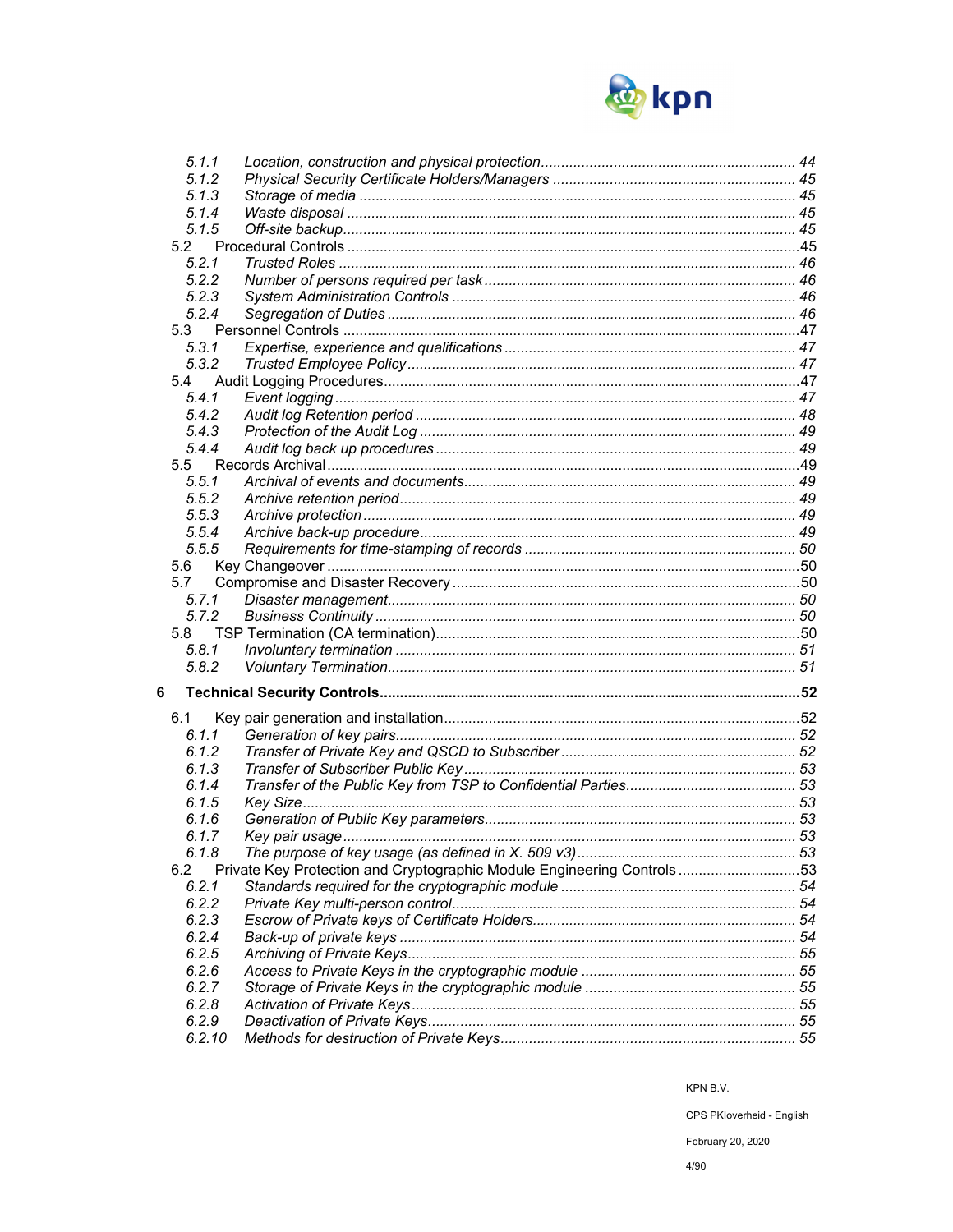- 5.1.1 *Location, construction and physical protection* ..... 44
- 5.1.2 *Physical Security Certificate Holders/Managers* ..... 45
- 5.1.3 *Storage of media* ..... 45
- 5.1.4 *Waste disposal* ..... 45
- 5.1.5 *Off-site backup* ..... 45

5.2 Procedural Controls ..... 45

- 5.2.1 *Trusted Roles* ..... 46
- 5.2.2 *Number of persons required per task* ..... 46
- 5.2.3 *System Administration Controls* ..... 46
- 5.2.4 *Segregation of Duties* ..... 46

5.3 Personnel Controls ..... 47

- 5.3.1 *Expertise, experience and qualifications* ..... 47
- 5.3.2 *Trusted Employee Policy* ..... 47

5.4 Audit Logging Procedures ..... 47

- 5.4.1 *Event logging* ..... 47
- 5.4.2 *Audit log Retention period* ..... 48
- 5.4.3 *Protection of the Audit Log* ..... 49
- 5.4.4 *Audit log back up procedures* ..... 49

5.5 Records Archival ..... 49

- 5.5.1 *Archival of events and documents* ..... 49
- 5.5.2 *Archive retention period* ..... 49
- 5.5.3 *Archive protection* ..... 49
- 5.5.4 *Archive back-up procedure* ..... 49
- 5.5.5 *Requirements for time-stamping of records* ..... 50

5.6 Key Changeover ..... 50

5.7 Compromise and Disaster Recovery ..... 50

- 5.7.1 *Disaster management* ..... 50
- 5.7.2 *Business Continuity* ..... 50

5.8 TSP Termination (CA termination) ..... 50

- 5.8.1 *Involuntary termination* ..... 51
- 5.8.2 *Voluntary Termination* ..... 51

**6 Technical Security Controls ..... 52**

6.1 Key pair generation and installation ..... 52

- 6.1.1 *Generation of key pairs* ..... 52
- 6.1.2 *Transfer of Private Key and QSCD to Subscriber* ..... 52
- 6.1.3 *Transfer of Subscriber Public Key* ..... 53
- 6.1.4 *Transfer of the Public Key from TSP to Confidential Parties* ..... 53
- 6.1.5 *Key Size* ..... 53
- 6.1.6 *Generation of Public Key parameters* ..... 53
- 6.1.7 *Key pair usage* ..... 53
- 6.1.8 *The purpose of key usage (as defined in X. 509 v3)* ..... 53

6.2 Private Key Protection and Cryptographic Module Engineering Controls ..... 53

- 6.2.1 *Standards required for the cryptographic module* ..... 54
- 6.2.2 *Private Key multi-person control* ..... 54
- 6.2.3 *Escrow of Private keys of Certificate Holders* ..... 54
- 6.2.4 *Back-up of private keys* ..... 54
- 6.2.5 *Archiving of Private Keys* ..... 55
- 6.2.6 *Access to Private Keys in the cryptographic module* ..... 55
- 6.2.7 *Storage of Private Keys in the cryptographic module* ..... 55
- 6.2.8 *Activation of Private Keys* ..... 55
- 6.2.9 *Deactivation of Private Keys* ..... 55
- 6.2.10 *Methods for destruction of Private Keys* ..... 55

KPN B.V.

CPS PKIoverheid - English

February 20, 2020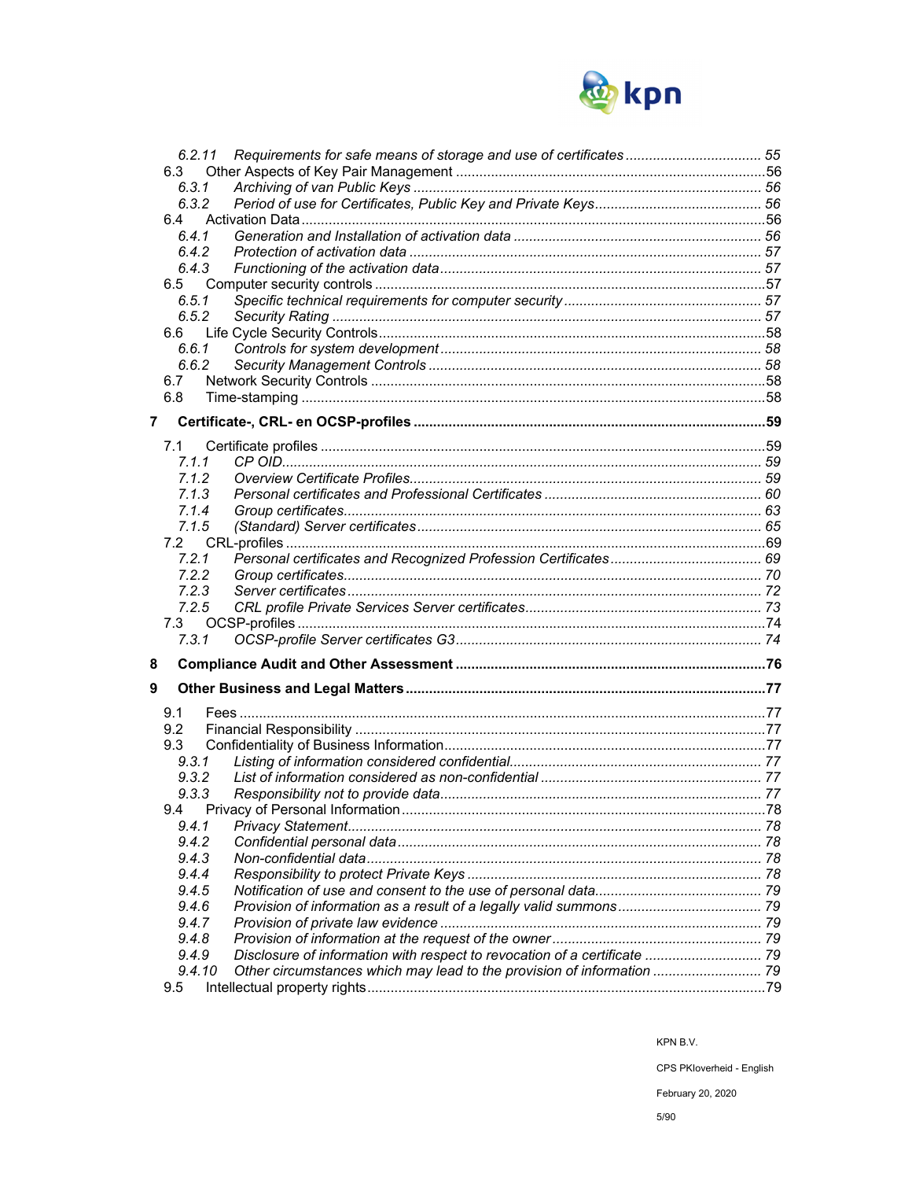6.2.11 *Requirements for safe means of storage and use of certificates* ... 55

6.3 Other Aspects of Key Pair Management ... 56

6.3.1 *Archiving of van Public Keys* ... 56

6.3.2 *Period of use for Certificates, Public Key and Private Keys* ... 56

6.4 Activation Data ... 56

6.4.1 *Generation and Installation of activation data* ... 56

6.4.2 *Protection of activation data* ... 57

6.4.3 *Functioning of the activation data* ... 57

6.5 Computer security controls ... 57

6.5.1 *Specific technical requirements for computer security* ... 57

6.5.2 *Security Rating* ... 57

6.6 Life Cycle Security Controls ... 58

6.6.1 *Controls for system development* ... 58

6.6.2 *Security Management Controls* ... 58

6.7 Network Security Controls ... 58

6.8 Time-stamping ... 58

**7 Certificate-, CRL- en OCSP-profiles ... 59**

7.1 Certificate profiles ... 59

7.1.1 *CP OID* ... 59

7.1.2 *Overview Certificate Profiles* ... 59

7.1.3 *Personal certificates and Professional Certificates* ... 60

7.1.4 *Group certificates* ... 63

7.1.5 *(Standard) Server certificates* ... 65

7.2 CRL-profiles ... 69

7.2.1 *Personal certificates and Recognized Profession Certificates* ... 69

7.2.2 *Group certificates* ... 70

7.2.3 *Server certificates* ... 72

7.2.5 *CRL profile Private Services Server certificates* ... 73

7.3 OCSP-profiles ... 74

7.3.1 *OCSP-profile Server certificates G3* ... 74

**8 Compliance Audit and Other Assessment ... 76**

**9 Other Business and Legal Matters ... 77**

9.1 Fees ... 77

9.2 Financial Responsibility ... 77

9.3 Confidentiality of Business Information ... 77

9.3.1 *Listing of information considered confidential* ... 77

9.3.2 *List of information considered as non-confidential* ... 77

9.3.3 *Responsibility not to provide data* ... 77

9.4 Privacy of Personal Information ... 78

9.4.1 *Privacy Statement* ... 78

9.4.2 *Confidential personal data* ... 78

9.4.3 *Non-confidential data* ... 78

9.4.4 *Responsibility to protect Private Keys* ... 78

9.4.5 *Notification of use and consent to the use of personal data* ... 79

9.4.6 *Provision of information as a result of a legally valid summons* ... 79

9.4.7 *Provision of private law evidence* ... 79

9.4.8 *Provision of information at the request of the owner* ... 79

9.4.9 *Disclosure of information with respect to revocation of a certificate* ... 79

9.4.10 *Other circumstances which may lead to the provision of information* ... 79

9.5 Intellectual property rights ... 79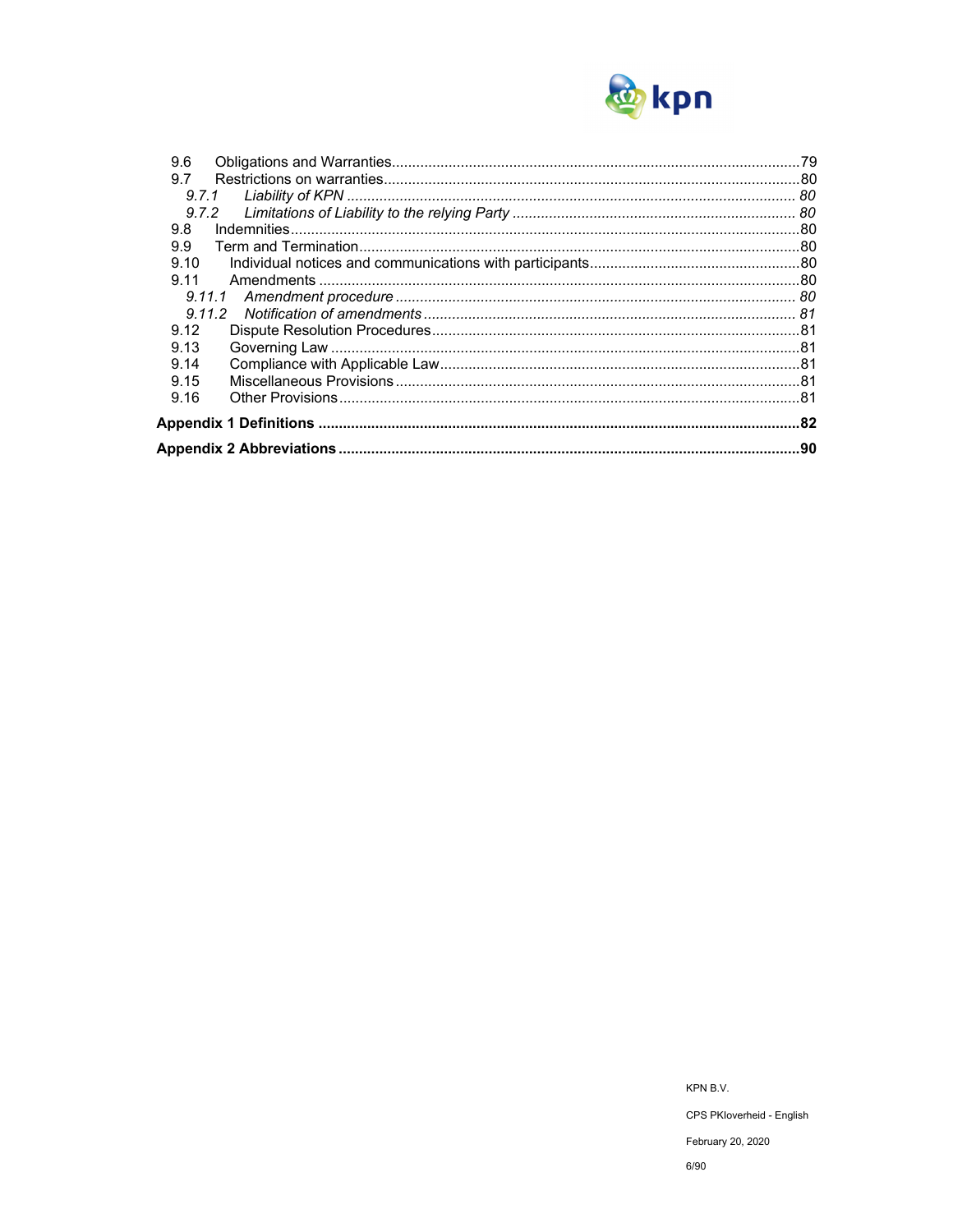9.6 Obligations and Warranties ..... 79
9.7 Restrictions on warranties ..... 80
*9.7.1 Liability of KPN ..... 80*
*9.7.2 Limitations of Liability to the relying Party ..... 80*
9.8 Indemnities ..... 80
9.9 Term and Termination ..... 80
9.10 Individual notices and communications with participants ..... 80
9.11 Amendments ..... 80
*9.11.1 Amendment procedure ..... 80*
*9.11.2 Notification of amendments ..... 81*
9.12 Dispute Resolution Procedures ..... 81
9.13 Governing Law ..... 81
9.14 Compliance with Applicable Law ..... 81
9.15 Miscellaneous Provisions ..... 81
9.16 Other Provisions ..... 81

**Appendix 1 Definitions ..... 82**

**Appendix 2 Abbreviations ..... 90**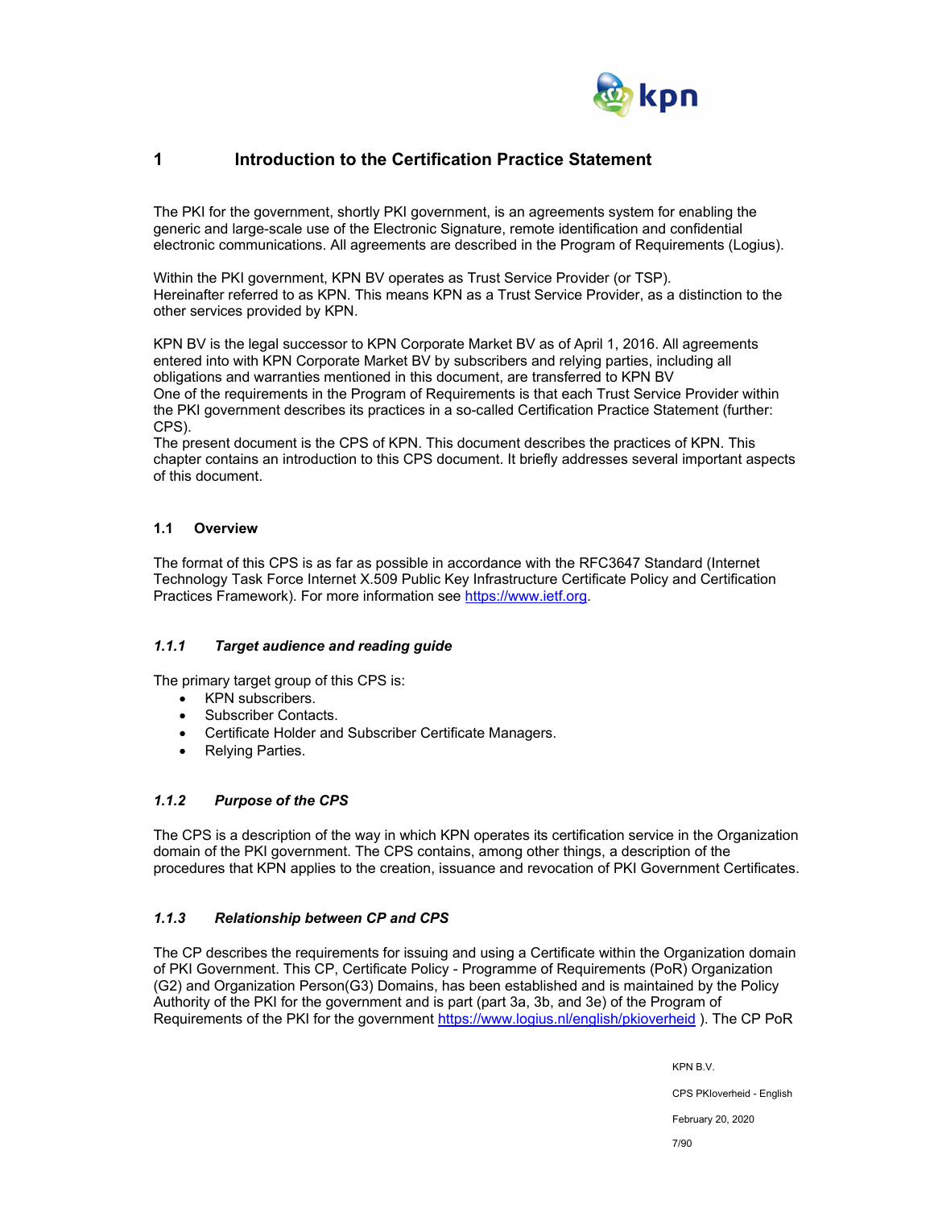# 1 Introduction to the Certification Practice Statement

The PKI for the government, shortly PKI government, is an agreements system for enabling the generic and large-scale use of the Electronic Signature, remote identification and confidential electronic communications. All agreements are described in the Program of Requirements (Logius).

Within the PKI government, KPN BV operates as Trust Service Provider (or TSP).
Hereinafter referred to as KPN. This means KPN as a Trust Service Provider, as a distinction to the other services provided by KPN.

KPN BV is the legal successor to KPN Corporate Market BV as of April 1, 2016. All agreements entered into with KPN Corporate Market BV by subscribers and relying parties, including all obligations and warranties mentioned in this document, are transferred to KPN BV
One of the requirements in the Program of Requirements is that each Trust Service Provider within the PKI government describes its practices in a so-called Certification Practice Statement (further: CPS).
The present document is the CPS of KPN. This document describes the practices of KPN. This chapter contains an introduction to this CPS document. It briefly addresses several important aspects of this document.

## 1.1 Overview

The format of this CPS is as far as possible in accordance with the RFC3647 Standard (Internet Technology Task Force Internet X.509 Public Key Infrastructure Certificate Policy and Certification Practices Framework). For more information see https://www.ietf.org.

### *1.1.1 Target audience and reading guide*

The primary target group of this CPS is:

- KPN subscribers.
- Subscriber Contacts.
- Certificate Holder and Subscriber Certificate Managers.
- Relying Parties.

### *1.1.2 Purpose of the CPS*

The CPS is a description of the way in which KPN operates its certification service in the Organization domain of the PKI government. The CPS contains, among other things, a description of the procedures that KPN applies to the creation, issuance and revocation of PKI Government Certificates.

### *1.1.3 Relationship between CP and CPS*

The CP describes the requirements for issuing and using a Certificate within the Organization domain of PKI Government. This CP, Certificate Policy - Programme of Requirements (PoR) Organization (G2) and Organization Person(G3) Domains, has been established and is maintained by the Policy Authority of the PKI for the government and is part (part 3a, 3b, and 3e) of the Program of Requirements of the PKI for the government https://www.logius.nl/english/pkioverheid ). The CP PoR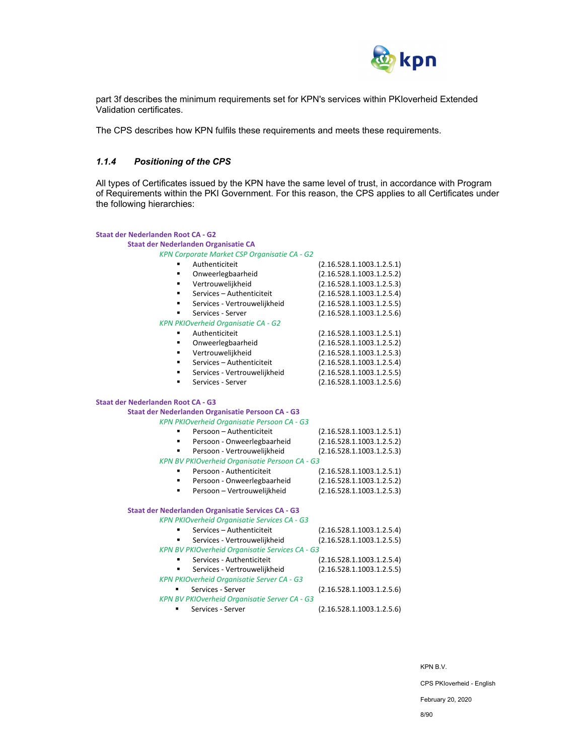part 3f describes the minimum requirements set for KPN's services within PKIoverheid Extended Validation certificates.

The CPS describes how KPN fulfils these requirements and meets these requirements.

### *1.1.4 Positioning of the CPS*

All types of Certificates issued by the KPN have the same level of trust, in accordance with Program of Requirements within the PKI Government. For this reason, the CPS applies to all Certificates under the following hierarchies:

**Staat der Nederlanden Root CA - G2**

- **Staat der Nederlanden Organisatie CA**
  - *KPN Corporate Market CSP Organisatie CA - G2*
    - Authenticiteit (2.16.528.1.1003.1.2.5.1)
    - Onweerlegbaarheid (2.16.528.1.1003.1.2.5.2)
    - Vertrouwelijkheid (2.16.528.1.1003.1.2.5.3)
    - Services – Authenticiteit (2.16.528.1.1003.1.2.5.4)
    - Services - Vertrouwelijkheid (2.16.528.1.1003.1.2.5.5)
    - Services - Server (2.16.528.1.1003.1.2.5.6)
  - *KPN PKIOverheid Organisatie CA - G2*
    - Authenticiteit (2.16.528.1.1003.1.2.5.1)
    - Onweerlegbaarheid (2.16.528.1.1003.1.2.5.2)
    - Vertrouwelijkheid (2.16.528.1.1003.1.2.5.3)
    - Services – Authenticiteit (2.16.528.1.1003.1.2.5.4)
    - Services - Vertrouwelijkheid (2.16.528.1.1003.1.2.5.5)
    - Services - Server (2.16.528.1.1003.1.2.5.6)

**Staat der Nederlanden Root CA - G3**

- **Staat der Nederlanden Organisatie Persoon CA - G3**
  - *KPN PKIOverheid Organisatie Persoon CA - G3*
    - Persoon – Authenticiteit (2.16.528.1.1003.1.2.5.1)
    - Persoon - Onweerlegbaarheid (2.16.528.1.1003.1.2.5.2)
    - Persoon - Vertrouwelijkheid (2.16.528.1.1003.1.2.5.3)
  - *KPN BV PKIOverheid Organisatie Persoon CA - G3*
    - Persoon - Authenticiteit (2.16.528.1.1003.1.2.5.1)
    - Persoon - Onweerlegbaarheid (2.16.528.1.1003.1.2.5.2)
    - Persoon – Vertrouwelijkheid (2.16.528.1.1003.1.2.5.3)
- **Staat der Nederlanden Organisatie Services CA - G3**
  - *KPN PKIOverheid Organisatie Services CA - G3*
    - Services – Authenticiteit (2.16.528.1.1003.1.2.5.4)
    - Services - Vertrouwelijkheid (2.16.528.1.1003.1.2.5.5)
  - *KPN BV PKIOverheid Organisatie Services CA - G3*
    - Services - Authenticiteit (2.16.528.1.1003.1.2.5.4)
    - Services - Vertrouwelijkheid (2.16.528.1.1003.1.2.5.5)
  - *KPN PKIOverheid Organisatie Server CA - G3*
    - Services - Server (2.16.528.1.1003.1.2.5.6)
  - *KPN BV PKIOverheid Organisatie Server CA - G3*
    - Services - Server (2.16.528.1.1003.1.2.5.6)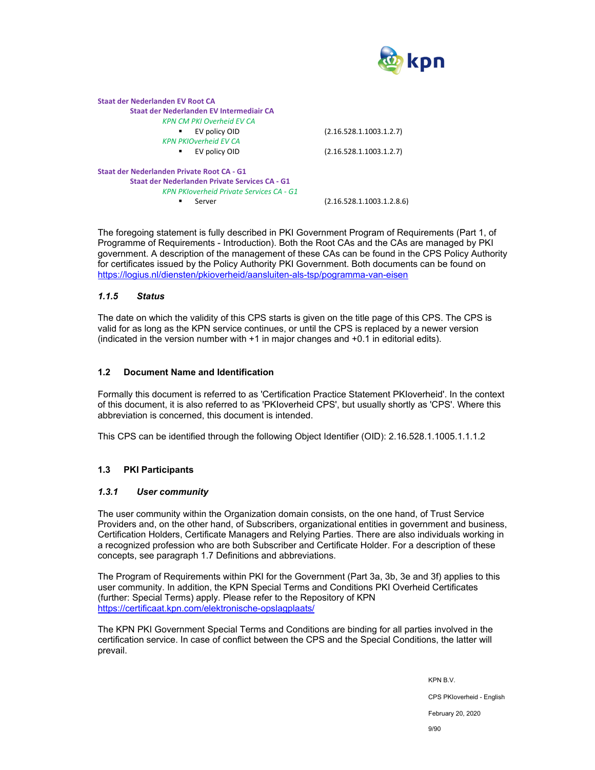**Staat der Nederlanden EV Root CA**

**Staat der Nederlanden EV Intermediair CA**

*KPN CM PKI Overheid EV CA*

- EV policy OID (2.16.528.1.1003.1.2.7)

*KPN PKIOverheid EV CA*

- EV policy OID (2.16.528.1.1003.1.2.7)

**Staat der Nederlanden Private Root CA - G1**

**Staat der Nederlanden Private Services CA - G1**

*KPN PKIoverheid Private Services CA - G1*

- Server (2.16.528.1.1003.1.2.8.6)

The foregoing statement is fully described in PKI Government Program of Requirements (Part 1, of Programme of Requirements - Introduction). Both the Root CAs and the CAs are managed by PKI government. A description of the management of these CAs can be found in the CPS Policy Authority for certificates issued by the Policy Authority PKI Government. Both documents can be found on https://logius.nl/diensten/pkioverheid/aansluiten-als-tsp/pogramma-van-eisen

### *1.1.5 Status*

The date on which the validity of this CPS starts is given on the title page of this CPS. The CPS is valid for as long as the KPN service continues, or until the CPS is replaced by a newer version (indicated in the version number with +1 in major changes and +0.1 in editorial edits).

## 1.2 Document Name and Identification

Formally this document is referred to as 'Certification Practice Statement PKIoverheid'. In the context of this document, it is also referred to as 'PKIoverheid CPS', but usually shortly as 'CPS'. Where this abbreviation is concerned, this document is intended.

This CPS can be identified through the following Object Identifier (OID): 2.16.528.1.1005.1.1.1.2

## 1.3 PKI Participants

### *1.3.1 User community*

The user community within the Organization domain consists, on the one hand, of Trust Service Providers and, on the other hand, of Subscribers, organizational entities in government and business, Certification Holders, Certificate Managers and Relying Parties. There are also individuals working in a recognized profession who are both Subscriber and Certificate Holder. For a description of these concepts, see paragraph 1.7 Definitions and abbreviations.

The Program of Requirements within PKI for the Government (Part 3a, 3b, 3e and 3f) applies to this user community. In addition, the KPN Special Terms and Conditions PKI Overheid Certificates (further: Special Terms) apply. Please refer to the Repository of KPN https://certificaat.kpn.com/elektronische-opslagplaats/

The KPN PKI Government Special Terms and Conditions are binding for all parties involved in the certification service. In case of conflict between the CPS and the Special Conditions, the latter will prevail.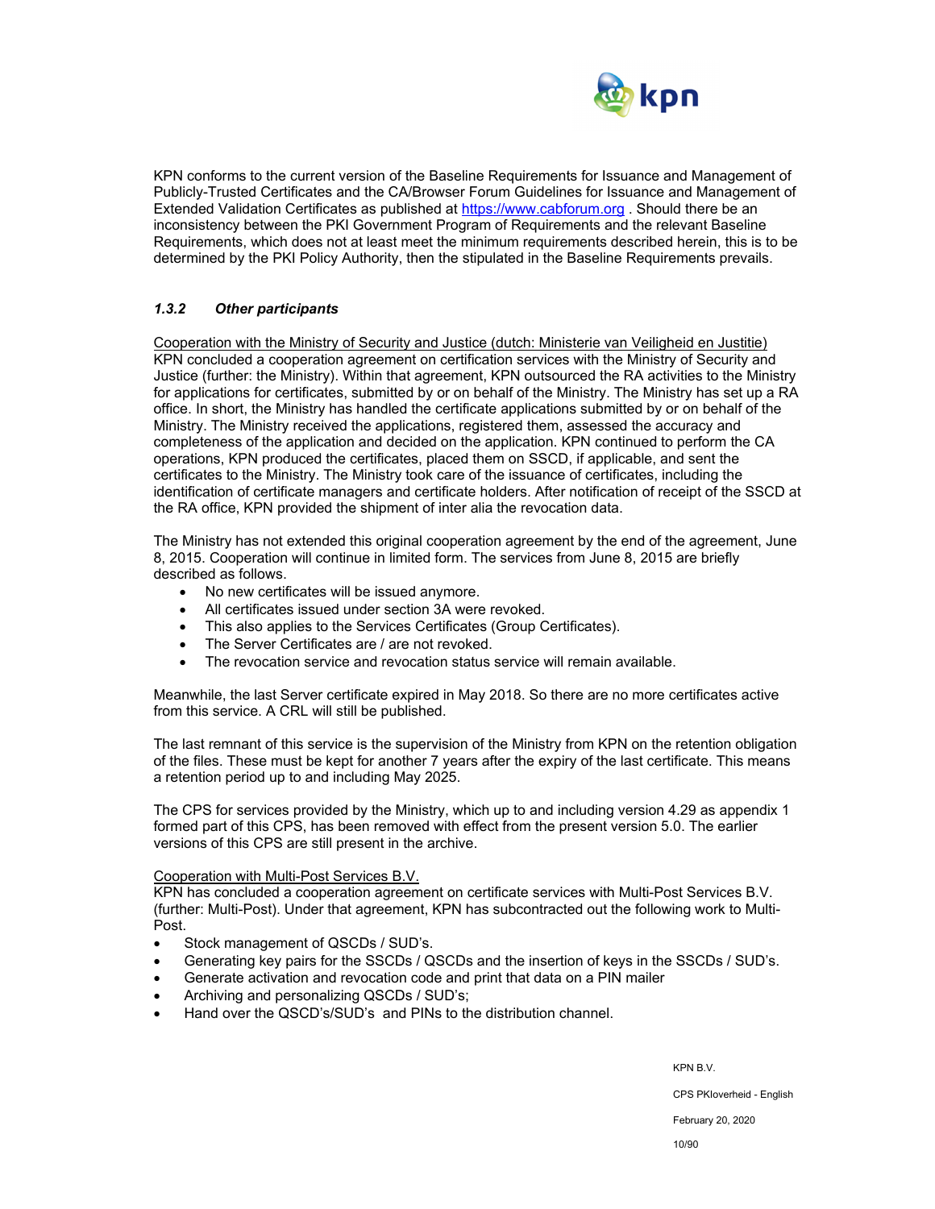KPN conforms to the current version of the Baseline Requirements for Issuance and Management of Publicly-Trusted Certificates and the CA/Browser Forum Guidelines for Issuance and Management of Extended Validation Certificates as published at https://www.cabforum.org . Should there be an inconsistency between the PKI Government Program of Requirements and the relevant Baseline Requirements, which does not at least meet the minimum requirements described herein, this is to be determined by the PKI Policy Authority, then the stipulated in the Baseline Requirements prevails.

### *1.3.2 Other participants*

Cooperation with the Ministry of Security and Justice (dutch: Ministerie van Veiligheid en Justitie)
KPN concluded a cooperation agreement on certification services with the Ministry of Security and Justice (further: the Ministry). Within that agreement, KPN outsourced the RA activities to the Ministry for applications for certificates, submitted by or on behalf of the Ministry. The Ministry has set up a RA office. In short, the Ministry has handled the certificate applications submitted by or on behalf of the Ministry. The Ministry received the applications, registered them, assessed the accuracy and completeness of the application and decided on the application. KPN continued to perform the CA operations, KPN produced the certificates, placed them on SSCD, if applicable, and sent the certificates to the Ministry. The Ministry took care of the issuance of certificates, including the identification of certificate managers and certificate holders. After notification of receipt of the SSCD at the RA office, KPN provided the shipment of inter alia the revocation data.

The Ministry has not extended this original cooperation agreement by the end of the agreement, June 8, 2015. Cooperation will continue in limited form. The services from June 8, 2015 are briefly described as follows.

- No new certificates will be issued anymore.
- All certificates issued under section 3A were revoked.
- This also applies to the Services Certificates (Group Certificates).
- The Server Certificates are / are not revoked.
- The revocation service and revocation status service will remain available.

Meanwhile, the last Server certificate expired in May 2018. So there are no more certificates active from this service. A CRL will still be published.

The last remnant of this service is the supervision of the Ministry from KPN on the retention obligation of the files. These must be kept for another 7 years after the expiry of the last certificate. This means a retention period up to and including May 2025.

The CPS for services provided by the Ministry, which up to and including version 4.29 as appendix 1 formed part of this CPS, has been removed with effect from the present version 5.0. The earlier versions of this CPS are still present in the archive.

Cooperation with Multi-Post Services B.V.
KPN has concluded a cooperation agreement on certificate services with Multi-Post Services B.V. (further: Multi-Post). Under that agreement, KPN has subcontracted out the following work to Multi-Post.

- Stock management of QSCDs / SUD's.
- Generating key pairs for the SSCDs / QSCDs and the insertion of keys in the SSCDs / SUD's.
- Generate activation and revocation code and print that data on a PIN mailer
- Archiving and personalizing QSCDs / SUD's;
- Hand over the QSCD's/SUD's and PINs to the distribution channel.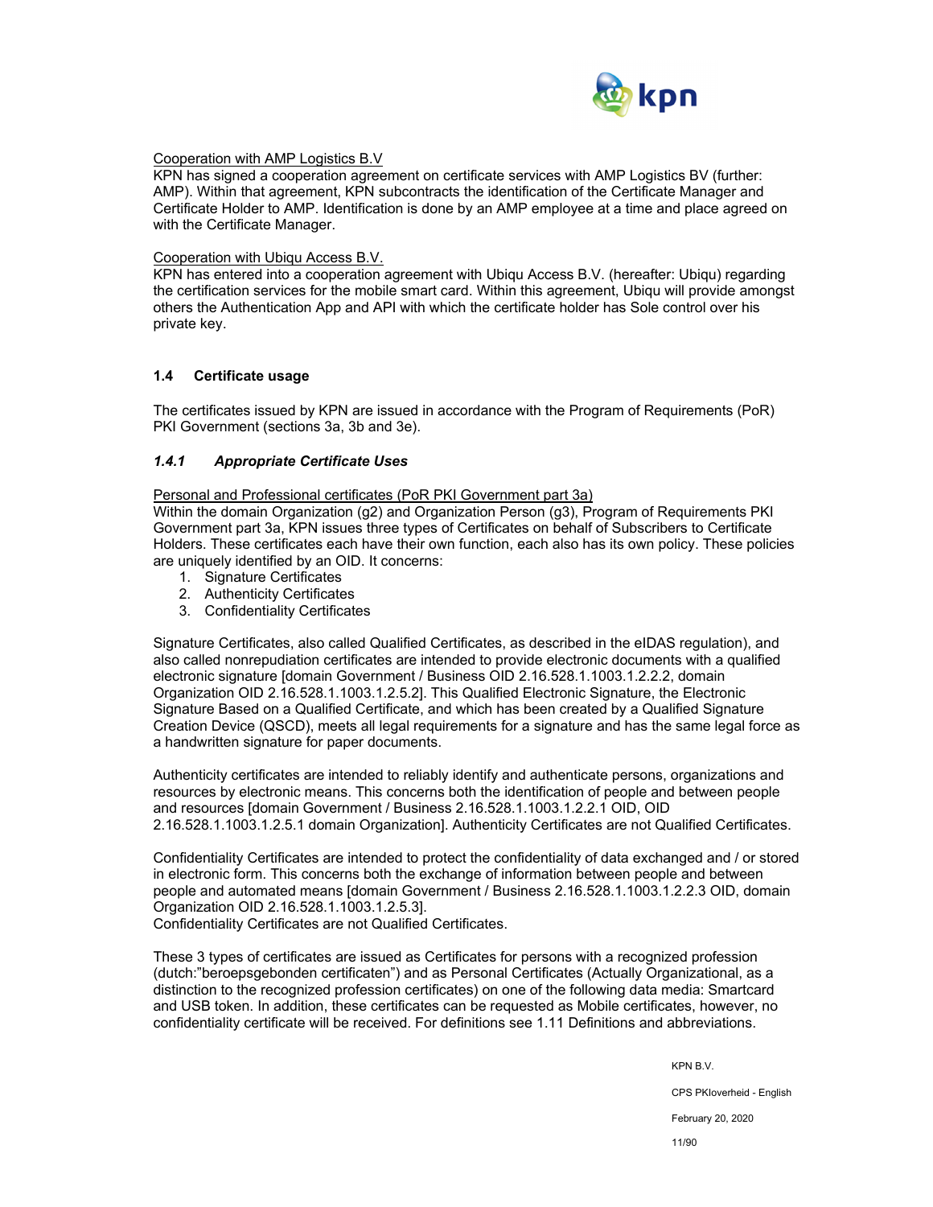Cooperation with AMP Logistics B.V

KPN has signed a cooperation agreement on certificate services with AMP Logistics BV (further: AMP). Within that agreement, KPN subcontracts the identification of the Certificate Manager and Certificate Holder to AMP. Identification is done by an AMP employee at a time and place agreed on with the Certificate Manager.

Cooperation with Ubiqu Access B.V.

KPN has entered into a cooperation agreement with Ubiqu Access B.V. (hereafter: Ubiqu) regarding the certification services for the mobile smart card. Within this agreement, Ubiqu will provide amongst others the Authentication App and API with which the certificate holder has Sole control over his private key.

## 1.4 Certificate usage

The certificates issued by KPN are issued in accordance with the Program of Requirements (PoR) PKI Government (sections 3a, 3b and 3e).

### *1.4.1 Appropriate Certificate Uses*

Personal and Professional certificates (PoR PKI Government part 3a)

Within the domain Organization (g2) and Organization Person (g3), Program of Requirements PKI Government part 3a, KPN issues three types of Certificates on behalf of Subscribers to Certificate Holders. These certificates each have their own function, each also has its own policy. These policies are uniquely identified by an OID. It concerns:

1. Signature Certificates
2. Authenticity Certificates
3. Confidentiality Certificates

Signature Certificates, also called Qualified Certificates, as described in the eIDAS regulation), and also called nonrepudiation certificates are intended to provide electronic documents with a qualified electronic signature [domain Government / Business OID 2.16.528.1.1003.1.2.2.2, domain Organization OID 2.16.528.1.1003.1.2.5.2]. This Qualified Electronic Signature, the Electronic Signature Based on a Qualified Certificate, and which has been created by a Qualified Signature Creation Device (QSCD), meets all legal requirements for a signature and has the same legal force as a handwritten signature for paper documents.

Authenticity certificates are intended to reliably identify and authenticate persons, organizations and resources by electronic means. This concerns both the identification of people and between people and resources [domain Government / Business 2.16.528.1.1003.1.2.2.1 OID, OID 2.16.528.1.1003.1.2.5.1 domain Organization]. Authenticity Certificates are not Qualified Certificates.

Confidentiality Certificates are intended to protect the confidentiality of data exchanged and / or stored in electronic form. This concerns both the exchange of information between people and between people and automated means [domain Government / Business 2.16.528.1.1003.1.2.2.3 OID, domain Organization OID 2.16.528.1.1003.1.2.5.3].
Confidentiality Certificates are not Qualified Certificates.

These 3 types of certificates are issued as Certificates for persons with a recognized profession (dutch:"beroepsgebonden certificaten") and as Personal Certificates (Actually Organizational, as a distinction to the recognized profession certificates) on one of the following data media: Smartcard and USB token. In addition, these certificates can be requested as Mobile certificates, however, no confidentiality certificate will be received. For definitions see 1.11 Definitions and abbreviations.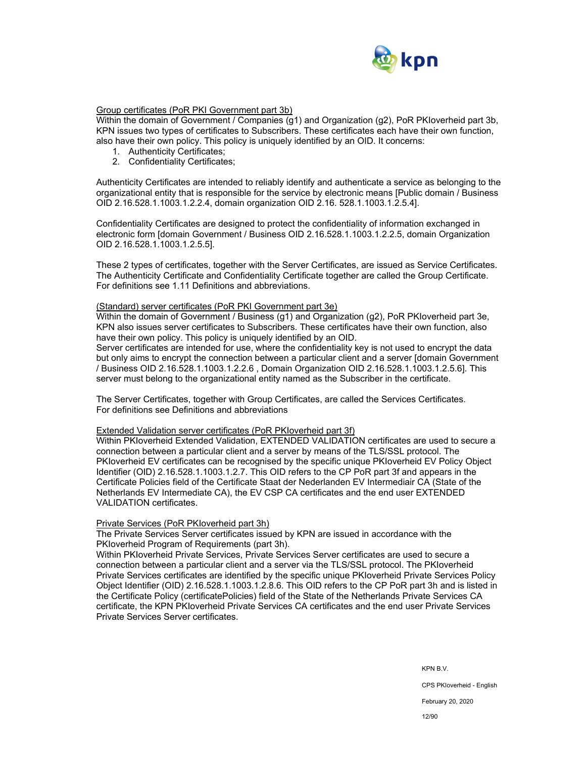Group certificates (PoR PKI Government part 3b)

Within the domain of Government / Companies (g1) and Organization (g2), PoR PKIoverheid part 3b, KPN issues two types of certificates to Subscribers. These certificates each have their own function, also have their own policy. This policy is uniquely identified by an OID. It concerns:

1. Authenticity Certificates;
2. Confidentiality Certificates;

Authenticity Certificates are intended to reliably identify and authenticate a service as belonging to the organizational entity that is responsible for the service by electronic means [Public domain / Business OID 2.16.528.1.1003.1.2.2.4, domain organization OID 2.16. 528.1.1003.1.2.5.4].

Confidentiality Certificates are designed to protect the confidentiality of information exchanged in electronic form [domain Government / Business OID 2.16.528.1.1003.1.2.2.5, domain Organization OID 2.16.528.1.1003.1.2.5.5].

These 2 types of certificates, together with the Server Certificates, are issued as Service Certificates. The Authenticity Certificate and Confidentiality Certificate together are called the Group Certificate. For definitions see 1.11 Definitions and abbreviations.

(Standard) server certificates (PoR PKI Government part 3e)

Within the domain of Government / Business (g1) and Organization (g2), PoR PKIoverheid part 3e, KPN also issues server certificates to Subscribers. These certificates have their own function, also have their own policy. This policy is uniquely identified by an OID.

Server certificates are intended for use, where the confidentiality key is not used to encrypt the data but only aims to encrypt the connection between a particular client and a server [domain Government / Business OID 2.16.528.1.1003.1.2.2.6 , Domain Organization OID 2.16.528.1.1003.1.2.5.6]. This server must belong to the organizational entity named as the Subscriber in the certificate.

The Server Certificates, together with Group Certificates, are called the Services Certificates. For definitions see Definitions and abbreviations

Extended Validation server certificates (PoR PKIoverheid part 3f)

Within PKIoverheid Extended Validation, EXTENDED VALIDATION certificates are used to secure a connection between a particular client and a server by means of the TLS/SSL protocol. The PKIoverheid EV certificates can be recognised by the specific unique PKIoverheid EV Policy Object Identifier (OID) 2.16.528.1.1003.1.2.7. This OID refers to the CP PoR part 3f and appears in the Certificate Policies field of the Certificate Staat der Nederlanden EV Intermediair CA (State of the Netherlands EV Intermediate CA), the EV CSP CA certificates and the end user EXTENDED VALIDATION certificates.

Private Services (PoR PKIoverheid part 3h)

The Private Services Server certificates issued by KPN are issued in accordance with the PKIoverheid Program of Requirements (part 3h).

Within PKIoverheid Private Services, Private Services Server certificates are used to secure a connection between a particular client and a server via the TLS/SSL protocol. The PKIoverheid Private Services certificates are identified by the specific unique PKIoverheid Private Services Policy Object Identifier (OID) 2.16.528.1.1003.1.2.8.6. This OID refers to the CP PoR part 3h and is listed in the Certificate Policy (certificatePolicies) field of the State of the Netherlands Private Services CA certificate, the KPN PKIoverheid Private Services CA certificates and the end user Private Services Private Services Server certificates.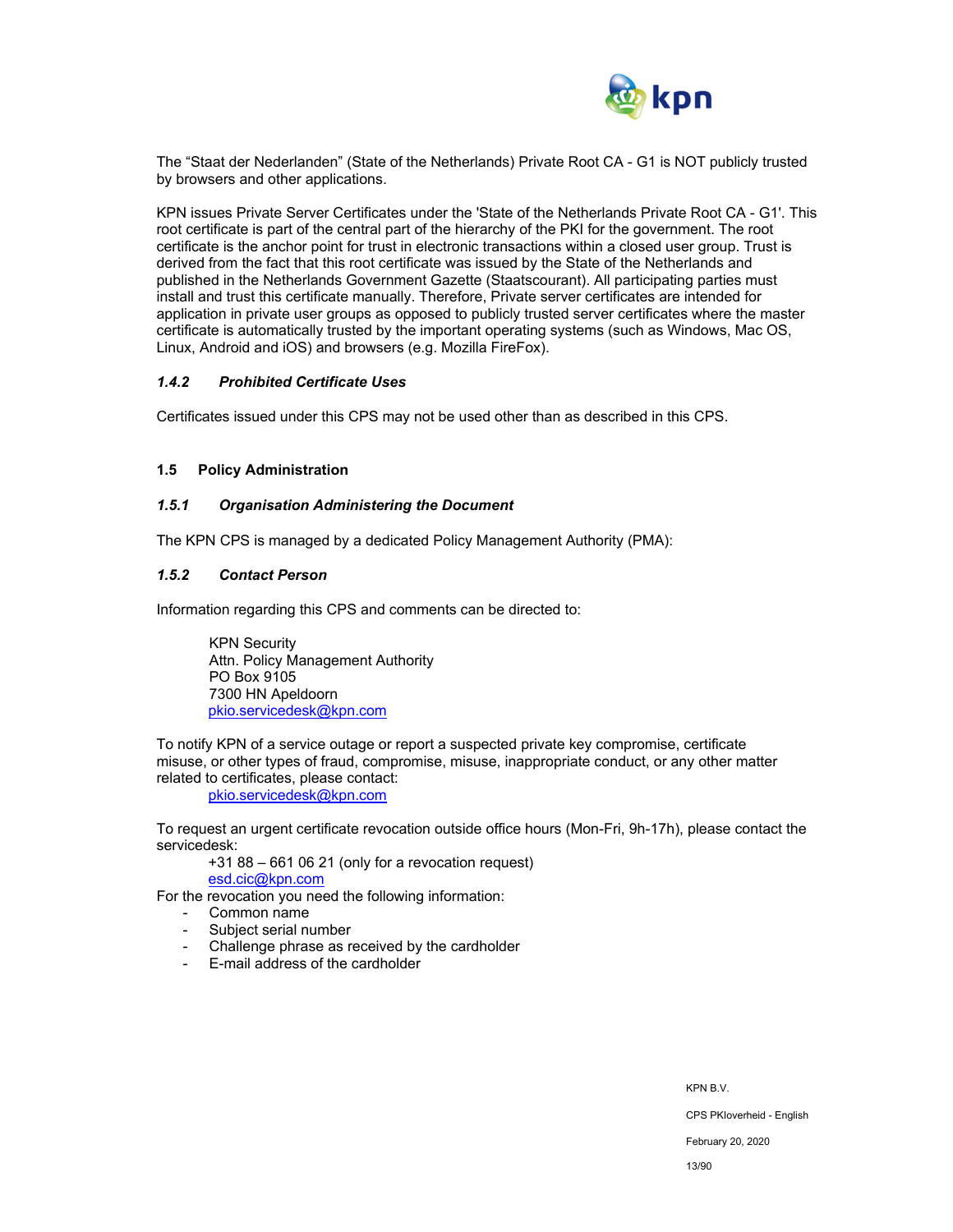The “Staat der Nederlanden” (State of the Netherlands) Private Root CA - G1 is NOT publicly trusted by browsers and other applications.

KPN issues Private Server Certificates under the 'State of the Netherlands Private Root CA - G1'. This root certificate is part of the central part of the hierarchy of the PKI for the government. The root certificate is the anchor point for trust in electronic transactions within a closed user group. Trust is derived from the fact that this root certificate was issued by the State of the Netherlands and published in the Netherlands Government Gazette (Staatscourant). All participating parties must install and trust this certificate manually. Therefore, Private server certificates are intended for application in private user groups as opposed to publicly trusted server certificates where the master certificate is automatically trusted by the important operating systems (such as Windows, Mac OS, Linux, Android and iOS) and browsers (e.g. Mozilla FireFox).

#### *1.4.2 Prohibited Certificate Uses*

Certificates issued under this CPS may not be used other than as described in this CPS.

### 1.5 Policy Administration

#### *1.5.1 Organisation Administering the Document*

The KPN CPS is managed by a dedicated Policy Management Authority (PMA):

#### *1.5.2 Contact Person*

Information regarding this CPS and comments can be directed to:

KPN Security
Attn. Policy Management Authority
PO Box 9105
7300 HN Apeldoorn
pkio.servicedesk@kpn.com

To notify KPN of a service outage or report a suspected private key compromise, certificate misuse, or other types of fraud, compromise, misuse, inappropriate conduct, or any other matter related to certificates, please contact:

pkio.servicedesk@kpn.com

To request an urgent certificate revocation outside office hours (Mon-Fri, 9h-17h), please contact the servicedesk:

+31 88 – 661 06 21 (only for a revocation request)
esd.cic@kpn.com

For the revocation you need the following information:

- Common name
- Subject serial number
- Challenge phrase as received by the cardholder
- E-mail address of the cardholder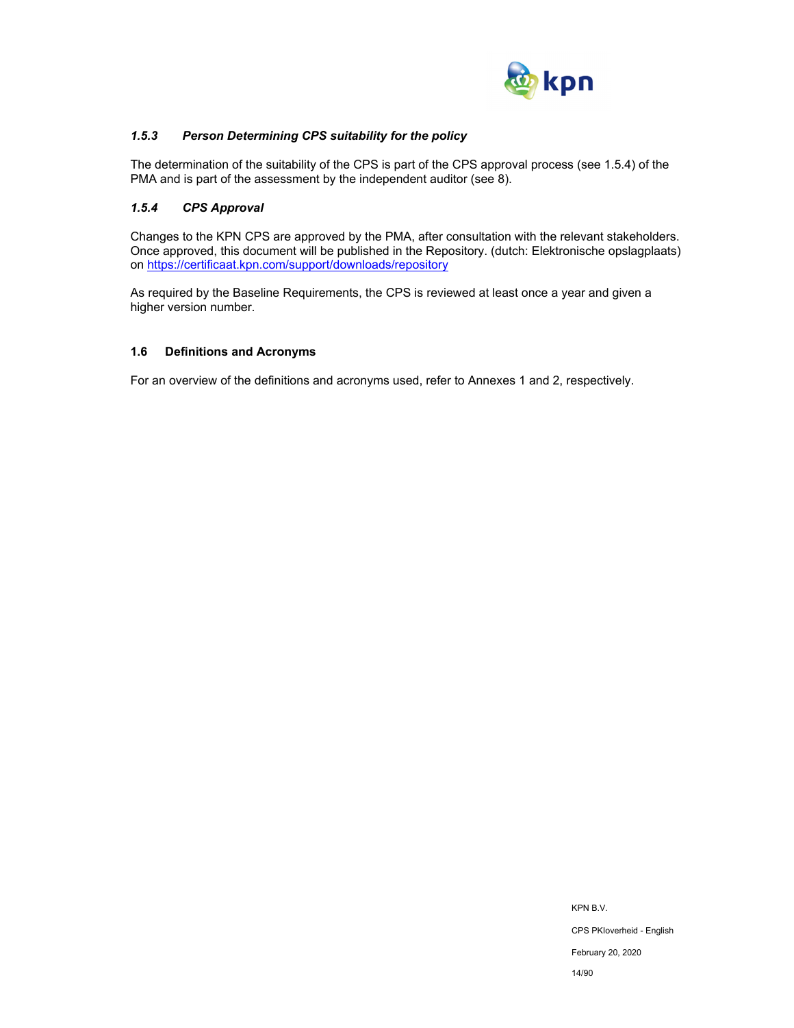### *1.5.3 Person Determining CPS suitability for the policy*

The determination of the suitability of the CPS is part of the CPS approval process (see 1.5.4) of the PMA and is part of the assessment by the independent auditor (see 8).

### *1.5.4 CPS Approval*

Changes to the KPN CPS are approved by the PMA, after consultation with the relevant stakeholders. Once approved, this document will be published in the Repository. (dutch: Elektronische opslagplaats) on https://certificaat.kpn.com/support/downloads/repository

As required by the Baseline Requirements, the CPS is reviewed at least once a year and given a higher version number.

## 1.6 Definitions and Acronyms

For an overview of the definitions and acronyms used, refer to Annexes 1 and 2, respectively.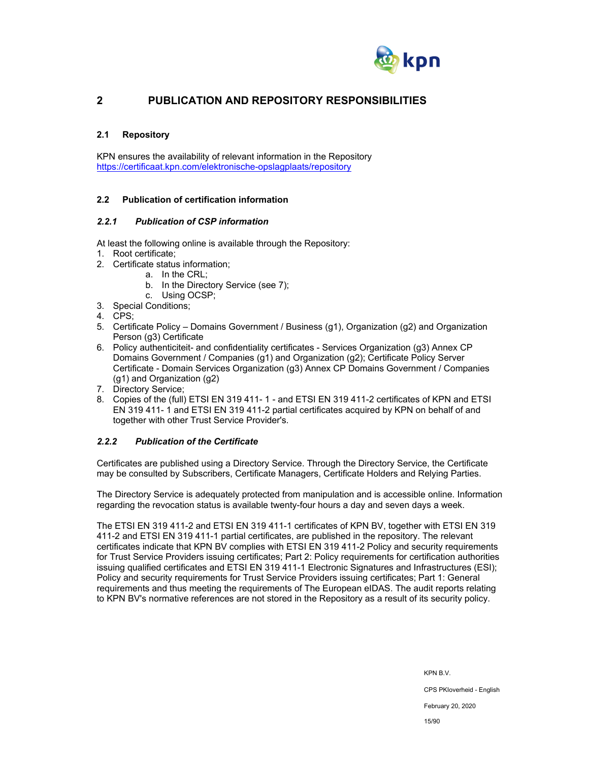# 2 PUBLICATION AND REPOSITORY RESPONSIBILITIES

## 2.1 Repository

KPN ensures the availability of relevant information in the Repository
https://certificaat.kpn.com/elektronische-opslagplaats/repository

## 2.2 Publication of certification information

### *2.2.1 Publication of CSP information*

At least the following online is available through the Repository:

1. Root certificate;
2. Certificate status information;
    a. In the CRL;
    b. In the Directory Service (see 7);
    c. Using OCSP;
3. Special Conditions;
4. CPS;
5. Certificate Policy – Domains Government / Business (g1), Organization (g2) and Organization Person (g3) Certificate
6. Policy authenticiteit- and confidentiality certificates - Services Organization (g3) Annex CP Domains Government / Companies (g1) and Organization (g2); Certificate Policy Server Certificate - Domain Services Organization (g3) Annex CP Domains Government / Companies (g1) and Organization (g2)
7. Directory Service;
8. Copies of the (full) ETSI EN 319 411- 1 - and ETSI EN 319 411-2 certificates of KPN and ETSI EN 319 411- 1 and ETSI EN 319 411-2 partial certificates acquired by KPN on behalf of and together with other Trust Service Provider's.

### *2.2.2 Publication of the Certificate*

Certificates are published using a Directory Service. Through the Directory Service, the Certificate may be consulted by Subscribers, Certificate Managers, Certificate Holders and Relying Parties.

The Directory Service is adequately protected from manipulation and is accessible online. Information regarding the revocation status is available twenty-four hours a day and seven days a week.

The ETSI EN 319 411-2 and ETSI EN 319 411-1 certificates of KPN BV, together with ETSI EN 319 411-2 and ETSI EN 319 411-1 partial certificates, are published in the repository. The relevant certificates indicate that KPN BV complies with ETSI EN 319 411-2 Policy and security requirements for Trust Service Providers issuing certificates; Part 2: Policy requirements for certification authorities issuing qualified certificates and ETSI EN 319 411-1 Electronic Signatures and Infrastructures (ESI); Policy and security requirements for Trust Service Providers issuing certificates; Part 1: General requirements and thus meeting the requirements of The European eIDAS. The audit reports relating to KPN BV's normative references are not stored in the Repository as a result of its security policy.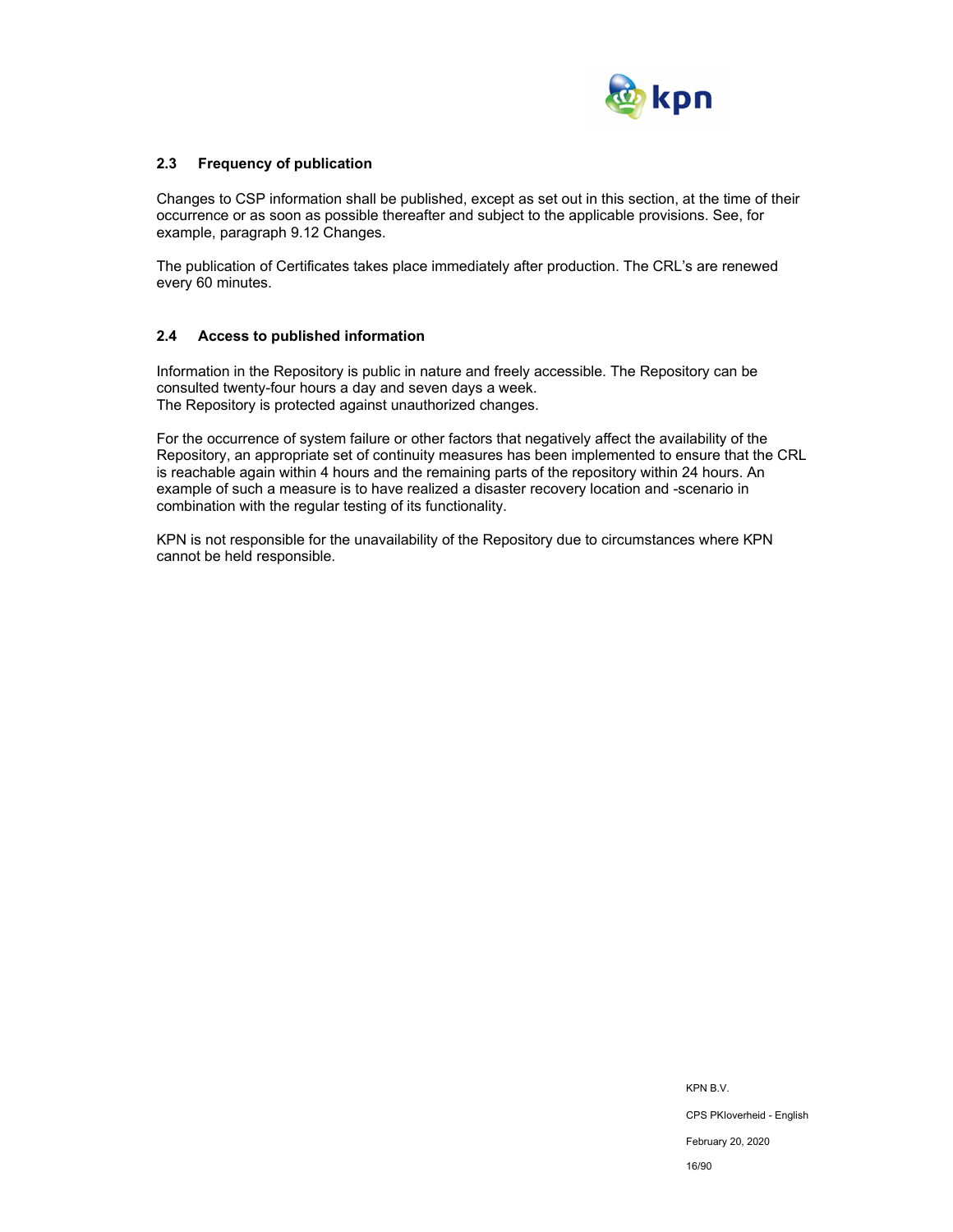## 2.3 Frequency of publication

Changes to CSP information shall be published, except as set out in this section, at the time of their occurrence or as soon as possible thereafter and subject to the applicable provisions. See, for example, paragraph 9.12 Changes.

The publication of Certificates takes place immediately after production. The CRL's are renewed every 60 minutes.

## 2.4 Access to published information

Information in the Repository is public in nature and freely accessible. The Repository can be consulted twenty-four hours a day and seven days a week.
The Repository is protected against unauthorized changes.

For the occurrence of system failure or other factors that negatively affect the availability of the Repository, an appropriate set of continuity measures has been implemented to ensure that the CRL is reachable again within 4 hours and the remaining parts of the repository within 24 hours. An example of such a measure is to have realized a disaster recovery location and -scenario in combination with the regular testing of its functionality.

KPN is not responsible for the unavailability of the Repository due to circumstances where KPN cannot be held responsible.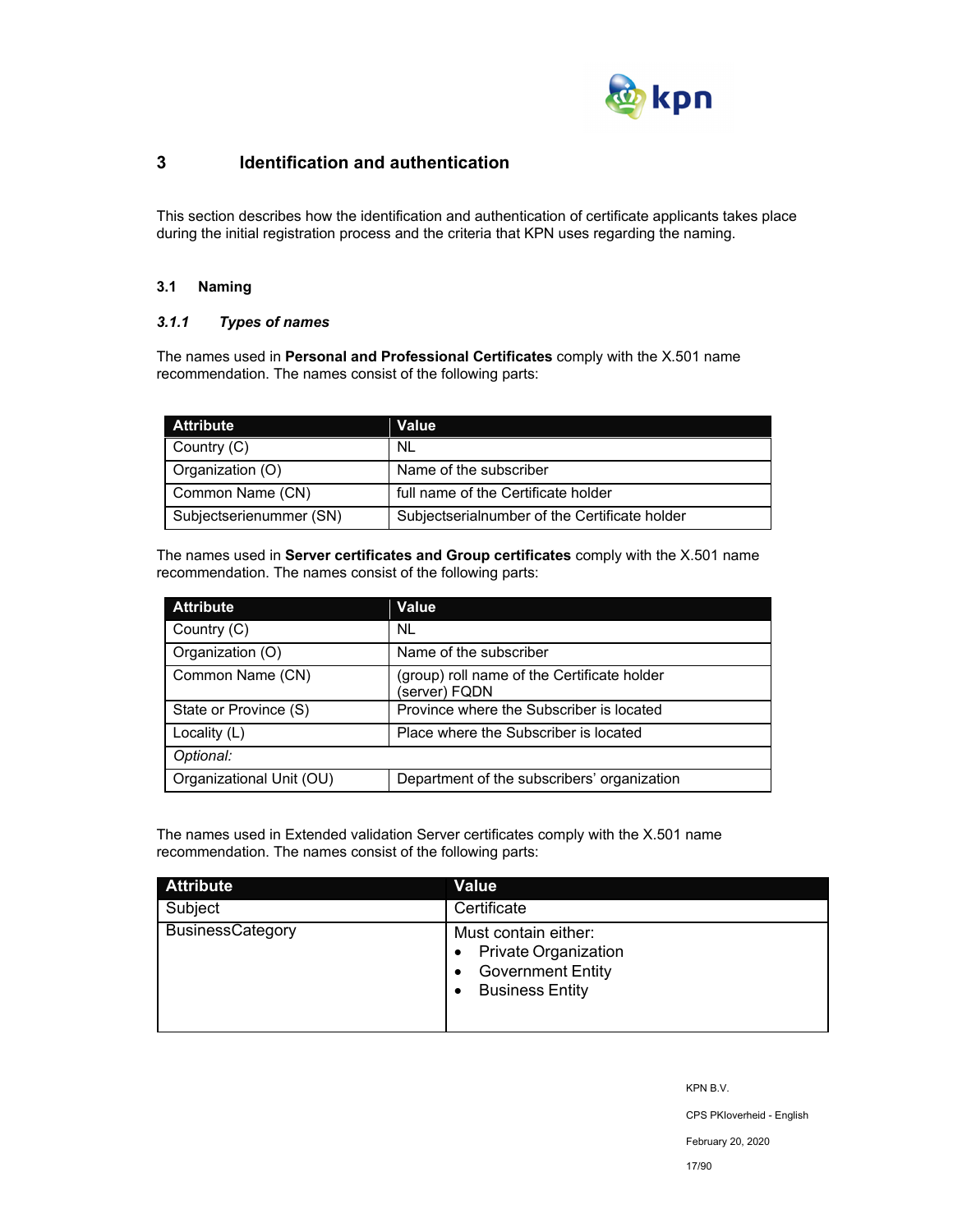# 3 Identification and authentication

This section describes how the identification and authentication of certificate applicants takes place during the initial registration process and the criteria that KPN uses regarding the naming.

## 3.1 Naming

### *3.1.1 Types of names*

The names used in **Personal and Professional Certificates** comply with the X.501 name recommendation. The names consist of the following parts:

| Attribute | Value |
|---|---|
| Country (C) | NL |
| Organization (O) | Name of the subscriber |
| Common Name (CN) | full name of the Certificate holder |
| Subjectserienummer (SN) | Subjectserialnumber of the Certificate holder |

The names used in **Server certificates and Group certificates** comply with the X.501 name recommendation. The names consist of the following parts:

| Attribute | Value |
|---|---|
| Country (C) | NL |
| Organization (O) | Name of the subscriber |
| Common Name (CN) | (group) roll name of the Certificate holder (server) FQDN |
| State or Province (S) | Province where the Subscriber is located |
| Locality (L) | Place where the Subscriber is located |
| *Optional:* | |
| Organizational Unit (OU) | Department of the subscribers' organization |

The names used in Extended validation Server certificates comply with the X.501 name recommendation. The names consist of the following parts:

| Attribute | Value |
|---|---|
| Subject | Certificate |
| BusinessCategory | Must contain either:<br>• Private Organization<br>• Government Entity<br>• Business Entity |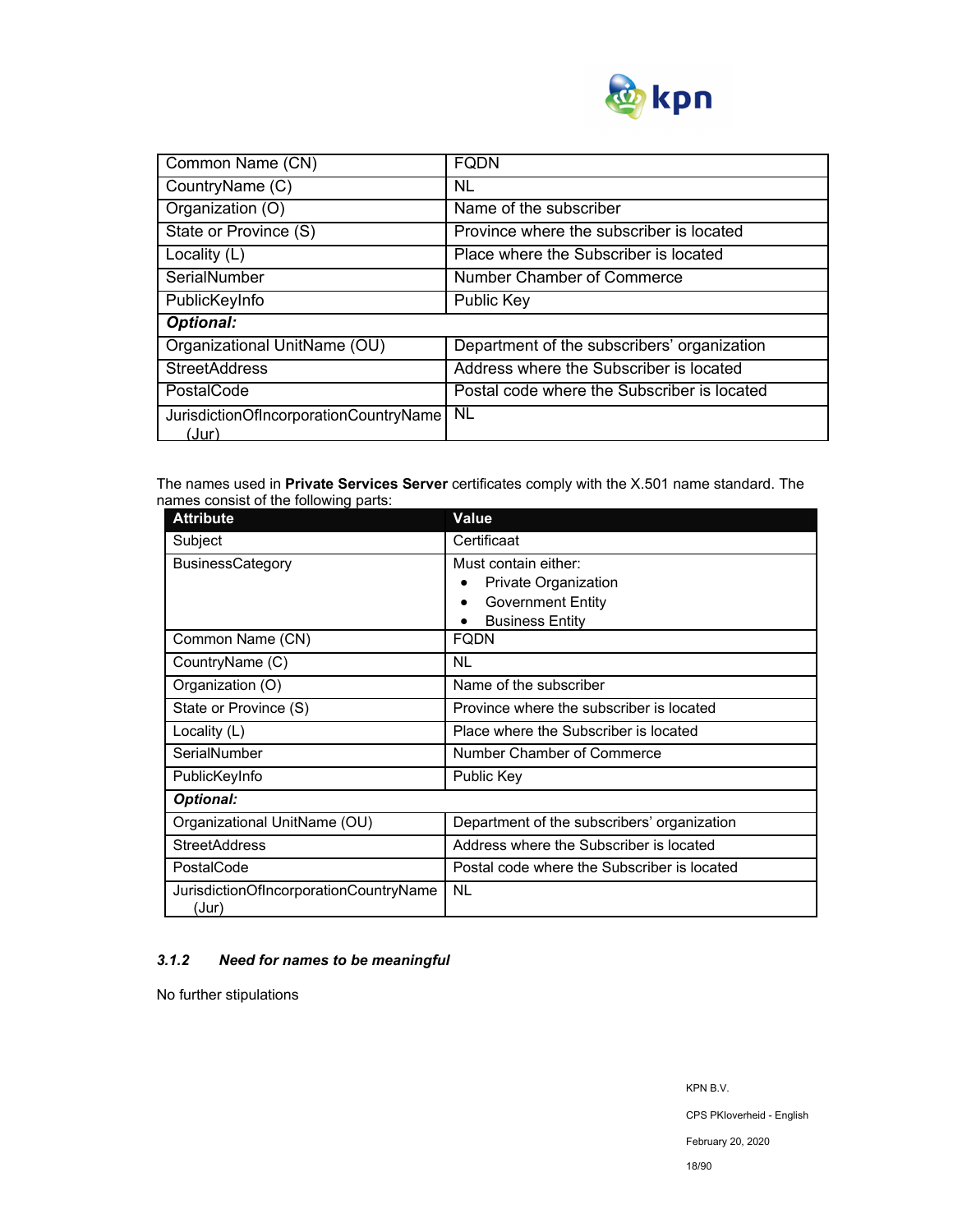| Common Name (CN) | FQDN |
|---|---|
| CountryName (C) | NL |
| Organization (O) | Name of the subscriber |
| State or Province (S) | Province where the subscriber is located |
| Locality (L) | Place where the Subscriber is located |
| SerialNumber | Number Chamber of Commerce |
| PublicKeyInfo | Public Key |
| ***Optional:*** | |
| Organizational UnitName (OU) | Department of the subscribers' organization |
| StreetAddress | Address where the Subscriber is located |
| PostalCode | Postal code where the Subscriber is located |
| JurisdictionOfIncorporationCountryName (Jur) | NL |

The names used in **Private Services Server** certificates comply with the X.501 name standard. The names consist of the following parts:

| Attribute | Value |
|---|---|
| Subject | Certificaat |
| BusinessCategory | Must contain either: <br>• Private Organization <br>• Government Entity <br>• Business Entity |
| Common Name (CN) | FQDN |
| CountryName (C) | NL |
| Organization (O) | Name of the subscriber |
| State or Province (S) | Province where the subscriber is located |
| Locality (L) | Place where the Subscriber is located |
| SerialNumber | Number Chamber of Commerce |
| PublicKeyInfo | Public Key |
| ***Optional:*** | |
| Organizational UnitName (OU) | Department of the subscribers' organization |
| StreetAddress | Address where the Subscriber is located |
| PostalCode | Postal code where the Subscriber is located |
| JurisdictionOfIncorporationCountryName (Jur) | NL |

### *3.1.2 Need for names to be meaningful*

No further stipulations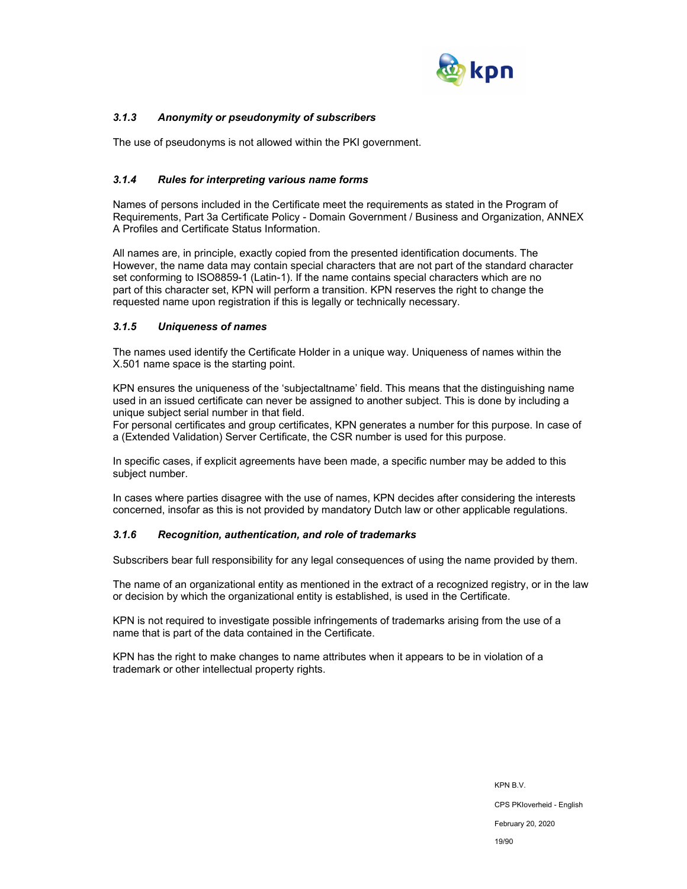### *3.1.3 Anonymity or pseudonymity of subscribers*

The use of pseudonyms is not allowed within the PKI government.

### *3.1.4 Rules for interpreting various name forms*

Names of persons included in the Certificate meet the requirements as stated in the Program of Requirements, Part 3a Certificate Policy - Domain Government / Business and Organization, ANNEX A Profiles and Certificate Status Information.

All names are, in principle, exactly copied from the presented identification documents. The However, the name data may contain special characters that are not part of the standard character set conforming to ISO8859-1 (Latin-1). If the name contains special characters which are no part of this character set, KPN will perform a transition. KPN reserves the right to change the requested name upon registration if this is legally or technically necessary.

### *3.1.5 Uniqueness of names*

The names used identify the Certificate Holder in a unique way. Uniqueness of names within the X.501 name space is the starting point.

KPN ensures the uniqueness of the 'subjectaltname' field. This means that the distinguishing name used in an issued certificate can never be assigned to another subject. This is done by including a unique subject serial number in that field.
For personal certificates and group certificates, KPN generates a number for this purpose. In case of a (Extended Validation) Server Certificate, the CSR number is used for this purpose.

In specific cases, if explicit agreements have been made, a specific number may be added to this subject number.

In cases where parties disagree with the use of names, KPN decides after considering the interests concerned, insofar as this is not provided by mandatory Dutch law or other applicable regulations.

### *3.1.6 Recognition, authentication, and role of trademarks*

Subscribers bear full responsibility for any legal consequences of using the name provided by them.

The name of an organizational entity as mentioned in the extract of a recognized registry, or in the law or decision by which the organizational entity is established, is used in the Certificate.

KPN is not required to investigate possible infringements of trademarks arising from the use of a name that is part of the data contained in the Certificate.

KPN has the right to make changes to name attributes when it appears to be in violation of a trademark or other intellectual property rights.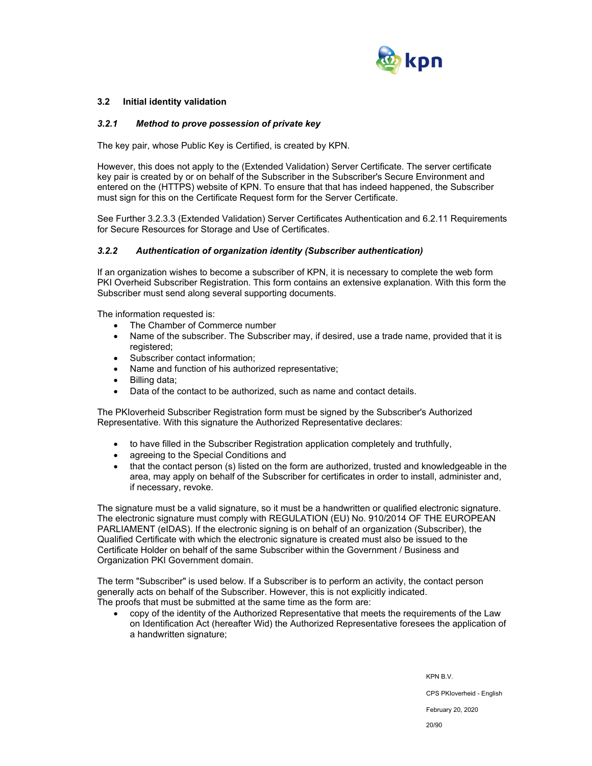## 3.2 Initial identity validation

### *3.2.1 Method to prove possession of private key*

The key pair, whose Public Key is Certified, is created by KPN.

However, this does not apply to the (Extended Validation) Server Certificate. The server certificate key pair is created by or on behalf of the Subscriber in the Subscriber's Secure Environment and entered on the (HTTPS) website of KPN. To ensure that that has indeed happened, the Subscriber must sign for this on the Certificate Request form for the Server Certificate.

See Further 3.2.3.3 (Extended Validation) Server Certificates Authentication and 6.2.11 Requirements for Secure Resources for Storage and Use of Certificates.

### *3.2.2 Authentication of organization identity (Subscriber authentication)*

If an organization wishes to become a subscriber of KPN, it is necessary to complete the web form PKI Overheid Subscriber Registration. This form contains an extensive explanation. With this form the Subscriber must send along several supporting documents.

The information requested is:

- The Chamber of Commerce number
- Name of the subscriber. The Subscriber may, if desired, use a trade name, provided that it is registered;
- Subscriber contact information;
- Name and function of his authorized representative;
- Billing data;
- Data of the contact to be authorized, such as name and contact details.

The PKIoverheid Subscriber Registration form must be signed by the Subscriber's Authorized Representative. With this signature the Authorized Representative declares:

- to have filled in the Subscriber Registration application completely and truthfully,
- agreeing to the Special Conditions and
- that the contact person (s) listed on the form are authorized, trusted and knowledgeable in the area, may apply on behalf of the Subscriber for certificates in order to install, administer and, if necessary, revoke.

The signature must be a valid signature, so it must be a handwritten or qualified electronic signature. The electronic signature must comply with REGULATION (EU) No. 910/2014 OF THE EUROPEAN PARLIAMENT (eIDAS). If the electronic signing is on behalf of an organization (Subscriber), the Qualified Certificate with which the electronic signature is created must also be issued to the Certificate Holder on behalf of the same Subscriber within the Government / Business and Organization PKI Government domain.

The term "Subscriber" is used below. If a Subscriber is to perform an activity, the contact person generally acts on behalf of the Subscriber. However, this is not explicitly indicated.
The proofs that must be submitted at the same time as the form are:

- copy of the identity of the Authorized Representative that meets the requirements of the Law on Identification Act (hereafter Wid) the Authorized Representative foresees the application of a handwritten signature;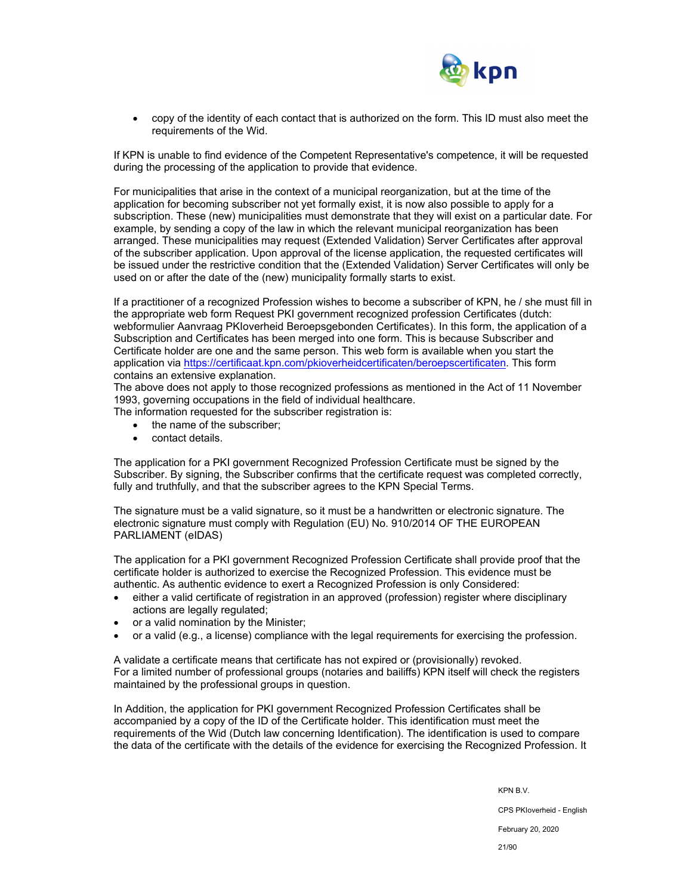- copy of the identity of each contact that is authorized on the form. This ID must also meet the requirements of the Wid.

If KPN is unable to find evidence of the Competent Representative's competence, it will be requested during the processing of the application to provide that evidence.

For municipalities that arise in the context of a municipal reorganization, but at the time of the application for becoming subscriber not yet formally exist, it is now also possible to apply for a subscription. These (new) municipalities must demonstrate that they will exist on a particular date. For example, by sending a copy of the law in which the relevant municipal reorganization has been arranged. These municipalities may request (Extended Validation) Server Certificates after approval of the subscriber application. Upon approval of the license application, the requested certificates will be issued under the restrictive condition that the (Extended Validation) Server Certificates will only be used on or after the date of the (new) municipality formally starts to exist.

If a practitioner of a recognized Profession wishes to become a subscriber of KPN, he / she must fill in the appropriate web form Request PKI government recognized profession Certificates (dutch: webformulier Aanvraag PKIoverheid Beroepsgebonden Certificates). In this form, the application of a Subscription and Certificates has been merged into one form. This is because Subscriber and Certificate holder are one and the same person. This web form is available when you start the application via https://certificaat.kpn.com/pkioverheidcertificaten/beroepscertificaten. This form contains an extensive explanation.
The above does not apply to those recognized professions as mentioned in the Act of 11 November 1993, governing occupations in the field of individual healthcare.
The information requested for the subscriber registration is:

- the name of the subscriber;
- contact details.

The application for a PKI government Recognized Profession Certificate must be signed by the Subscriber. By signing, the Subscriber confirms that the certificate request was completed correctly, fully and truthfully, and that the subscriber agrees to the KPN Special Terms.

The signature must be a valid signature, so it must be a handwritten or electronic signature. The electronic signature must comply with Regulation (EU) No. 910/2014 OF THE EUROPEAN PARLIAMENT (eIDAS)

The application for a PKI government Recognized Profession Certificate shall provide proof that the certificate holder is authorized to exercise the Recognized Profession. This evidence must be authentic. As authentic evidence to exert a Recognized Profession is only Considered:

- either a valid certificate of registration in an approved (profession) register where disciplinary actions are legally regulated;
- or a valid nomination by the Minister;
- or a valid (e.g., a license) compliance with the legal requirements for exercising the profession.

A validate a certificate means that certificate has not expired or (provisionally) revoked.
For a limited number of professional groups (notaries and bailiffs) KPN itself will check the registers maintained by the professional groups in question.

In Addition, the application for PKI government Recognized Profession Certificates shall be accompanied by a copy of the ID of the Certificate holder. This identification must meet the requirements of the Wid (Dutch law concerning Identification). The identification is used to compare the data of the certificate with the details of the evidence for exercising the Recognized Profession. It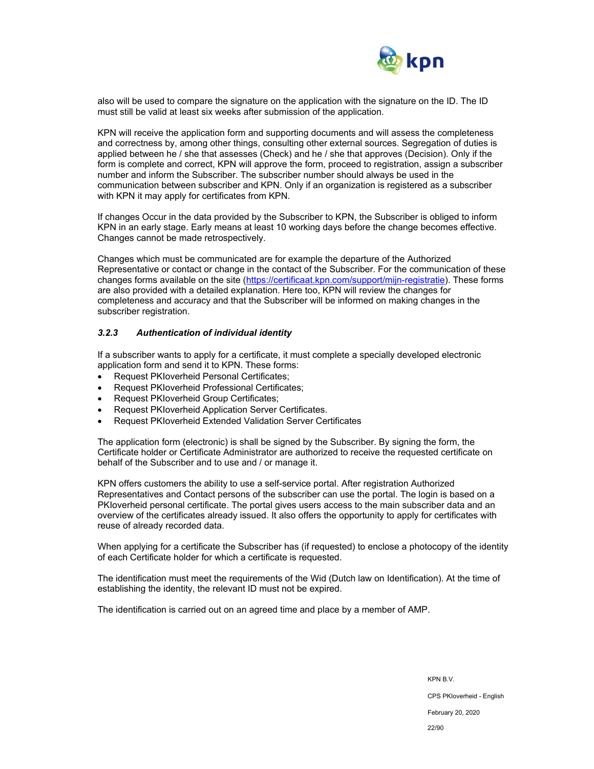also will be used to compare the signature on the application with the signature on the ID. The ID must still be valid at least six weeks after submission of the application.

KPN will receive the application form and supporting documents and will assess the completeness and correctness by, among other things, consulting other external sources. Segregation of duties is applied between he / she that assesses (Check) and he / she that approves (Decision). Only if the form is complete and correct, KPN will approve the form, proceed to registration, assign a subscriber number and inform the Subscriber. The subscriber number should always be used in the communication between subscriber and KPN. Only if an organization is registered as a subscriber with KPN it may apply for certificates from KPN.

If changes Occur in the data provided by the Subscriber to KPN, the Subscriber is obliged to inform KPN in an early stage. Early means at least 10 working days before the change becomes effective. Changes cannot be made retrospectively.

Changes which must be communicated are for example the departure of the Authorized Representative or contact or change in the contact of the Subscriber. For the communication of these changes forms available on the site (https://certificaat.kpn.com/support/mijn-registratie). These forms are also provided with a detailed explanation. Here too, KPN will review the changes for completeness and accuracy and that the Subscriber will be informed on making changes in the subscriber registration.

### *3.2.3 Authentication of individual identity*

If a subscriber wants to apply for a certificate, it must complete a specially developed electronic application form and send it to KPN. These forms:

- Request PKIoverheid Personal Certificates;
- Request PKIoverheid Professional Certificates;
- Request PKIoverheid Group Certificates;
- Request PKIoverheid Application Server Certificates.
- Request PKIoverheid Extended Validation Server Certificates

The application form (electronic) is shall be signed by the Subscriber. By signing the form, the Certificate holder or Certificate Administrator are authorized to receive the requested certificate on behalf of the Subscriber and to use and / or manage it.

KPN offers customers the ability to use a self-service portal. After registration Authorized Representatives and Contact persons of the subscriber can use the portal. The login is based on a PKIoverheid personal certificate. The portal gives users access to the main subscriber data and an overview of the certificates already issued. It also offers the opportunity to apply for certificates with reuse of already recorded data.

When applying for a certificate the Subscriber has (if requested) to enclose a photocopy of the identity of each Certificate holder for which a certificate is requested.

The identification must meet the requirements of the Wid (Dutch law on Identification). At the time of establishing the identity, the relevant ID must not be expired.

The identification is carried out on an agreed time and place by a member of AMP.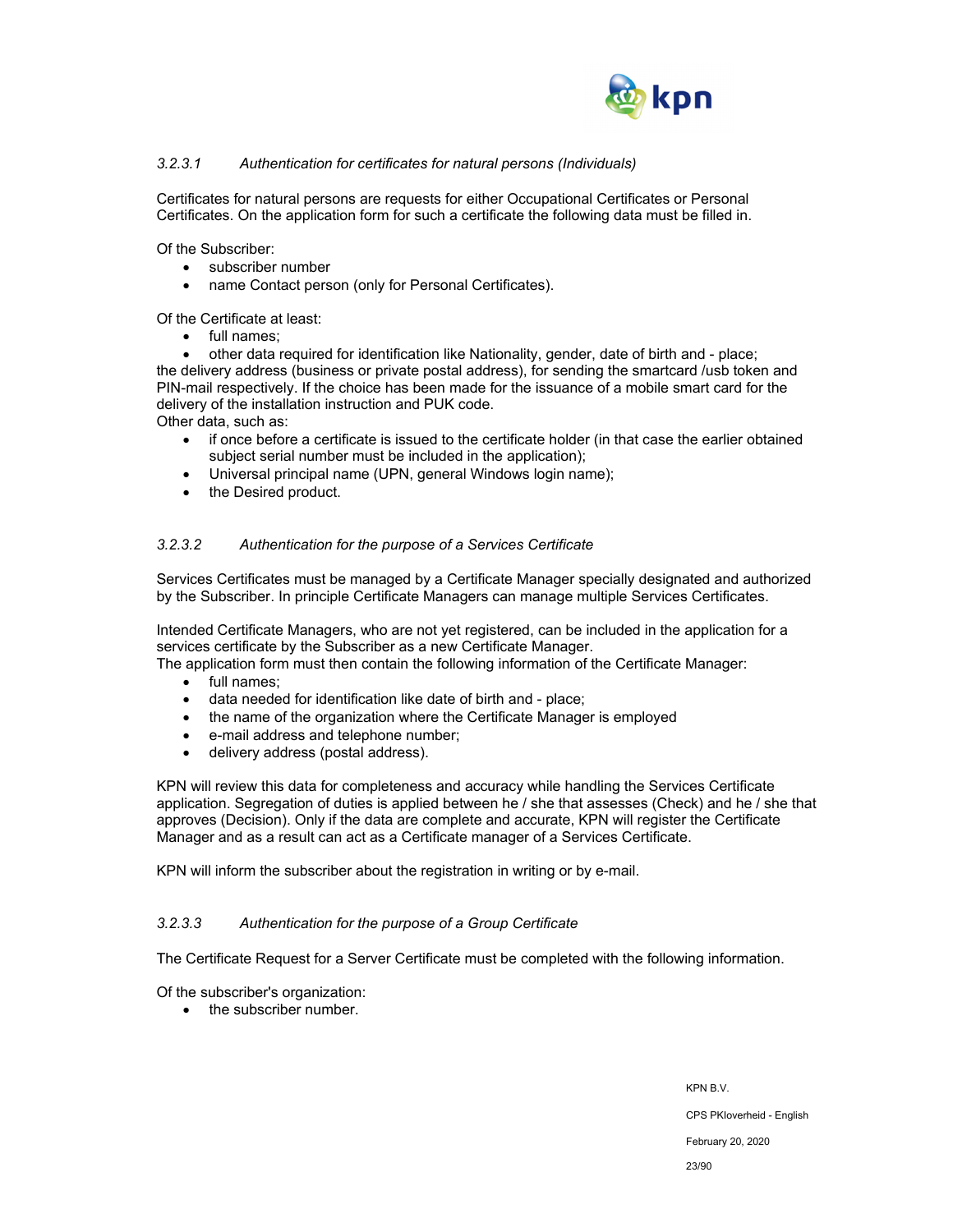#### *3.2.3.1 Authentication for certificates for natural persons (Individuals)*

Certificates for natural persons are requests for either Occupational Certificates or Personal Certificates. On the application form for such a certificate the following data must be filled in.

Of the Subscriber:

- subscriber number
- name Contact person (only for Personal Certificates).

Of the Certificate at least:

- full names;
- other data required for identification like Nationality, gender, date of birth and - place;

the delivery address (business or private postal address), for sending the smartcard /usb token and PIN-mail respectively. If the choice has been made for the issuance of a mobile smart card for the delivery of the installation instruction and PUK code.

Other data, such as:

- if once before a certificate is issued to the certificate holder (in that case the earlier obtained subject serial number must be included in the application);
- Universal principal name (UPN, general Windows login name);
- the Desired product.

#### *3.2.3.2 Authentication for the purpose of a Services Certificate*

Services Certificates must be managed by a Certificate Manager specially designated and authorized by the Subscriber. In principle Certificate Managers can manage multiple Services Certificates.

Intended Certificate Managers, who are not yet registered, can be included in the application for a services certificate by the Subscriber as a new Certificate Manager.

The application form must then contain the following information of the Certificate Manager:

- full names;
- data needed for identification like date of birth and - place;
- the name of the organization where the Certificate Manager is employed
- e-mail address and telephone number;
- delivery address (postal address).

KPN will review this data for completeness and accuracy while handling the Services Certificate application. Segregation of duties is applied between he / she that assesses (Check) and he / she that approves (Decision). Only if the data are complete and accurate, KPN will register the Certificate Manager and as a result can act as a Certificate manager of a Services Certificate.

KPN will inform the subscriber about the registration in writing or by e-mail.

#### *3.2.3.3 Authentication for the purpose of a Group Certificate*

The Certificate Request for a Server Certificate must be completed with the following information.

Of the subscriber's organization:

- the subscriber number.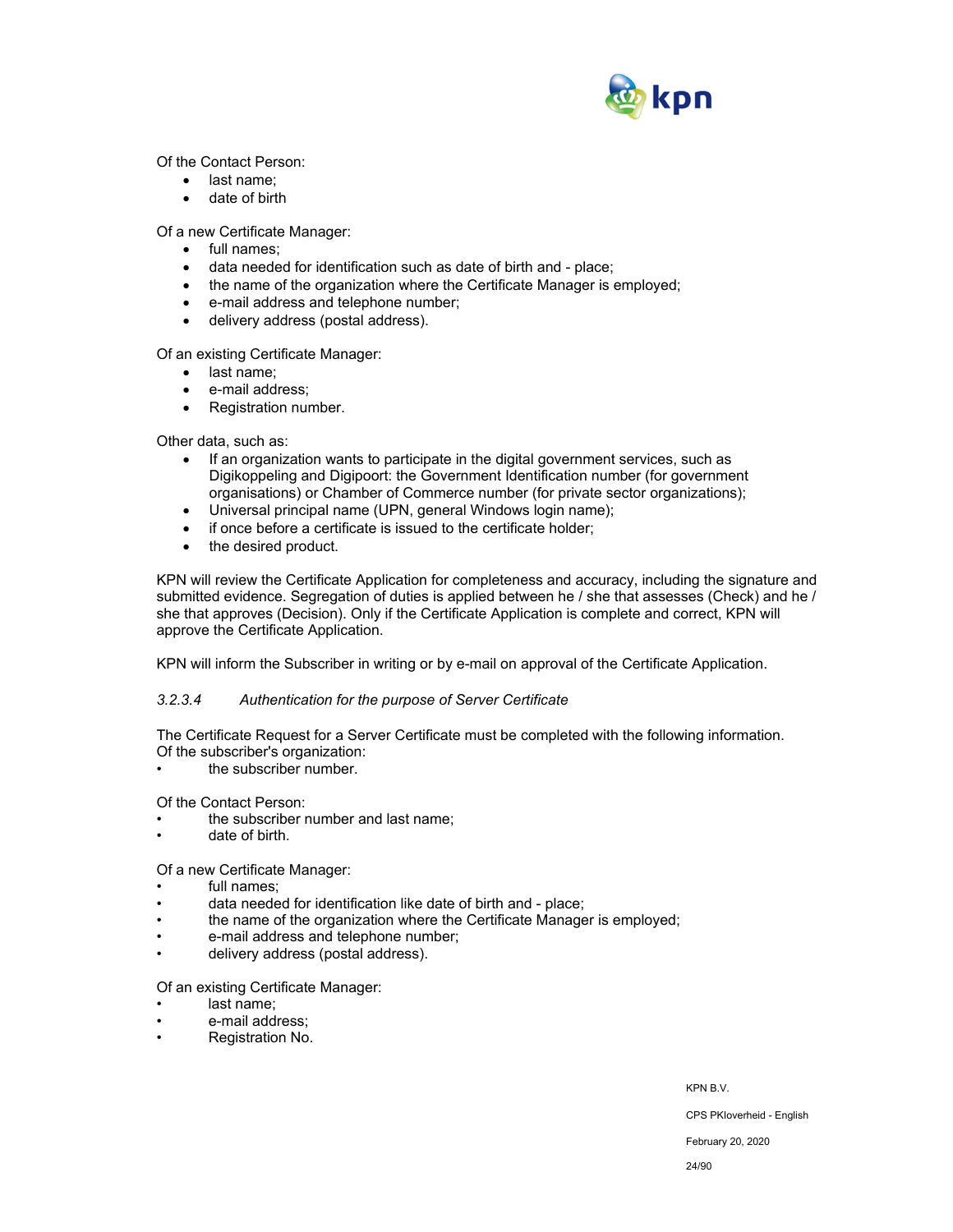Of the Contact Person:

- last name;
- date of birth

Of a new Certificate Manager:

- full names;
- data needed for identification such as date of birth and - place;
- the name of the organization where the Certificate Manager is employed;
- e-mail address and telephone number;
- delivery address (postal address).

Of an existing Certificate Manager:

- last name;
- e-mail address;
- Registration number.

Other data, such as:

- If an organization wants to participate in the digital government services, such as Digikoppeling and Digipoort: the Government Identification number (for government organisations) or Chamber of Commerce number (for private sector organizations);
- Universal principal name (UPN, general Windows login name);
- if once before a certificate is issued to the certificate holder;
- the desired product.

KPN will review the Certificate Application for completeness and accuracy, including the signature and submitted evidence. Segregation of duties is applied between he / she that assesses (Check) and he / she that approves (Decision). Only if the Certificate Application is complete and correct, KPN will approve the Certificate Application.

KPN will inform the Subscriber in writing or by e-mail on approval of the Certificate Application.

#### *3.2.3.4 Authentication for the purpose of Server Certificate*

The Certificate Request for a Server Certificate must be completed with the following information.
Of the subscriber's organization:

- the subscriber number.

Of the Contact Person:

- the subscriber number and last name;
- date of birth.

Of a new Certificate Manager:

- full names;
- data needed for identification like date of birth and - place;
- the name of the organization where the Certificate Manager is employed;
- e-mail address and telephone number;
- delivery address (postal address).

Of an existing Certificate Manager:

- last name;
- e-mail address;
- Registration No.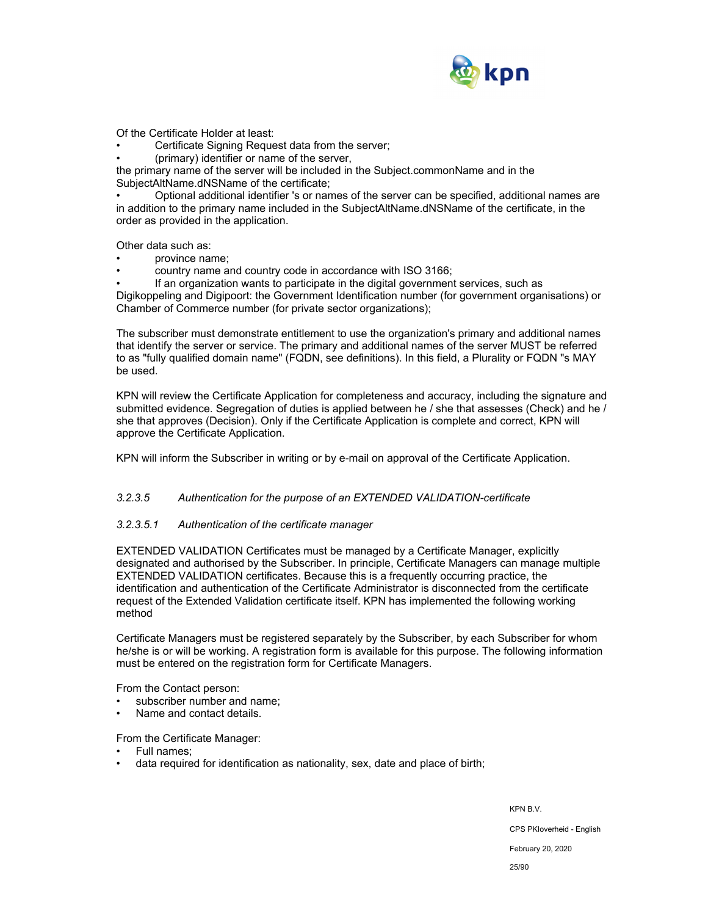Of the Certificate Holder at least:

- Certificate Signing Request data from the server;
- (primary) identifier or name of the server,

the primary name of the server will be included in the Subject.commonName and in the SubjectAltName.dNSName of the certificate;

- Optional additional identifier 's or names of the server can be specified, additional names are in addition to the primary name included in the SubjectAltName.dNSName of the certificate, in the order as provided in the application.

Other data such as:

- province name;
- country name and country code in accordance with ISO 3166;
- If an organization wants to participate in the digital government services, such as Digikoppeling and Digipoort: the Government Identification number (for government organisations) or Chamber of Commerce number (for private sector organizations);

The subscriber must demonstrate entitlement to use the organization's primary and additional names that identify the server or service. The primary and additional names of the server MUST be referred to as "fully qualified domain name" (FQDN, see definitions). In this field, a Plurality or FQDN "s MAY be used.

KPN will review the Certificate Application for completeness and accuracy, including the signature and submitted evidence. Segregation of duties is applied between he / she that assesses (Check) and he / she that approves (Decision). Only if the Certificate Application is complete and correct, KPN will approve the Certificate Application.

KPN will inform the Subscriber in writing or by e-mail on approval of the Certificate Application.

#### *3.2.3.5 Authentication for the purpose of an EXTENDED VALIDATION-certificate*

##### *3.2.3.5.1 Authentication of the certificate manager*

EXTENDED VALIDATION Certificates must be managed by a Certificate Manager, explicitly designated and authorised by the Subscriber. In principle, Certificate Managers can manage multiple EXTENDED VALIDATION certificates. Because this is a frequently occurring practice, the identification and authentication of the Certificate Administrator is disconnected from the certificate request of the Extended Validation certificate itself. KPN has implemented the following working method

Certificate Managers must be registered separately by the Subscriber, by each Subscriber for whom he/she is or will be working. A registration form is available for this purpose. The following information must be entered on the registration form for Certificate Managers.

From the Contact person:

- subscriber number and name;
- Name and contact details.

From the Certificate Manager:

- Full names;
- data required for identification as nationality, sex, date and place of birth;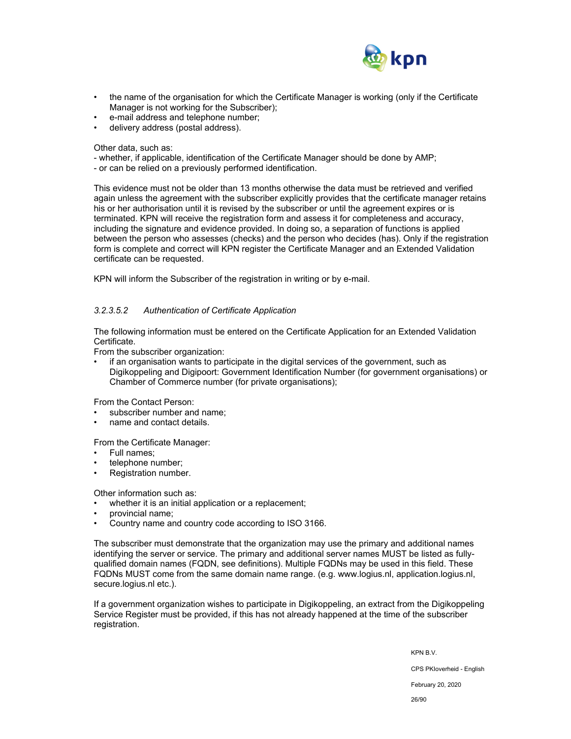- the name of the organisation for which the Certificate Manager is working (only if the Certificate Manager is not working for the Subscriber);
- e-mail address and telephone number;
- delivery address (postal address).

Other data, such as:

- whether, if applicable, identification of the Certificate Manager should be done by AMP;
- or can be relied on a previously performed identification.

This evidence must not be older than 13 months otherwise the data must be retrieved and verified again unless the agreement with the subscriber explicitly provides that the certificate manager retains his or her authorisation until it is revised by the subscriber or until the agreement expires or is terminated. KPN will receive the registration form and assess it for completeness and accuracy, including the signature and evidence provided. In doing so, a separation of functions is applied between the person who assesses (checks) and the person who decides (has). Only if the registration form is complete and correct will KPN register the Certificate Manager and an Extended Validation certificate can be requested.

KPN will inform the Subscriber of the registration in writing or by e-mail.

#### *3.2.3.5.2 Authentication of Certificate Application*

The following information must be entered on the Certificate Application for an Extended Validation Certificate.

From the subscriber organization:

- if an organisation wants to participate in the digital services of the government, such as Digikoppeling and Digipoort: Government Identification Number (for government organisations) or Chamber of Commerce number (for private organisations);

From the Contact Person:

- subscriber number and name;
- name and contact details.

From the Certificate Manager:

- Full names;
- telephone number;
- Registration number.

Other information such as:

- whether it is an initial application or a replacement;
- provincial name;
- Country name and country code according to ISO 3166.

The subscriber must demonstrate that the organization may use the primary and additional names identifying the server or service. The primary and additional server names MUST be listed as fully-qualified domain names (FQDN, see definitions). Multiple FQDNs may be used in this field. These FQDNs MUST come from the same domain name range. (e.g. www.logius.nl, application.logius.nl, secure.logius.nl etc.).

If a government organization wishes to participate in Digikoppeling, an extract from the Digikoppeling Service Register must be provided, if this has not already happened at the time of the subscriber registration.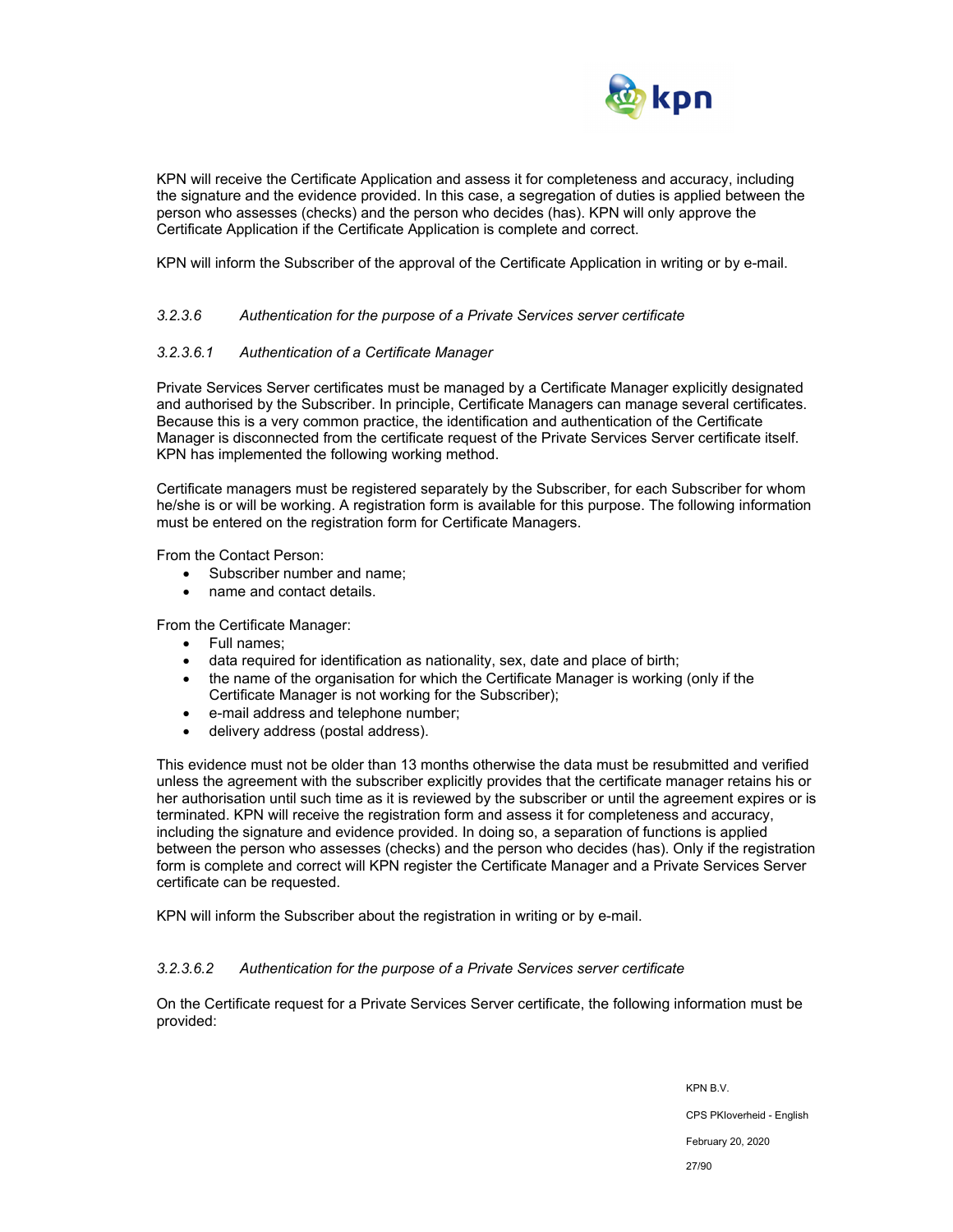KPN will receive the Certificate Application and assess it for completeness and accuracy, including the signature and the evidence provided. In this case, a segregation of duties is applied between the person who assesses (checks) and the person who decides (has). KPN will only approve the Certificate Application if the Certificate Application is complete and correct.

KPN will inform the Subscriber of the approval of the Certificate Application in writing or by e-mail.

#### *3.2.3.6 Authentication for the purpose of a Private Services server certificate*

##### *3.2.3.6.1 Authentication of a Certificate Manager*

Private Services Server certificates must be managed by a Certificate Manager explicitly designated and authorised by the Subscriber. In principle, Certificate Managers can manage several certificates. Because this is a very common practice, the identification and authentication of the Certificate Manager is disconnected from the certificate request of the Private Services Server certificate itself. KPN has implemented the following working method.

Certificate managers must be registered separately by the Subscriber, for each Subscriber for whom he/she is or will be working. A registration form is available for this purpose. The following information must be entered on the registration form for Certificate Managers.

From the Contact Person:

- Subscriber number and name;
- name and contact details.

From the Certificate Manager:

- Full names;
- data required for identification as nationality, sex, date and place of birth;
- the name of the organisation for which the Certificate Manager is working (only if the Certificate Manager is not working for the Subscriber);
- e-mail address and telephone number;
- delivery address (postal address).

This evidence must not be older than 13 months otherwise the data must be resubmitted and verified unless the agreement with the subscriber explicitly provides that the certificate manager retains his or her authorisation until such time as it is reviewed by the subscriber or until the agreement expires or is terminated. KPN will receive the registration form and assess it for completeness and accuracy, including the signature and evidence provided. In doing so, a separation of functions is applied between the person who assesses (checks) and the person who decides (has). Only if the registration form is complete and correct will KPN register the Certificate Manager and a Private Services Server certificate can be requested.

KPN will inform the Subscriber about the registration in writing or by e-mail.

##### *3.2.3.6.2 Authentication for the purpose of a Private Services server certificate*

On the Certificate request for a Private Services Server certificate, the following information must be provided: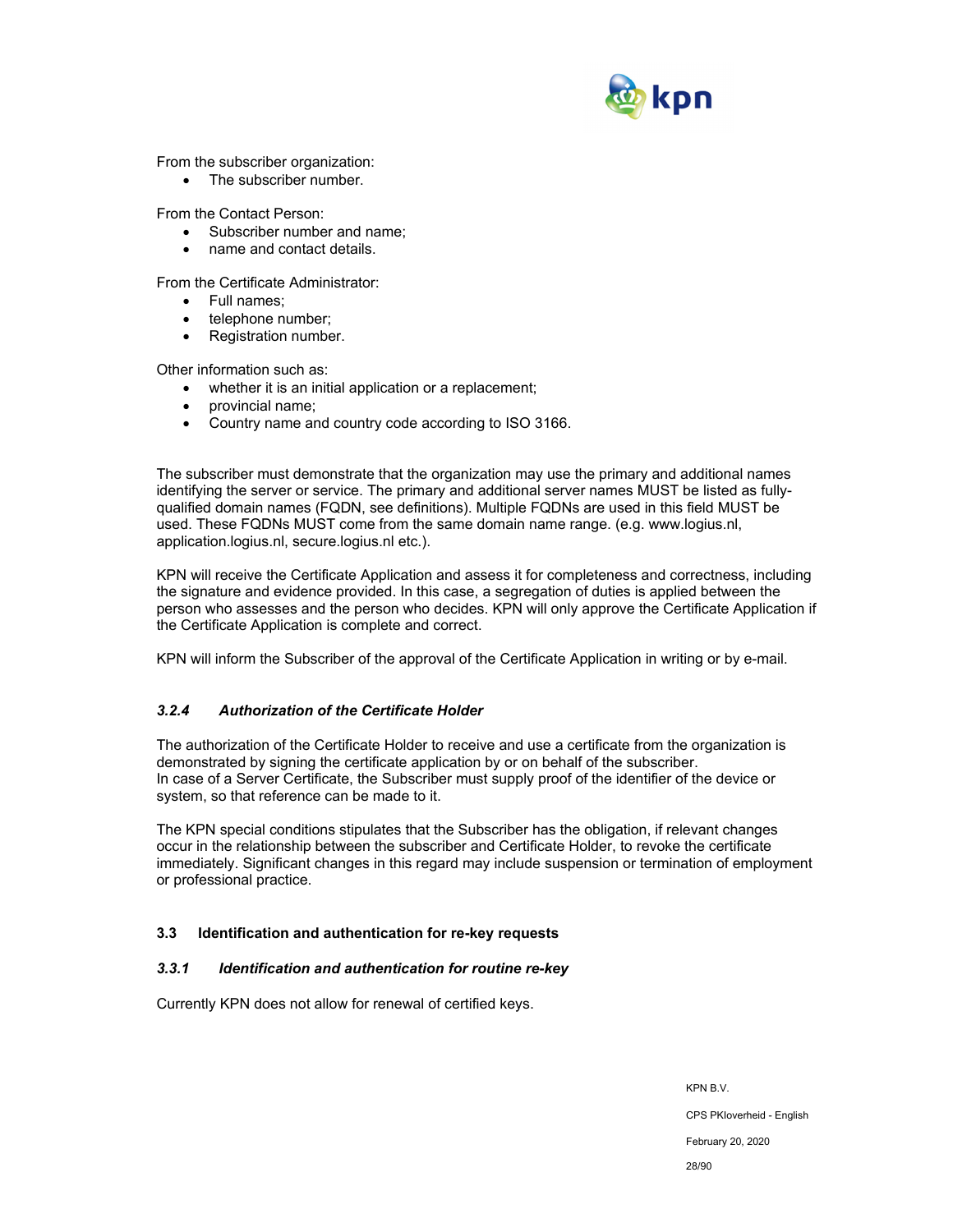From the subscriber organization:

- The subscriber number.

From the Contact Person:

- Subscriber number and name;
- name and contact details.

From the Certificate Administrator:

- Full names;
- telephone number;
- Registration number.

Other information such as:

- whether it is an initial application or a replacement;
- provincial name;
- Country name and country code according to ISO 3166.

The subscriber must demonstrate that the organization may use the primary and additional names identifying the server or service. The primary and additional server names MUST be listed as fully-qualified domain names (FQDN, see definitions). Multiple FQDNs are used in this field MUST be used. These FQDNs MUST come from the same domain name range. (e.g. www.logius.nl, application.logius.nl, secure.logius.nl etc.).

KPN will receive the Certificate Application and assess it for completeness and correctness, including the signature and evidence provided. In this case, a segregation of duties is applied between the person who assesses and the person who decides. KPN will only approve the Certificate Application if the Certificate Application is complete and correct.

KPN will inform the Subscriber of the approval of the Certificate Application in writing or by e-mail.

### *3.2.4 Authorization of the Certificate Holder*

The authorization of the Certificate Holder to receive and use a certificate from the organization is demonstrated by signing the certificate application by or on behalf of the subscriber.
In case of a Server Certificate, the Subscriber must supply proof of the identifier of the device or system, so that reference can be made to it.

The KPN special conditions stipulates that the Subscriber has the obligation, if relevant changes occur in the relationship between the subscriber and Certificate Holder, to revoke the certificate immediately. Significant changes in this regard may include suspension or termination of employment or professional practice.

## 3.3 Identification and authentication for re-key requests

### *3.3.1 Identification and authentication for routine re-key*

Currently KPN does not allow for renewal of certified keys.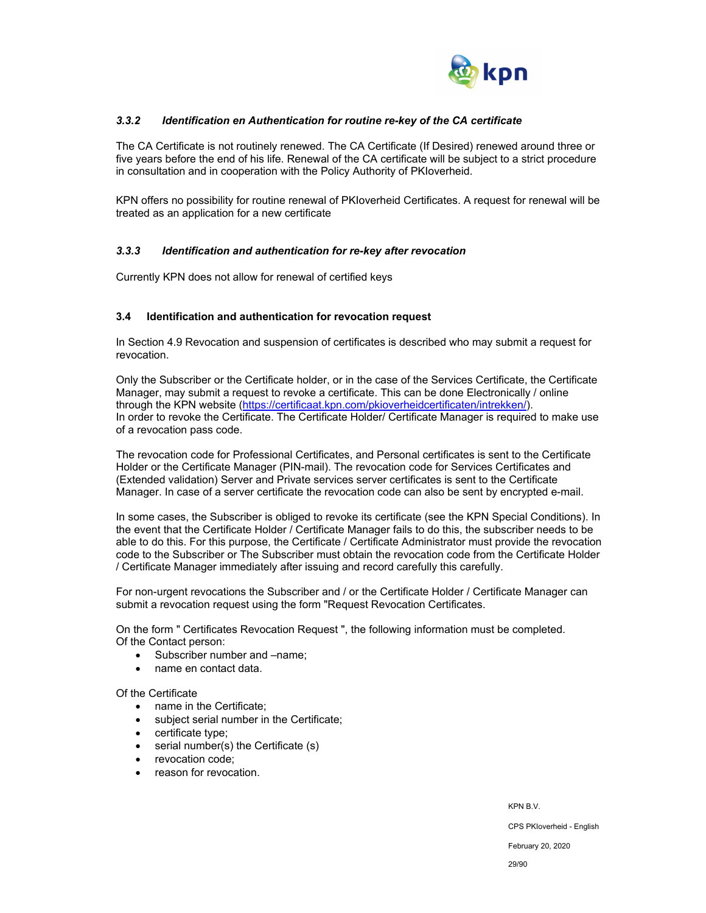### *3.3.2 Identification en Authentication for routine re-key of the CA certificate*

The CA Certificate is not routinely renewed. The CA Certificate (If Desired) renewed around three or five years before the end of his life. Renewal of the CA certificate will be subject to a strict procedure in consultation and in cooperation with the Policy Authority of PKIoverheid.

KPN offers no possibility for routine renewal of PKIoverheid Certificates. A request for renewal will be treated as an application for a new certificate

### *3.3.3 Identification and authentication for re-key after revocation*

Currently KPN does not allow for renewal of certified keys

## 3.4 Identification and authentication for revocation request

In Section 4.9 Revocation and suspension of certificates is described who may submit a request for revocation.

Only the Subscriber or the Certificate holder, or in the case of the Services Certificate, the Certificate Manager, may submit a request to revoke a certificate. This can be done Electronically / online through the KPN website (https://certificaat.kpn.com/pkioverheidcertificaten/intrekken/).
In order to revoke the Certificate. The Certificate Holder/ Certificate Manager is required to make use of a revocation pass code.

The revocation code for Professional Certificates, and Personal certificates is sent to the Certificate Holder or the Certificate Manager (PIN-mail). The revocation code for Services Certificates and (Extended validation) Server and Private services server certificates is sent to the Certificate Manager. In case of a server certificate the revocation code can also be sent by encrypted e-mail.

In some cases, the Subscriber is obliged to revoke its certificate (see the KPN Special Conditions). In the event that the Certificate Holder / Certificate Manager fails to do this, the subscriber needs to be able to do this. For this purpose, the Certificate / Certificate Administrator must provide the revocation code to the Subscriber or The Subscriber must obtain the revocation code from the Certificate Holder / Certificate Manager immediately after issuing and record carefully this carefully.

For non-urgent revocations the Subscriber and / or the Certificate Holder / Certificate Manager can submit a revocation request using the form "Request Revocation Certificates.

On the form " Certificates Revocation Request ", the following information must be completed.
Of the Contact person:

- Subscriber number and –name;
- name en contact data.

Of the Certificate

- name in the Certificate;
- subject serial number in the Certificate;
- certificate type;
- serial number(s) the Certificate (s)
- revocation code;
- reason for revocation.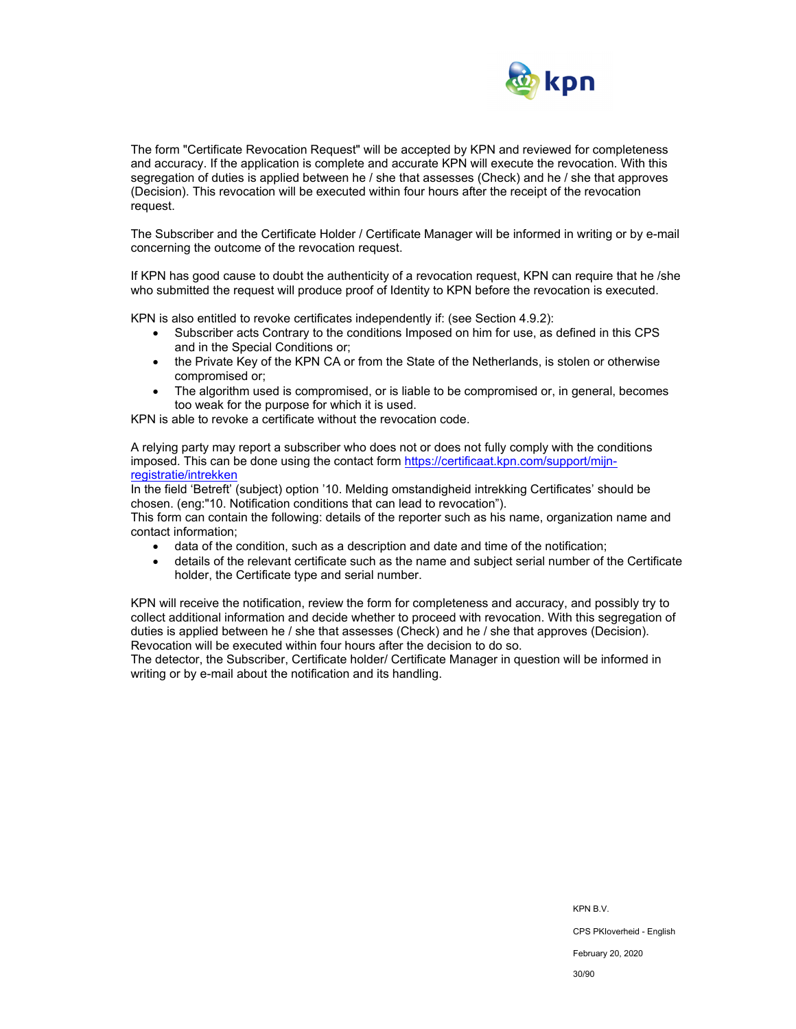The form "Certificate Revocation Request" will be accepted by KPN and reviewed for completeness and accuracy. If the application is complete and accurate KPN will execute the revocation. With this segregation of duties is applied between he / she that assesses (Check) and he / she that approves (Decision). This revocation will be executed within four hours after the receipt of the revocation request.

The Subscriber and the Certificate Holder / Certificate Manager will be informed in writing or by e-mail concerning the outcome of the revocation request.

If KPN has good cause to doubt the authenticity of a revocation request, KPN can require that he /she who submitted the request will produce proof of Identity to KPN before the revocation is executed.

KPN is also entitled to revoke certificates independently if: (see Section 4.9.2):

- Subscriber acts Contrary to the conditions Imposed on him for use, as defined in this CPS and in the Special Conditions or;
- the Private Key of the KPN CA or from the State of the Netherlands, is stolen or otherwise compromised or;
- The algorithm used is compromised, or is liable to be compromised or, in general, becomes too weak for the purpose for which it is used.

KPN is able to revoke a certificate without the revocation code.

A relying party may report a subscriber who does not or does not fully comply with the conditions imposed. This can be done using the contact form https://certificaat.kpn.com/support/mijn-registratie/intrekken

In the field 'Betreft' (subject) option '10. Melding omstandigheid intrekking Certificates' should be chosen. (eng:"10. Notification conditions that can lead to revocation").

This form can contain the following: details of the reporter such as his name, organization name and contact information;

- data of the condition, such as a description and date and time of the notification;
- details of the relevant certificate such as the name and subject serial number of the Certificate holder, the Certificate type and serial number.

KPN will receive the notification, review the form for completeness and accuracy, and possibly try to collect additional information and decide whether to proceed with revocation. With this segregation of duties is applied between he / she that assesses (Check) and he / she that approves (Decision). Revocation will be executed within four hours after the decision to do so.

The detector, the Subscriber, Certificate holder/ Certificate Manager in question will be informed in writing or by e-mail about the notification and its handling.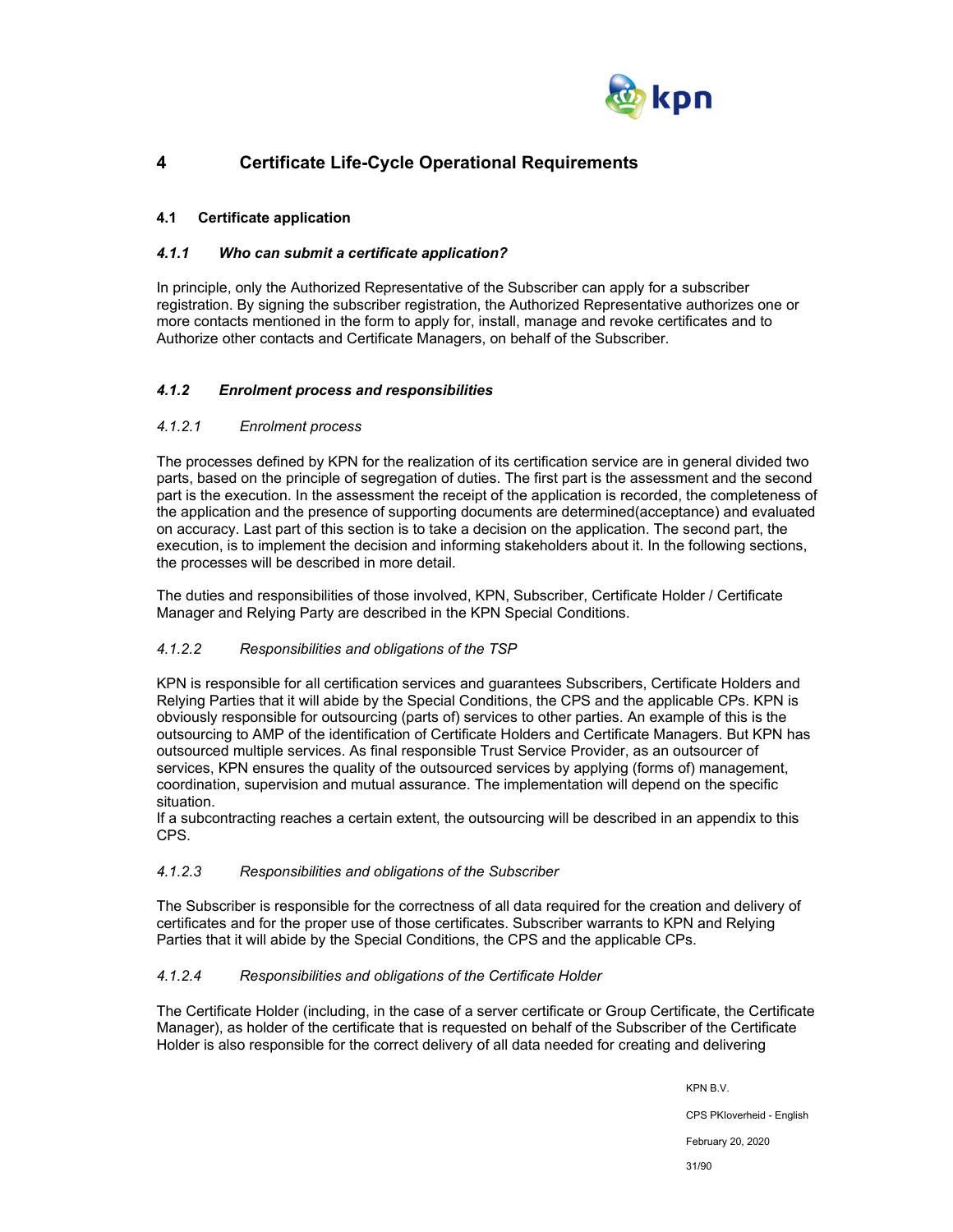# 4 Certificate Life-Cycle Operational Requirements

## 4.1 Certificate application

### *4.1.1 Who can submit a certificate application?*

In principle, only the Authorized Representative of the Subscriber can apply for a subscriber registration. By signing the subscriber registration, the Authorized Representative authorizes one or more contacts mentioned in the form to apply for, install, manage and revoke certificates and to Authorize other contacts and Certificate Managers, on behalf of the Subscriber.

### *4.1.2 Enrolment process and responsibilities*

#### *4.1.2.1 Enrolment process*

The processes defined by KPN for the realization of its certification service are in general divided two parts, based on the principle of segregation of duties. The first part is the assessment and the second part is the execution. In the assessment the receipt of the application is recorded, the completeness of the application and the presence of supporting documents are determined(acceptance) and evaluated on accuracy. Last part of this section is to take a decision on the application. The second part, the execution, is to implement the decision and informing stakeholders about it. In the following sections, the processes will be described in more detail.

The duties and responsibilities of those involved, KPN, Subscriber, Certificate Holder / Certificate Manager and Relying Party are described in the KPN Special Conditions.

#### *4.1.2.2 Responsibilities and obligations of the TSP*

KPN is responsible for all certification services and guarantees Subscribers, Certificate Holders and Relying Parties that it will abide by the Special Conditions, the CPS and the applicable CPs. KPN is obviously responsible for outsourcing (parts of) services to other parties. An example of this is the outsourcing to AMP of the identification of Certificate Holders and Certificate Managers. But KPN has outsourced multiple services. As final responsible Trust Service Provider, as an outsourcer of services, KPN ensures the quality of the outsourced services by applying (forms of) management, coordination, supervision and mutual assurance. The implementation will depend on the specific situation.
If a subcontracting reaches a certain extent, the outsourcing will be described in an appendix to this CPS.

#### *4.1.2.3 Responsibilities and obligations of the Subscriber*

The Subscriber is responsible for the correctness of all data required for the creation and delivery of certificates and for the proper use of those certificates. Subscriber warrants to KPN and Relying Parties that it will abide by the Special Conditions, the CPS and the applicable CPs.

#### *4.1.2.4 Responsibilities and obligations of the Certificate Holder*

The Certificate Holder (including, in the case of a server certificate or Group Certificate, the Certificate Manager), as holder of the certificate that is requested on behalf of the Subscriber of the Certificate Holder is also responsible for the correct delivery of all data needed for creating and delivering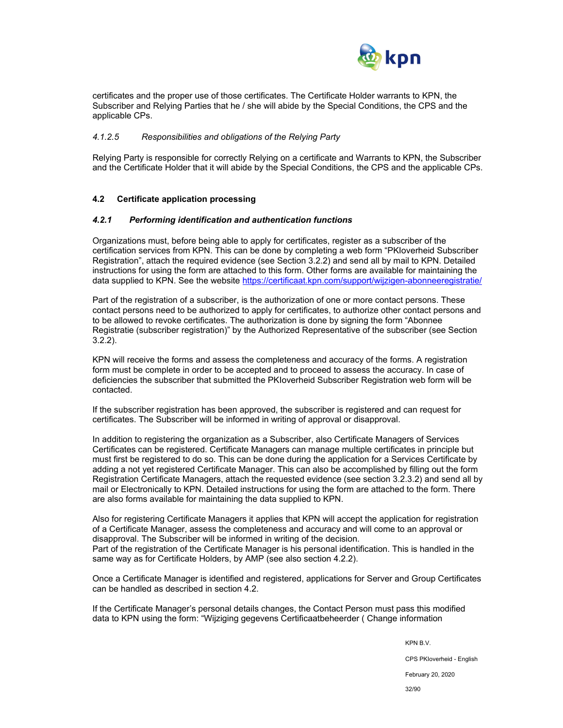certificates and the proper use of those certificates. The Certificate Holder warrants to KPN, the Subscriber and Relying Parties that he / she will abide by the Special Conditions, the CPS and the applicable CPs.

#### *4.1.2.5 Responsibilities and obligations of the Relying Party*

Relying Party is responsible for correctly Relying on a certificate and Warrants to KPN, the Subscriber and the Certificate Holder that it will abide by the Special Conditions, the CPS and the applicable CPs.

## 4.2 Certificate application processing

### *4.2.1 Performing identification and authentication functions*

Organizations must, before being able to apply for certificates, register as a subscriber of the certification services from KPN. This can be done by completing a web form "PKIoverheid Subscriber Registration", attach the required evidence (see Section 3.2.2) and send all by mail to KPN. Detailed instructions for using the form are attached to this form. Other forms are available for maintaining the data supplied to KPN. See the website https://certificaat.kpn.com/support/wijzigen-abonneeregistratie/

Part of the registration of a subscriber, is the authorization of one or more contact persons. These contact persons need to be authorized to apply for certificates, to authorize other contact persons and to be allowed to revoke certificates. The authorization is done by signing the form "Abonnee Registratie (subscriber registration)" by the Authorized Representative of the subscriber (see Section 3.2.2).

KPN will receive the forms and assess the completeness and accuracy of the forms. A registration form must be complete in order to be accepted and to proceed to assess the accuracy. In case of deficiencies the subscriber that submitted the PKIoverheid Subscriber Registration web form will be contacted.

If the subscriber registration has been approved, the subscriber is registered and can request for certificates. The Subscriber will be informed in writing of approval or disapproval.

In addition to registering the organization as a Subscriber, also Certificate Managers of Services Certificates can be registered. Certificate Managers can manage multiple certificates in principle but must first be registered to do so. This can be done during the application for a Services Certificate by adding a not yet registered Certificate Manager. This can also be accomplished by filling out the form Registration Certificate Managers, attach the requested evidence (see section 3.2.3.2) and send all by mail or Electronically to KPN. Detailed instructions for using the form are attached to the form. There are also forms available for maintaining the data supplied to KPN.

Also for registering Certificate Managers it applies that KPN will accept the application for registration of a Certificate Manager, assess the completeness and accuracy and will come to an approval or disapproval. The Subscriber will be informed in writing of the decision.
Part of the registration of the Certificate Manager is his personal identification. This is handled in the same way as for Certificate Holders, by AMP (see also section 4.2.2).

Once a Certificate Manager is identified and registered, applications for Server and Group Certificates can be handled as described in section 4.2.

If the Certificate Manager's personal details changes, the Contact Person must pass this modified data to KPN using the form: "Wijziging gegevens Certificaatbeheerder ( Change information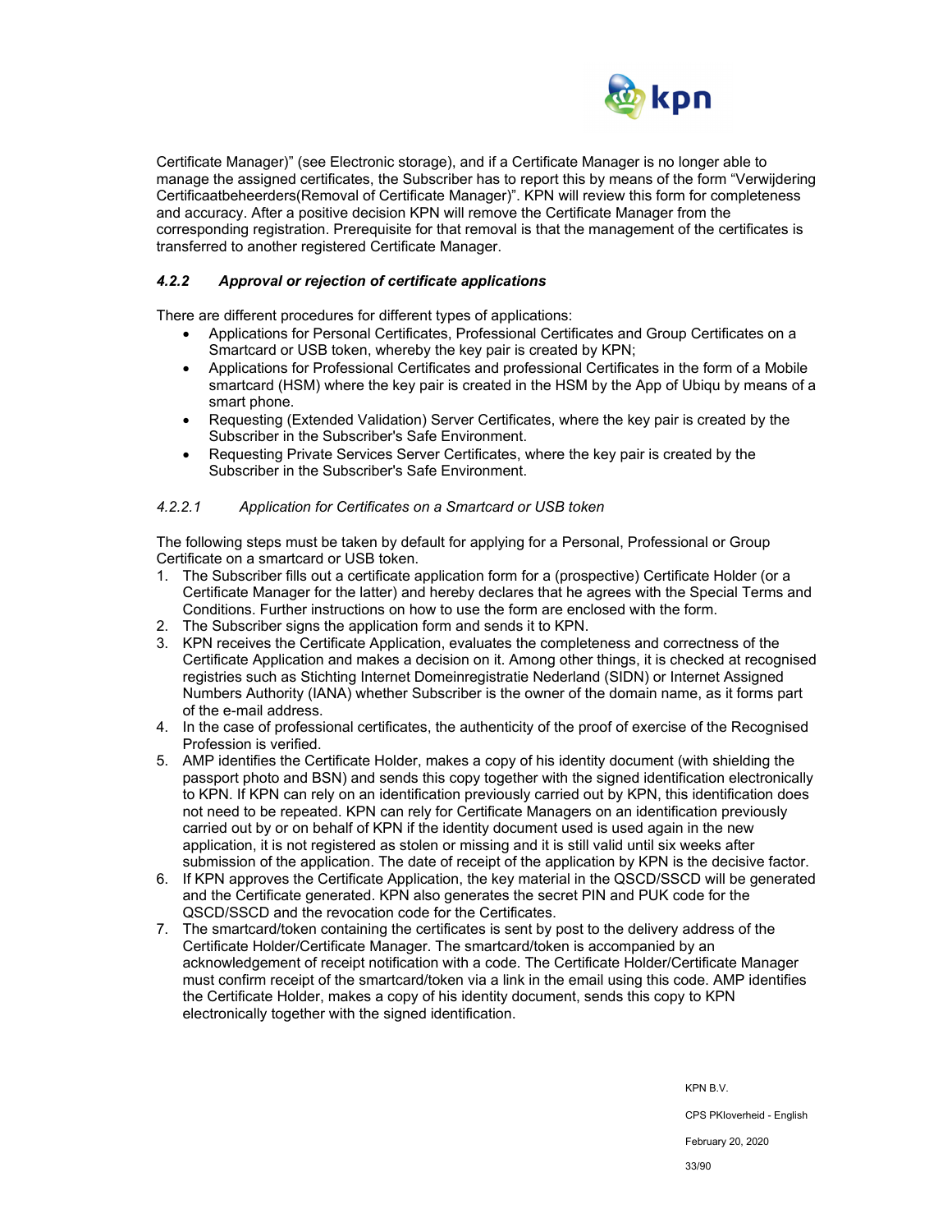Certificate Manager)" (see Electronic storage), and if a Certificate Manager is no longer able to manage the assigned certificates, the Subscriber has to report this by means of the form "Verwijdering Certificaatbeheerders(Removal of Certificate Manager)". KPN will review this form for completeness and accuracy. After a positive decision KPN will remove the Certificate Manager from the corresponding registration. Prerequisite for that removal is that the management of the certificates is transferred to another registered Certificate Manager.

### *4.2.2 Approval or rejection of certificate applications*

There are different procedures for different types of applications:

- Applications for Personal Certificates, Professional Certificates and Group Certificates on a Smartcard or USB token, whereby the key pair is created by KPN;
- Applications for Professional Certificates and professional Certificates in the form of a Mobile smartcard (HSM) where the key pair is created in the HSM by the App of Ubiqu by means of a smart phone.
- Requesting (Extended Validation) Server Certificates, where the key pair is created by the Subscriber in the Subscriber's Safe Environment.
- Requesting Private Services Server Certificates, where the key pair is created by the Subscriber in the Subscriber's Safe Environment.

#### *4.2.2.1 Application for Certificates on a Smartcard or USB token*

The following steps must be taken by default for applying for a Personal, Professional or Group Certificate on a smartcard or USB token.

1. The Subscriber fills out a certificate application form for a (prospective) Certificate Holder (or a Certificate Manager for the latter) and hereby declares that he agrees with the Special Terms and Conditions. Further instructions on how to use the form are enclosed with the form.
2. The Subscriber signs the application form and sends it to KPN.
3. KPN receives the Certificate Application, evaluates the completeness and correctness of the Certificate Application and makes a decision on it. Among other things, it is checked at recognised registries such as Stichting Internet Domeinregistratie Nederland (SIDN) or Internet Assigned Numbers Authority (IANA) whether Subscriber is the owner of the domain name, as it forms part of the e-mail address.
4. In the case of professional certificates, the authenticity of the proof of exercise of the Recognised Profession is verified.
5. AMP identifies the Certificate Holder, makes a copy of his identity document (with shielding the passport photo and BSN) and sends this copy together with the signed identification electronically to KPN. If KPN can rely on an identification previously carried out by KPN, this identification does not need to be repeated. KPN can rely for Certificate Managers on an identification previously carried out by or on behalf of KPN if the identity document used is used again in the new application, it is not registered as stolen or missing and it is still valid until six weeks after submission of the application. The date of receipt of the application by KPN is the decisive factor.
6. If KPN approves the Certificate Application, the key material in the QSCD/SSCD will be generated and the Certificate generated. KPN also generates the secret PIN and PUK code for the QSCD/SSCD and the revocation code for the Certificates.
7. The smartcard/token containing the certificates is sent by post to the delivery address of the Certificate Holder/Certificate Manager. The smartcard/token is accompanied by an acknowledgement of receipt notification with a code. The Certificate Holder/Certificate Manager must confirm receipt of the smartcard/token via a link in the email using this code. AMP identifies the Certificate Holder, makes a copy of his identity document, sends this copy to KPN electronically together with the signed identification.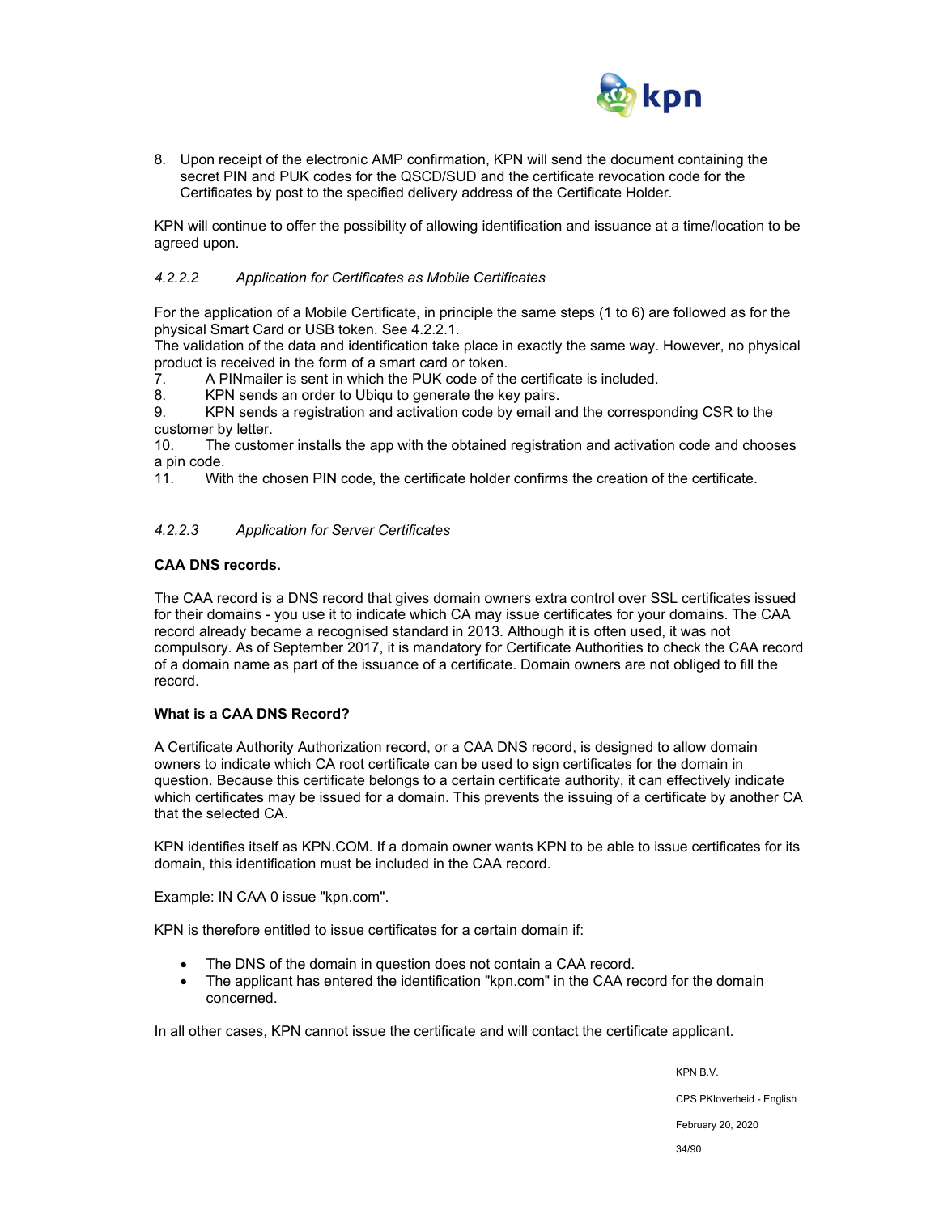8. Upon receipt of the electronic AMP confirmation, KPN will send the document containing the secret PIN and PUK codes for the QSCD/SUD and the certificate revocation code for the Certificates by post to the specified delivery address of the Certificate Holder.

KPN will continue to offer the possibility of allowing identification and issuance at a time/location to be agreed upon.

#### *4.2.2.2 Application for Certificates as Mobile Certificates*

For the application of a Mobile Certificate, in principle the same steps (1 to 6) are followed as for the physical Smart Card or USB token. See 4.2.2.1.
The validation of the data and identification take place in exactly the same way. However, no physical product is received in the form of a smart card or token.

7. A PINmailer is sent in which the PUK code of the certificate is included.
8. KPN sends an order to Ubiqu to generate the key pairs.
9. KPN sends a registration and activation code by email and the corresponding CSR to the customer by letter.
10. The customer installs the app with the obtained registration and activation code and chooses a pin code.
11. With the chosen PIN code, the certificate holder confirms the creation of the certificate.

#### *4.2.2.3 Application for Server Certificates*

**CAA DNS records.**

The CAA record is a DNS record that gives domain owners extra control over SSL certificates issued for their domains - you use it to indicate which CA may issue certificates for your domains. The CAA record already became a recognised standard in 2013. Although it is often used, it was not compulsory. As of September 2017, it is mandatory for Certificate Authorities to check the CAA record of a domain name as part of the issuance of a certificate. Domain owners are not obliged to fill the record.

**What is a CAA DNS Record?**

A Certificate Authority Authorization record, or a CAA DNS record, is designed to allow domain owners to indicate which CA root certificate can be used to sign certificates for the domain in question. Because this certificate belongs to a certain certificate authority, it can effectively indicate which certificates may be issued for a domain. This prevents the issuing of a certificate by another CA that the selected CA.

KPN identifies itself as KPN.COM. If a domain owner wants KPN to be able to issue certificates for its domain, this identification must be included in the CAA record.

Example: IN CAA 0 issue "kpn.com".

KPN is therefore entitled to issue certificates for a certain domain if:

- The DNS of the domain in question does not contain a CAA record.
- The applicant has entered the identification "kpn.com" in the CAA record for the domain concerned.

In all other cases, KPN cannot issue the certificate and will contact the certificate applicant.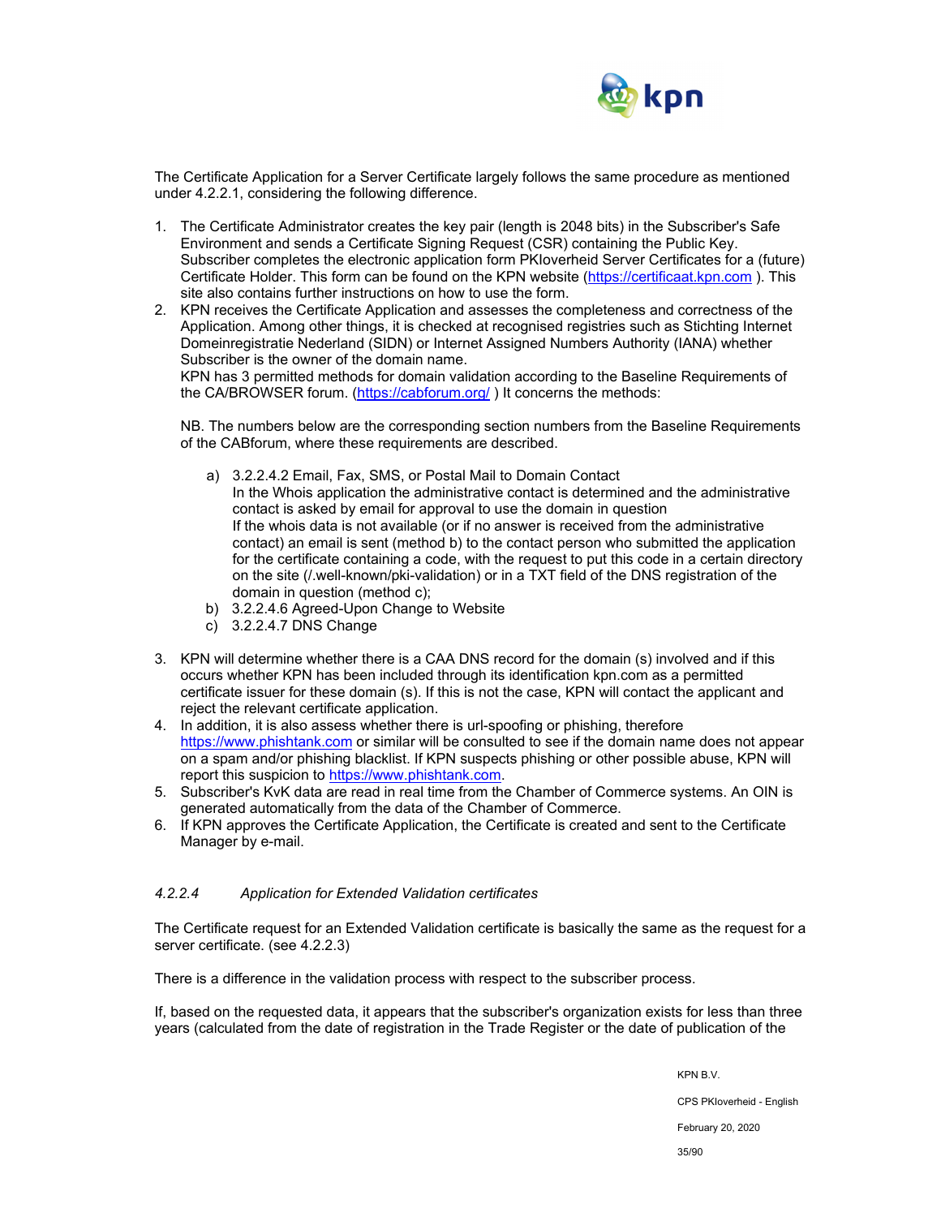The Certificate Application for a Server Certificate largely follows the same procedure as mentioned under 4.2.2.1, considering the following difference.

1. The Certificate Administrator creates the key pair (length is 2048 bits) in the Subscriber's Safe Environment and sends a Certificate Signing Request (CSR) containing the Public Key. Subscriber completes the electronic application form PKIoverheid Server Certificates for a (future) Certificate Holder. This form can be found on the KPN website (https://certificaat.kpn.com ). This site also contains further instructions on how to use the form.
2. KPN receives the Certificate Application and assesses the completeness and correctness of the Application. Among other things, it is checked at recognised registries such as Stichting Internet Domeinregistratie Nederland (SIDN) or Internet Assigned Numbers Authority (IANA) whether Subscriber is the owner of the domain name.
   KPN has 3 permitted methods for domain validation according to the Baseline Requirements of the CA/BROWSER forum. (https://cabforum.org/ ) It concerns the methods:

   NB. The numbers below are the corresponding section numbers from the Baseline Requirements of the CABforum, where these requirements are described.

   a) 3.2.2.4.2 Email, Fax, SMS, or Postal Mail to Domain Contact
      In the Whois application the administrative contact is determined and the administrative contact is asked by email for approval to use the domain in question
      If the whois data is not available (or if no answer is received from the administrative contact) an email is sent (method b) to the contact person who submitted the application for the certificate containing a code, with the request to put this code in a certain directory on the site (/.well-known/pki-validation) or in a TXT field of the DNS registration of the domain in question (method c);
   b) 3.2.2.4.6 Agreed-Upon Change to Website
   c) 3.2.2.4.7 DNS Change

3. KPN will determine whether there is a CAA DNS record for the domain (s) involved and if this occurs whether KPN has been included through its identification kpn.com as a permitted certificate issuer for these domain (s). If this is not the case, KPN will contact the applicant and reject the relevant certificate application.
4. In addition, it is also assess whether there is url-spoofing or phishing, therefore https://www.phishtank.com or similar will be consulted to see if the domain name does not appear on a spam and/or phishing blacklist. If KPN suspects phishing or other possible abuse, KPN will report this suspicion to https://www.phishtank.com.
5. Subscriber's KvK data are read in real time from the Chamber of Commerce systems. An OIN is generated automatically from the data of the Chamber of Commerce.
6. If KPN approves the Certificate Application, the Certificate is created and sent to the Certificate Manager by e-mail.

#### *4.2.2.4 Application for Extended Validation certificates*

The Certificate request for an Extended Validation certificate is basically the same as the request for a server certificate. (see 4.2.2.3)

There is a difference in the validation process with respect to the subscriber process.

If, based on the requested data, it appears that the subscriber's organization exists for less than three years (calculated from the date of registration in the Trade Register or the date of publication of the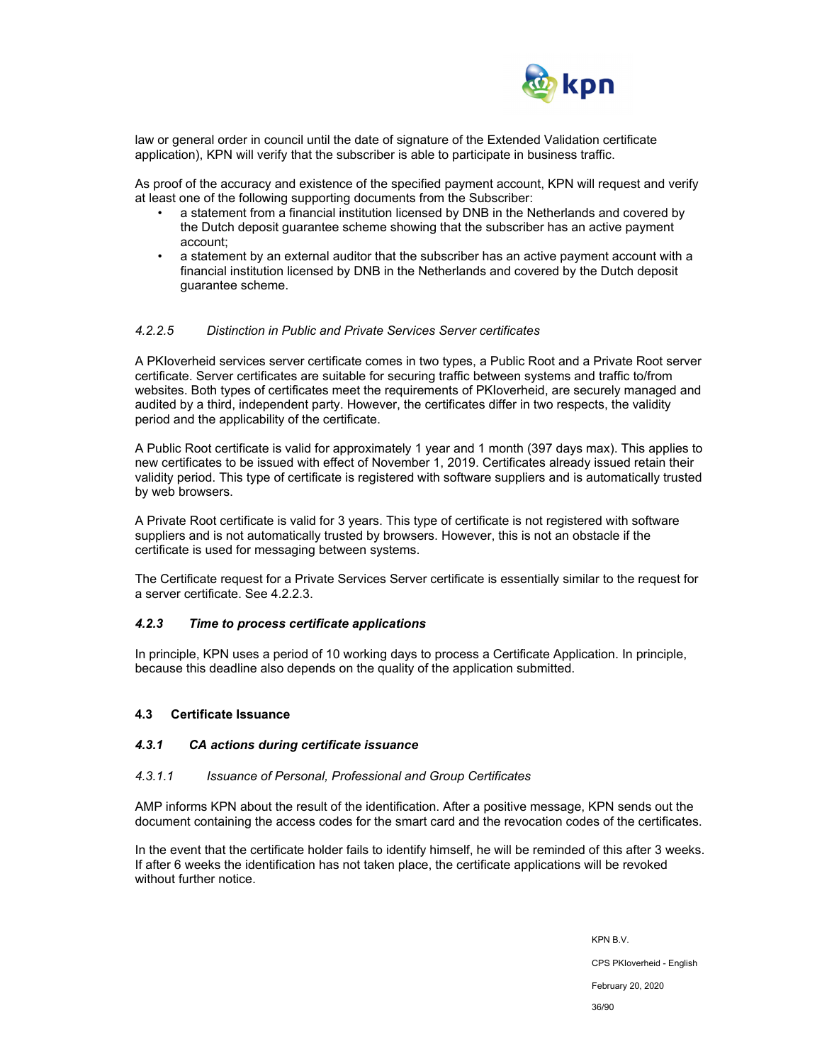law or general order in council until the date of signature of the Extended Validation certificate application), KPN will verify that the subscriber is able to participate in business traffic.

As proof of the accuracy and existence of the specified payment account, KPN will request and verify at least one of the following supporting documents from the Subscriber:

- a statement from a financial institution licensed by DNB in the Netherlands and covered by the Dutch deposit guarantee scheme showing that the subscriber has an active payment account;
- a statement by an external auditor that the subscriber has an active payment account with a financial institution licensed by DNB in the Netherlands and covered by the Dutch deposit guarantee scheme.

##### *4.2.2.5 Distinction in Public and Private Services Server certificates*

A PKIoverheid services server certificate comes in two types, a Public Root and a Private Root server certificate. Server certificates are suitable for securing traffic between systems and traffic to/from websites. Both types of certificates meet the requirements of PKIoverheid, are securely managed and audited by a third, independent party. However, the certificates differ in two respects, the validity period and the applicability of the certificate.

A Public Root certificate is valid for approximately 1 year and 1 month (397 days max). This applies to new certificates to be issued with effect of November 1, 2019. Certificates already issued retain their validity period. This type of certificate is registered with software suppliers and is automatically trusted by web browsers.

A Private Root certificate is valid for 3 years. This type of certificate is not registered with software suppliers and is not automatically trusted by browsers. However, this is not an obstacle if the certificate is used for messaging between systems.

The Certificate request for a Private Services Server certificate is essentially similar to the request for a server certificate. See 4.2.2.3.

### *4.2.3 Time to process certificate applications*

In principle, KPN uses a period of 10 working days to process a Certificate Application. In principle, because this deadline also depends on the quality of the application submitted.

## 4.3 Certificate Issuance

### *4.3.1 CA actions during certificate issuance*

#### *4.3.1.1 Issuance of Personal, Professional and Group Certificates*

AMP informs KPN about the result of the identification. After a positive message, KPN sends out the document containing the access codes for the smart card and the revocation codes of the certificates.

In the event that the certificate holder fails to identify himself, he will be reminded of this after 3 weeks. If after 6 weeks the identification has not taken place, the certificate applications will be revoked without further notice.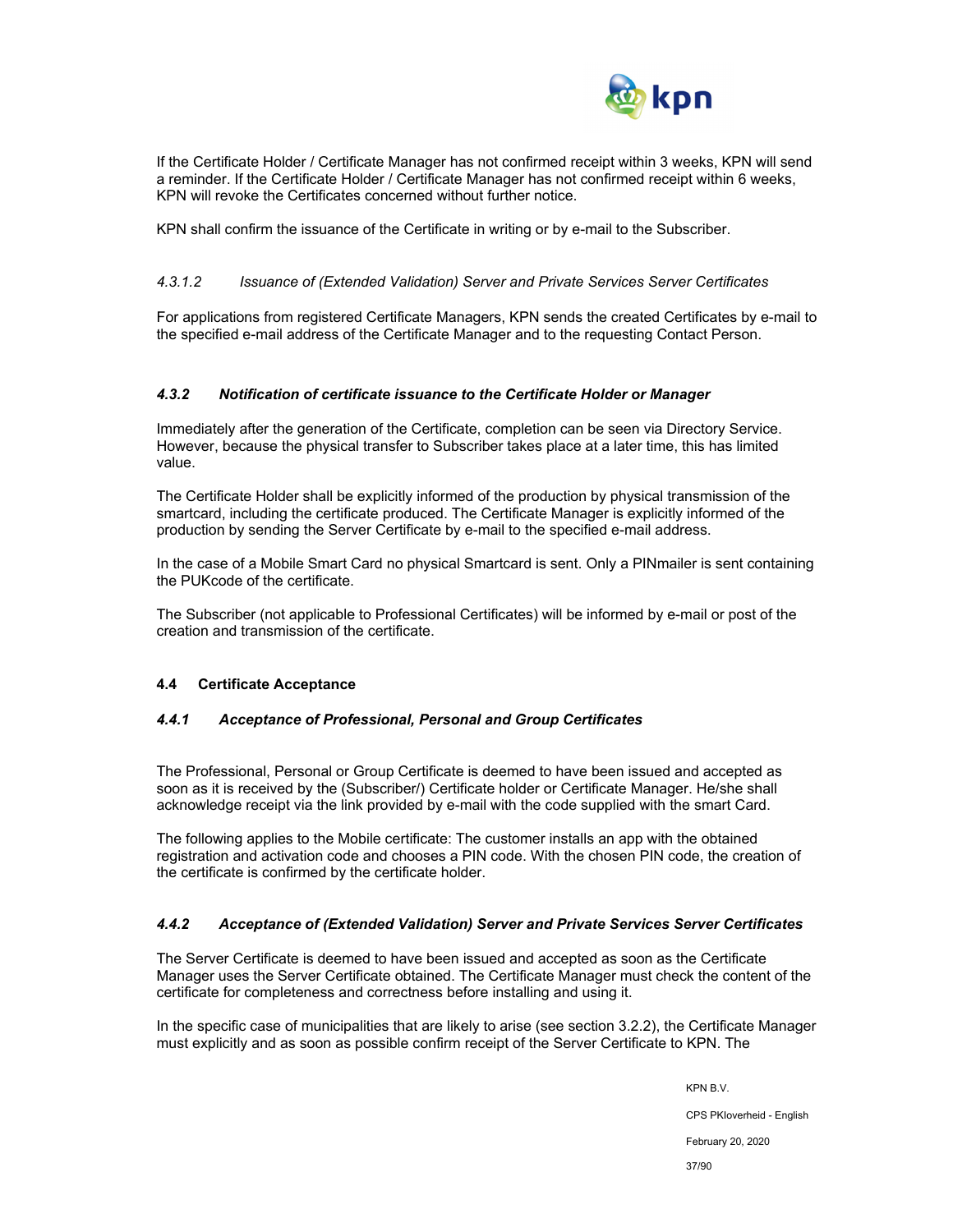If the Certificate Holder / Certificate Manager has not confirmed receipt within 3 weeks, KPN will send a reminder. If the Certificate Holder / Certificate Manager has not confirmed receipt within 6 weeks, KPN will revoke the Certificates concerned without further notice.

KPN shall confirm the issuance of the Certificate in writing or by e-mail to the Subscriber.

##### *4.3.1.2 Issuance of (Extended Validation) Server and Private Services Server Certificates*

For applications from registered Certificate Managers, KPN sends the created Certificates by e-mail to the specified e-mail address of the Certificate Manager and to the requesting Contact Person.

#### *4.3.2 Notification of certificate issuance to the Certificate Holder or Manager*

Immediately after the generation of the Certificate, completion can be seen via Directory Service. However, because the physical transfer to Subscriber takes place at a later time, this has limited value.

The Certificate Holder shall be explicitly informed of the production by physical transmission of the smartcard, including the certificate produced. The Certificate Manager is explicitly informed of the production by sending the Server Certificate by e-mail to the specified e-mail address.

In the case of a Mobile Smart Card no physical Smartcard is sent. Only a PINmailer is sent containing the PUKcode of the certificate.

The Subscriber (not applicable to Professional Certificates) will be informed by e-mail or post of the creation and transmission of the certificate.

### 4.4 Certificate Acceptance

#### *4.4.1 Acceptance of Professional, Personal and Group Certificates*

The Professional, Personal or Group Certificate is deemed to have been issued and accepted as soon as it is received by the (Subscriber/) Certificate holder or Certificate Manager. He/she shall acknowledge receipt via the link provided by e-mail with the code supplied with the smart Card.

The following applies to the Mobile certificate: The customer installs an app with the obtained registration and activation code and chooses a PIN code. With the chosen PIN code, the creation of the certificate is confirmed by the certificate holder.

#### *4.4.2 Acceptance of (Extended Validation) Server and Private Services Server Certificates*

The Server Certificate is deemed to have been issued and accepted as soon as the Certificate Manager uses the Server Certificate obtained. The Certificate Manager must check the content of the certificate for completeness and correctness before installing and using it.

In the specific case of municipalities that are likely to arise (see section 3.2.2), the Certificate Manager must explicitly and as soon as possible confirm receipt of the Server Certificate to KPN. The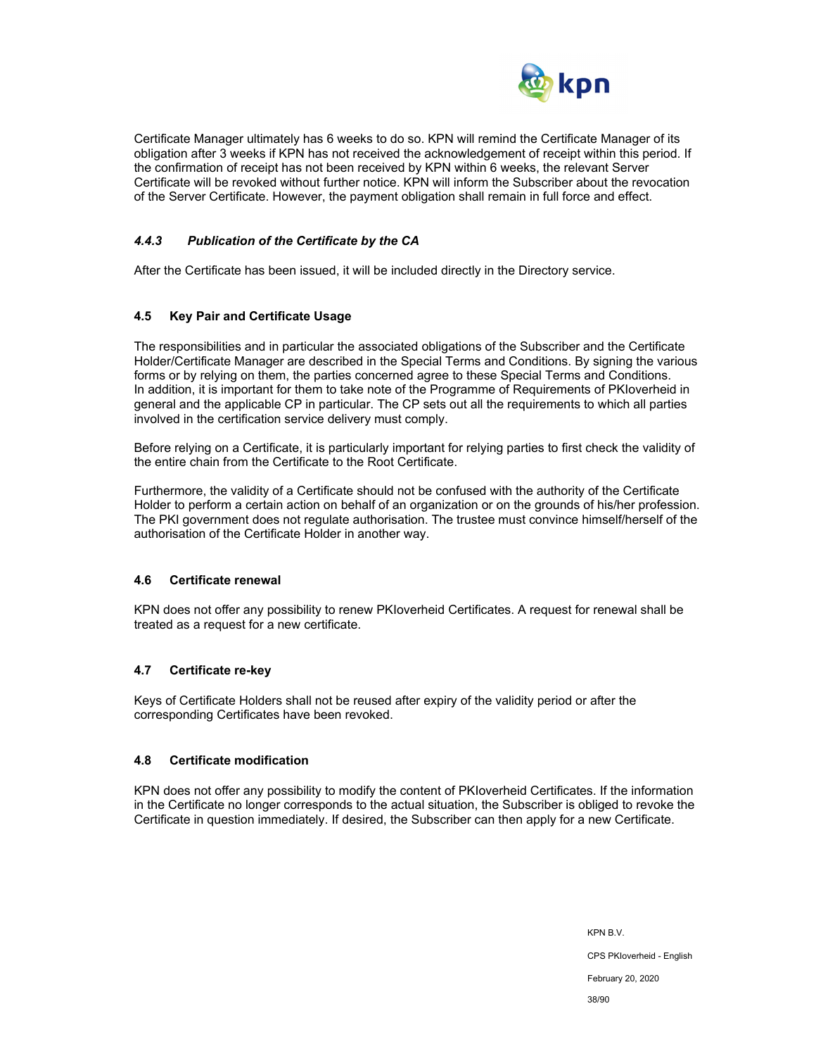Certificate Manager ultimately has 6 weeks to do so. KPN will remind the Certificate Manager of its obligation after 3 weeks if KPN has not received the acknowledgement of receipt within this period. If the confirmation of receipt has not been received by KPN within 6 weeks, the relevant Server Certificate will be revoked without further notice. KPN will inform the Subscriber about the revocation of the Server Certificate. However, the payment obligation shall remain in full force and effect.

#### *4.4.3 Publication of the Certificate by the CA*

After the Certificate has been issued, it will be included directly in the Directory service.

### 4.5 Key Pair and Certificate Usage

The responsibilities and in particular the associated obligations of the Subscriber and the Certificate Holder/Certificate Manager are described in the Special Terms and Conditions. By signing the various forms or by relying on them, the parties concerned agree to these Special Terms and Conditions. In addition, it is important for them to take note of the Programme of Requirements of PKIoverheid in general and the applicable CP in particular. The CP sets out all the requirements to which all parties involved in the certification service delivery must comply.

Before relying on a Certificate, it is particularly important for relying parties to first check the validity of the entire chain from the Certificate to the Root Certificate.

Furthermore, the validity of a Certificate should not be confused with the authority of the Certificate Holder to perform a certain action on behalf of an organization or on the grounds of his/her profession. The PKI government does not regulate authorisation. The trustee must convince himself/herself of the authorisation of the Certificate Holder in another way.

### 4.6 Certificate renewal

KPN does not offer any possibility to renew PKIoverheid Certificates. A request for renewal shall be treated as a request for a new certificate.

### 4.7 Certificate re-key

Keys of Certificate Holders shall not be reused after expiry of the validity period or after the corresponding Certificates have been revoked.

### 4.8 Certificate modification

KPN does not offer any possibility to modify the content of PKIoverheid Certificates. If the information in the Certificate no longer corresponds to the actual situation, the Subscriber is obliged to revoke the Certificate in question immediately. If desired, the Subscriber can then apply for a new Certificate.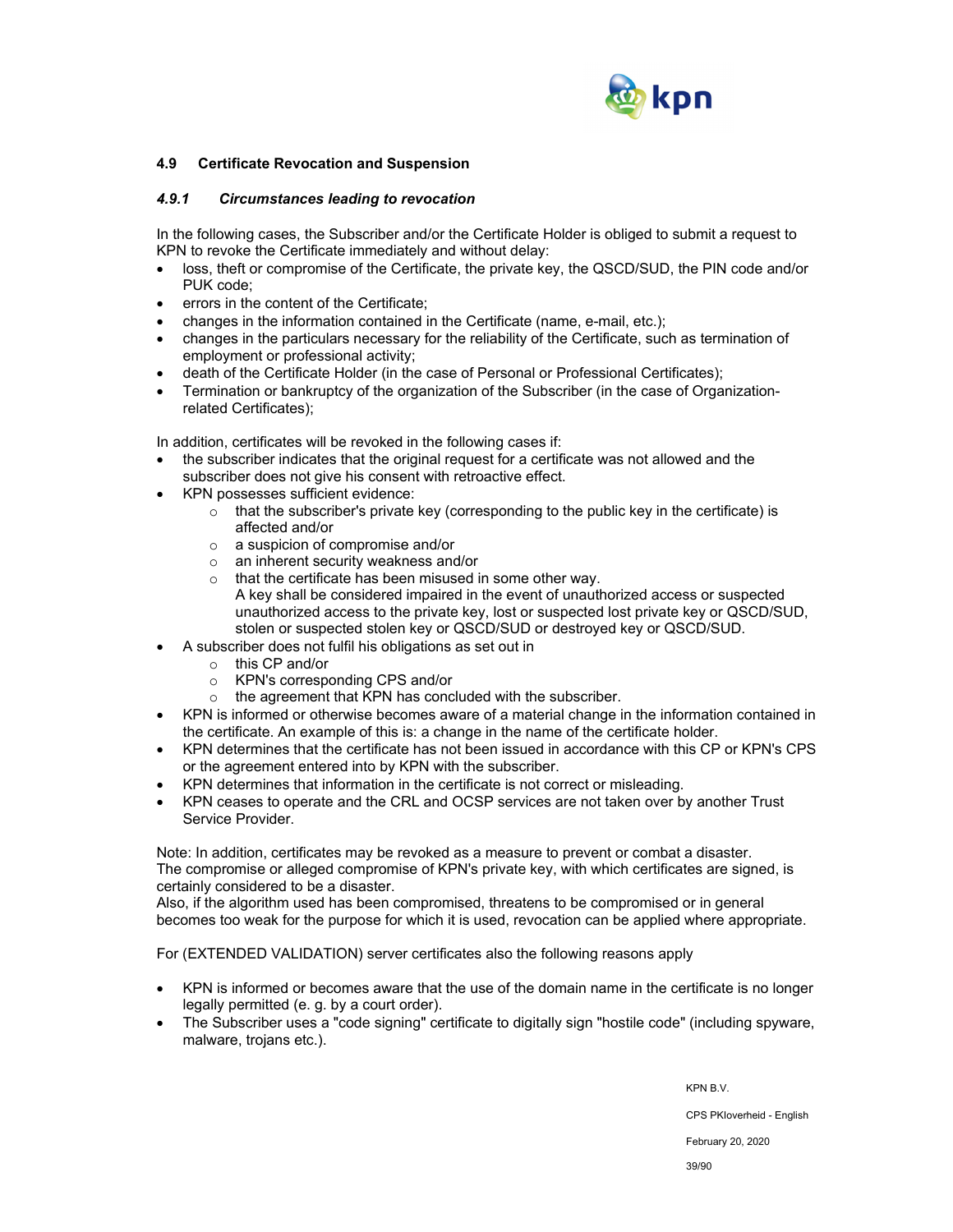## 4.9 Certificate Revocation and Suspension

### *4.9.1 Circumstances leading to revocation*

In the following cases, the Subscriber and/or the Certificate Holder is obliged to submit a request to KPN to revoke the Certificate immediately and without delay:

- loss, theft or compromise of the Certificate, the private key, the QSCD/SUD, the PIN code and/or PUK code;
- errors in the content of the Certificate;
- changes in the information contained in the Certificate (name, e-mail, etc.);
- changes in the particulars necessary for the reliability of the Certificate, such as termination of employment or professional activity;
- death of the Certificate Holder (in the case of Personal or Professional Certificates);
- Termination or bankruptcy of the organization of the Subscriber (in the case of Organization-related Certificates);

In addition, certificates will be revoked in the following cases if:

- the subscriber indicates that the original request for a certificate was not allowed and the subscriber does not give his consent with retroactive effect.
- KPN possesses sufficient evidence:
  - that the subscriber's private key (corresponding to the public key in the certificate) is affected and/or
  - a suspicion of compromise and/or
  - an inherent security weakness and/or
  - that the certificate has been misused in some other way.
    A key shall be considered impaired in the event of unauthorized access or suspected unauthorized access to the private key, lost or suspected lost private key or QSCD/SUD, stolen or suspected stolen key or QSCD/SUD or destroyed key or QSCD/SUD.
- A subscriber does not fulfil his obligations as set out in
  - this CP and/or
  - KPN's corresponding CPS and/or
  - the agreement that KPN has concluded with the subscriber.
- KPN is informed or otherwise becomes aware of a material change in the information contained in the certificate. An example of this is: a change in the name of the certificate holder.
- KPN determines that the certificate has not been issued in accordance with this CP or KPN's CPS or the agreement entered into by KPN with the subscriber.
- KPN determines that information in the certificate is not correct or misleading.
- KPN ceases to operate and the CRL and OCSP services are not taken over by another Trust Service Provider.

Note: In addition, certificates may be revoked as a measure to prevent or combat a disaster. The compromise or alleged compromise of KPN's private key, with which certificates are signed, is certainly considered to be a disaster.
Also, if the algorithm used has been compromised, threatens to be compromised or in general becomes too weak for the purpose for which it is used, revocation can be applied where appropriate.

For (EXTENDED VALIDATION) server certificates also the following reasons apply

- KPN is informed or becomes aware that the use of the domain name in the certificate is no longer legally permitted (e. g. by a court order).
- The Subscriber uses a "code signing" certificate to digitally sign "hostile code" (including spyware, malware, trojans etc.).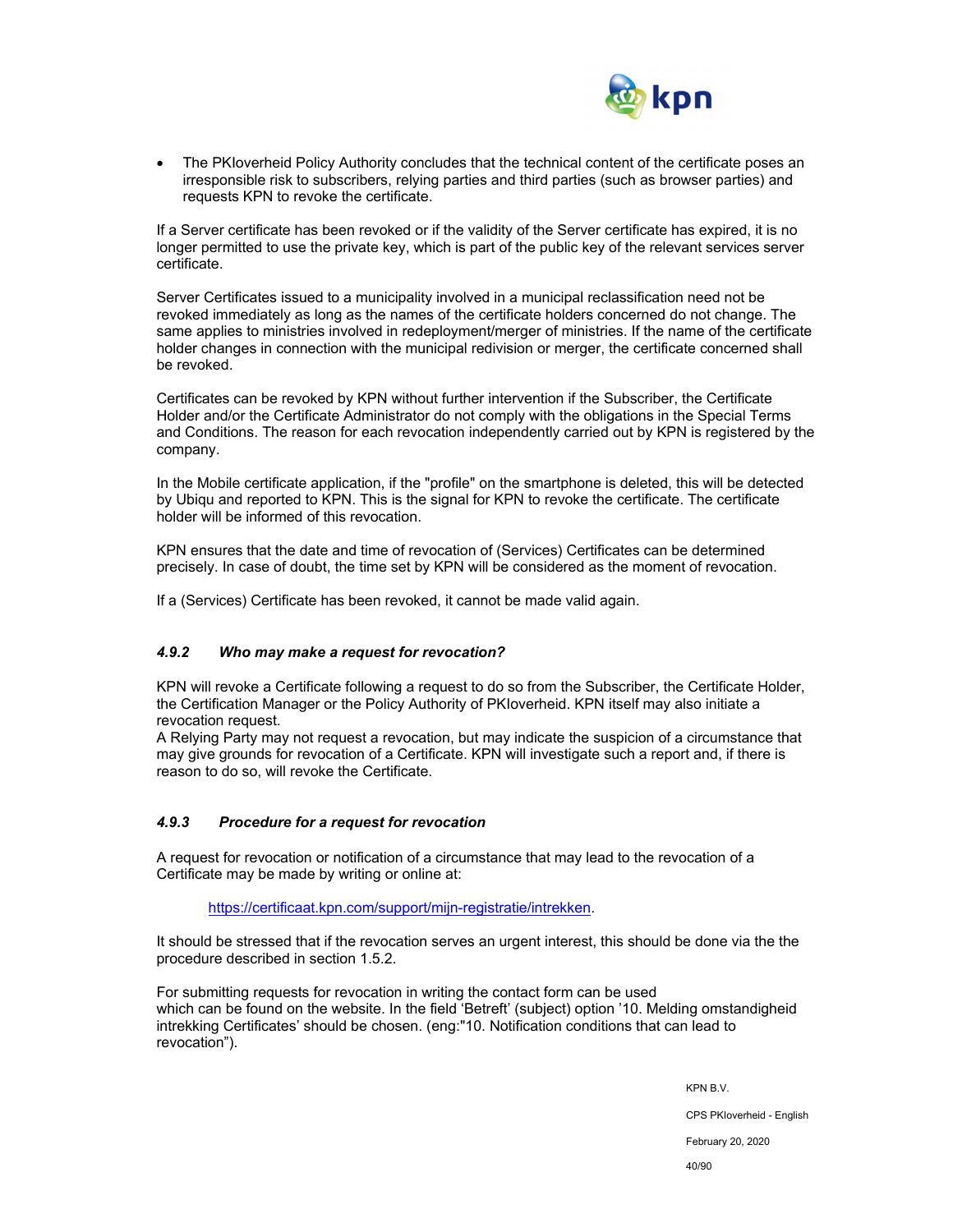- The PKIoverheid Policy Authority concludes that the technical content of the certificate poses an irresponsible risk to subscribers, relying parties and third parties (such as browser parties) and requests KPN to revoke the certificate.

If a Server certificate has been revoked or if the validity of the Server certificate has expired, it is no longer permitted to use the private key, which is part of the public key of the relevant services server certificate.

Server Certificates issued to a municipality involved in a municipal reclassification need not be revoked immediately as long as the names of the certificate holders concerned do not change. The same applies to ministries involved in redeployment/merger of ministries. If the name of the certificate holder changes in connection with the municipal redivision or merger, the certificate concerned shall be revoked.

Certificates can be revoked by KPN without further intervention if the Subscriber, the Certificate Holder and/or the Certificate Administrator do not comply with the obligations in the Special Terms and Conditions. The reason for each revocation independently carried out by KPN is registered by the company.

In the Mobile certificate application, if the "profile" on the smartphone is deleted, this will be detected by Ubiqu and reported to KPN. This is the signal for KPN to revoke the certificate. The certificate holder will be informed of this revocation.

KPN ensures that the date and time of revocation of (Services) Certificates can be determined precisely. In case of doubt, the time set by KPN will be considered as the moment of revocation.

If a (Services) Certificate has been revoked, it cannot be made valid again.

### *4.9.2 Who may make a request for revocation?*

KPN will revoke a Certificate following a request to do so from the Subscriber, the Certificate Holder, the Certification Manager or the Policy Authority of PKIoverheid. KPN itself may also initiate a revocation request.
A Relying Party may not request a revocation, but may indicate the suspicion of a circumstance that may give grounds for revocation of a Certificate. KPN will investigate such a report and, if there is reason to do so, will revoke the Certificate.

### *4.9.3 Procedure for a request for revocation*

A request for revocation or notification of a circumstance that may lead to the revocation of a Certificate may be made by writing or online at:

> https://certificaat.kpn.com/support/mijn-registratie/intrekken.

It should be stressed that if the revocation serves an urgent interest, this should be done via the the procedure described in section 1.5.2.

For submitting requests for revocation in writing the contact form can be used which can be found on the website. In the field 'Betreft' (subject) option '10. Melding omstandigheid intrekking Certificates' should be chosen. (eng:"10. Notification conditions that can lead to revocation").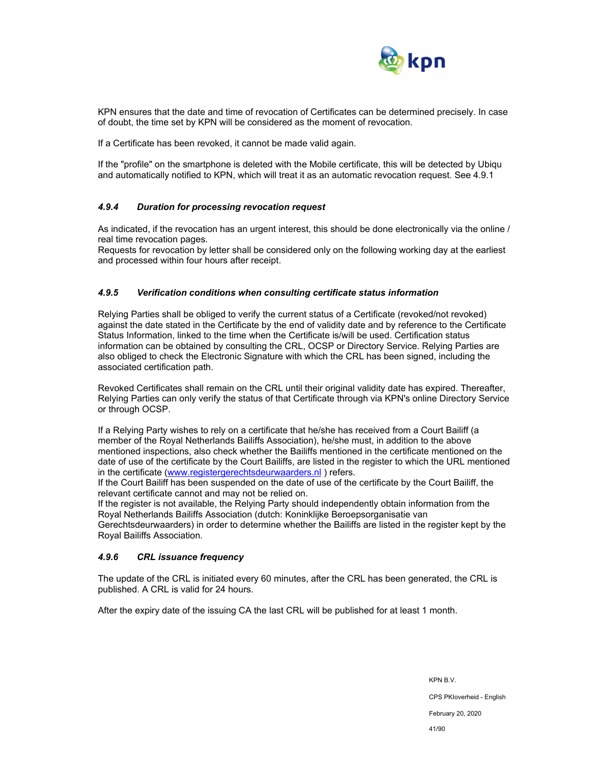KPN ensures that the date and time of revocation of Certificates can be determined precisely. In case of doubt, the time set by KPN will be considered as the moment of revocation.

If a Certificate has been revoked, it cannot be made valid again.

If the "profile" on the smartphone is deleted with the Mobile certificate, this will be detected by Ubiqu and automatically notified to KPN, which will treat it as an automatic revocation request. See 4.9.1

#### *4.9.4 Duration for processing revocation request*

As indicated, if the revocation has an urgent interest, this should be done electronically via the online / real time revocation pages.
Requests for revocation by letter shall be considered only on the following working day at the earliest and processed within four hours after receipt.

#### *4.9.5 Verification conditions when consulting certificate status information*

Relying Parties shall be obliged to verify the current status of a Certificate (revoked/not revoked) against the date stated in the Certificate by the end of validity date and by reference to the Certificate Status Information, linked to the time when the Certificate is/will be used. Certification status information can be obtained by consulting the CRL, OCSP or Directory Service. Relying Parties are also obliged to check the Electronic Signature with which the CRL has been signed, including the associated certification path.

Revoked Certificates shall remain on the CRL until their original validity date has expired. Thereafter, Relying Parties can only verify the status of that Certificate through via KPN's online Directory Service or through OCSP.

If a Relying Party wishes to rely on a certificate that he/she has received from a Court Bailiff (a member of the Royal Netherlands Bailiffs Association), he/she must, in addition to the above mentioned inspections, also check whether the Bailiffs mentioned in the certificate mentioned on the date of use of the certificate by the Court Bailiffs, are listed in the register to which the URL mentioned in the certificate ([www.registergerechtsdeurwaarders.nl](http://www.registergerechtsdeurwaarders.nl) ) refers.
If the Court Bailiff has been suspended on the date of use of the certificate by the Court Bailiff, the relevant certificate cannot and may not be relied on.
If the register is not available, the Relying Party should independently obtain information from the Royal Netherlands Bailiffs Association (dutch: Koninklijke Beroepsorganisatie van Gerechtsdeurwaarders) in order to determine whether the Bailiffs are listed in the register kept by the Royal Bailiffs Association.

#### *4.9.6 CRL issuance frequency*

The update of the CRL is initiated every 60 minutes, after the CRL has been generated, the CRL is published. A CRL is valid for 24 hours.

After the expiry date of the issuing CA the last CRL will be published for at least 1 month.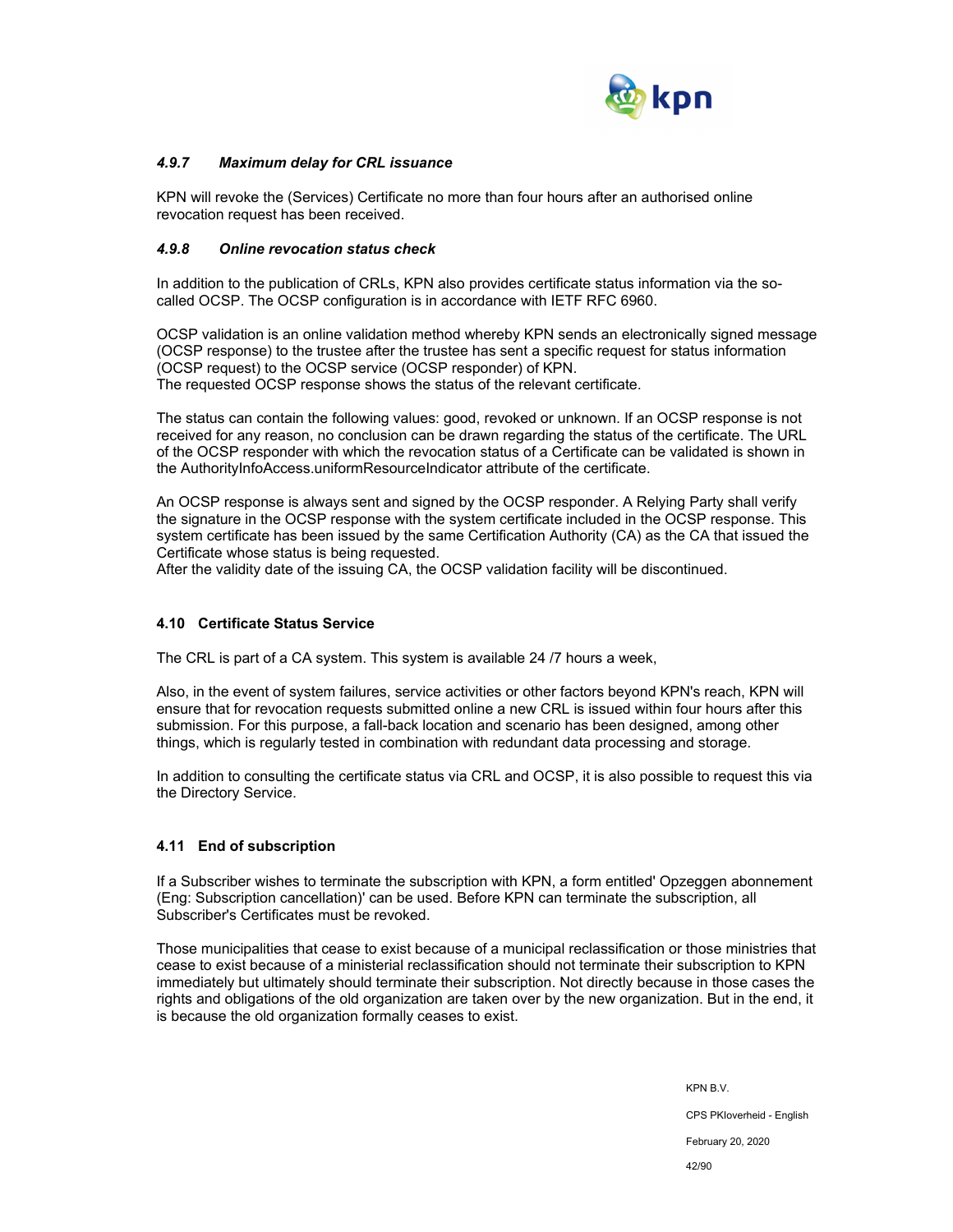#### *4.9.7 Maximum delay for CRL issuance*

KPN will revoke the (Services) Certificate no more than four hours after an authorised online revocation request has been received.

#### *4.9.8 Online revocation status check*

In addition to the publication of CRLs, KPN also provides certificate status information via the so-called OCSP. The OCSP configuration is in accordance with IETF RFC 6960.

OCSP validation is an online validation method whereby KPN sends an electronically signed message (OCSP response) to the trustee after the trustee has sent a specific request for status information (OCSP request) to the OCSP service (OCSP responder) of KPN.
The requested OCSP response shows the status of the relevant certificate.

The status can contain the following values: good, revoked or unknown. If an OCSP response is not received for any reason, no conclusion can be drawn regarding the status of the certificate. The URL of the OCSP responder with which the revocation status of a Certificate can be validated is shown in the AuthorityInfoAccess.uniformResourceIndicator attribute of the certificate.

An OCSP response is always sent and signed by the OCSP responder. A Relying Party shall verify the signature in the OCSP response with the system certificate included in the OCSP response. This system certificate has been issued by the same Certification Authority (CA) as the CA that issued the Certificate whose status is being requested.
After the validity date of the issuing CA, the OCSP validation facility will be discontinued.

### 4.10 Certificate Status Service

The CRL is part of a CA system. This system is available 24 /7 hours a week,

Also, in the event of system failures, service activities or other factors beyond KPN's reach, KPN will ensure that for revocation requests submitted online a new CRL is issued within four hours after this submission. For this purpose, a fall-back location and scenario has been designed, among other things, which is regularly tested in combination with redundant data processing and storage.

In addition to consulting the certificate status via CRL and OCSP, it is also possible to request this via the Directory Service.

### 4.11 End of subscription

If a Subscriber wishes to terminate the subscription with KPN, a form entitled' Opzeggen abonnement (Eng: Subscription cancellation)' can be used. Before KPN can terminate the subscription, all Subscriber's Certificates must be revoked.

Those municipalities that cease to exist because of a municipal reclassification or those ministries that cease to exist because of a ministerial reclassification should not terminate their subscription to KPN immediately but ultimately should terminate their subscription. Not directly because in those cases the rights and obligations of the old organization are taken over by the new organization. But in the end, it is because the old organization formally ceases to exist.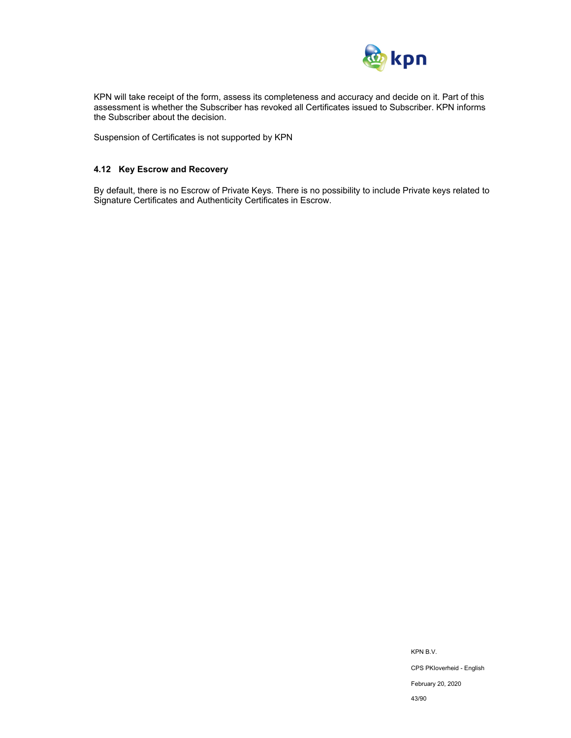KPN will take receipt of the form, assess its completeness and accuracy and decide on it. Part of this assessment is whether the Subscriber has revoked all Certificates issued to Subscriber. KPN informs the Subscriber about the decision.

Suspension of Certificates is not supported by KPN

## 4.12 Key Escrow and Recovery

By default, there is no Escrow of Private Keys. There is no possibility to include Private keys related to Signature Certificates and Authenticity Certificates in Escrow.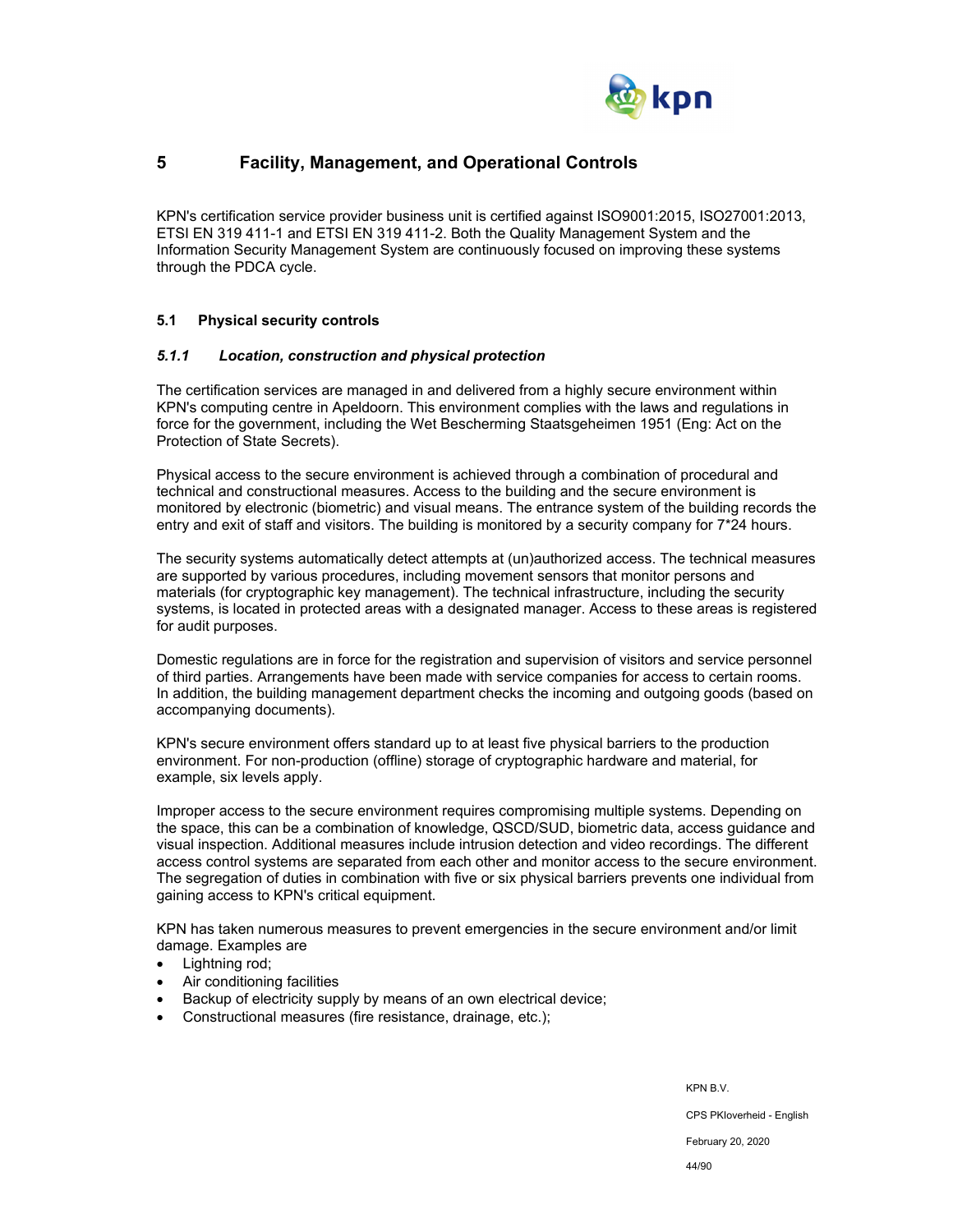# 5 Facility, Management, and Operational Controls

KPN's certification service provider business unit is certified against ISO9001:2015, ISO27001:2013, ETSI EN 319 411-1 and ETSI EN 319 411-2. Both the Quality Management System and the Information Security Management System are continuously focused on improving these systems through the PDCA cycle.

## 5.1 Physical security controls

### *5.1.1 Location, construction and physical protection*

The certification services are managed in and delivered from a highly secure environment within KPN's computing centre in Apeldoorn. This environment complies with the laws and regulations in force for the government, including the Wet Bescherming Staatsgeheimen 1951 (Eng: Act on the Protection of State Secrets).

Physical access to the secure environment is achieved through a combination of procedural and technical and constructional measures. Access to the building and the secure environment is monitored by electronic (biometric) and visual means. The entrance system of the building records the entry and exit of staff and visitors. The building is monitored by a security company for 7*24 hours.

The security systems automatically detect attempts at (un)authorized access. The technical measures are supported by various procedures, including movement sensors that monitor persons and materials (for cryptographic key management). The technical infrastructure, including the security systems, is located in protected areas with a designated manager. Access to these areas is registered for audit purposes.

Domestic regulations are in force for the registration and supervision of visitors and service personnel of third parties. Arrangements have been made with service companies for access to certain rooms. In addition, the building management department checks the incoming and outgoing goods (based on accompanying documents).

KPN's secure environment offers standard up to at least five physical barriers to the production environment. For non-production (offline) storage of cryptographic hardware and material, for example, six levels apply.

Improper access to the secure environment requires compromising multiple systems. Depending on the space, this can be a combination of knowledge, QSCD/SUD, biometric data, access guidance and visual inspection. Additional measures include intrusion detection and video recordings. The different access control systems are separated from each other and monitor access to the secure environment. The segregation of duties in combination with five or six physical barriers prevents one individual from gaining access to KPN's critical equipment.

KPN has taken numerous measures to prevent emergencies in the secure environment and/or limit damage. Examples are

- Lightning rod;
- Air conditioning facilities
- Backup of electricity supply by means of an own electrical device;
- Constructional measures (fire resistance, drainage, etc.);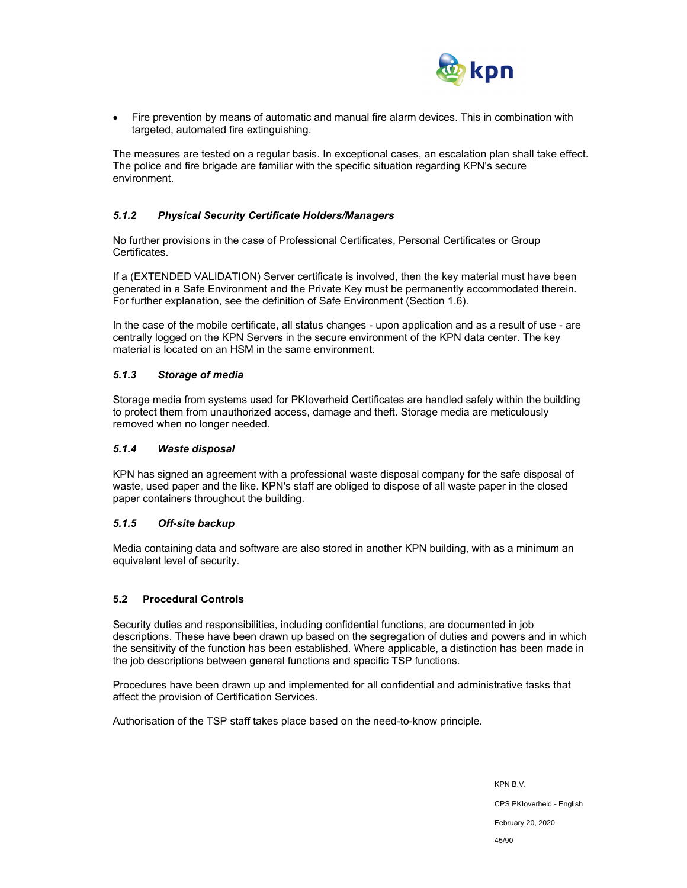- Fire prevention by means of automatic and manual fire alarm devices. This in combination with targeted, automated fire extinguishing.

The measures are tested on a regular basis. In exceptional cases, an escalation plan shall take effect. The police and fire brigade are familiar with the specific situation regarding KPN's secure environment.

#### *5.1.2 Physical Security Certificate Holders/Managers*

No further provisions in the case of Professional Certificates, Personal Certificates or Group Certificates.

If a (EXTENDED VALIDATION) Server certificate is involved, then the key material must have been generated in a Safe Environment and the Private Key must be permanently accommodated therein. For further explanation, see the definition of Safe Environment (Section 1.6).

In the case of the mobile certificate, all status changes - upon application and as a result of use - are centrally logged on the KPN Servers in the secure environment of the KPN data center. The key material is located on an HSM in the same environment.

#### *5.1.3 Storage of media*

Storage media from systems used for PKIoverheid Certificates are handled safely within the building to protect them from unauthorized access, damage and theft. Storage media are meticulously removed when no longer needed.

#### *5.1.4 Waste disposal*

KPN has signed an agreement with a professional waste disposal company for the safe disposal of waste, used paper and the like. KPN's staff are obliged to dispose of all waste paper in the closed paper containers throughout the building.

#### *5.1.5 Off-site backup*

Media containing data and software are also stored in another KPN building, with as a minimum an equivalent level of security.

### 5.2 Procedural Controls

Security duties and responsibilities, including confidential functions, are documented in job descriptions. These have been drawn up based on the segregation of duties and powers and in which the sensitivity of the function has been established. Where applicable, a distinction has been made in the job descriptions between general functions and specific TSP functions.

Procedures have been drawn up and implemented for all confidential and administrative tasks that affect the provision of Certification Services.

Authorisation of the TSP staff takes place based on the need-to-know principle.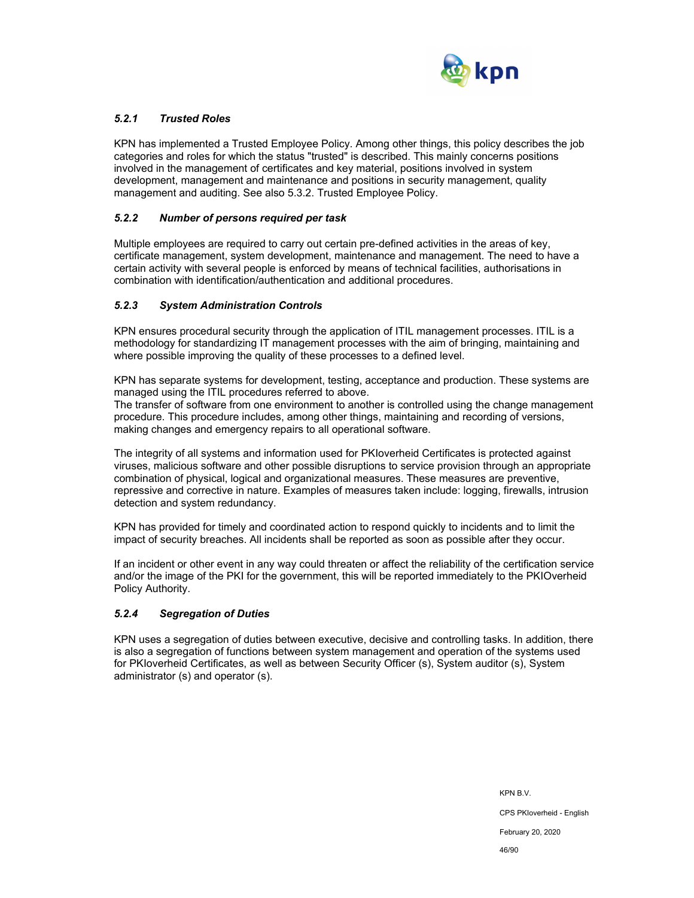#### *5.2.1 Trusted Roles*

KPN has implemented a Trusted Employee Policy. Among other things, this policy describes the job categories and roles for which the status "trusted" is described. This mainly concerns positions involved in the management of certificates and key material, positions involved in system development, management and maintenance and positions in security management, quality management and auditing. See also 5.3.2. Trusted Employee Policy.

#### *5.2.2 Number of persons required per task*

Multiple employees are required to carry out certain pre-defined activities in the areas of key, certificate management, system development, maintenance and management. The need to have a certain activity with several people is enforced by means of technical facilities, authorisations in combination with identification/authentication and additional procedures.

#### *5.2.3 System Administration Controls*

KPN ensures procedural security through the application of ITIL management processes. ITIL is a methodology for standardizing IT management processes with the aim of bringing, maintaining and where possible improving the quality of these processes to a defined level.

KPN has separate systems for development, testing, acceptance and production. These systems are managed using the ITIL procedures referred to above.
The transfer of software from one environment to another is controlled using the change management procedure. This procedure includes, among other things, maintaining and recording of versions, making changes and emergency repairs to all operational software.

The integrity of all systems and information used for PKIoverheid Certificates is protected against viruses, malicious software and other possible disruptions to service provision through an appropriate combination of physical, logical and organizational measures. These measures are preventive, repressive and corrective in nature. Examples of measures taken include: logging, firewalls, intrusion detection and system redundancy.

KPN has provided for timely and coordinated action to respond quickly to incidents and to limit the impact of security breaches. All incidents shall be reported as soon as possible after they occur.

If an incident or other event in any way could threaten or affect the reliability of the certification service and/or the image of the PKI for the government, this will be reported immediately to the PKIOverheid Policy Authority.

#### *5.2.4 Segregation of Duties*

KPN uses a segregation of duties between executive, decisive and controlling tasks. In addition, there is also a segregation of functions between system management and operation of the systems used for PKIoverheid Certificates, as well as between Security Officer (s), System auditor (s), System administrator (s) and operator (s).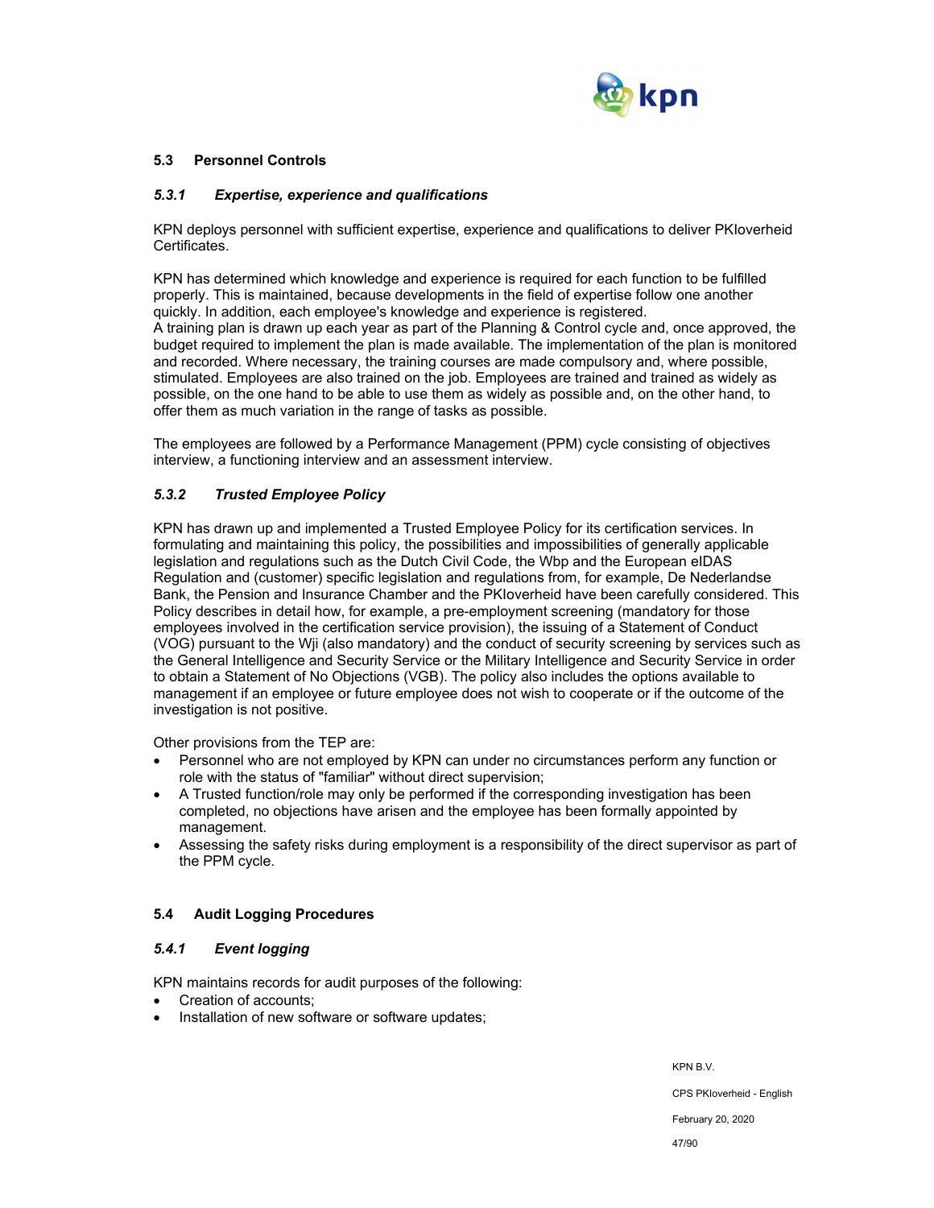## 5.3 Personnel Controls

### *5.3.1 Expertise, experience and qualifications*

KPN deploys personnel with sufficient expertise, experience and qualifications to deliver PKIoverheid Certificates.

KPN has determined which knowledge and experience is required for each function to be fulfilled properly. This is maintained, because developments in the field of expertise follow one another quickly. In addition, each employee's knowledge and experience is registered.
A training plan is drawn up each year as part of the Planning & Control cycle and, once approved, the budget required to implement the plan is made available. The implementation of the plan is monitored and recorded. Where necessary, the training courses are made compulsory and, where possible, stimulated. Employees are also trained on the job. Employees are trained and trained as widely as possible, on the one hand to be able to use them as widely as possible and, on the other hand, to offer them as much variation in the range of tasks as possible.

The employees are followed by a Performance Management (PPM) cycle consisting of objectives interview, a functioning interview and an assessment interview.

### *5.3.2 Trusted Employee Policy*

KPN has drawn up and implemented a Trusted Employee Policy for its certification services. In formulating and maintaining this policy, the possibilities and impossibilities of generally applicable legislation and regulations such as the Dutch Civil Code, the Wbp and the European eIDAS Regulation and (customer) specific legislation and regulations from, for example, De Nederlandse Bank, the Pension and Insurance Chamber and the PKIoverheid have been carefully considered. This Policy describes in detail how, for example, a pre-employment screening (mandatory for those employees involved in the certification service provision), the issuing of a Statement of Conduct (VOG) pursuant to the Wji (also mandatory) and the conduct of security screening by services such as the General Intelligence and Security Service or the Military Intelligence and Security Service in order to obtain a Statement of No Objections (VGB). The policy also includes the options available to management if an employee or future employee does not wish to cooperate or if the outcome of the investigation is not positive.

Other provisions from the TEP are:

- Personnel who are not employed by KPN can under no circumstances perform any function or role with the status of "familiar" without direct supervision;
- A Trusted function/role may only be performed if the corresponding investigation has been completed, no objections have arisen and the employee has been formally appointed by management.
- Assessing the safety risks during employment is a responsibility of the direct supervisor as part of the PPM cycle.

## 5.4 Audit Logging Procedures

### *5.4.1 Event logging*

KPN maintains records for audit purposes of the following:

- Creation of accounts;
- Installation of new software or software updates;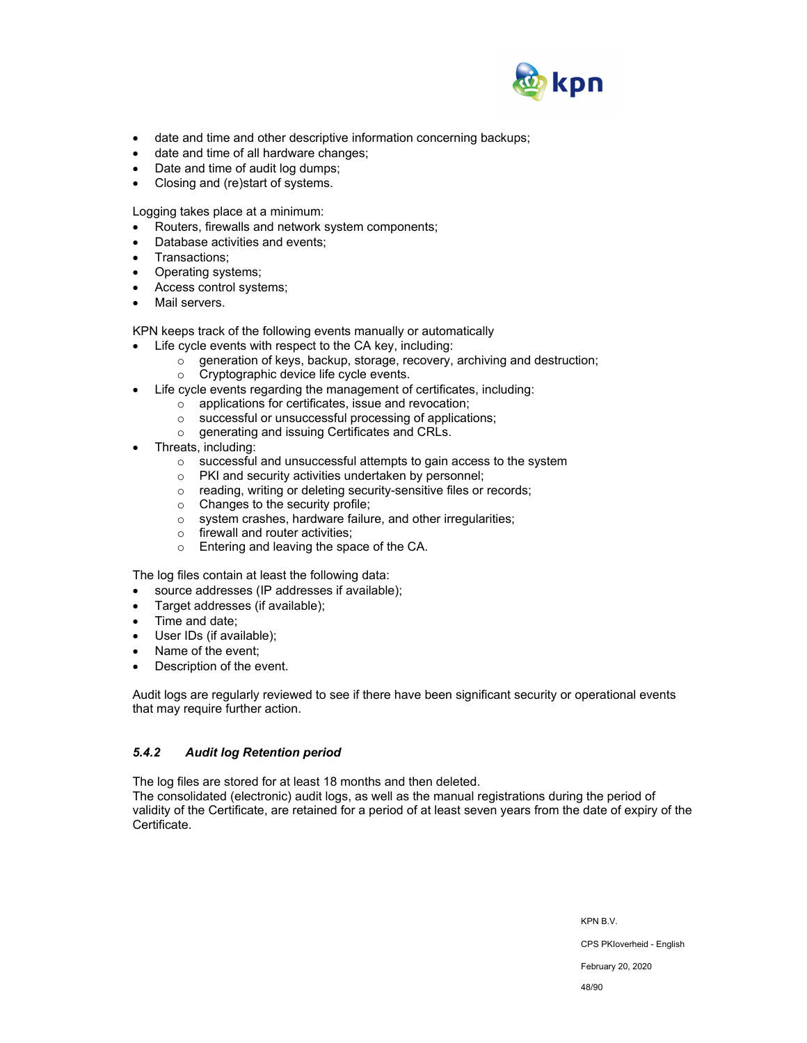- date and time and other descriptive information concerning backups;
- date and time of all hardware changes;
- Date and time of audit log dumps;
- Closing and (re)start of systems.

Logging takes place at a minimum:

- Routers, firewalls and network system components;
- Database activities and events;
- Transactions;
- Operating systems;
- Access control systems;
- Mail servers.

KPN keeps track of the following events manually or automatically

- Life cycle events with respect to the CA key, including:
  - generation of keys, backup, storage, recovery, archiving and destruction;
  - Cryptographic device life cycle events.
- Life cycle events regarding the management of certificates, including:
  - applications for certificates, issue and revocation;
  - successful or unsuccessful processing of applications;
  - generating and issuing Certificates and CRLs.
- Threats, including:
  - successful and unsuccessful attempts to gain access to the system
  - PKI and security activities undertaken by personnel;
  - reading, writing or deleting security-sensitive files or records;
  - Changes to the security profile;
  - system crashes, hardware failure, and other irregularities;
  - firewall and router activities;
  - Entering and leaving the space of the CA.

The log files contain at least the following data:

- source addresses (IP addresses if available);
- Target addresses (if available);
- Time and date;
- User IDs (if available);
- Name of the event;
- Description of the event.

Audit logs are regularly reviewed to see if there have been significant security or operational events that may require further action.

### *5.4.2 Audit log Retention period*

The log files are stored for at least 18 months and then deleted.
The consolidated (electronic) audit logs, as well as the manual registrations during the period of validity of the Certificate, are retained for a period of at least seven years from the date of expiry of the Certificate.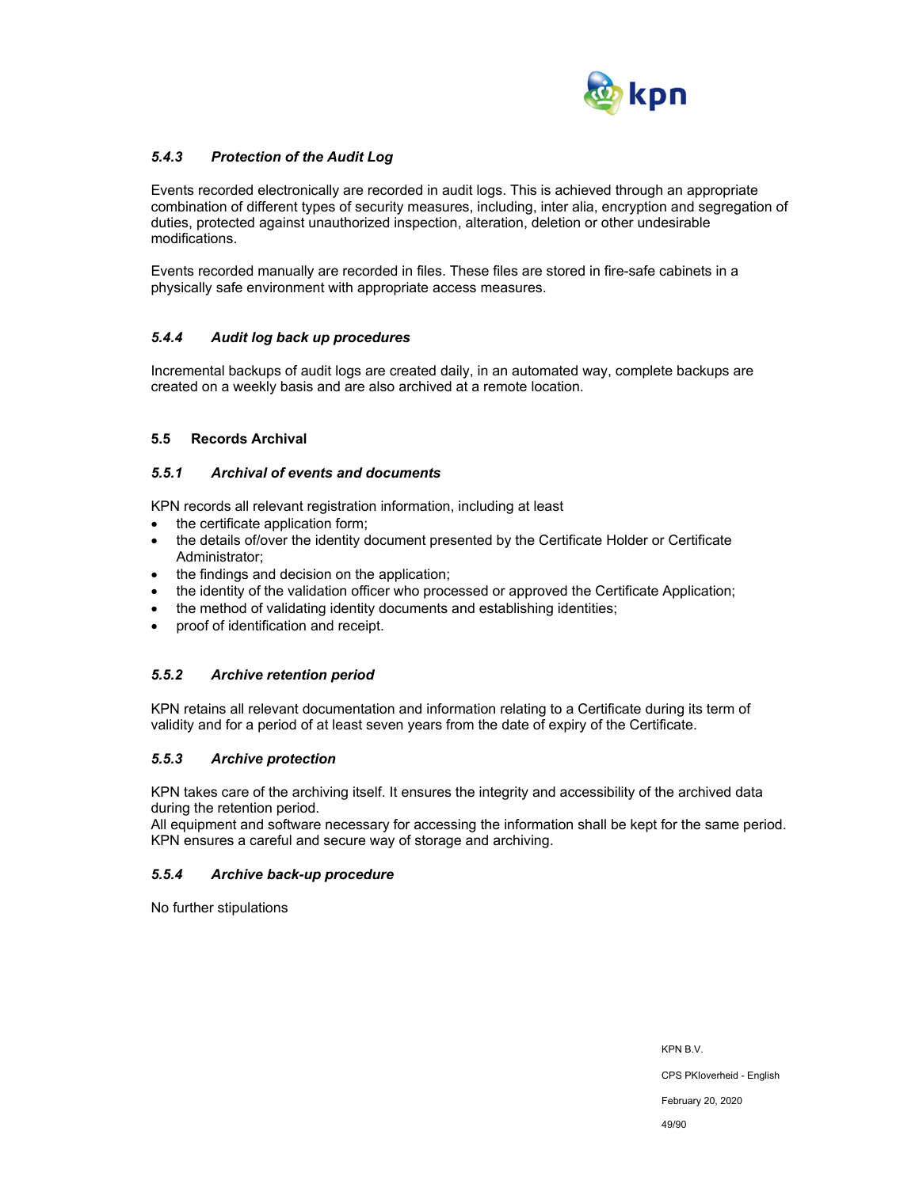#### *5.4.3 Protection of the Audit Log*

Events recorded electronically are recorded in audit logs. This is achieved through an appropriate combination of different types of security measures, including, inter alia, encryption and segregation of duties, protected against unauthorized inspection, alteration, deletion or other undesirable modifications.

Events recorded manually are recorded in files. These files are stored in fire-safe cabinets in a physically safe environment with appropriate access measures.

#### *5.4.4 Audit log back up procedures*

Incremental backups of audit logs are created daily, in an automated way, complete backups are created on a weekly basis and are also archived at a remote location.

### 5.5 Records Archival

#### *5.5.1 Archival of events and documents*

KPN records all relevant registration information, including at least

- the certificate application form;
- the details of/over the identity document presented by the Certificate Holder or Certificate Administrator;
- the findings and decision on the application;
- the identity of the validation officer who processed or approved the Certificate Application;
- the method of validating identity documents and establishing identities;
- proof of identification and receipt.

#### *5.5.2 Archive retention period*

KPN retains all relevant documentation and information relating to a Certificate during its term of validity and for a period of at least seven years from the date of expiry of the Certificate.

#### *5.5.3 Archive protection*

KPN takes care of the archiving itself. It ensures the integrity and accessibility of the archived data during the retention period.
All equipment and software necessary for accessing the information shall be kept for the same period.
KPN ensures a careful and secure way of storage and archiving.

#### *5.5.4 Archive back-up procedure*

No further stipulations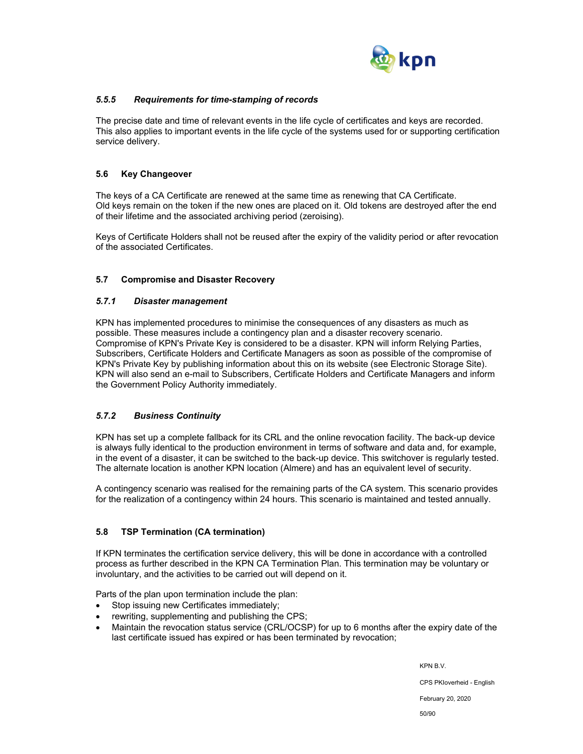#### *5.5.5 Requirements for time-stamping of records*

The precise date and time of relevant events in the life cycle of certificates and keys are recorded. This also applies to important events in the life cycle of the systems used for or supporting certification service delivery.

### 5.6 Key Changeover

The keys of a CA Certificate are renewed at the same time as renewing that CA Certificate. Old keys remain on the token if the new ones are placed on it. Old tokens are destroyed after the end of their lifetime and the associated archiving period (zeroising).

Keys of Certificate Holders shall not be reused after the expiry of the validity period or after revocation of the associated Certificates.

### 5.7 Compromise and Disaster Recovery

#### *5.7.1 Disaster management*

KPN has implemented procedures to minimise the consequences of any disasters as much as possible. These measures include a contingency plan and a disaster recovery scenario. Compromise of KPN's Private Key is considered to be a disaster. KPN will inform Relying Parties, Subscribers, Certificate Holders and Certificate Managers as soon as possible of the compromise of KPN's Private Key by publishing information about this on its website (see Electronic Storage Site). KPN will also send an e-mail to Subscribers, Certificate Holders and Certificate Managers and inform the Government Policy Authority immediately.

#### *5.7.2 Business Continuity*

KPN has set up a complete fallback for its CRL and the online revocation facility. The back-up device is always fully identical to the production environment in terms of software and data and, for example, in the event of a disaster, it can be switched to the back-up device. This switchover is regularly tested. The alternate location is another KPN location (Almere) and has an equivalent level of security.

A contingency scenario was realised for the remaining parts of the CA system. This scenario provides for the realization of a contingency within 24 hours. This scenario is maintained and tested annually.

### 5.8 TSP Termination (CA termination)

If KPN terminates the certification service delivery, this will be done in accordance with a controlled process as further described in the KPN CA Termination Plan. This termination may be voluntary or involuntary, and the activities to be carried out will depend on it.

Parts of the plan upon termination include the plan:

- Stop issuing new Certificates immediately;
- rewriting, supplementing and publishing the CPS;
- Maintain the revocation status service (CRL/OCSP) for up to 6 months after the expiry date of the last certificate issued has expired or has been terminated by revocation;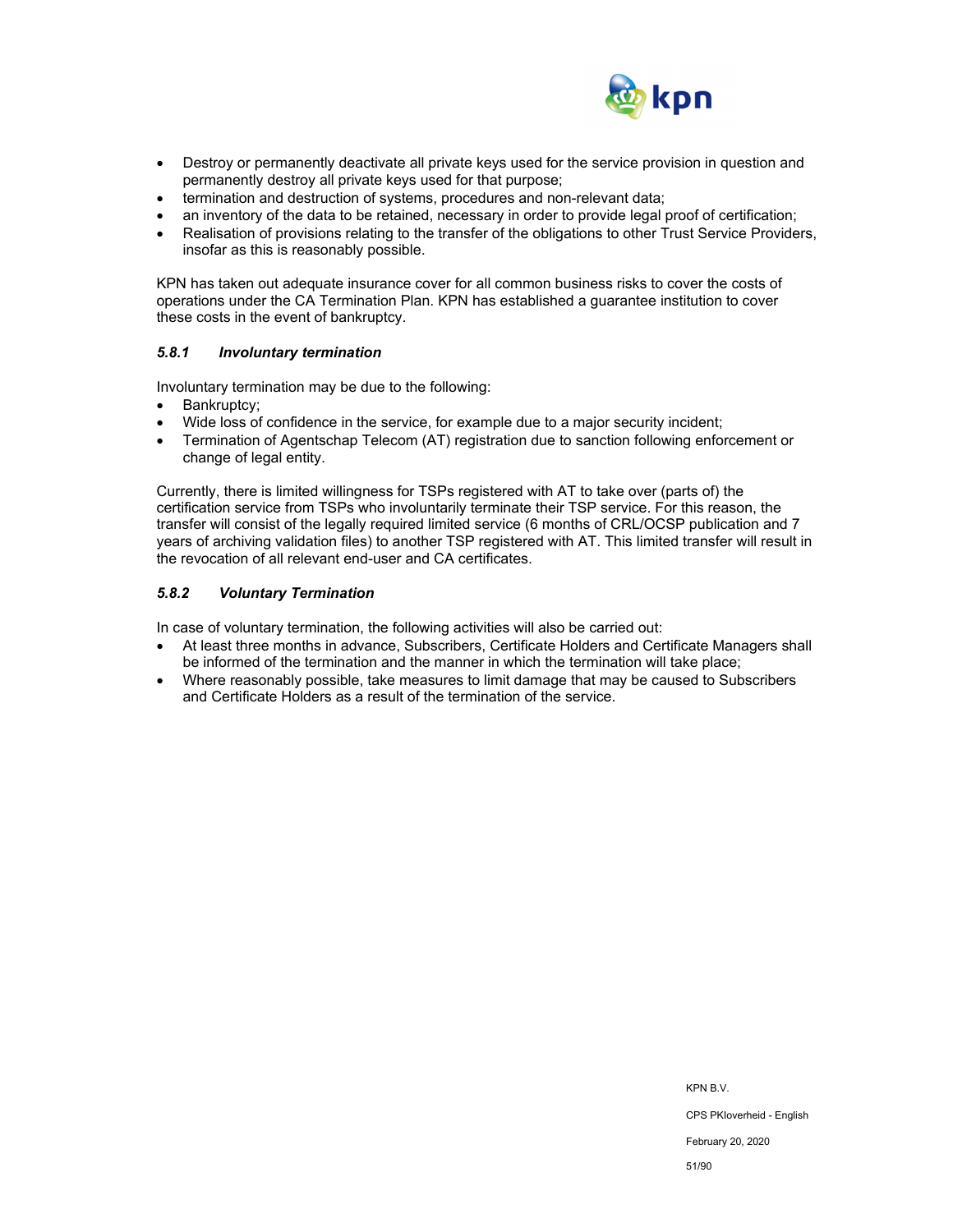- Destroy or permanently deactivate all private keys used for the service provision in question and permanently destroy all private keys used for that purpose;
- termination and destruction of systems, procedures and non-relevant data;
- an inventory of the data to be retained, necessary in order to provide legal proof of certification;
- Realisation of provisions relating to the transfer of the obligations to other Trust Service Providers, insofar as this is reasonably possible.

KPN has taken out adequate insurance cover for all common business risks to cover the costs of operations under the CA Termination Plan. KPN has established a guarantee institution to cover these costs in the event of bankruptcy.

### *5.8.1 Involuntary termination*

Involuntary termination may be due to the following:

- Bankruptcy;
- Wide loss of confidence in the service, for example due to a major security incident;
- Termination of Agentschap Telecom (AT) registration due to sanction following enforcement or change of legal entity.

Currently, there is limited willingness for TSPs registered with AT to take over (parts of) the certification service from TSPs who involuntarily terminate their TSP service. For this reason, the transfer will consist of the legally required limited service (6 months of CRL/OCSP publication and 7 years of archiving validation files) to another TSP registered with AT. This limited transfer will result in the revocation of all relevant end-user and CA certificates.

### *5.8.2 Voluntary Termination*

In case of voluntary termination, the following activities will also be carried out:

- At least three months in advance, Subscribers, Certificate Holders and Certificate Managers shall be informed of the termination and the manner in which the termination will take place;
- Where reasonably possible, take measures to limit damage that may be caused to Subscribers and Certificate Holders as a result of the termination of the service.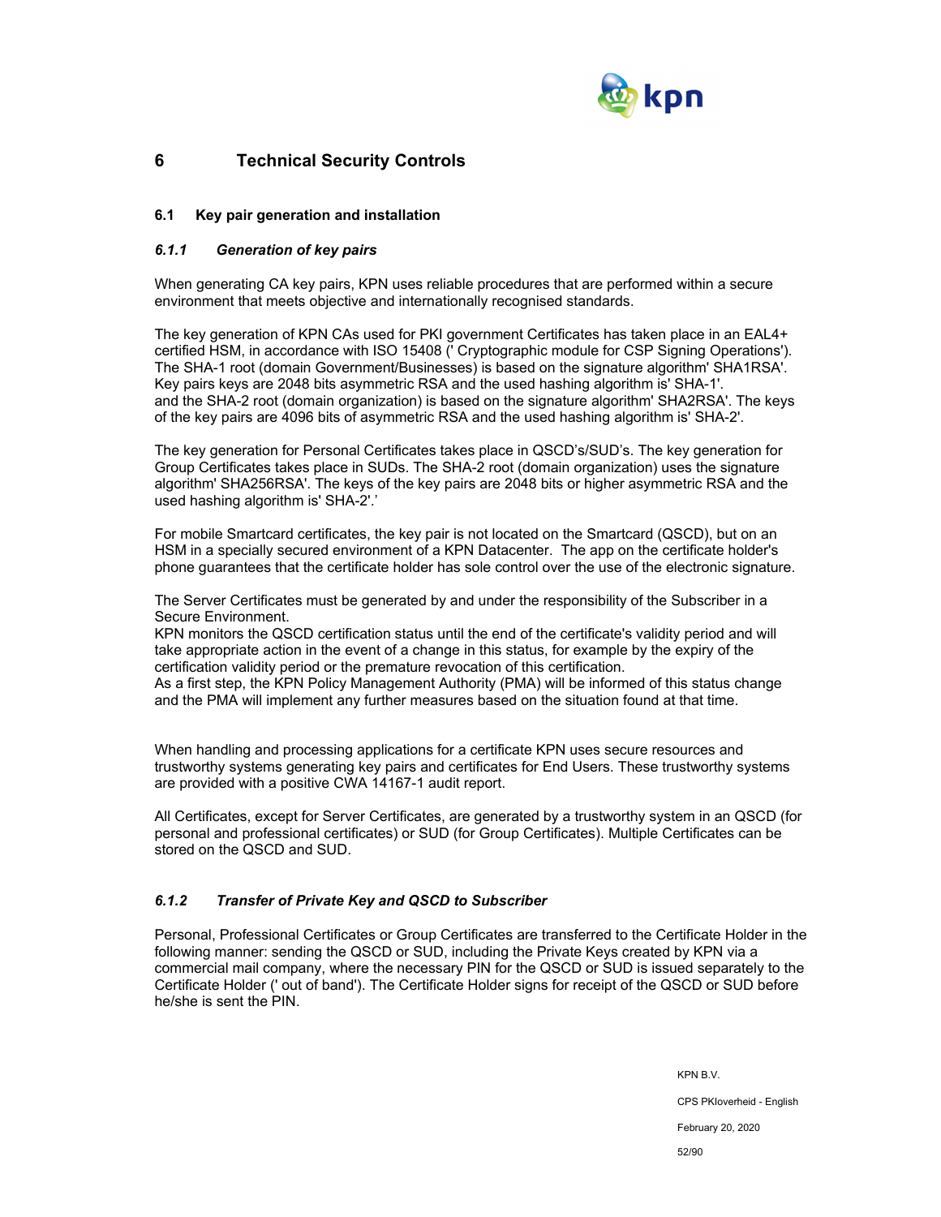# 6 Technical Security Controls

## 6.1 Key pair generation and installation

### *6.1.1 Generation of key pairs*

When generating CA key pairs, KPN uses reliable procedures that are performed within a secure environment that meets objective and internationally recognised standards.

The key generation of KPN CAs used for PKI government Certificates has taken place in an EAL4+ certified HSM, in accordance with ISO 15408 (' Cryptographic module for CSP Signing Operations'). The SHA-1 root (domain Government/Businesses) is based on the signature algorithm' SHA1RSA'. Key pairs keys are 2048 bits asymmetric RSA and the used hashing algorithm is' SHA-1'. and the SHA-2 root (domain organization) is based on the signature algorithm' SHA2RSA'. The keys of the key pairs are 4096 bits of asymmetric RSA and the used hashing algorithm is' SHA-2'.

The key generation for Personal Certificates takes place in QSCD's/SUD's. The key generation for Group Certificates takes place in SUDs. The SHA-2 root (domain organization) uses the signature algorithm' SHA256RSA'. The keys of the key pairs are 2048 bits or higher asymmetric RSA and the used hashing algorithm is' SHA-2'.'

For mobile Smartcard certificates, the key pair is not located on the Smartcard (QSCD), but on an HSM in a specially secured environment of a KPN Datacenter. The app on the certificate holder's phone guarantees that the certificate holder has sole control over the use of the electronic signature.

The Server Certificates must be generated by and under the responsibility of the Subscriber in a Secure Environment.
KPN monitors the QSCD certification status until the end of the certificate's validity period and will take appropriate action in the event of a change in this status, for example by the expiry of the certification validity period or the premature revocation of this certification.
As a first step, the KPN Policy Management Authority (PMA) will be informed of this status change and the PMA will implement any further measures based on the situation found at that time.

When handling and processing applications for a certificate KPN uses secure resources and trustworthy systems generating key pairs and certificates for End Users. These trustworthy systems are provided with a positive CWA 14167-1 audit report.

All Certificates, except for Server Certificates, are generated by a trustworthy system in an QSCD (for personal and professional certificates) or SUD (for Group Certificates). Multiple Certificates can be stored on the QSCD and SUD.

### *6.1.2 Transfer of Private Key and QSCD to Subscriber*

Personal, Professional Certificates or Group Certificates are transferred to the Certificate Holder in the following manner: sending the QSCD or SUD, including the Private Keys created by KPN via a commercial mail company, where the necessary PIN for the QSCD or SUD is issued separately to the Certificate Holder (' out of band'). The Certificate Holder signs for receipt of the QSCD or SUD before he/she is sent the PIN.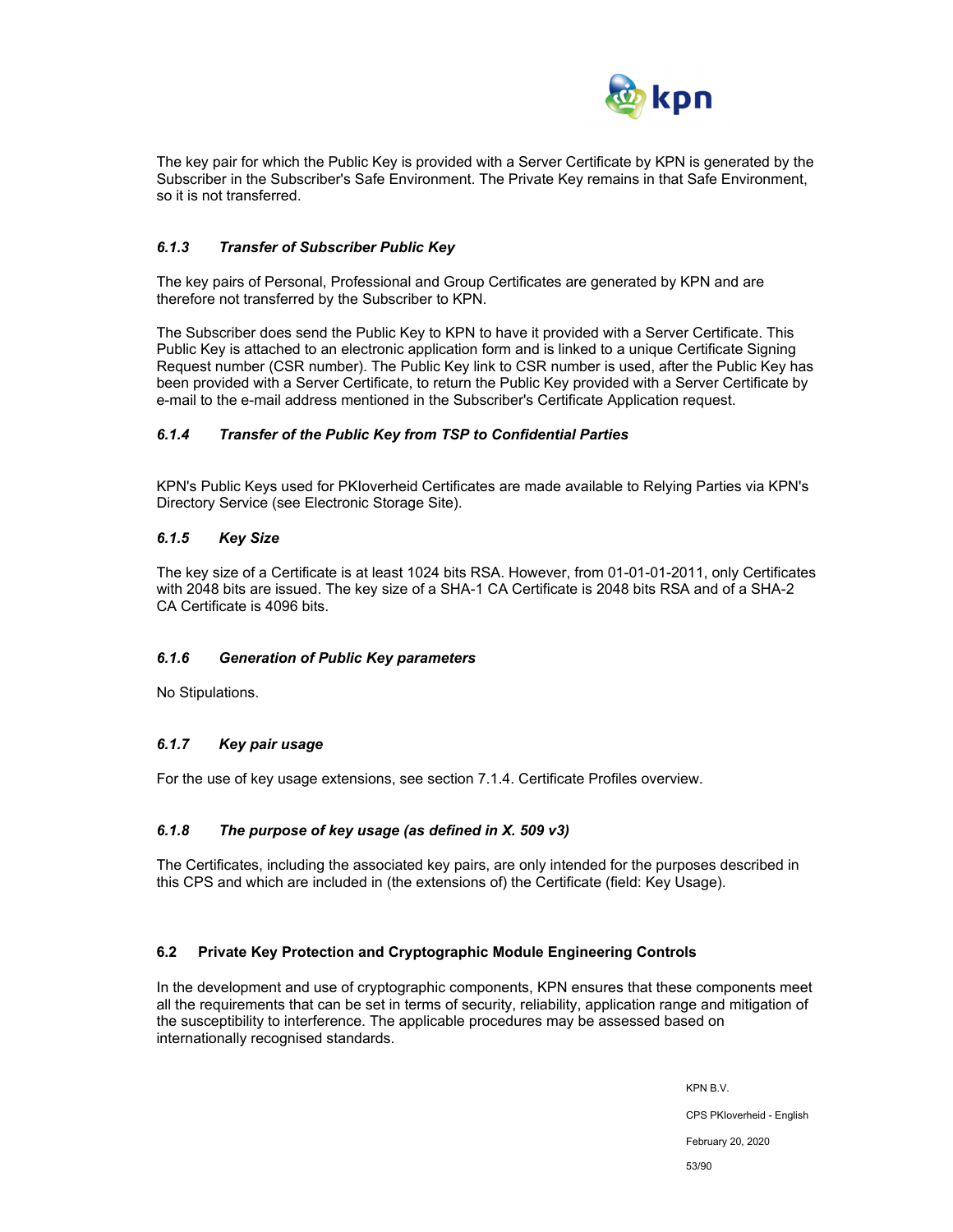The key pair for which the Public Key is provided with a Server Certificate by KPN is generated by the Subscriber in the Subscriber's Safe Environment. The Private Key remains in that Safe Environment, so it is not transferred.

#### *6.1.3 Transfer of Subscriber Public Key*

The key pairs of Personal, Professional and Group Certificates are generated by KPN and are therefore not transferred by the Subscriber to KPN.

The Subscriber does send the Public Key to KPN to have it provided with a Server Certificate. This Public Key is attached to an electronic application form and is linked to a unique Certificate Signing Request number (CSR number). The Public Key link to CSR number is used, after the Public Key has been provided with a Server Certificate, to return the Public Key provided with a Server Certificate by e-mail to the e-mail address mentioned in the Subscriber's Certificate Application request.

#### *6.1.4 Transfer of the Public Key from TSP to Confidential Parties*

KPN's Public Keys used for PKIoverheid Certificates are made available to Relying Parties via KPN's Directory Service (see Electronic Storage Site).

#### *6.1.5 Key Size*

The key size of a Certificate is at least 1024 bits RSA. However, from 01-01-01-2011, only Certificates with 2048 bits are issued. The key size of a SHA-1 CA Certificate is 2048 bits RSA and of a SHA-2 CA Certificate is 4096 bits.

#### *6.1.6 Generation of Public Key parameters*

No Stipulations.

#### *6.1.7 Key pair usage*

For the use of key usage extensions, see section 7.1.4. Certificate Profiles overview.

#### *6.1.8 The purpose of key usage (as defined in X. 509 v3)*

The Certificates, including the associated key pairs, are only intended for the purposes described in this CPS and which are included in (the extensions of) the Certificate (field: Key Usage).

### 6.2 Private Key Protection and Cryptographic Module Engineering Controls

In the development and use of cryptographic components, KPN ensures that these components meet all the requirements that can be set in terms of security, reliability, application range and mitigation of the susceptibility to interference. The applicable procedures may be assessed based on internationally recognised standards.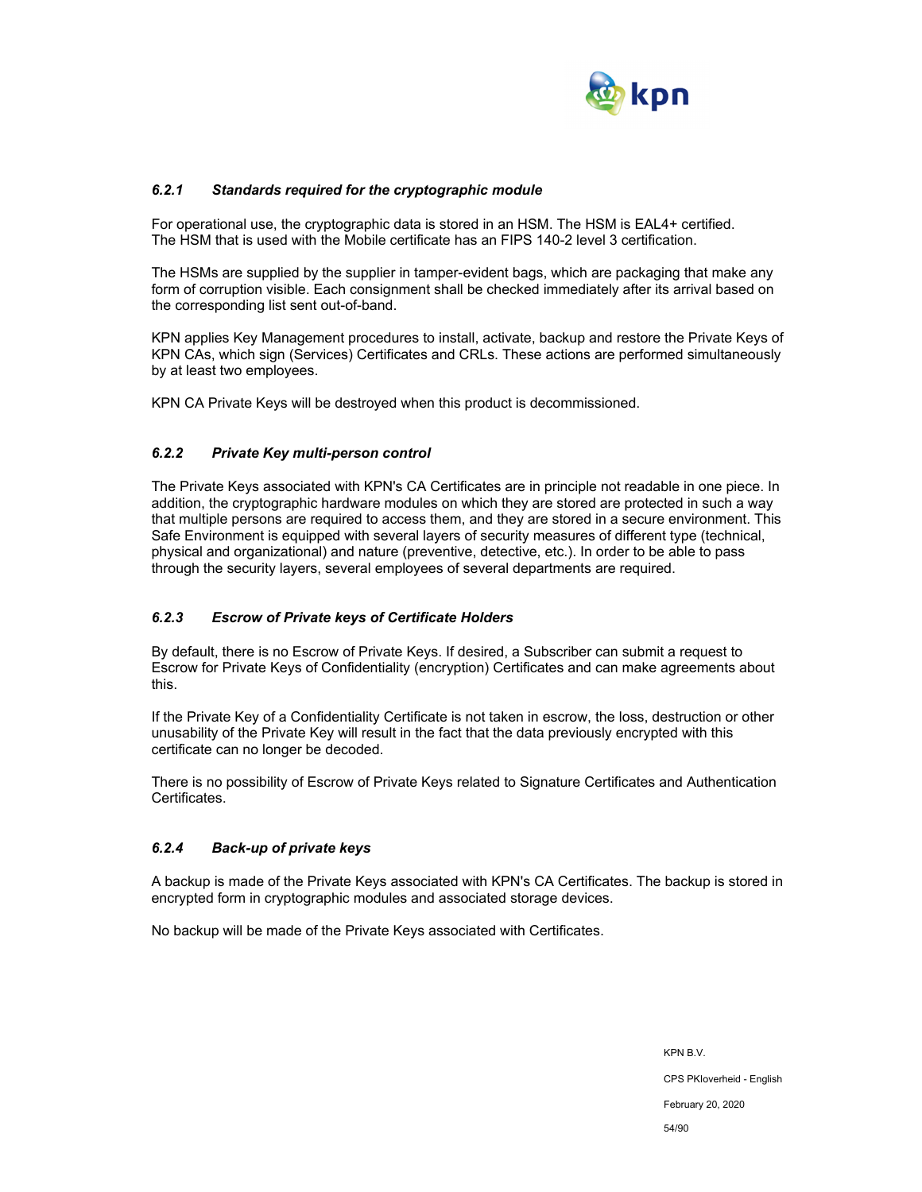#### *6.2.1 Standards required for the cryptographic module*

For operational use, the cryptographic data is stored in an HSM. The HSM is EAL4+ certified. The HSM that is used with the Mobile certificate has an FIPS 140-2 level 3 certification.

The HSMs are supplied by the supplier in tamper-evident bags, which are packaging that make any form of corruption visible. Each consignment shall be checked immediately after its arrival based on the corresponding list sent out-of-band.

KPN applies Key Management procedures to install, activate, backup and restore the Private Keys of KPN CAs, which sign (Services) Certificates and CRLs. These actions are performed simultaneously by at least two employees.

KPN CA Private Keys will be destroyed when this product is decommissioned.

#### *6.2.2 Private Key multi-person control*

The Private Keys associated with KPN's CA Certificates are in principle not readable in one piece. In addition, the cryptographic hardware modules on which they are stored are protected in such a way that multiple persons are required to access them, and they are stored in a secure environment. This Safe Environment is equipped with several layers of security measures of different type (technical, physical and organizational) and nature (preventive, detective, etc.). In order to be able to pass through the security layers, several employees of several departments are required.

#### *6.2.3 Escrow of Private keys of Certificate Holders*

By default, there is no Escrow of Private Keys. If desired, a Subscriber can submit a request to Escrow for Private Keys of Confidentiality (encryption) Certificates and can make agreements about this.

If the Private Key of a Confidentiality Certificate is not taken in escrow, the loss, destruction or other unusability of the Private Key will result in the fact that the data previously encrypted with this certificate can no longer be decoded.

There is no possibility of Escrow of Private Keys related to Signature Certificates and Authentication Certificates.

#### *6.2.4 Back-up of private keys*

A backup is made of the Private Keys associated with KPN's CA Certificates. The backup is stored in encrypted form in cryptographic modules and associated storage devices.

No backup will be made of the Private Keys associated with Certificates.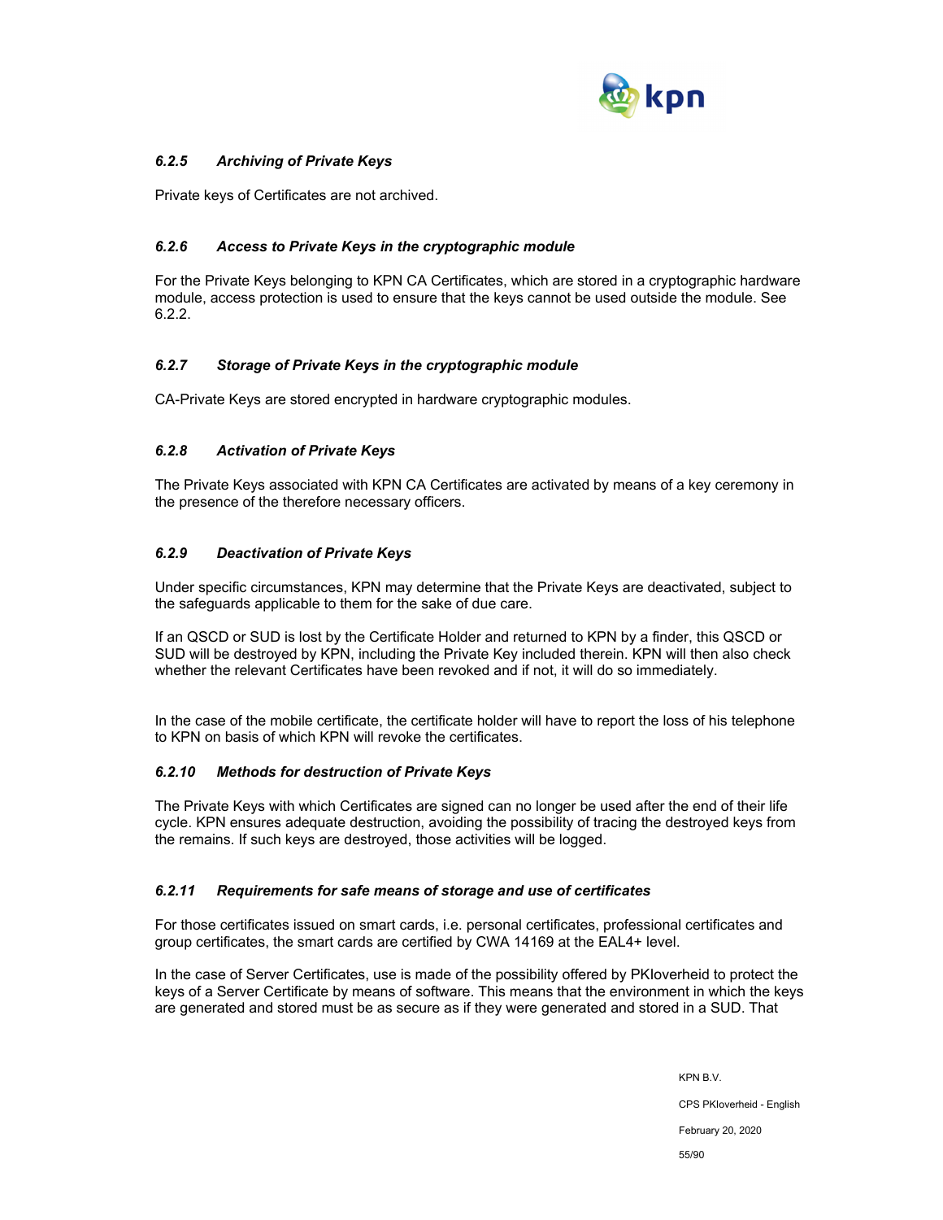#### *6.2.5 Archiving of Private Keys*

Private keys of Certificates are not archived.

#### *6.2.6 Access to Private Keys in the cryptographic module*

For the Private Keys belonging to KPN CA Certificates, which are stored in a cryptographic hardware module, access protection is used to ensure that the keys cannot be used outside the module. See 6.2.2.

#### *6.2.7 Storage of Private Keys in the cryptographic module*

CA-Private Keys are stored encrypted in hardware cryptographic modules.

#### *6.2.8 Activation of Private Keys*

The Private Keys associated with KPN CA Certificates are activated by means of a key ceremony in the presence of the therefore necessary officers.

#### *6.2.9 Deactivation of Private Keys*

Under specific circumstances, KPN may determine that the Private Keys are deactivated, subject to the safeguards applicable to them for the sake of due care.

If an QSCD or SUD is lost by the Certificate Holder and returned to KPN by a finder, this QSCD or SUD will be destroyed by KPN, including the Private Key included therein. KPN will then also check whether the relevant Certificates have been revoked and if not, it will do so immediately.

In the case of the mobile certificate, the certificate holder will have to report the loss of his telephone to KPN on basis of which KPN will revoke the certificates.

#### *6.2.10 Methods for destruction of Private Keys*

The Private Keys with which Certificates are signed can no longer be used after the end of their life cycle. KPN ensures adequate destruction, avoiding the possibility of tracing the destroyed keys from the remains. If such keys are destroyed, those activities will be logged.

#### *6.2.11 Requirements for safe means of storage and use of certificates*

For those certificates issued on smart cards, i.e. personal certificates, professional certificates and group certificates, the smart cards are certified by CWA 14169 at the EAL4+ level.

In the case of Server Certificates, use is made of the possibility offered by PKIoverheid to protect the keys of a Server Certificate by means of software. This means that the environment in which the keys are generated and stored must be as secure as if they were generated and stored in a SUD. That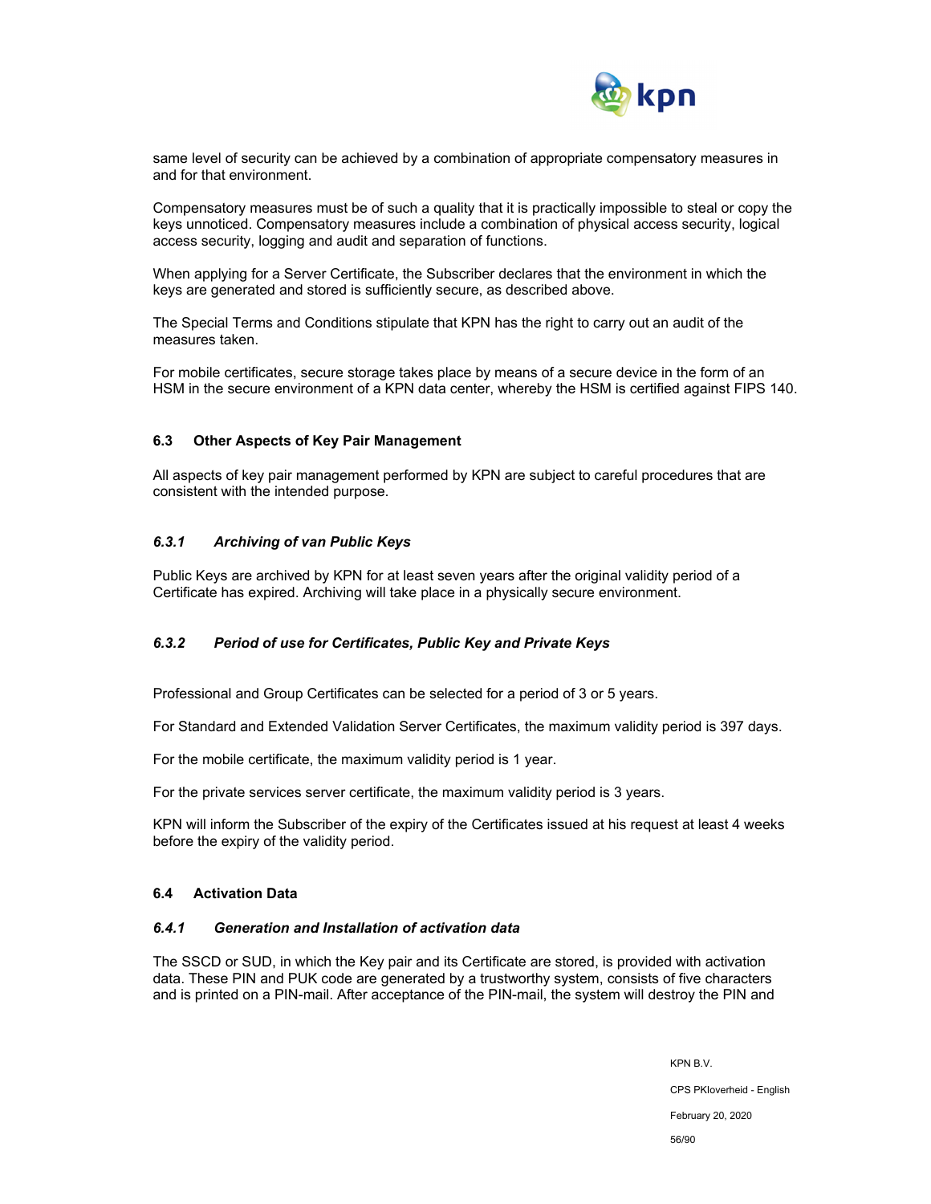same level of security can be achieved by a combination of appropriate compensatory measures in and for that environment.

Compensatory measures must be of such a quality that it is practically impossible to steal or copy the keys unnoticed. Compensatory measures include a combination of physical access security, logical access security, logging and audit and separation of functions.

When applying for a Server Certificate, the Subscriber declares that the environment in which the keys are generated and stored is sufficiently secure, as described above.

The Special Terms and Conditions stipulate that KPN has the right to carry out an audit of the measures taken.

For mobile certificates, secure storage takes place by means of a secure device in the form of an HSM in the secure environment of a KPN data center, whereby the HSM is certified against FIPS 140.

## 6.3 Other Aspects of Key Pair Management

All aspects of key pair management performed by KPN are subject to careful procedures that are consistent with the intended purpose.

### *6.3.1 Archiving of van Public Keys*

Public Keys are archived by KPN for at least seven years after the original validity period of a Certificate has expired. Archiving will take place in a physically secure environment.

### *6.3.2 Period of use for Certificates, Public Key and Private Keys*

Professional and Group Certificates can be selected for a period of 3 or 5 years.

For Standard and Extended Validation Server Certificates, the maximum validity period is 397 days.

For the mobile certificate, the maximum validity period is 1 year.

For the private services server certificate, the maximum validity period is 3 years.

KPN will inform the Subscriber of the expiry of the Certificates issued at his request at least 4 weeks before the expiry of the validity period.

## 6.4 Activation Data

### *6.4.1 Generation and Installation of activation data*

The SSCD or SUD, in which the Key pair and its Certificate are stored, is provided with activation data. These PIN and PUK code are generated by a trustworthy system, consists of five characters and is printed on a PIN-mail. After acceptance of the PIN-mail, the system will destroy the PIN and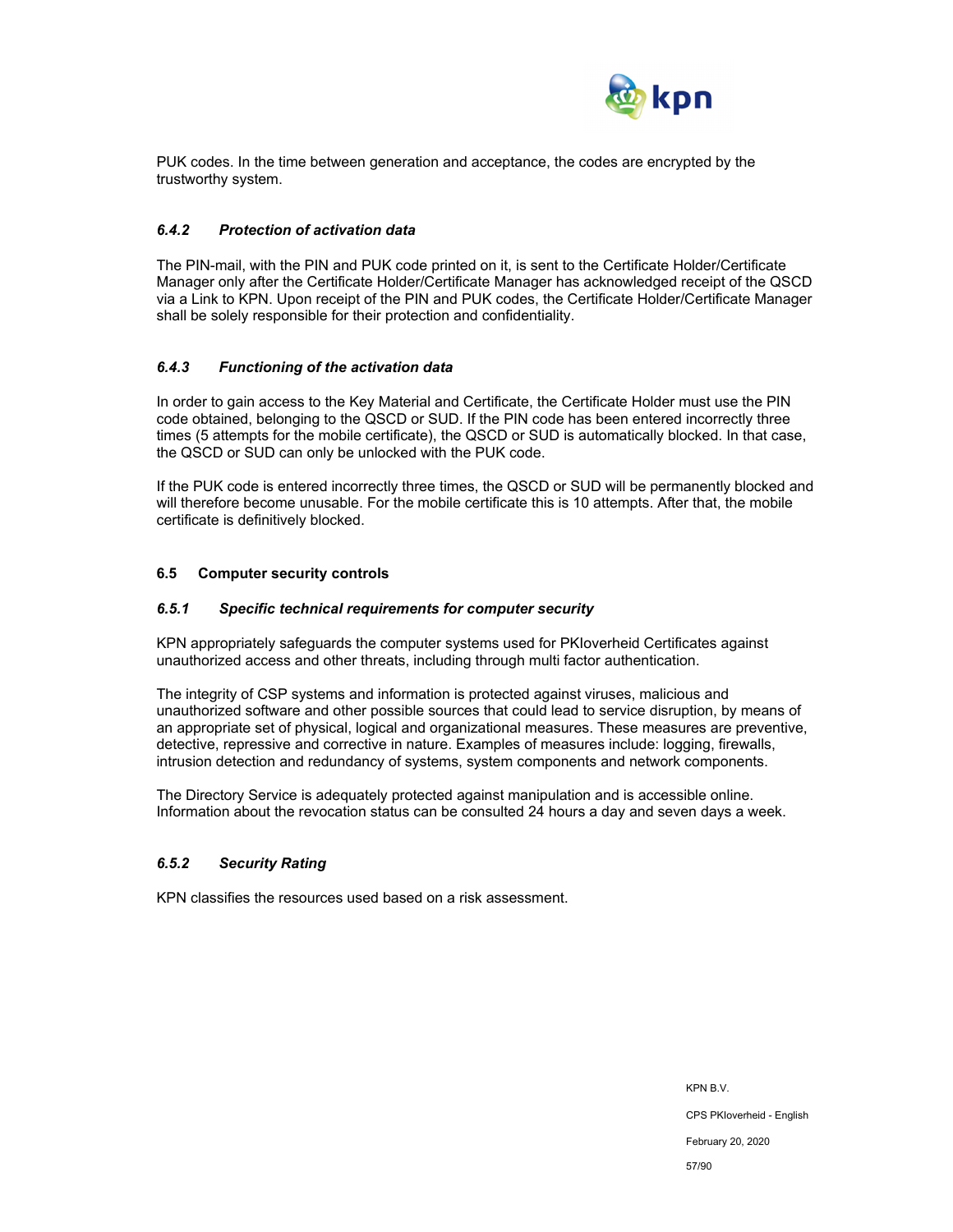PUK codes. In the time between generation and acceptance, the codes are encrypted by the trustworthy system.

### *6.4.2 Protection of activation data*

The PIN-mail, with the PIN and PUK code printed on it, is sent to the Certificate Holder/Certificate Manager only after the Certificate Holder/Certificate Manager has acknowledged receipt of the QSCD via a Link to KPN. Upon receipt of the PIN and PUK codes, the Certificate Holder/Certificate Manager shall be solely responsible for their protection and confidentiality.

### *6.4.3 Functioning of the activation data*

In order to gain access to the Key Material and Certificate, the Certificate Holder must use the PIN code obtained, belonging to the QSCD or SUD. If the PIN code has been entered incorrectly three times (5 attempts for the mobile certificate), the QSCD or SUD is automatically blocked. In that case, the QSCD or SUD can only be unlocked with the PUK code.

If the PUK code is entered incorrectly three times, the QSCD or SUD will be permanently blocked and will therefore become unusable. For the mobile certificate this is 10 attempts. After that, the mobile certificate is definitively blocked.

## 6.5 Computer security controls

### *6.5.1 Specific technical requirements for computer security*

KPN appropriately safeguards the computer systems used for PKIoverheid Certificates against unauthorized access and other threats, including through multi factor authentication.

The integrity of CSP systems and information is protected against viruses, malicious and unauthorized software and other possible sources that could lead to service disruption, by means of an appropriate set of physical, logical and organizational measures. These measures are preventive, detective, repressive and corrective in nature. Examples of measures include: logging, firewalls, intrusion detection and redundancy of systems, system components and network components.

The Directory Service is adequately protected against manipulation and is accessible online. Information about the revocation status can be consulted 24 hours a day and seven days a week.

### *6.5.2 Security Rating*

KPN classifies the resources used based on a risk assessment.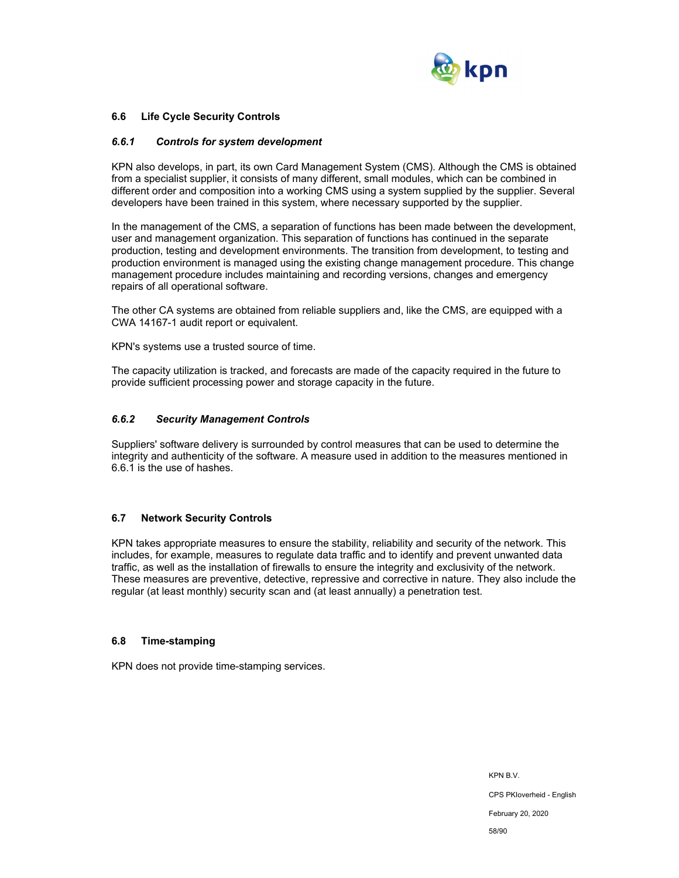## 6.6 Life Cycle Security Controls

### *6.6.1 Controls for system development*

KPN also develops, in part, its own Card Management System (CMS). Although the CMS is obtained from a specialist supplier, it consists of many different, small modules, which can be combined in different order and composition into a working CMS using a system supplied by the supplier. Several developers have been trained in this system, where necessary supported by the supplier.

In the management of the CMS, a separation of functions has been made between the development, user and management organization. This separation of functions has continued in the separate production, testing and development environments. The transition from development, to testing and production environment is managed using the existing change management procedure. This change management procedure includes maintaining and recording versions, changes and emergency repairs of all operational software.

The other CA systems are obtained from reliable suppliers and, like the CMS, are equipped with a CWA 14167-1 audit report or equivalent.

KPN's systems use a trusted source of time.

The capacity utilization is tracked, and forecasts are made of the capacity required in the future to provide sufficient processing power and storage capacity in the future.

### *6.6.2 Security Management Controls*

Suppliers' software delivery is surrounded by control measures that can be used to determine the integrity and authenticity of the software. A measure used in addition to the measures mentioned in 6.6.1 is the use of hashes.

## 6.7 Network Security Controls

KPN takes appropriate measures to ensure the stability, reliability and security of the network. This includes, for example, measures to regulate data traffic and to identify and prevent unwanted data traffic, as well as the installation of firewalls to ensure the integrity and exclusivity of the network. These measures are preventive, detective, repressive and corrective in nature. They also include the regular (at least monthly) security scan and (at least annually) a penetration test.

## 6.8 Time-stamping

KPN does not provide time-stamping services.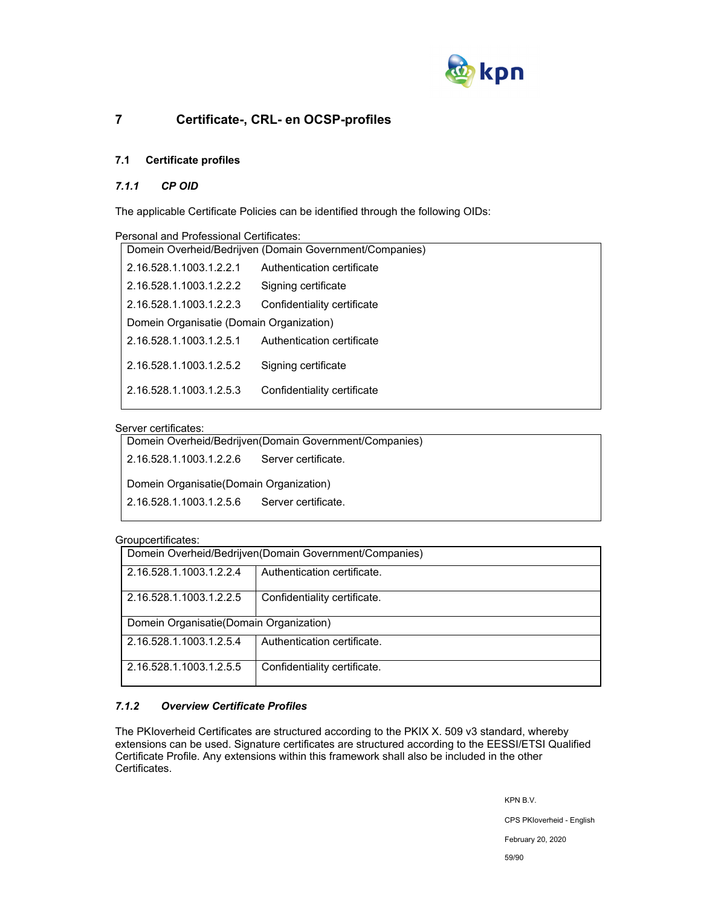# 7 Certificate-, CRL- en OCSP-profiles

## 7.1 Certificate profiles

### *7.1.1 CP OID*

The applicable Certificate Policies can be identified through the following OIDs:

Personal and Professional Certificates:

| Domein Overheid/Bedrijven (Domain Government/Companies) | |
|---|---|
| 2.16.528.1.1003.1.2.2.1 | Authentication certificate |
| 2.16.528.1.1003.1.2.2.2 | Signing certificate |
| 2.16.528.1.1003.1.2.2.3 | Confidentiality certificate |
| Domein Organisatie (Domain Organization) | |
| 2.16.528.1.1003.1.2.5.1 | Authentication certificate |
| 2.16.528.1.1003.1.2.5.2 | Signing certificate |
| 2.16.528.1.1003.1.2.5.3 | Confidentiality certificate |

Server certificates:

| Domein Overheid/Bedrijven(Domain Government/Companies) | |
|---|---|
| 2.16.528.1.1003.1.2.2.6 | Server certificate. |
| Domein Organisatie(Domain Organization) | |
| 2.16.528.1.1003.1.2.5.6 | Server certificate. |

Groupcertificates:

| Domein Overheid/Bedrijven(Domain Government/Companies) | |
|---|---|
| 2.16.528.1.1003.1.2.2.4 | Authentication certificate. |
| 2.16.528.1.1003.1.2.2.5 | Confidentiality certificate. |
| Domein Organisatie(Domain Organization) | |
| 2.16.528.1.1003.1.2.5.4 | Authentication certificate. |
| 2.16.528.1.1003.1.2.5.5 | Confidentiality certificate. |

### *7.1.2 Overview Certificate Profiles*

The PKIoverheid Certificates are structured according to the PKIX X. 509 v3 standard, whereby extensions can be used. Signature certificates are structured according to the EESSI/ETSI Qualified Certificate Profile. Any extensions within this framework shall also be included in the other Certificates.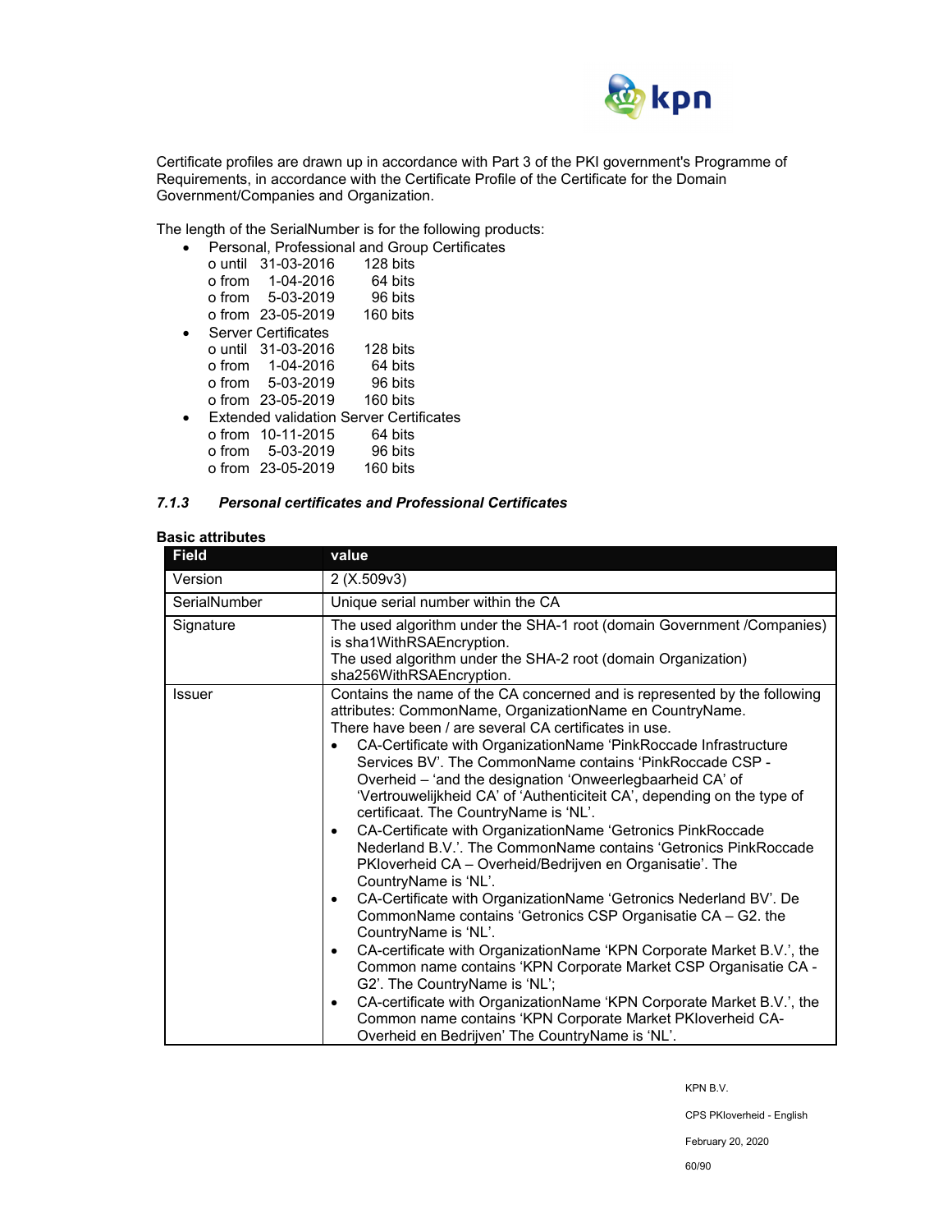Certificate profiles are drawn up in accordance with Part 3 of the PKI government's Programme of Requirements, in accordance with the Certificate Profile of the Certificate for the Domain Government/Companies and Organization.

The length of the SerialNumber is for the following products:

- Personal, Professional and Group Certificates
  - o until 31-03-2016 128 bits
  - o from 1-04-2016 64 bits
  - o from 5-03-2019 96 bits
  - o from 23-05-2019 160 bits
- Server Certificates
  - o until 31-03-2016 128 bits
  - o from 1-04-2016 64 bits
  - o from 5-03-2019 96 bits
  - o from 23-05-2019 160 bits
- Extended validation Server Certificates
  - o from 10-11-2015 64 bits
  - o from 5-03-2019 96 bits
  - o from 23-05-2019 160 bits

### *7.1.3 Personal certificates and Professional Certificates*

**Basic attributes**

| Field | value |
|---|---|
| Version | 2 (X.509v3) |
| SerialNumber | Unique serial number within the CA |
| Signature | The used algorithm under the SHA-1 root (domain Government /Companies) is sha1WithRSAEncryption.<br>The used algorithm under the SHA-2 root (domain Organization) sha256WithRSAEncryption. |
| Issuer | Contains the name of the CA concerned and is represented by the following attributes: CommonName, OrganizationName en CountryName.<br>There have been / are several CA certificates in use.<br>• CA-Certificate with OrganizationName 'PinkRoccade Infrastructure Services BV'. The CommonName contains 'PinkRoccade CSP - Overheid – 'and the designation 'Onweerlegbaarheid CA' of 'Vertrouwelijkheid CA' of 'Authenticiteit CA', depending on the type of certificaat. The CountryName is 'NL'.<br>• CA-Certificate with OrganizationName 'Getronics PinkRoccade Nederland B.V.'. The CommonName contains 'Getronics PinkRoccade PKIoverheid CA – Overheid/Bedrijven en Organisatie'. The CountryName is 'NL'.<br>• CA-Certificate with OrganizationName 'Getronics Nederland BV'. De CommonName contains 'Getronics CSP Organisatie CA – G2. the CountryName is 'NL'.<br>• CA-certificate with OrganizationName 'KPN Corporate Market B.V.', the Common name contains 'KPN Corporate Market CSP Organisatie CA - G2'. The CountryName is 'NL';<br>• CA-certificate with OrganizationName 'KPN Corporate Market B.V.', the Common name contains 'KPN Corporate Market PKIoverheid CA- Overheid en Bedrijven' The CountryName is 'NL'. |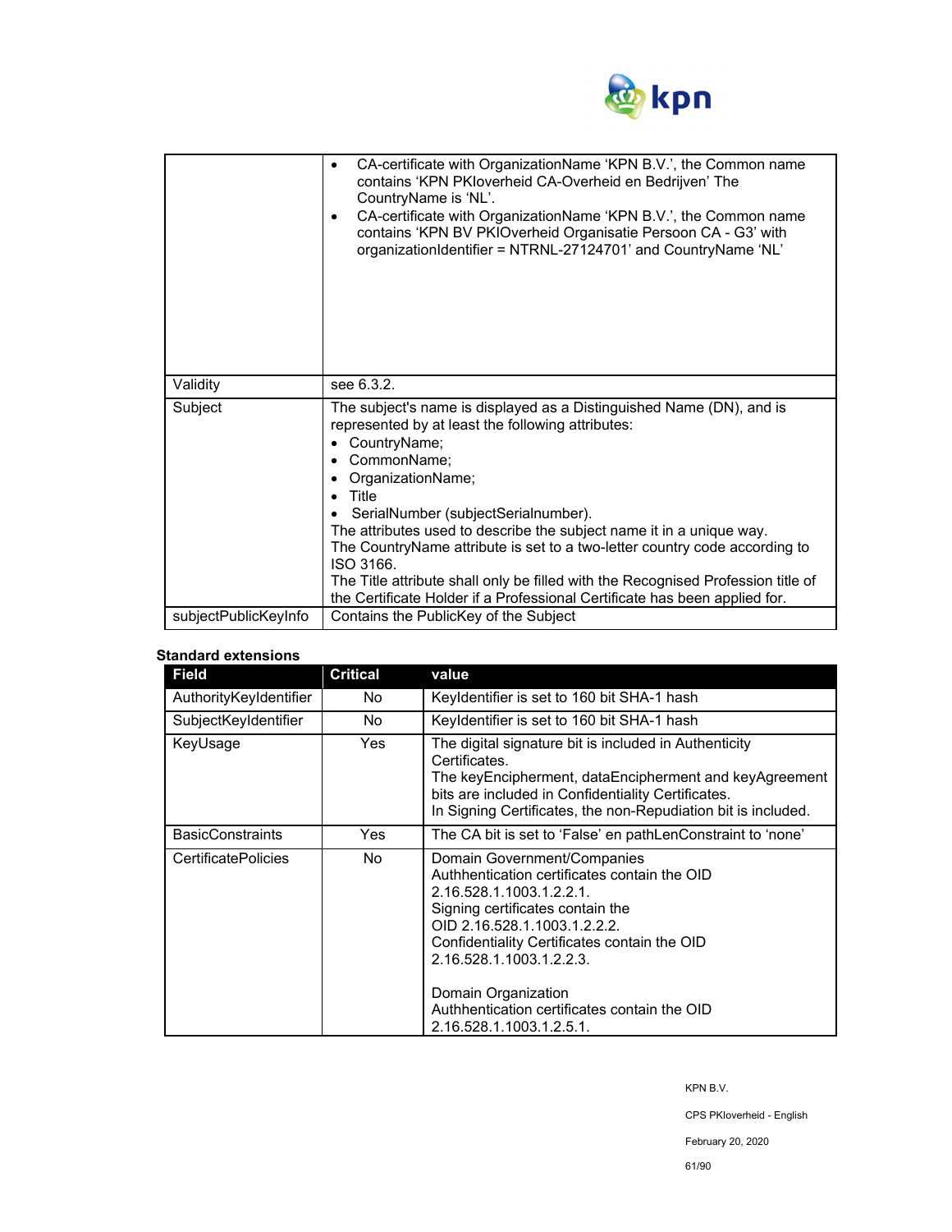| | |
|---|---|
| | • CA-certificate with OrganizationName 'KPN B.V.', the Common name contains 'KPN PKIoverheid CA-Overheid en Bedrijven' The CountryName is 'NL'.<br>• CA-certificate with OrganizationName 'KPN B.V.', the Common name contains 'KPN BV PKIOverheid Organisatie Persoon CA - G3' with organizationIdentifier = NTRNL-27124701' and CountryName 'NL' |
| Validity | see 6.3.2. |
| Subject | The subject's name is displayed as a Distinguished Name (DN), and is represented by at least the following attributes:<br>• CountryName;<br>• CommonName;<br>• OrganizationName;<br>• Title<br>• SerialNumber (subjectSerialnumber).<br>The attributes used to describe the subject name it in a unique way.<br>The CountryName attribute is set to a two-letter country code according to ISO 3166.<br>The Title attribute shall only be filled with the Recognised Profession title of the Certificate Holder if a Professional Certificate has been applied for. |
| subjectPublicKeyInfo | Contains the PublicKey of the Subject |

**Standard extensions**

| Field | Critical | value |
|---|---|---|
| AuthorityKeyIdentifier | No | KeyIdentifier is set to 160 bit SHA-1 hash |
| SubjectKeyIdentifier | No | KeyIdentifier is set to 160 bit SHA-1 hash |
| KeyUsage | Yes | The digital signature bit is included in Authenticity Certificates.<br>The keyEncipherment, dataEncipherment and keyAgreement bits are included in Confidentiality Certificates.<br>In Signing Certificates, the non-Repudiation bit is included. |
| BasicConstraints | Yes | The CA bit is set to 'False' en pathLenConstraint to 'none' |
| CertificatePolicies | No | Domain Government/Companies<br>Authhentication certificates contain the OID 2.16.528.1.1003.1.2.2.1.<br>Signing certificates contain the OID 2.16.528.1.1003.1.2.2.2.<br>Confidentiality Certificates contain the OID 2.16.528.1.1003.1.2.2.3.<br><br>Domain Organization<br>Authhentication certificates contain the OID 2.16.528.1.1003.1.2.5.1. |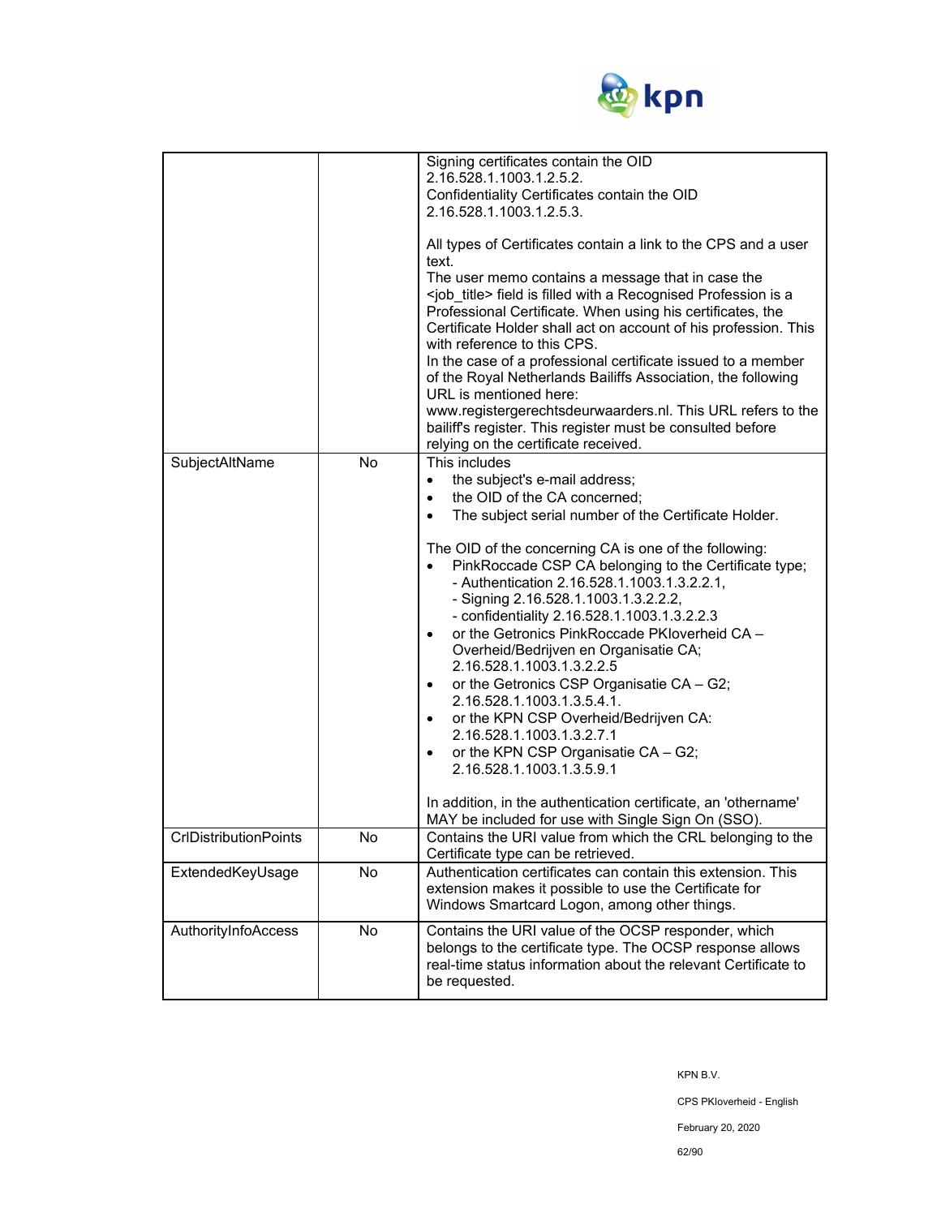| | | |
|---|---|---|
| | | Signing certificates contain the OID 2.16.528.1.1003.1.2.5.2.<br>Confidentiality Certificates contain the OID 2.16.528.1.1003.1.2.5.3.<br><br>All types of Certificates contain a link to the CPS and a user text.<br>The user memo contains a message that in case the <job_title> field is filled with a Recognised Profession is a Professional Certificate. When using his certificates, the Certificate Holder shall act on account of his profession. This with reference to this CPS.<br>In the case of a professional certificate issued to a member of the Royal Netherlands Bailiffs Association, the following URL is mentioned here: www.registergerechtsdeurwaarders.nl. This URL refers to the bailiff's register. This register must be consulted before relying on the certificate received. |
| SubjectAltName | No | This includes<br>• the subject's e-mail address;<br>• the OID of the CA concerned;<br>• The subject serial number of the Certificate Holder.<br><br>The OID of the concerning CA is one of the following:<br>• PinkRoccade CSP CA belonging to the Certificate type;<br>- Authentication 2.16.528.1.1003.1.3.2.2.1,<br>- Signing 2.16.528.1.1003.1.3.2.2.2,<br>- confidentiality 2.16.528.1.1003.1.3.2.2.3<br>• or the Getronics PinkRoccade PKIoverheid CA – Overheid/Bedrijven en Organisatie CA; 2.16.528.1.1003.1.3.2.2.5<br>• or the Getronics CSP Organisatie CA – G2; 2.16.528.1.1003.1.3.5.4.1.<br>• or the KPN CSP Overheid/Bedrijven CA: 2.16.528.1.1003.1.3.2.7.1<br>• or the KPN CSP Organisatie CA – G2; 2.16.528.1.1003.1.3.5.9.1<br><br>In addition, in the authentication certificate, an 'othername' MAY be included for use with Single Sign On (SSO). |
| CrlDistributionPoints | No | Contains the URI value from which the CRL belonging to the Certificate type can be retrieved. |
| ExtendedKeyUsage | No | Authentication certificates can contain this extension. This extension makes it possible to use the Certificate for Windows Smartcard Logon, among other things. |
| AuthorityInfoAccess | No | Contains the URI value of the OCSP responder, which belongs to the certificate type. The OCSP response allows real-time status information about the relevant Certificate to be requested. |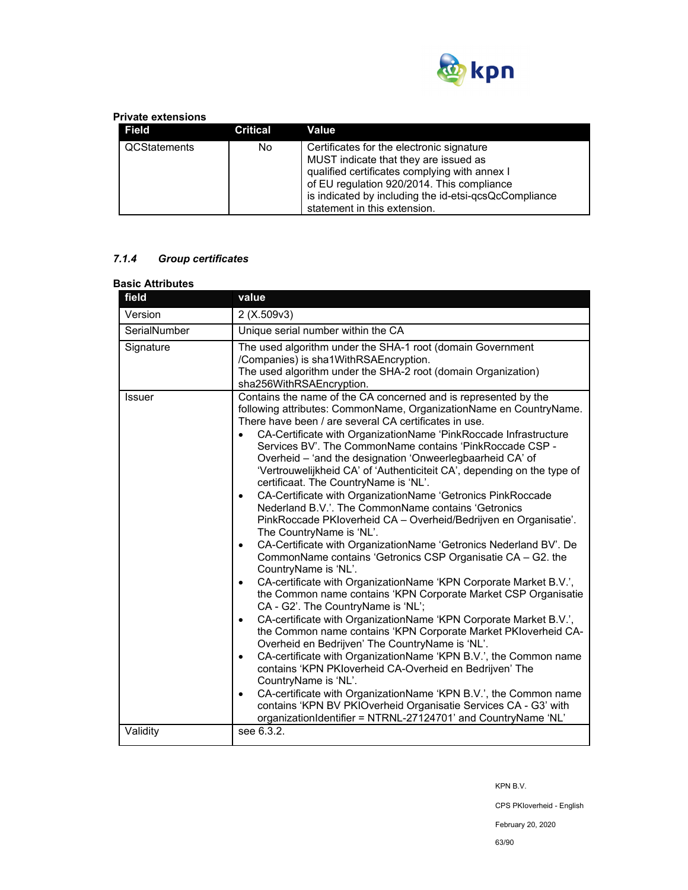**Private extensions**

| Field | Critical | Value |
|---|---|---|
| QCStatements | No | Certificates for the electronic signature MUST indicate that they are issued as qualified certificates complying with annex I of EU regulation 920/2014. This compliance is indicated by including the id-etsi-qcsQcCompliance statement in this extension. |

### *7.1.4 Group certificates*

**Basic Attributes**

| field | value |
|---|---|
| Version | 2 (X.509v3) |
| SerialNumber | Unique serial number within the CA |
| Signature | The used algorithm under the SHA-1 root (domain Government /Companies) is sha1WithRSAEncryption.<br>The used algorithm under the SHA-2 root (domain Organization) sha256WithRSAEncryption. |
| Issuer | Contains the name of the CA concerned and is represented by the following attributes: CommonName, OrganizationName en CountryName. There have been / are several CA certificates in use.<br>• CA-Certificate with OrganizationName 'PinkRoccade Infrastructure Services BV'. The CommonName contains 'PinkRoccade CSP - Overheid – 'and the designation 'Onweerlegbaarheid CA' of 'Vertrouwelijkheid CA' of 'Authenticiteit CA', depending on the type of certificaat. The CountryName is 'NL'.<br>• CA-Certificate with OrganizationName 'Getronics PinkRoccade Nederland B.V.'. The CommonName contains 'Getronics PinkRoccade PKIoverheid CA – Overheid/Bedrijven en Organisatie'. The CountryName is 'NL'.<br>• CA-Certificate with OrganizationName 'Getronics Nederland BV'. De CommonName contains 'Getronics CSP Organisatie CA – G2. the CountryName is 'NL'.<br>• CA-certificate with OrganizationName 'KPN Corporate Market B.V.', the Common name contains 'KPN Corporate Market CSP Organisatie CA - G2'. The CountryName is 'NL';<br>• CA-certificate with OrganizationName 'KPN Corporate Market B.V.', the Common name contains 'KPN Corporate Market PKIoverheid CA-Overheid en Bedrijven' The CountryName is 'NL'.<br>• CA-certificate with OrganizationName 'KPN B.V.', the Common name contains 'KPN PKIoverheid CA-Overheid en Bedrijven' The CountryName is 'NL'.<br>• CA-certificate with OrganizationName 'KPN B.V.', the Common name contains 'KPN BV PKIOverheid Organisatie Services CA - G3' with organizationIdentifier = NTRNL-27124701' and CountryName 'NL' |
| Validity | see 6.3.2. |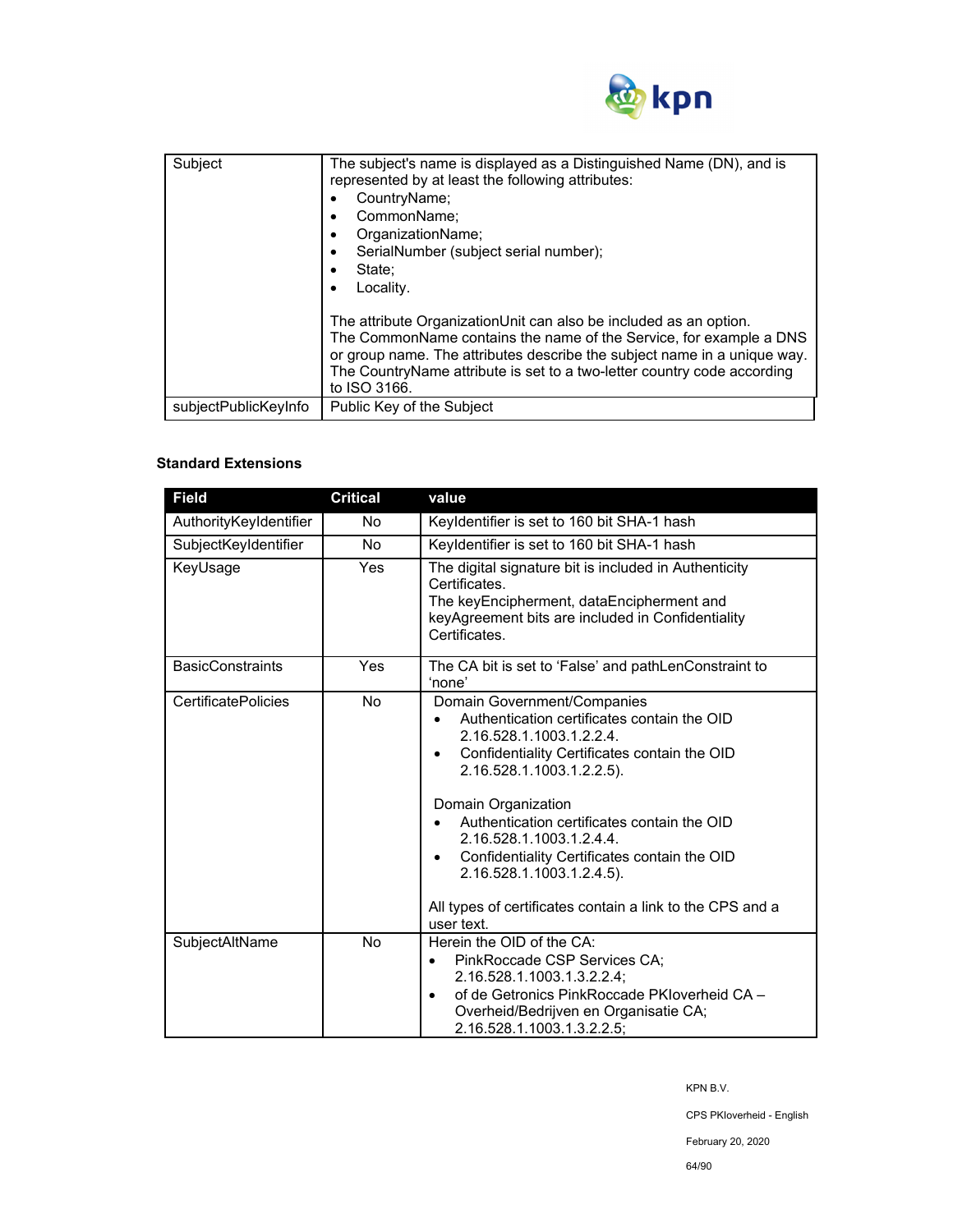| | |
|---|---|
| Subject | The subject's name is displayed as a Distinguished Name (DN), and is represented by at least the following attributes:<br>• CountryName;<br>• CommonName;<br>• OrganizationName;<br>• SerialNumber (subject serial number);<br>• State;<br>• Locality.<br><br>The attribute OrganizationUnit can also be included as an option.<br>The CommonName contains the name of the Service, for example a DNS or group name. The attributes describe the subject name in a unique way.<br>The CountryName attribute is set to a two-letter country code according to ISO 3166. |
| subjectPublicKeyInfo | Public Key of the Subject |

**Standard Extensions**

| Field | Critical | value |
|---|---|---|
| AuthorityKeyIdentifier | No | KeyIdentifier is set to 160 bit SHA-1 hash |
| SubjectKeyIdentifier | No | KeyIdentifier is set to 160 bit SHA-1 hash |
| KeyUsage | Yes | The digital signature bit is included in Authenticity Certificates.<br>The keyEncipherment, dataEncipherment and keyAgreement bits are included in Confidentiality Certificates. |
| BasicConstraints | Yes | The CA bit is set to 'False' and pathLenConstraint to 'none' |
| CertificatePolicies | No | Domain Government/Companies<br>• Authentication certificates contain the OID 2.16.528.1.1003.1.2.2.4.<br>• Confidentiality Certificates contain the OID 2.16.528.1.1003.1.2.2.5).<br><br>Domain Organization<br>• Authentication certificates contain the OID 2.16.528.1.1003.1.2.4.4.<br>• Confidentiality Certificates contain the OID 2.16.528.1.1003.1.2.4.5).<br><br>All types of certificates contain a link to the CPS and a user text. |
| SubjectAltName | No | Herein the OID of the CA:<br>• PinkRoccade CSP Services CA; 2.16.528.1.1003.1.3.2.2.4;<br>• of de Getronics PinkRoccade PKIoverheid CA – Overheid/Bedrijven en Organisatie CA; 2.16.528.1.1003.1.3.2.2.5; |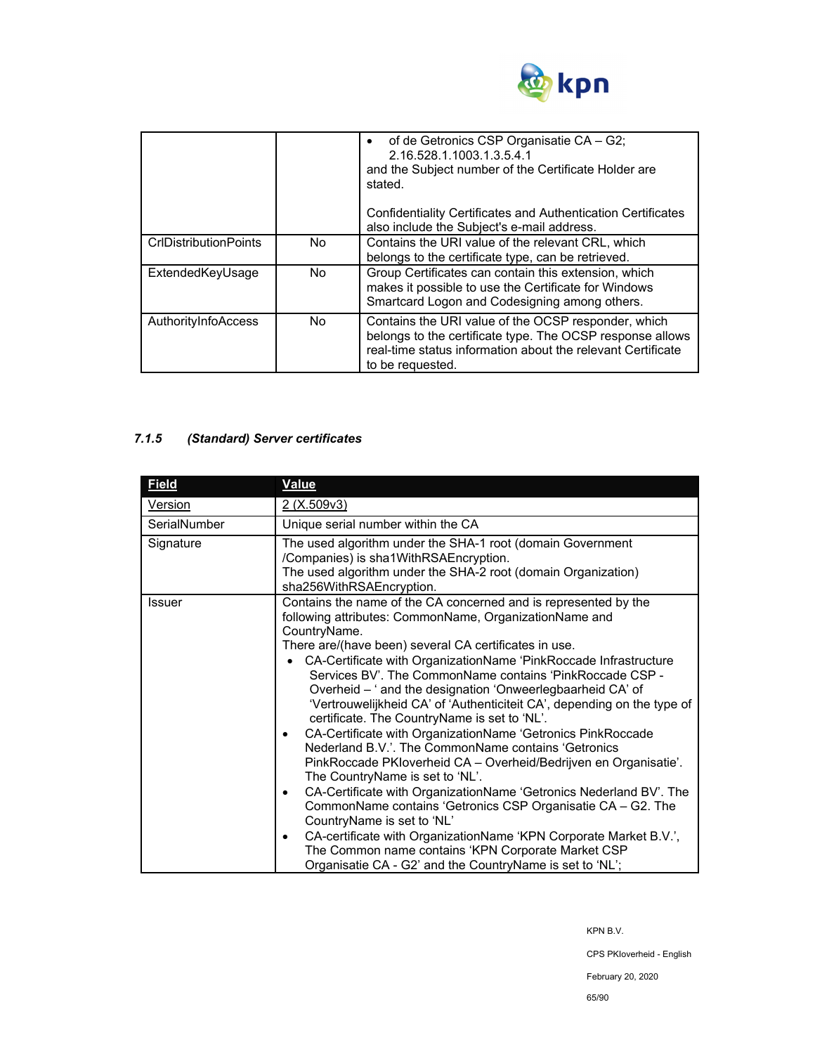| | | • of de Getronics CSP Organisatie CA – G2; 2.16.528.1.1003.1.3.5.4.1<br>and the Subject number of the Certificate Holder are stated.<br><br>Confidentiality Certificates and Authentication Certificates also include the Subject's e-mail address. |
|---|---|---|
| CrlDistributionPoints | No | Contains the URI value of the relevant CRL, which belongs to the certificate type, can be retrieved. |
| ExtendedKeyUsage | No | Group Certificates can contain this extension, which makes it possible to use the Certificate for Windows Smartcard Logon and Codesigning among others. |
| AuthorityInfoAccess | No | Contains the URI value of the OCSP responder, which belongs to the certificate type. The OCSP response allows real-time status information about the relevant Certificate to be requested. |

### *7.1.5 (Standard) Server certificates*

| Field | Value |
|---|---|
| Version | 2 (X.509v3) |
| SerialNumber | Unique serial number within the CA |
| Signature | The used algorithm under the SHA-1 root (domain Government /Companies) is sha1WithRSAEncryption.<br>The used algorithm under the SHA-2 root (domain Organization) sha256WithRSAEncryption. |
| Issuer | Contains the name of the CA concerned and is represented by the following attributes: CommonName, OrganizationName and CountryName.<br>There are/(have been) several CA certificates in use.<br>• CA-Certificate with OrganizationName 'PinkRoccade Infrastructure Services BV'. The CommonName contains 'PinkRoccade CSP - Overheid – ' and the designation 'Onweerlegbaarheid CA' of 'Vertrouwelijkheid CA' of 'Authenticiteit CA', depending on the type of certificate. The CountryName is set to 'NL'.<br>• CA-Certificate with OrganizationName 'Getronics PinkRoccade Nederland B.V.'. The CommonName contains 'Getronics PinkRoccade PKIoverheid CA – Overheid/Bedrijven en Organisatie'. The CountryName is set to 'NL'.<br>• CA-Certificate with OrganizationName 'Getronics Nederland BV'. The CommonName contains 'Getronics CSP Organisatie CA – G2. The CountryName is set to 'NL'<br>• CA-certificate with OrganizationName 'KPN Corporate Market B.V.', The Common name contains 'KPN Corporate Market CSP Organisatie CA - G2' and the CountryName is set to 'NL'; |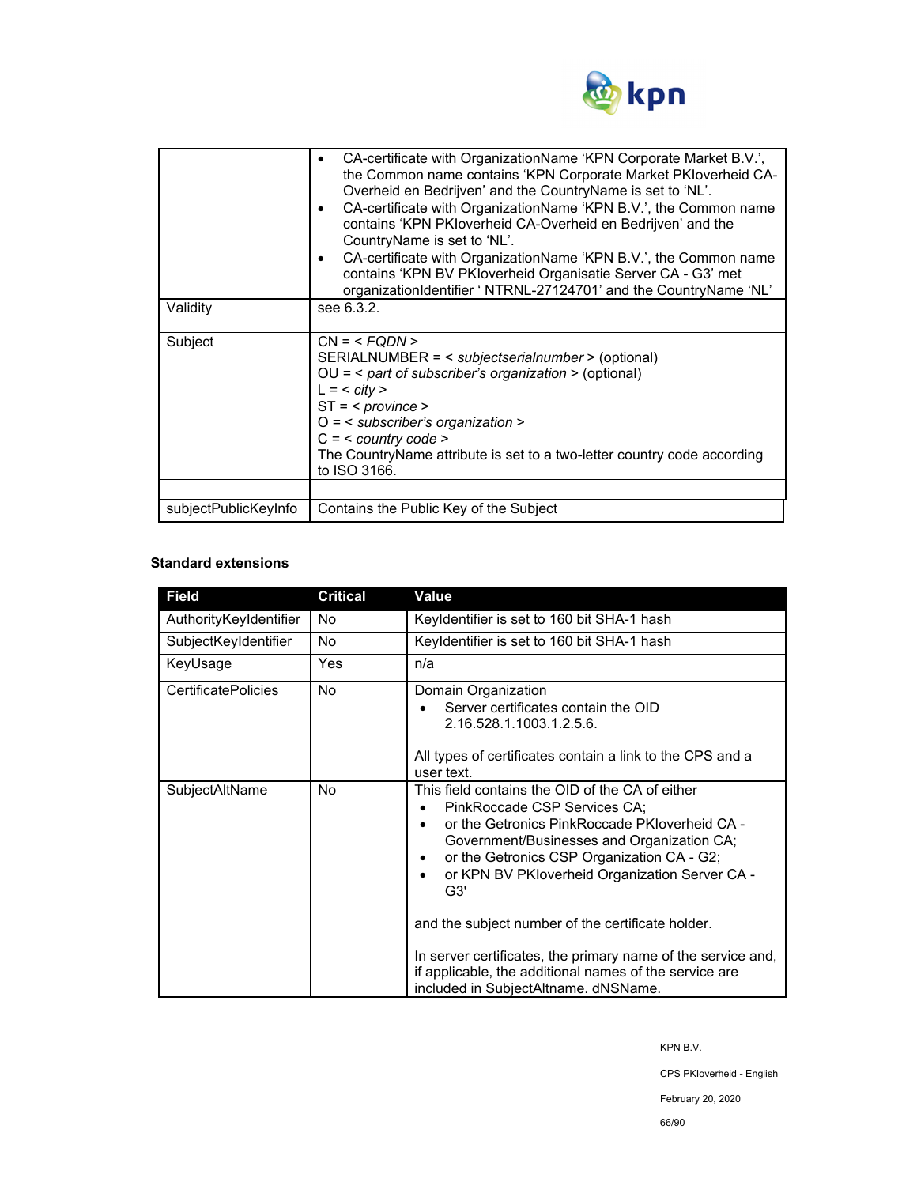| | |
|---|---|
| | • CA-certificate with OrganizationName 'KPN Corporate Market B.V.', the Common name contains 'KPN Corporate Market PKIoverheid CA-Overheid en Bedrijven' and the CountryName is set to 'NL'.<br>• CA-certificate with OrganizationName 'KPN B.V.', the Common name contains 'KPN PKIoverheid CA-Overheid en Bedrijven' and the CountryName is set to 'NL'.<br>• CA-certificate with OrganizationName 'KPN B.V.', the Common name contains 'KPN BV PKIoverheid Organisatie Server CA - G3' met organizationIdentifier ' NTRNL-27124701' and the CountryName 'NL' |
| Validity | see 6.3.2. |
| Subject | CN = < *FQDN* ><br>SERIALNUMBER = < *subjectserialnumber* > (optional)<br>OU = < *part of subscriber's organization* > (optional)<br>L = < *city* ><br>ST = < *province* ><br>O = < *subscriber's organization* ><br>C = < *country code* ><br>The CountryName attribute is set to a two-letter country code according to ISO 3166. |
| | |
| subjectPublicKeyInfo | Contains the Public Key of the Subject |

**Standard extensions**

| Field | Critical | Value |
|---|---|---|
| AuthorityKeyIdentifier | No | KeyIdentifier is set to 160 bit SHA-1 hash |
| SubjectKeyIdentifier | No | KeyIdentifier is set to 160 bit SHA-1 hash |
| KeyUsage | Yes | n/a |
| CertificatePolicies | No | Domain Organization<br>• Server certificates contain the OID 2.16.528.1.1003.1.2.5.6.<br><br>All types of certificates contain a link to the CPS and a user text. |
| SubjectAltName | No | This field contains the OID of the CA of either<br>• PinkRoccade CSP Services CA;<br>• or the Getronics PinkRoccade PKIoverheid CA - Government/Businesses and Organization CA;<br>• or the Getronics CSP Organization CA - G2;<br>• or KPN BV PKIoverheid Organization Server CA - G3'<br><br>and the subject number of the certificate holder.<br><br>In server certificates, the primary name of the service and, if applicable, the additional names of the service are included in SubjectAltname. dNSName. |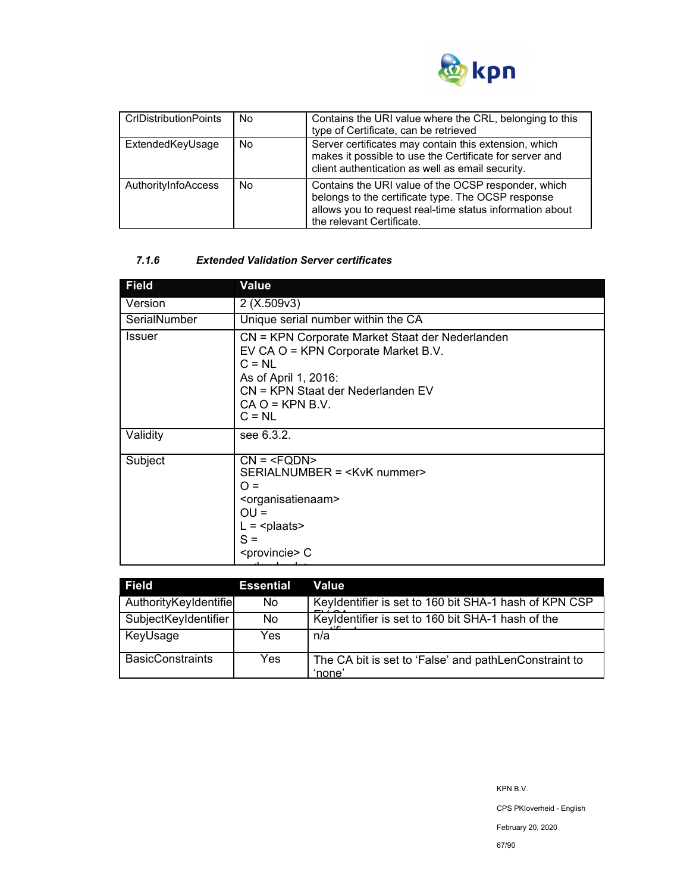| | | |
|---|---|---|
| CrlDistributionPoints | No | Contains the URI value where the CRL, belonging to this type of Certificate, can be retrieved |
| ExtendedKeyUsage | No | Server certificates may contain this extension, which makes it possible to use the Certificate for server and client authentication as well as email security. |
| AuthorityInfoAccess | No | Contains the URI value of the OCSP responder, which belongs to the certificate type. The OCSP response allows you to request real-time status information about the relevant Certificate. |

#### *7.1.6 Extended Validation Server certificates*

| Field | Value |
|---|---|
| Version | 2 (X.509v3) |
| SerialNumber | Unique serial number within the CA |
| Issuer | CN = KPN Corporate Market Staat der Nederlanden EV CA O = KPN Corporate Market B.V.<br>C = NL<br>As of April 1, 2016:<br>CN = KPN Staat der Nederlanden EV<br>CA O = KPN B.V.<br>C = NL |
| Validity | see 6.3.2. |
| Subject | CN = <FQDN><br>SERIALNUMBER = <KvK nummer><br>O =<br><organisatienaam><br>OU =<br>L = <plaats><br>S =<br><provincie> C |

| Field | Essential | Value |
|---|---|---|
| AuthorityKeyIdentifie | No | KeyIdentifier is set to 160 bit SHA-1 hash of KPN CSP EV CA |
| SubjectKeyIdentifier | No | KeyIdentifier is set to 160 bit SHA-1 hash of the certificate |
| KeyUsage | Yes | n/a |
| BasicConstraints | Yes | The CA bit is set to 'False' and pathLenConstraint to 'none' |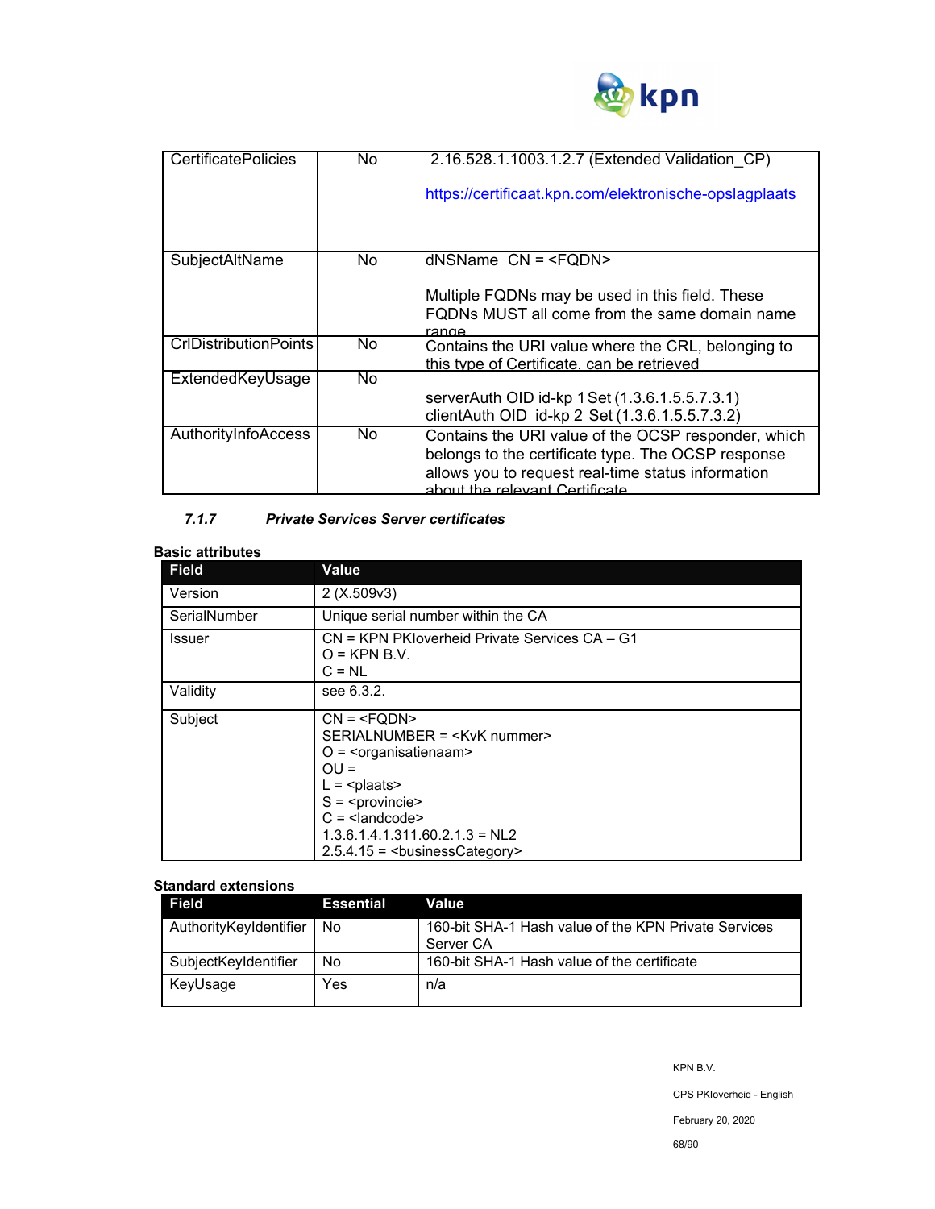| | | |
|---|---|---|
| CertificatePolicies | No | 2.16.528.1.1003.1.2.7 (Extended Validation_CP)<br><br>https://certificaat.kpn.com/elektronische-opslagplaats |
| SubjectAltName | No | dNSName CN = <FQDN><br><br>Multiple FQDNs may be used in this field. These FQDNs MUST all come from the same domain name range |
| CrlDistributionPoints | No | Contains the URI value where the CRL, belonging to this type of Certificate, can be retrieved |
| ExtendedKeyUsage | No | serverAuth OID id-kp 1 Set (1.3.6.1.5.5.7.3.1)<br>clientAuth OID id-kp 2 Set (1.3.6.1.5.5.7.3.2) |
| AuthorityInfoAccess | No | Contains the URI value of the OCSP responder, which belongs to the certificate type. The OCSP response allows you to request real-time status information about the relevant Certificate |

#### *7.1.7 Private Services Server certificates*

**Basic attributes**

| Field | Value |
|---|---|
| Version | 2 (X.509v3) |
| SerialNumber | Unique serial number within the CA |
| Issuer | CN = KPN PKIoverheid Private Services CA – G1<br>O = KPN B.V.<br>C = NL |
| Validity | see 6.3.2. |
| Subject | CN = <FQDN><br>SERIALNUMBER = <KvK nummer><br>O = <organisatienaam><br>OU =<br>L = <plaats><br>S = <provincie><br>C = <landcode><br>1.3.6.1.4.1.311.60.2.1.3 = NL2<br>2.5.4.15 = <businessCategory> |

**Standard extensions**

| Field | Essential | Value |
|---|---|---|
| AuthorityKeyIdentifier | No | 160-bit SHA-1 Hash value of the KPN Private Services Server CA |
| SubjectKeyIdentifier | No | 160-bit SHA-1 Hash value of the certificate |
| KeyUsage | Yes | n/a |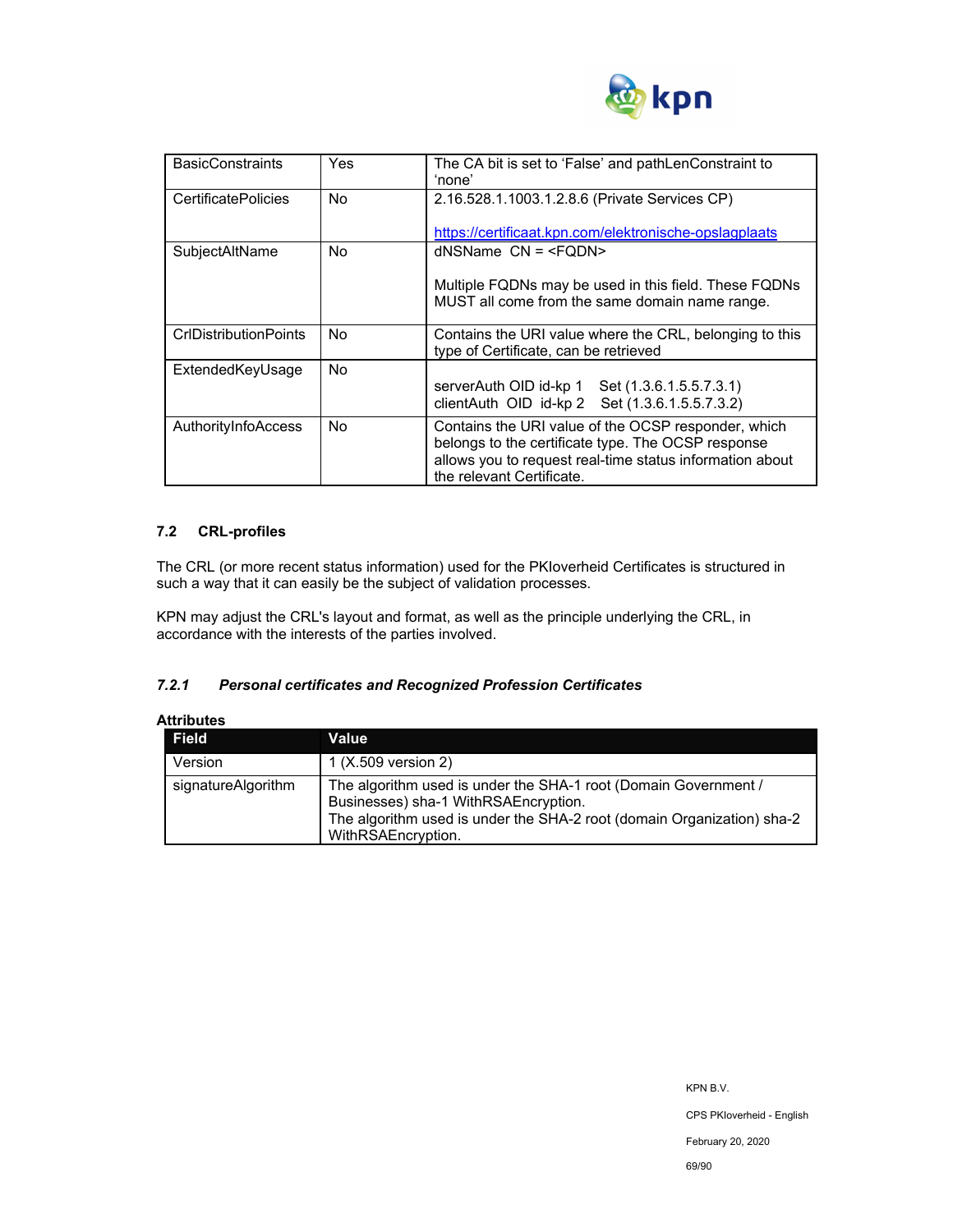| | | |
|---|---|---|
| BasicConstraints | Yes | The CA bit is set to 'False' and pathLenConstraint to 'none' |
| CertificatePolicies | No | 2.16.528.1.1003.1.2.8.6 (Private Services CP)<br><br>https://certificaat.kpn.com/elektronische-opslagplaats |
| SubjectAltName | No | dNSName CN = <FQDN><br><br>Multiple FQDNs may be used in this field. These FQDNs MUST all come from the same domain name range. |
| CrlDistributionPoints | No | Contains the URI value where the CRL, belonging to this type of Certificate, can be retrieved |
| ExtendedKeyUsage | No | serverAuth OID id-kp 1 Set (1.3.6.1.5.5.7.3.1)<br>clientAuth OID id-kp 2 Set (1.3.6.1.5.5.7.3.2) |
| AuthorityInfoAccess | No | Contains the URI value of the OCSP responder, which belongs to the certificate type. The OCSP response allows you to request real-time status information about the relevant Certificate. |

## 7.2 CRL-profiles

The CRL (or more recent status information) used for the PKIoverheid Certificates is structured in such a way that it can easily be the subject of validation processes.

KPN may adjust the CRL's layout and format, as well as the principle underlying the CRL, in accordance with the interests of the parties involved.

### *7.2.1 Personal certificates and Recognized Profession Certificates*

**Attributes**

| Field | Value |
|---|---|
| Version | 1 (X.509 version 2) |
| signatureAlgorithm | The algorithm used is under the SHA-1 root (Domain Government / Businesses) sha-1 WithRSAEncryption.<br>The algorithm used is under the SHA-2 root (domain Organization) sha-2 WithRSAEncryption. |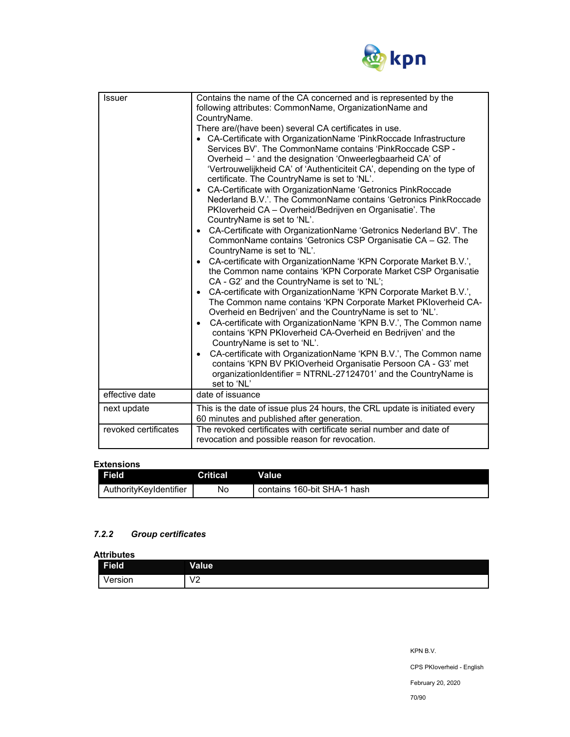| | |
|---|---|
| Issuer | Contains the name of the CA concerned and is represented by the following attributes: CommonName, OrganizationName and CountryName.<br>There are/(have been) several CA certificates in use.<br>• CA-Certificate with OrganizationName 'PinkRoccade Infrastructure Services BV'. The CommonName contains 'PinkRoccade CSP - Overheid – ' and the designation 'Onweerlegbaarheid CA' of 'Vertrouwelijkheid CA' of 'Authenticiteit CA', depending on the type of certificate. The CountryName is set to 'NL'.<br>• CA-Certificate with OrganizationName 'Getronics PinkRoccade Nederland B.V.'. The CommonName contains 'Getronics PinkRoccade PKIoverheid CA – Overheid/Bedrijven en Organisatie'. The CountryName is set to 'NL'.<br>• CA-Certificate with OrganizationName 'Getronics Nederland BV'. The CommonName contains 'Getronics CSP Organisatie CA – G2. The CountryName is set to 'NL'.<br>• CA-certificate with OrganizationName 'KPN Corporate Market B.V.', the Common name contains 'KPN Corporate Market CSP Organisatie CA - G2' and the CountryName is set to 'NL';<br>• CA-certificate with OrganizationName 'KPN Corporate Market B.V.', The Common name contains 'KPN Corporate Market PKIoverheid CA-Overheid en Bedrijven' and the CountryName is set to 'NL'.<br>• CA-certificate with OrganizationName 'KPN B.V.', The Common name contains 'KPN PKIoverheid CA-Overheid en Bedrijven' and the CountryName is set to 'NL'.<br>• CA-certificate with OrganizationName 'KPN B.V.', The Common name contains 'KPN BV PKIOverheid Organisatie Persoon CA - G3' met organizationIdentifier = NTRNL-27124701' and the CountryName is set to 'NL' |
| effective date | date of issuance |
| next update | This is the date of issue plus 24 hours, the CRL update is initiated every 60 minutes and published after generation. |
| revoked certificates | The revoked certificates with certificate serial number and date of revocation and possible reason for revocation. |

**Extensions**

| Field | Critical | Value |
|---|---|---|
| AuthorityKeyIdentifier | No | contains 160-bit SHA-1 hash |

### *7.2.2 Group certificates*

**Attributes**

| Field | Value |
|---|---|
| Version | V2 |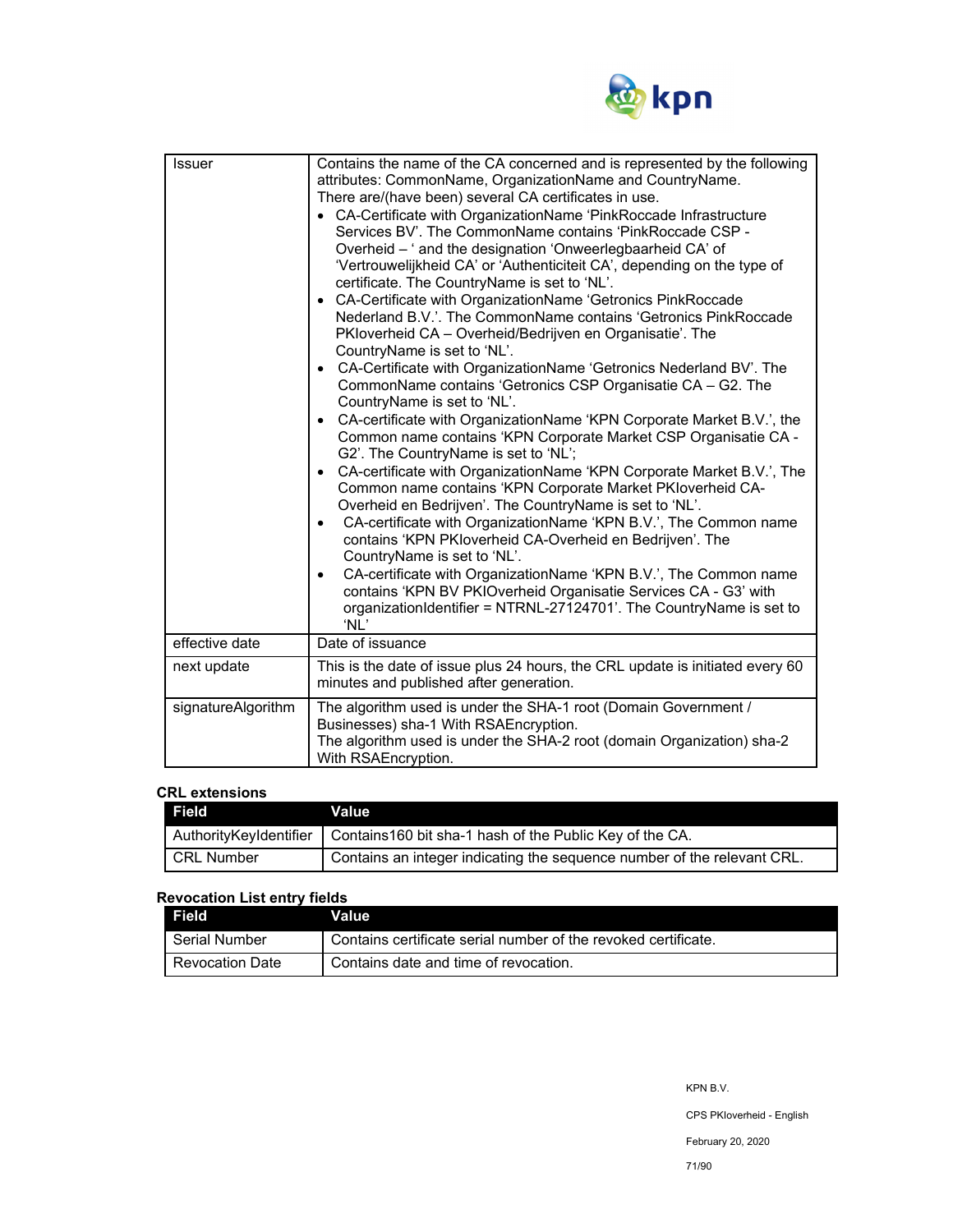| | |
|---|---|
| Issuer | Contains the name of the CA concerned and is represented by the following attributes: CommonName, OrganizationName and CountryName.<br>There are/(have been) several CA certificates in use.<br>• CA-Certificate with OrganizationName 'PinkRoccade Infrastructure Services BV'. The CommonName contains 'PinkRoccade CSP - Overheid – ' and the designation 'Onweerlegbaarheid CA' of 'Vertrouwelijkheid CA' or 'Authenticiteit CA', depending on the type of certificate. The CountryName is set to 'NL'.<br>• CA-Certificate with OrganizationName 'Getronics PinkRoccade Nederland B.V.'. The CommonName contains 'Getronics PinkRoccade PKIoverheid CA – Overheid/Bedrijven en Organisatie'. The CountryName is set to 'NL'.<br>• CA-Certificate with OrganizationName 'Getronics Nederland BV'. The CommonName contains 'Getronics CSP Organisatie CA – G2. The CountryName is set to 'NL'.<br>• CA-certificate with OrganizationName 'KPN Corporate Market B.V.', the Common name contains 'KPN Corporate Market CSP Organisatie CA - G2'. The CountryName is set to 'NL';<br>• CA-certificate with OrganizationName 'KPN Corporate Market B.V.', The Common name contains 'KPN Corporate Market PKIoverheid CA-Overheid en Bedrijven'. The CountryName is set to 'NL'.<br>• CA-certificate with OrganizationName 'KPN B.V.', The Common name contains 'KPN PKIoverheid CA-Overheid en Bedrijven'. The CountryName is set to 'NL'.<br>• CA-certificate with OrganizationName 'KPN B.V.', The Common name contains 'KPN BV PKIOverheid Organisatie Services CA - G3' with organizationIdentifier = NTRNL-27124701'. The CountryName is set to 'NL' |
| effective date | Date of issuance |
| next update | This is the date of issue plus 24 hours, the CRL update is initiated every 60 minutes and published after generation. |
| signatureAlgorithm | The algorithm used is under the SHA-1 root (Domain Government / Businesses) sha-1 With RSAEncryption.<br>The algorithm used is under the SHA-2 root (domain Organization) sha-2 With RSAEncryption. |

**CRL extensions**

| Field | Value |
|---|---|
| AuthorityKeyIdentifier | Contains160 bit sha-1 hash of the Public Key of the CA. |
| CRL Number | Contains an integer indicating the sequence number of the relevant CRL. |

**Revocation List entry fields**

| Field | Value |
|---|---|
| Serial Number | Contains certificate serial number of the revoked certificate. |
| Revocation Date | Contains date and time of revocation. |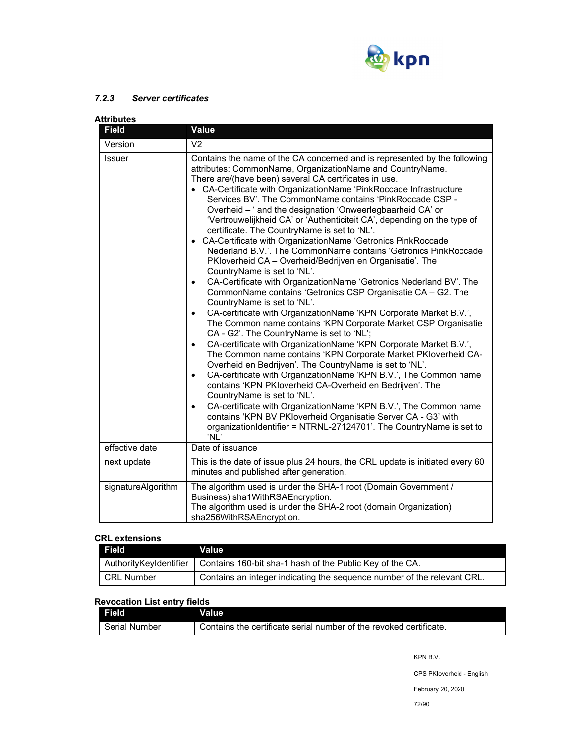### 7.2.3 Server certificates

**Attributes**

| Field | Value |
| --- | --- |
| Version | V2 |
| Issuer | Contains the name of the CA concerned and is represented by the following attributes: CommonName, OrganizationName and CountryName.<br>There are/(have been) several CA certificates in use.<br>• CA-Certificate with OrganizationName 'PinkRoccade Infrastructure Services BV'. The CommonName contains 'PinkRoccade CSP - Overheid – ' and the designation 'Onweerlegbaarheid CA' or 'Vertrouwelijkheid CA' or 'Authenticiteit CA', depending on the type of certificate. The CountryName is set to 'NL'.<br>• CA-Certificate with OrganizationName 'Getronics PinkRoccade Nederland B.V.'. The CommonName contains 'Getronics PinkRoccade PKIoverheid CA – Overheid/Bedrijven en Organisatie'. The CountryName is set to 'NL'.<br>• CA-Certificate with OrganizationName 'Getronics Nederland BV'. The CommonName contains 'Getronics CSP Organisatie CA – G2. The CountryName is set to 'NL'.<br>• CA-certificate with OrganizationName 'KPN Corporate Market B.V.', The Common name contains 'KPN Corporate Market CSP Organisatie CA - G2'. The CountryName is set to 'NL';<br>• CA-certificate with OrganizationName 'KPN Corporate Market B.V.', The Common name contains 'KPN Corporate Market PKIoverheid CA-Overheid en Bedrijven'. The CountryName is set to 'NL'.<br>• CA-certificate with OrganizationName 'KPN B.V.', The Common name contains 'KPN PKIoverheid CA-Overheid en Bedrijven'. The CountryName is set to 'NL'.<br>• CA-certificate with OrganizationName 'KPN B.V.', The Common name contains 'KPN BV PKIoverheid Organisatie Server CA - G3' with organizationIdentifier = NTRNL-27124701'. The CountryName is set to 'NL' |
| effective date | Date of issuance |
| next update | This is the date of issue plus 24 hours, the CRL update is initiated every 60 minutes and published after generation. |
| signatureAlgorithm | The algorithm used is under the SHA-1 root (Domain Government / Business) sha1WithRSAEncryption.<br>The algorithm used is under the SHA-2 root (domain Organization) sha256WithRSAEncryption. |

**CRL extensions**

| Field | Value |
| --- | --- |
| AuthorityKeyIdentifier | Contains 160-bit sha-1 hash of the Public Key of the CA. |
| CRL Number | Contains an integer indicating the sequence number of the relevant CRL. |

**Revocation List entry fields**

| Field | Value |
| --- | --- |
| Serial Number | Contains the certificate serial number of the revoked certificate. |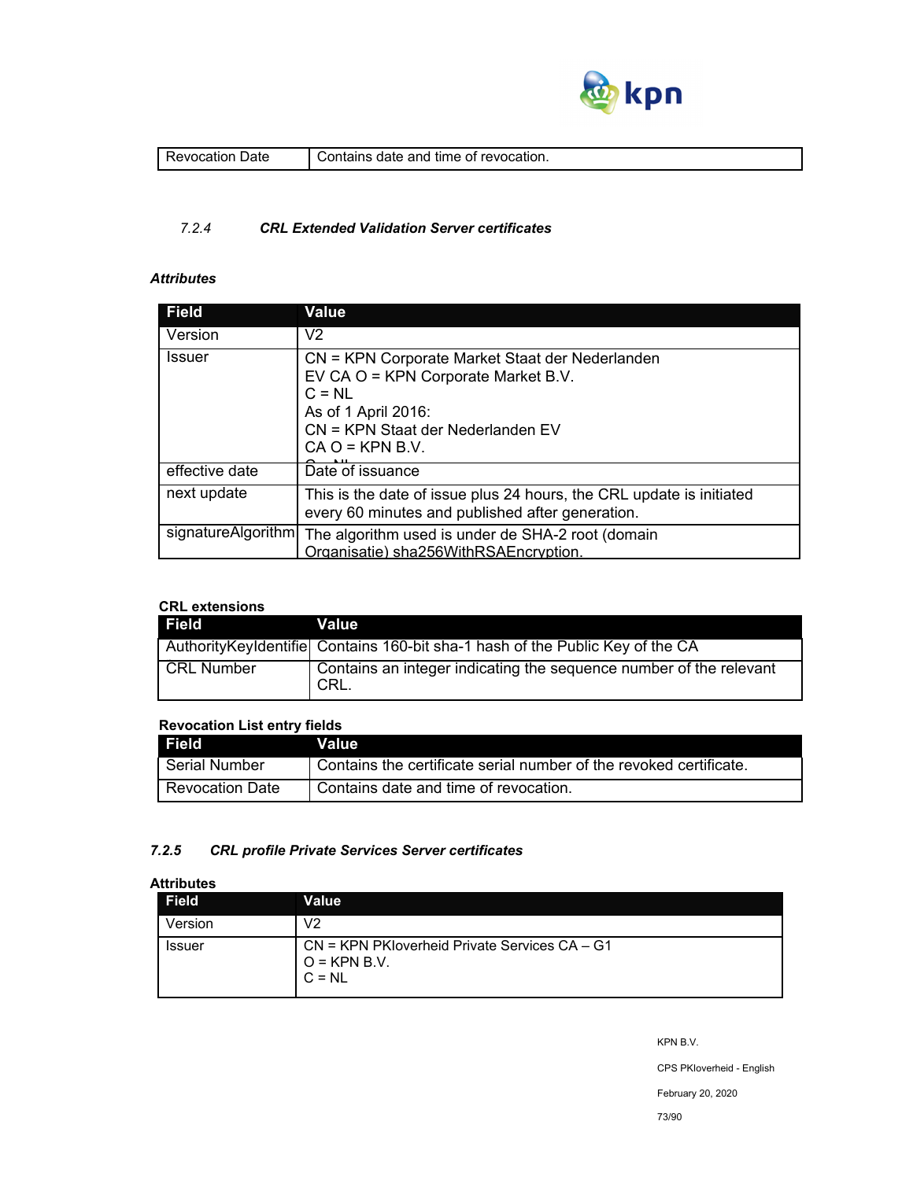| Revocation Date | Contains date and time of revocation. |
|---|---|

### 7.2.4 CRL Extended Validation Server certificates

***Attributes***

| Field | Value |
|---|---|
| Version | V2 |
| Issuer | CN = KPN Corporate Market Staat der Nederlanden EV CA O = KPN Corporate Market B.V.<br>C = NL<br>As of 1 April 2016:<br>CN = KPN Staat der Nederlanden EV CA O = KPN B.V.<br>C = NL |
| effective date | Date of issuance |
| next update | This is the date of issue plus 24 hours, the CRL update is initiated every 60 minutes and published after generation. |
| signatureAlgorithm | The algorithm used is under de SHA-2 root (domain Organisatie) sha256WithRSAEncryption. |

**CRL extensions**

| Field | Value |
|---|---|
| AuthorityKeyIdentifie | Contains 160-bit sha-1 hash of the Public Key of the CA |
| CRL Number | Contains an integer indicating the sequence number of the relevant CRL. |

**Revocation List entry fields**

| Field | Value |
|---|---|
| Serial Number | Contains the certificate serial number of the revoked certificate. |
| Revocation Date | Contains date and time of revocation. |

### 7.2.5 CRL profile Private Services Server certificates

**Attributes**

| Field | Value |
|---|---|
| Version | V2 |
| Issuer | CN = KPN PKIoverheid Private Services CA – G1<br>O = KPN B.V.<br>C = NL |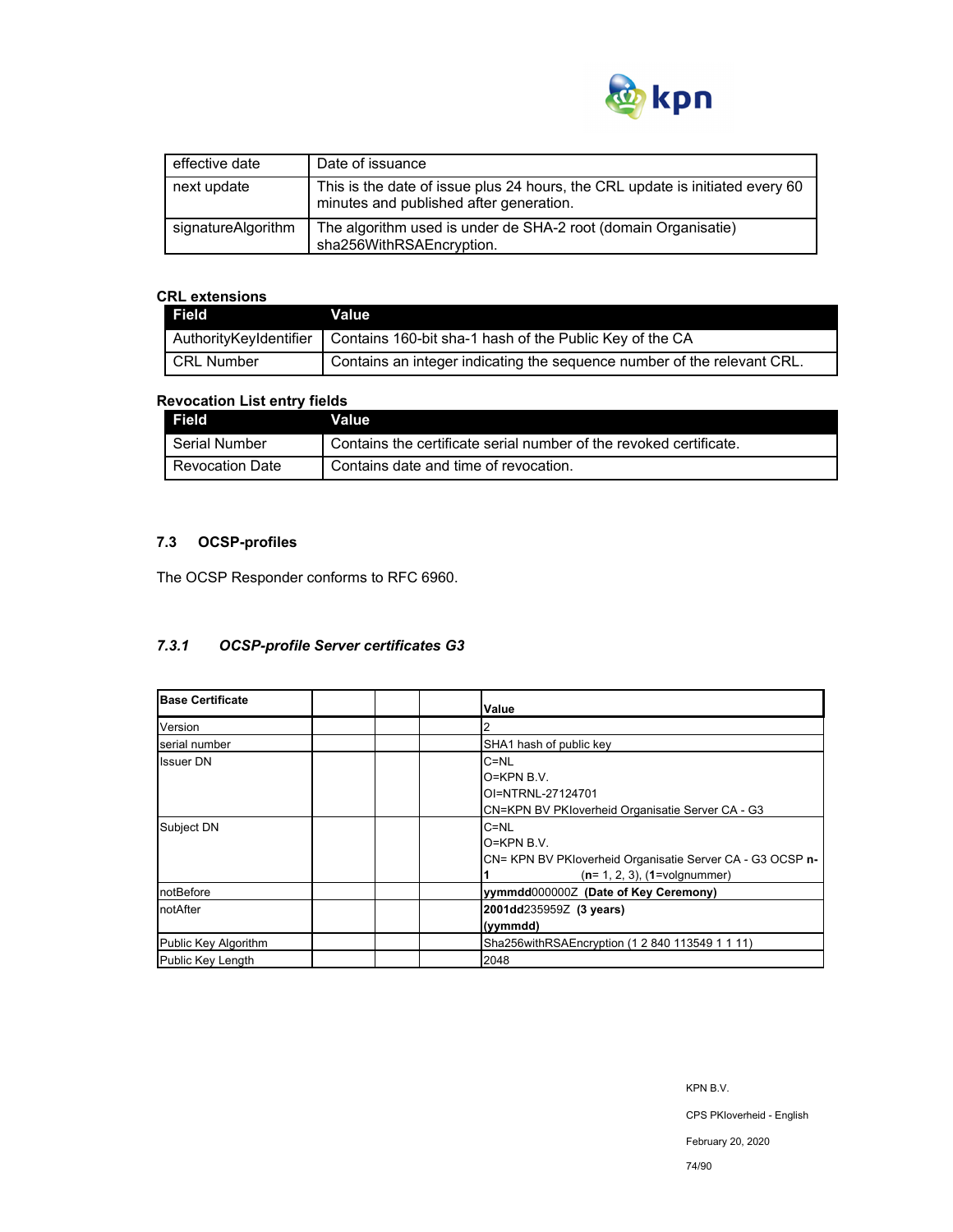| | |
|---|---|
| effective date | Date of issuance |
| next update | This is the date of issue plus 24 hours, the CRL update is initiated every 60 minutes and published after generation. |
| signatureAlgorithm | The algorithm used is under de SHA-2 root (domain Organisatie) sha256WithRSAEncryption. |

**CRL extensions**

| Field | Value |
|---|---|
| AuthorityKeyIdentifier | Contains 160-bit sha-1 hash of the Public Key of the CA |
| CRL Number | Contains an integer indicating the sequence number of the relevant CRL. |

**Revocation List entry fields**

| Field | Value |
|---|---|
| Serial Number | Contains the certificate serial number of the revoked certificate. |
| Revocation Date | Contains date and time of revocation. |

## 7.3 OCSP-profiles

The OCSP Responder conforms to RFC 6960.

### *7.3.1 OCSP-profile Server certificates G3*

| **Base Certificate** | | | | **Value** |
|---|---|---|---|---|
| Version | | | | 2 |
| serial number | | | | SHA1 hash of public key |
| Issuer DN | | | | C=NL<br>O=KPN B.V.<br>OI=NTRNL-27124701<br>CN=KPN BV PKIoverheid Organisatie Server CA - G3 |
| Subject DN | | | | C=NL<br>O=KPN B.V.<br>CN= KPN BV PKIoverheid Organisatie Server CA - G3 OCSP **n-1** (**n**= 1, 2, 3), (**1**=volgnummer) |
| notBefore | | | | **yymmdd**000000Z **(Date of Key Ceremony)** |
| notAfter | | | | **2001dd**235959Z **(3 years)**<br>**(yymmdd)** |
| Public Key Algorithm | | | | Sha256withRSAEncryption (1 2 840 113549 1 1 11) |
| Public Key Length | | | | 2048 |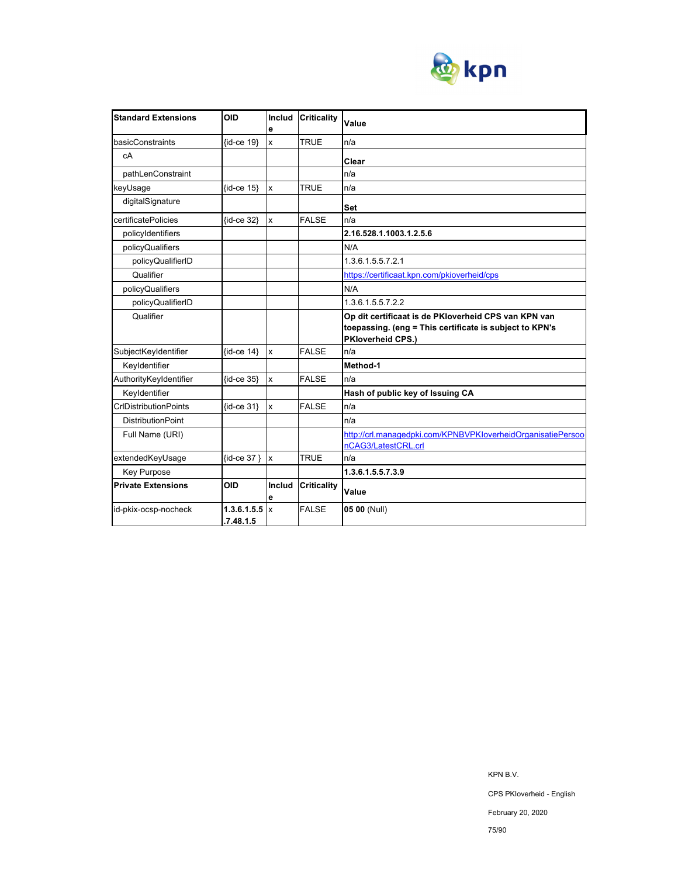| **Standard Extensions** | **OID** | **Include** | **Criticality** | **Value** |
|---|---|---|---|---|
| basicConstraints | {id-ce 19} | x | TRUE | n/a |
| cA | | | | **Clear** |
| pathLenConstraint | | | | n/a |
| keyUsage | {id-ce 15} | x | TRUE | n/a |
| digitalSignature | | | | **Set** |
| certificatePolicies | {id-ce 32} | x | FALSE | n/a |
| policyIdentifiers | | | | **2.16.528.1.1003.1.2.5.6** |
| policyQualifiers | | | | N/A |
| policyQualifierID | | | | 1.3.6.1.5.5.7.2.1 |
| Qualifier | | | | https://certificaat.kpn.com/pkioverheid/cps |
| policyQualifiers | | | | N/A |
| policyQualifierID | | | | 1.3.6.1.5.5.7.2.2 |
| Qualifier | | | | **Op dit certificaat is de PKIoverheid CPS van KPN van toepassing. (eng = This certificate is subject to KPN's PKIoverheid CPS.)** |
| SubjectKeyIdentifier | {id-ce 14} | x | FALSE | n/a |
| KeyIdentifier | | | | **Method-1** |
| AuthorityKeyIdentifier | {id-ce 35} | x | FALSE | n/a |
| KeyIdentifier | | | | **Hash of public key of Issuing CA** |
| CrlDistributionPoints | {id-ce 31} | x | FALSE | n/a |
| DistributionPoint | | | | n/a |
| Full Name (URI) | | | | http://crl.managedpki.com/KPNBVPKIoverheidOrganisatiePersoonCAG3/LatestCRL.crl |
| extendedKeyUsage | {id-ce 37 } | x | TRUE | n/a |
| Key Purpose | | | | **1.3.6.1.5.5.7.3.9** |
| **Private Extensions** | **OID** | **Include** | **Criticality** | **Value** |
| id-pkix-ocsp-nocheck | **1.3.6.1.5.5.7.48.1.5** | x | FALSE | **05 00** (Null) |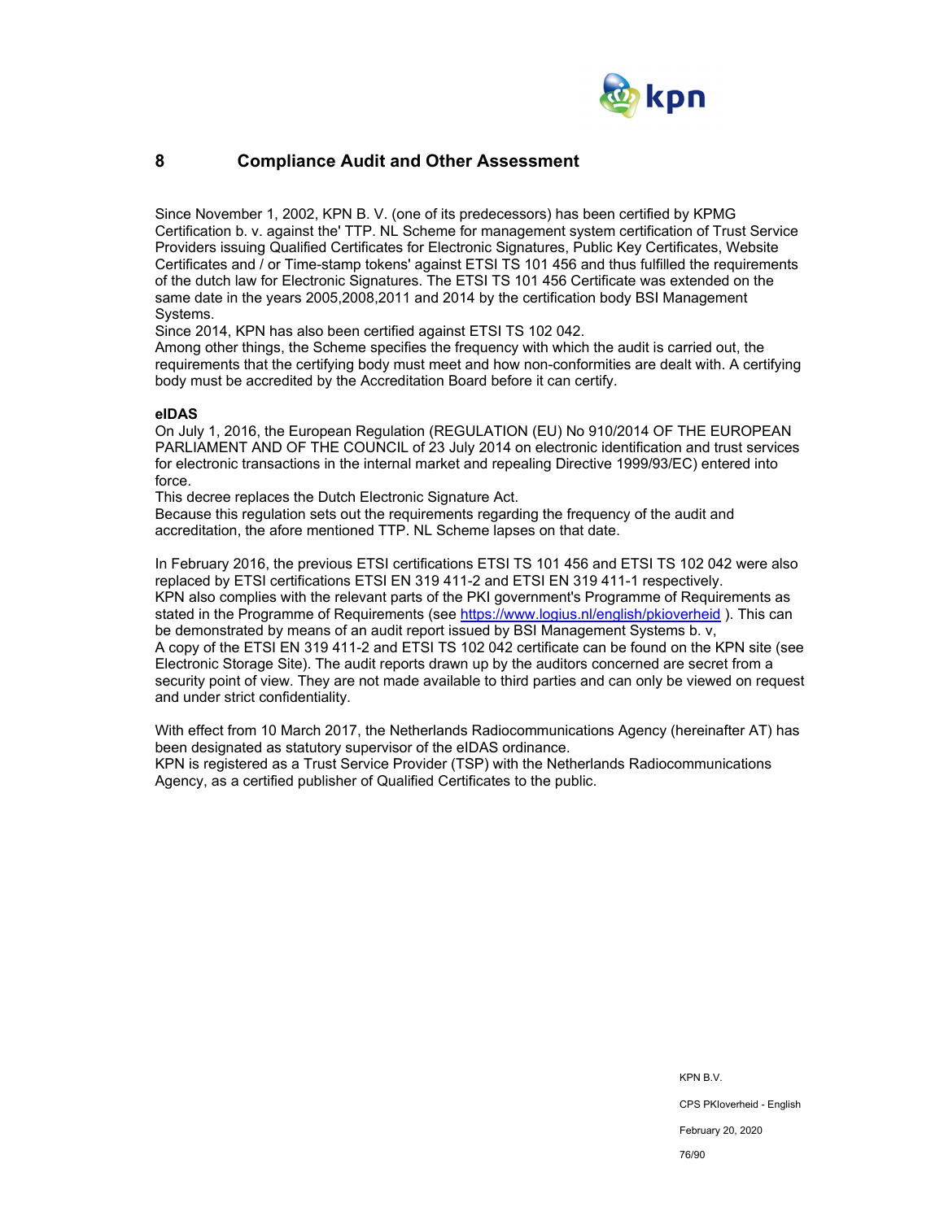# 8 Compliance Audit and Other Assessment

Since November 1, 2002, KPN B. V. (one of its predecessors) has been certified by KPMG Certification b. v. against the' TTP. NL Scheme for management system certification of Trust Service Providers issuing Qualified Certificates for Electronic Signatures, Public Key Certificates, Website Certificates and / or Time-stamp tokens' against ETSI TS 101 456 and thus fulfilled the requirements of the dutch law for Electronic Signatures. The ETSI TS 101 456 Certificate was extended on the same date in the years 2005,2008,2011 and 2014 by the certification body BSI Management Systems.

Since 2014, KPN has also been certified against ETSI TS 102 042.

Among other things, the Scheme specifies the frequency with which the audit is carried out, the requirements that the certifying body must meet and how non-conformities are dealt with. A certifying body must be accredited by the Accreditation Board before it can certify.

**eIDAS**

On July 1, 2016, the European Regulation (REGULATION (EU) No 910/2014 OF THE EUROPEAN PARLIAMENT AND OF THE COUNCIL of 23 July 2014 on electronic identification and trust services for electronic transactions in the internal market and repealing Directive 1999/93/EC) entered into force.

This decree replaces the Dutch Electronic Signature Act.

Because this regulation sets out the requirements regarding the frequency of the audit and accreditation, the afore mentioned TTP. NL Scheme lapses on that date.

In February 2016, the previous ETSI certifications ETSI TS 101 456 and ETSI TS 102 042 were also replaced by ETSI certifications ETSI EN 319 411-2 and ETSI EN 319 411-1 respectively.

KPN also complies with the relevant parts of the PKI government's Programme of Requirements as stated in the Programme of Requirements (see https://www.logius.nl/english/pkioverheid ). This can be demonstrated by means of an audit report issued by BSI Management Systems b. v,

A copy of the ETSI EN 319 411-2 and ETSI TS 102 042 certificate can be found on the KPN site (see Electronic Storage Site). The audit reports drawn up by the auditors concerned are secret from a security point of view. They are not made available to third parties and can only be viewed on request and under strict confidentiality.

With effect from 10 March 2017, the Netherlands Radiocommunications Agency (hereinafter AT) has been designated as statutory supervisor of the eIDAS ordinance.

KPN is registered as a Trust Service Provider (TSP) with the Netherlands Radiocommunications Agency, as a certified publisher of Qualified Certificates to the public.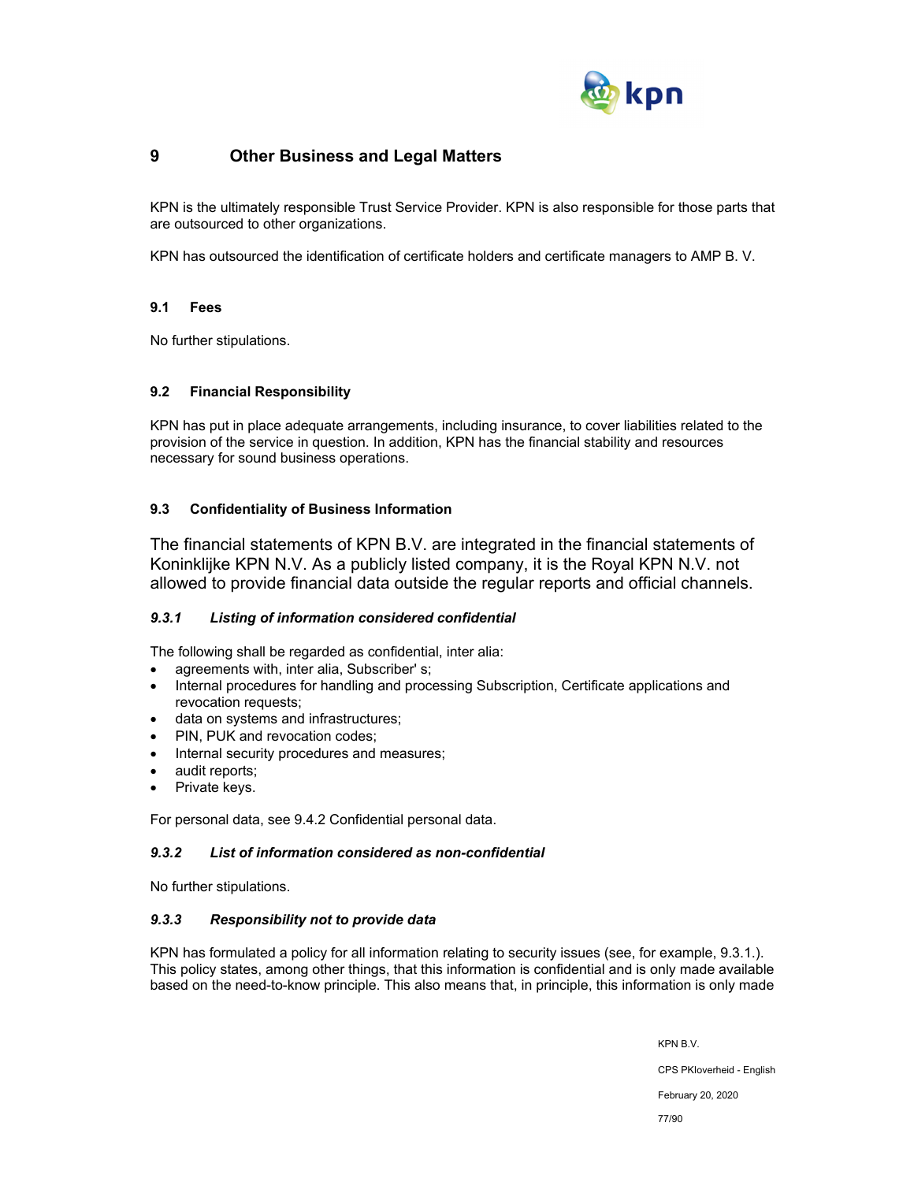# 9 Other Business and Legal Matters

KPN is the ultimately responsible Trust Service Provider. KPN is also responsible for those parts that are outsourced to other organizations.

KPN has outsourced the identification of certificate holders and certificate managers to AMP B. V.

## 9.1 Fees

No further stipulations.

## 9.2 Financial Responsibility

KPN has put in place adequate arrangements, including insurance, to cover liabilities related to the provision of the service in question. In addition, KPN has the financial stability and resources necessary for sound business operations.

## 9.3 Confidentiality of Business Information

The financial statements of KPN B.V. are integrated in the financial statements of Koninklijke KPN N.V. As a publicly listed company, it is the Royal KPN N.V. not allowed to provide financial data outside the regular reports and official channels.

### *9.3.1 Listing of information considered confidential*

The following shall be regarded as confidential, inter alia:

- agreements with, inter alia, Subscriber' s;
- Internal procedures for handling and processing Subscription, Certificate applications and revocation requests;
- data on systems and infrastructures;
- PIN, PUK and revocation codes;
- Internal security procedures and measures;
- audit reports;
- Private keys.

For personal data, see 9.4.2 Confidential personal data.

### *9.3.2 List of information considered as non-confidential*

No further stipulations.

### *9.3.3 Responsibility not to provide data*

KPN has formulated a policy for all information relating to security issues (see, for example, 9.3.1.). This policy states, among other things, that this information is confidential and is only made available based on the need-to-know principle. This also means that, in principle, this information is only made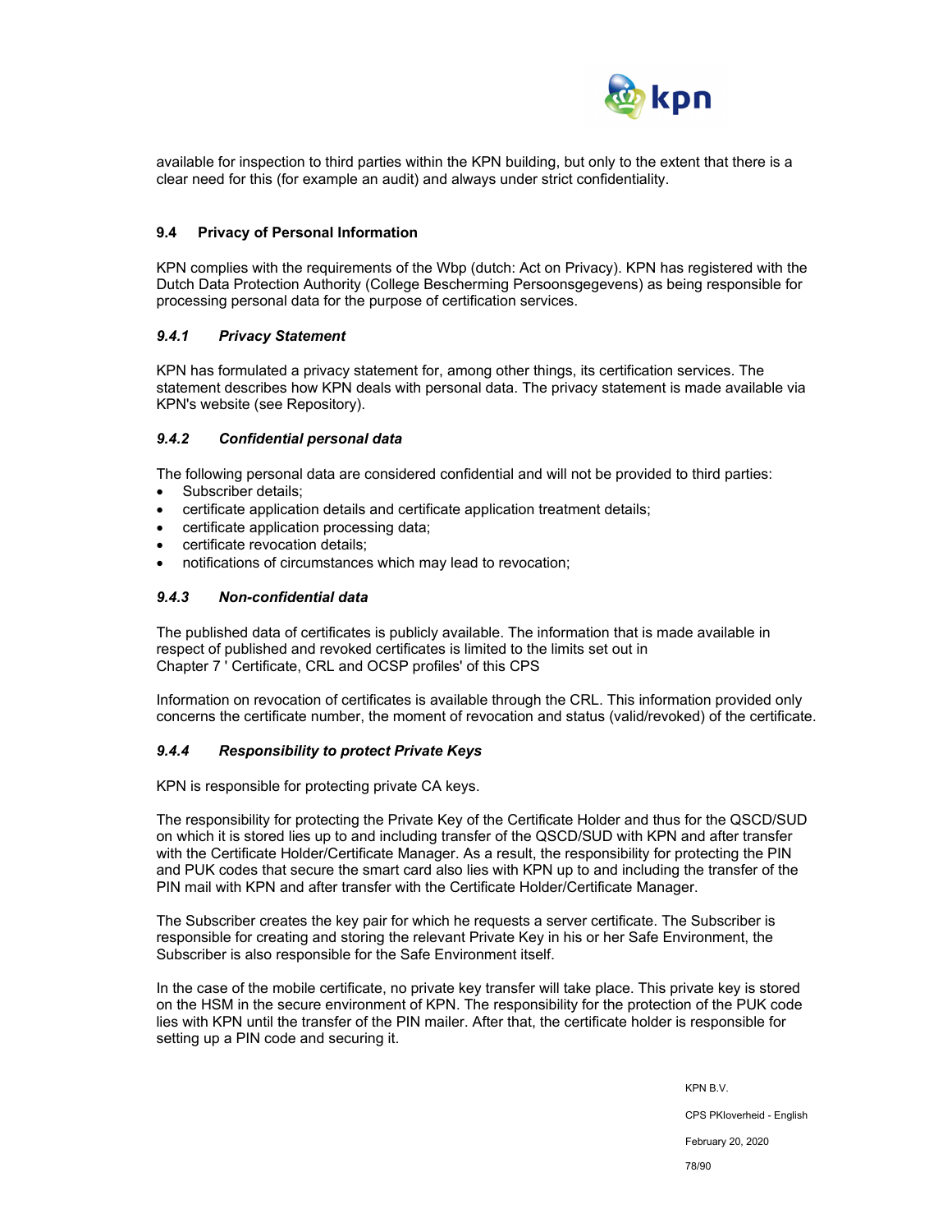available for inspection to third parties within the KPN building, but only to the extent that there is a clear need for this (for example an audit) and always under strict confidentiality.

## 9.4 Privacy of Personal Information

KPN complies with the requirements of the Wbp (dutch: Act on Privacy). KPN has registered with the Dutch Data Protection Authority (College Bescherming Persoonsgegevens) as being responsible for processing personal data for the purpose of certification services.

### *9.4.1 Privacy Statement*

KPN has formulated a privacy statement for, among other things, its certification services. The statement describes how KPN deals with personal data. The privacy statement is made available via KPN's website (see Repository).

### *9.4.2 Confidential personal data*

The following personal data are considered confidential and will not be provided to third parties:

- Subscriber details;
- certificate application details and certificate application treatment details;
- certificate application processing data;
- certificate revocation details;
- notifications of circumstances which may lead to revocation;

### *9.4.3 Non-confidential data*

The published data of certificates is publicly available. The information that is made available in respect of published and revoked certificates is limited to the limits set out in Chapter 7 ' Certificate, CRL and OCSP profiles' of this CPS

Information on revocation of certificates is available through the CRL. This information provided only concerns the certificate number, the moment of revocation and status (valid/revoked) of the certificate.

### *9.4.4 Responsibility to protect Private Keys*

KPN is responsible for protecting private CA keys.

The responsibility for protecting the Private Key of the Certificate Holder and thus for the QSCD/SUD on which it is stored lies up to and including transfer of the QSCD/SUD with KPN and after transfer with the Certificate Holder/Certificate Manager. As a result, the responsibility for protecting the PIN and PUK codes that secure the smart card also lies with KPN up to and including the transfer of the PIN mail with KPN and after transfer with the Certificate Holder/Certificate Manager.

The Subscriber creates the key pair for which he requests a server certificate. The Subscriber is responsible for creating and storing the relevant Private Key in his or her Safe Environment, the Subscriber is also responsible for the Safe Environment itself.

In the case of the mobile certificate, no private key transfer will take place. This private key is stored on the HSM in the secure environment of KPN. The responsibility for the protection of the PUK code lies with KPN until the transfer of the PIN mailer. After that, the certificate holder is responsible for setting up a PIN code and securing it.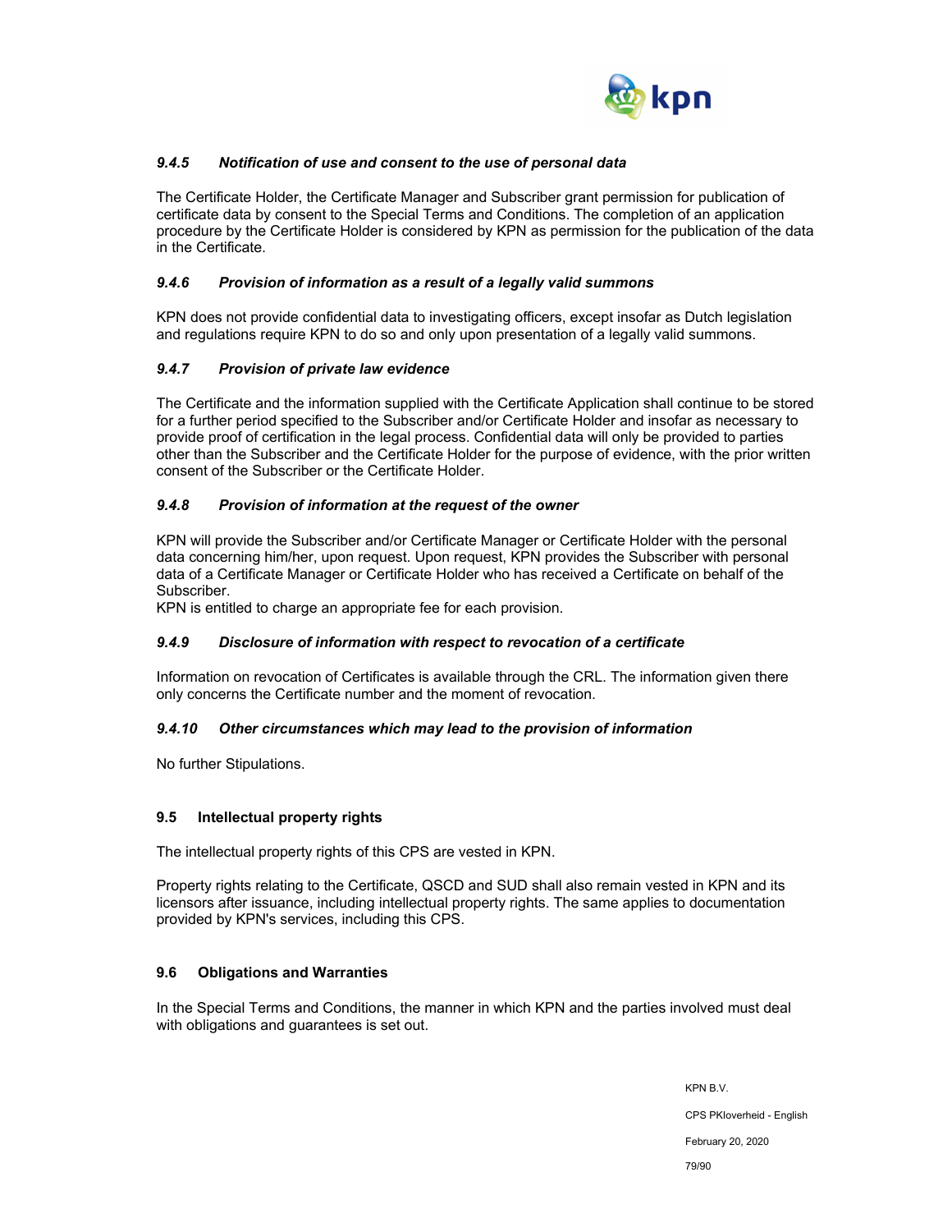#### *9.4.5 Notification of use and consent to the use of personal data*

The Certificate Holder, the Certificate Manager and Subscriber grant permission for publication of certificate data by consent to the Special Terms and Conditions. The completion of an application procedure by the Certificate Holder is considered by KPN as permission for the publication of the data in the Certificate.

#### *9.4.6 Provision of information as a result of a legally valid summons*

KPN does not provide confidential data to investigating officers, except insofar as Dutch legislation and regulations require KPN to do so and only upon presentation of a legally valid summons.

#### *9.4.7 Provision of private law evidence*

The Certificate and the information supplied with the Certificate Application shall continue to be stored for a further period specified to the Subscriber and/or Certificate Holder and insofar as necessary to provide proof of certification in the legal process. Confidential data will only be provided to parties other than the Subscriber and the Certificate Holder for the purpose of evidence, with the prior written consent of the Subscriber or the Certificate Holder.

#### *9.4.8 Provision of information at the request of the owner*

KPN will provide the Subscriber and/or Certificate Manager or Certificate Holder with the personal data concerning him/her, upon request. Upon request, KPN provides the Subscriber with personal data of a Certificate Manager or Certificate Holder who has received a Certificate on behalf of the Subscriber.
KPN is entitled to charge an appropriate fee for each provision.

#### *9.4.9 Disclosure of information with respect to revocation of a certificate*

Information on revocation of Certificates is available through the CRL. The information given there only concerns the Certificate number and the moment of revocation.

#### *9.4.10 Other circumstances which may lead to the provision of information*

No further Stipulations.

### 9.5 Intellectual property rights

The intellectual property rights of this CPS are vested in KPN.

Property rights relating to the Certificate, QSCD and SUD shall also remain vested in KPN and its licensors after issuance, including intellectual property rights. The same applies to documentation provided by KPN's services, including this CPS.

### 9.6 Obligations and Warranties

In the Special Terms and Conditions, the manner in which KPN and the parties involved must deal with obligations and guarantees is set out.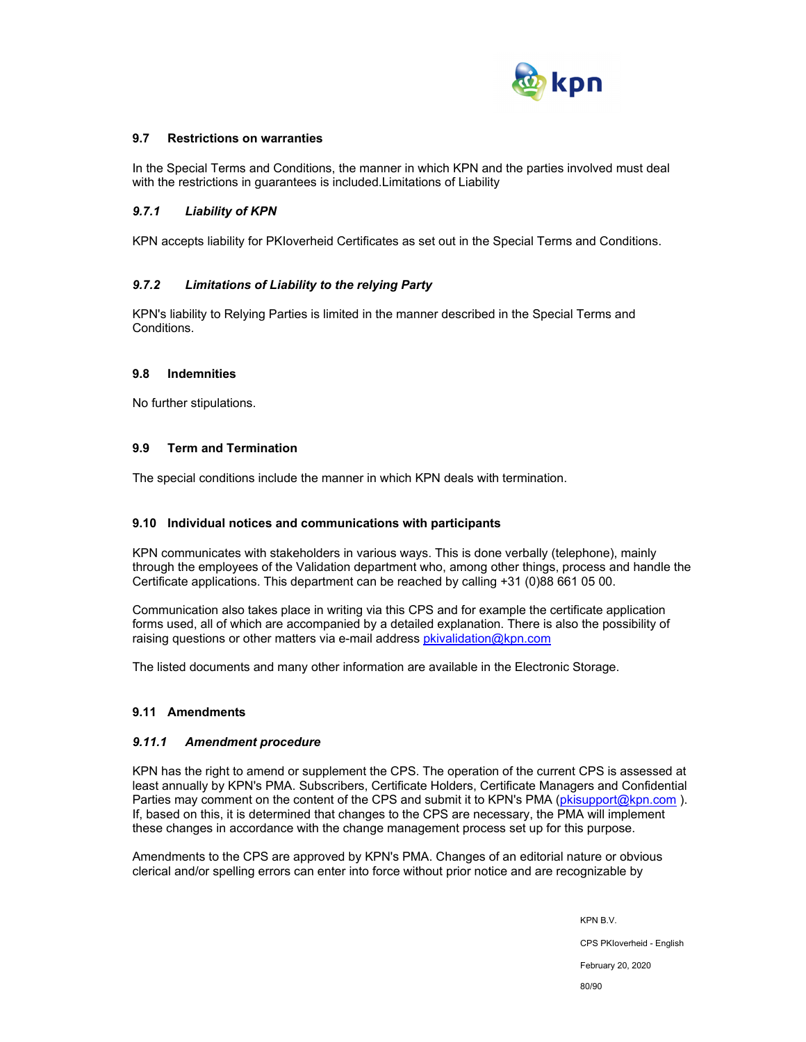### 9.7 Restrictions on warranties

In the Special Terms and Conditions, the manner in which KPN and the parties involved must deal with the restrictions in guarantees is included.Limitations of Liability

#### *9.7.1 Liability of KPN*

KPN accepts liability for PKIoverheid Certificates as set out in the Special Terms and Conditions.

#### *9.7.2 Limitations of Liability to the relying Party*

KPN's liability to Relying Parties is limited in the manner described in the Special Terms and Conditions.

### 9.8 Indemnities

No further stipulations.

### 9.9 Term and Termination

The special conditions include the manner in which KPN deals with termination.

### 9.10 Individual notices and communications with participants

KPN communicates with stakeholders in various ways. This is done verbally (telephone), mainly through the employees of the Validation department who, among other things, process and handle the Certificate applications. This department can be reached by calling +31 (0)88 661 05 00.

Communication also takes place in writing via this CPS and for example the certificate application forms used, all of which are accompanied by a detailed explanation. There is also the possibility of raising questions or other matters via e-mail address pkivalidation@kpn.com

The listed documents and many other information are available in the Electronic Storage.

### 9.11 Amendments

#### *9.11.1 Amendment procedure*

KPN has the right to amend or supplement the CPS. The operation of the current CPS is assessed at least annually by KPN's PMA. Subscribers, Certificate Holders, Certificate Managers and Confidential Parties may comment on the content of the CPS and submit it to KPN's PMA (pkisupport@kpn.com ). If, based on this, it is determined that changes to the CPS are necessary, the PMA will implement these changes in accordance with the change management process set up for this purpose.

Amendments to the CPS are approved by KPN's PMA. Changes of an editorial nature or obvious clerical and/or spelling errors can enter into force without prior notice and are recognizable by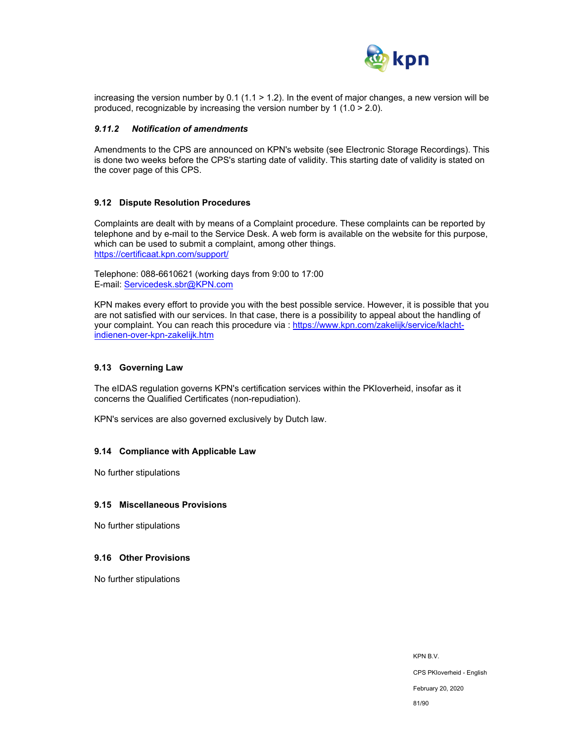increasing the version number by 0.1 (1.1 > 1.2). In the event of major changes, a new version will be produced, recognizable by increasing the version number by 1 (1.0 > 2.0).

#### *9.11.2 Notification of amendments*

Amendments to the CPS are announced on KPN's website (see Electronic Storage Recordings). This is done two weeks before the CPS's starting date of validity. This starting date of validity is stated on the cover page of this CPS.

### 9.12 Dispute Resolution Procedures

Complaints are dealt with by means of a Complaint procedure. These complaints can be reported by telephone and by e-mail to the Service Desk. A web form is available on the website for this purpose, which can be used to submit a complaint, among other things.
https://certificaat.kpn.com/support/

Telephone: 088-6610621 (working days from 9:00 to 17:00
E-mail: Servicedesk.sbr@KPN.com

KPN makes every effort to provide you with the best possible service. However, it is possible that you are not satisfied with our services. In that case, there is a possibility to appeal about the handling of your complaint. You can reach this procedure via : https://www.kpn.com/zakelijk/service/klacht-indienen-over-kpn-zakelijk.htm

### 9.13 Governing Law

The eIDAS regulation governs KPN's certification services within the PKIoverheid, insofar as it concerns the Qualified Certificates (non-repudiation).

KPN's services are also governed exclusively by Dutch law.

### 9.14 Compliance with Applicable Law

No further stipulations

### 9.15 Miscellaneous Provisions

No further stipulations

### 9.16 Other Provisions

No further stipulations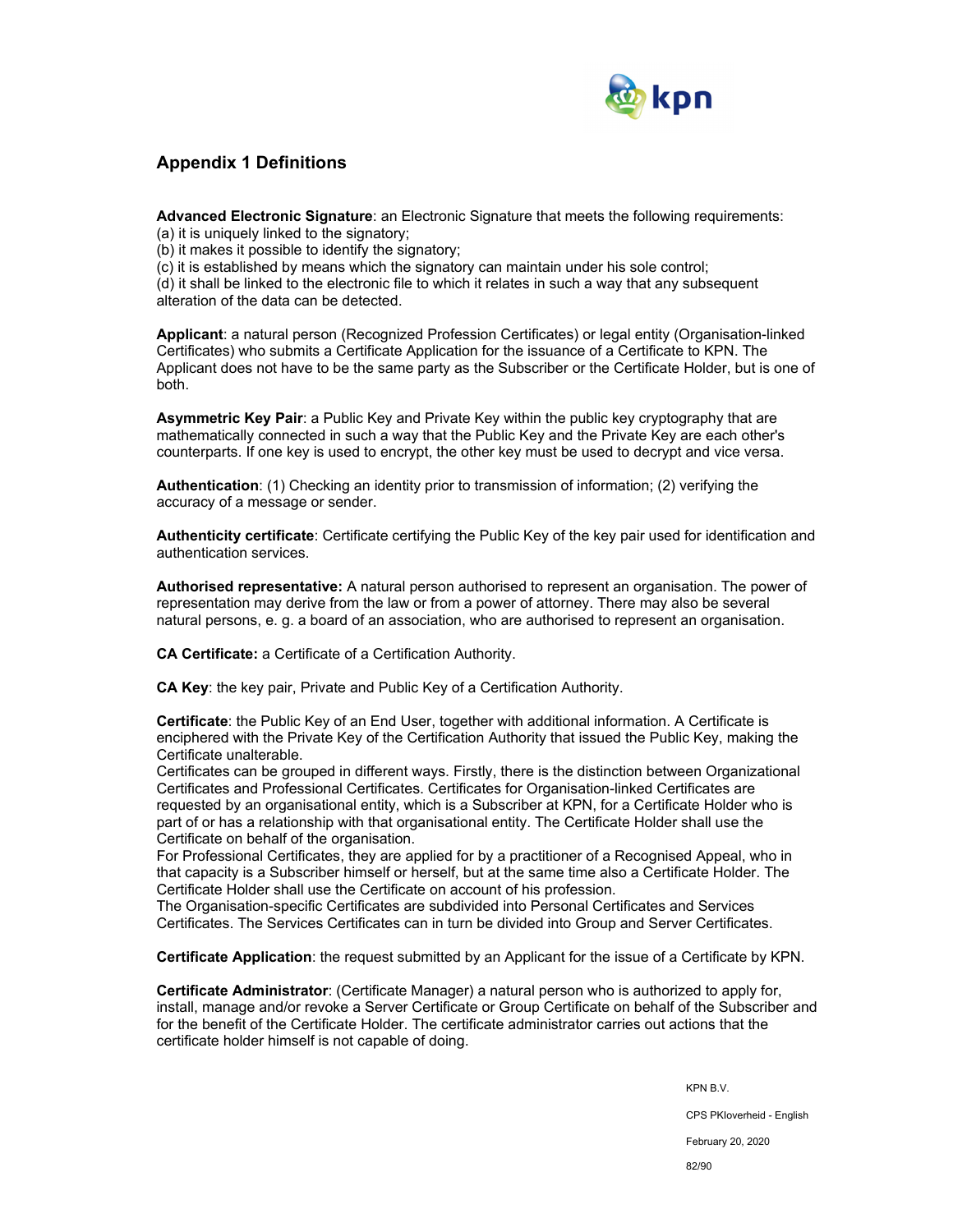## Appendix 1 Definitions

**Advanced Electronic Signature**: an Electronic Signature that meets the following requirements:
(a) it is uniquely linked to the signatory;
(b) it makes it possible to identify the signatory;
(c) it is established by means which the signatory can maintain under his sole control;
(d) it shall be linked to the electronic file to which it relates in such a way that any subsequent alteration of the data can be detected.

**Applicant**: a natural person (Recognized Profession Certificates) or legal entity (Organisation-linked Certificates) who submits a Certificate Application for the issuance of a Certificate to KPN. The Applicant does not have to be the same party as the Subscriber or the Certificate Holder, but is one of both.

**Asymmetric Key Pair**: a Public Key and Private Key within the public key cryptography that are mathematically connected in such a way that the Public Key and the Private Key are each other's counterparts. If one key is used to encrypt, the other key must be used to decrypt and vice versa.

**Authentication**: (1) Checking an identity prior to transmission of information; (2) verifying the accuracy of a message or sender.

**Authenticity certificate**: Certificate certifying the Public Key of the key pair used for identification and authentication services.

**Authorised representative:** A natural person authorised to represent an organisation. The power of representation may derive from the law or from a power of attorney. There may also be several natural persons, e. g. a board of an association, who are authorised to represent an organisation.

**CA Certificate:** a Certificate of a Certification Authority.

**CA Key**: the key pair, Private and Public Key of a Certification Authority.

**Certificate**: the Public Key of an End User, together with additional information. A Certificate is enciphered with the Private Key of the Certification Authority that issued the Public Key, making the Certificate unalterable.
Certificates can be grouped in different ways. Firstly, there is the distinction between Organizational Certificates and Professional Certificates. Certificates for Organisation-linked Certificates are requested by an organisational entity, which is a Subscriber at KPN, for a Certificate Holder who is part of or has a relationship with that organisational entity. The Certificate Holder shall use the Certificate on behalf of the organisation.
For Professional Certificates, they are applied for by a practitioner of a Recognised Appeal, who in that capacity is a Subscriber himself or herself, but at the same time also a Certificate Holder. The Certificate Holder shall use the Certificate on account of his profession.
The Organisation-specific Certificates are subdivided into Personal Certificates and Services Certificates. The Services Certificates can in turn be divided into Group and Server Certificates.

**Certificate Application**: the request submitted by an Applicant for the issue of a Certificate by KPN.

**Certificate Administrator**: (Certificate Manager) a natural person who is authorized to apply for, install, manage and/or revoke a Server Certificate or Group Certificate on behalf of the Subscriber and for the benefit of the Certificate Holder. The certificate administrator carries out actions that the certificate holder himself is not capable of doing.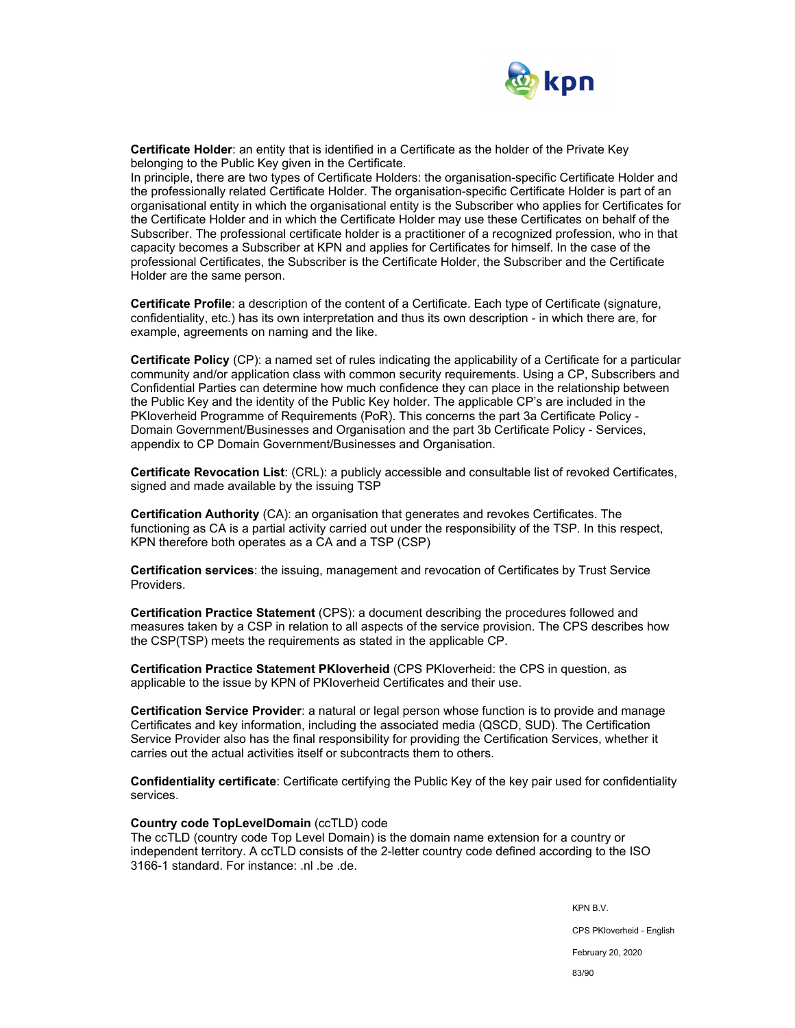**Certificate Holder**: an entity that is identified in a Certificate as the holder of the Private Key belonging to the Public Key given in the Certificate.
In principle, there are two types of Certificate Holders: the organisation-specific Certificate Holder and the professionally related Certificate Holder. The organisation-specific Certificate Holder is part of an organisational entity in which the organisational entity is the Subscriber who applies for Certificates for the Certificate Holder and in which the Certificate Holder may use these Certificates on behalf of the Subscriber. The professional certificate holder is a practitioner of a recognized profession, who in that capacity becomes a Subscriber at KPN and applies for Certificates for himself. In the case of the professional Certificates, the Subscriber is the Certificate Holder, the Subscriber and the Certificate Holder are the same person.

**Certificate Profile**: a description of the content of a Certificate. Each type of Certificate (signature, confidentiality, etc.) has its own interpretation and thus its own description - in which there are, for example, agreements on naming and the like.

**Certificate Policy** (CP): a named set of rules indicating the applicability of a Certificate for a particular community and/or application class with common security requirements. Using a CP, Subscribers and Confidential Parties can determine how much confidence they can place in the relationship between the Public Key and the identity of the Public Key holder. The applicable CP's are included in the PKIoverheid Programme of Requirements (PoR). This concerns the part 3a Certificate Policy - Domain Government/Businesses and Organisation and the part 3b Certificate Policy - Services, appendix to CP Domain Government/Businesses and Organisation.

**Certificate Revocation List**: (CRL): a publicly accessible and consultable list of revoked Certificates, signed and made available by the issuing TSP

**Certification Authority** (CA): an organisation that generates and revokes Certificates. The functioning as CA is a partial activity carried out under the responsibility of the TSP. In this respect, KPN therefore both operates as a CA and a TSP (CSP)

**Certification services**: the issuing, management and revocation of Certificates by Trust Service Providers.

**Certification Practice Statement** (CPS): a document describing the procedures followed and measures taken by a CSP in relation to all aspects of the service provision. The CPS describes how the CSP(TSP) meets the requirements as stated in the applicable CP.

**Certification Practice Statement PKIoverheid** (CPS PKIoverheid: the CPS in question, as applicable to the issue by KPN of PKIoverheid Certificates and their use.

**Certification Service Provider**: a natural or legal person whose function is to provide and manage Certificates and key information, including the associated media (QSCD, SUD). The Certification Service Provider also has the final responsibility for providing the Certification Services, whether it carries out the actual activities itself or subcontracts them to others.

**Confidentiality certificate**: Certificate certifying the Public Key of the key pair used for confidentiality services.

**Country code TopLevelDomain** (ccTLD) code
The ccTLD (country code Top Level Domain) is the domain name extension for a country or independent territory. A ccTLD consists of the 2-letter country code defined according to the ISO 3166-1 standard. For instance: .nl .be .de.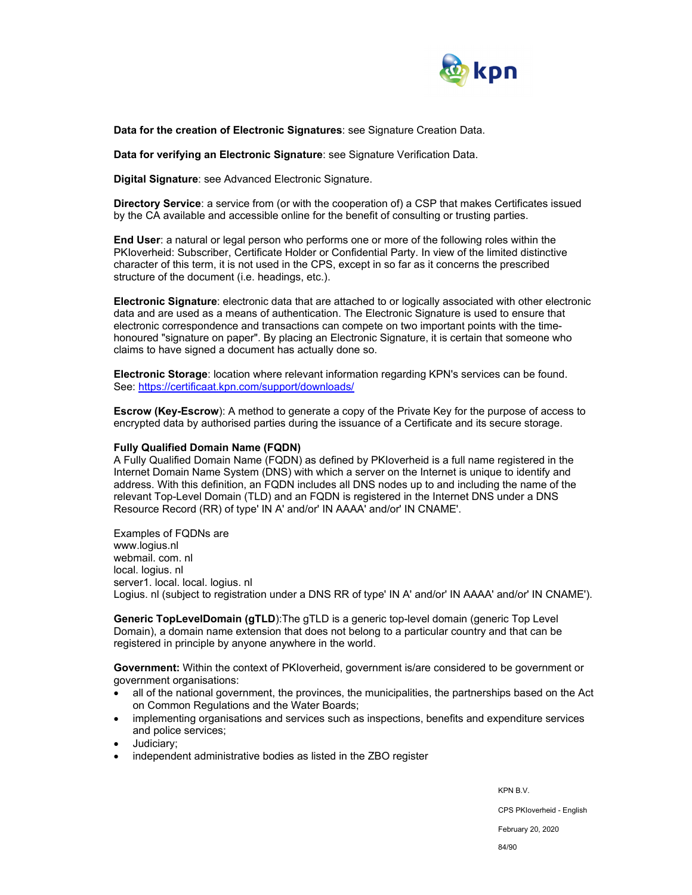**Data for the creation of Electronic Signatures**: see Signature Creation Data.

**Data for verifying an Electronic Signature**: see Signature Verification Data.

**Digital Signature**: see Advanced Electronic Signature.

**Directory Service**: a service from (or with the cooperation of) a CSP that makes Certificates issued by the CA available and accessible online for the benefit of consulting or trusting parties.

**End User**: a natural or legal person who performs one or more of the following roles within the PKIoverheid: Subscriber, Certificate Holder or Confidential Party. In view of the limited distinctive character of this term, it is not used in the CPS, except in so far as it concerns the prescribed structure of the document (i.e. headings, etc.).

**Electronic Signature**: electronic data that are attached to or logically associated with other electronic data and are used as a means of authentication. The Electronic Signature is used to ensure that electronic correspondence and transactions can compete on two important points with the time-honoured "signature on paper". By placing an Electronic Signature, it is certain that someone who claims to have signed a document has actually done so.

**Electronic Storage**: location where relevant information regarding KPN's services can be found. See: https://certificaat.kpn.com/support/downloads/

**Escrow (Key-Escrow**): A method to generate a copy of the Private Key for the purpose of access to encrypted data by authorised parties during the issuance of a Certificate and its secure storage.

**Fully Qualified Domain Name (FQDN)**
A Fully Qualified Domain Name (FQDN) as defined by PKIoverheid is a full name registered in the Internet Domain Name System (DNS) with which a server on the Internet is unique to identify and address. With this definition, an FQDN includes all DNS nodes up to and including the name of the relevant Top-Level Domain (TLD) and an FQDN is registered in the Internet DNS under a DNS Resource Record (RR) of type' IN A' and/or' IN AAAA' and/or' IN CNAME'.

Examples of FQDNs are
www.logius.nl
webmail. com. nl
local. logius. nl
server1. local. local. logius. nl
Logius. nl (subject to registration under a DNS RR of type' IN A' and/or' IN AAAA' and/or' IN CNAME').

**Generic TopLevelDomain (gTLD**):The gTLD is a generic top-level domain (generic Top Level Domain), a domain name extension that does not belong to a particular country and that can be registered in principle by anyone anywhere in the world.

**Government:** Within the context of PKIoverheid, government is/are considered to be government or government organisations:

- all of the national government, the provinces, the municipalities, the partnerships based on the Act on Common Regulations and the Water Boards;
- implementing organisations and services such as inspections, benefits and expenditure services and police services;
- Judiciary;
- independent administrative bodies as listed in the ZBO register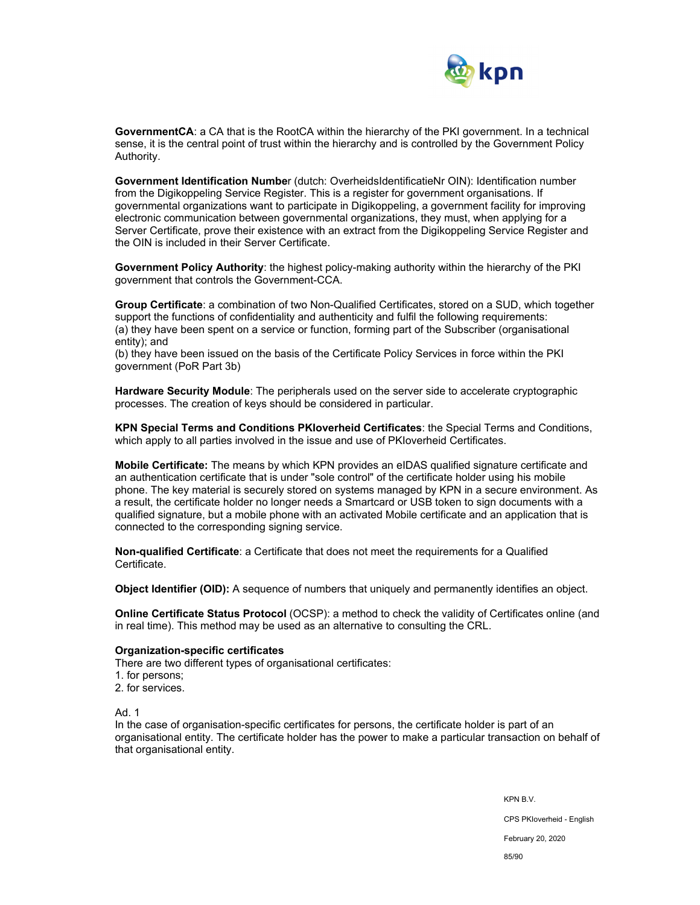**GovernmentCA**: a CA that is the RootCA within the hierarchy of the PKI government. In a technical sense, it is the central point of trust within the hierarchy and is controlled by the Government Policy Authority.

**Government Identification Number** (dutch: OverheidsIdentificatieNr OIN): Identification number from the Digikoppeling Service Register. This is a register for government organisations. If governmental organizations want to participate in Digikoppeling, a government facility for improving electronic communication between governmental organizations, they must, when applying for a Server Certificate, prove their existence with an extract from the Digikoppeling Service Register and the OIN is included in their Server Certificate.

**Government Policy Authority**: the highest policy-making authority within the hierarchy of the PKI government that controls the Government-CCA.

**Group Certificate**: a combination of two Non-Qualified Certificates, stored on a SUD, which together support the functions of confidentiality and authenticity and fulfil the following requirements:
(a) they have been spent on a service or function, forming part of the Subscriber (organisational entity); and
(b) they have been issued on the basis of the Certificate Policy Services in force within the PKI government (PoR Part 3b)

**Hardware Security Module**: The peripherals used on the server side to accelerate cryptographic processes. The creation of keys should be considered in particular.

**KPN Special Terms and Conditions PKIoverheid Certificates**: the Special Terms and Conditions, which apply to all parties involved in the issue and use of PKIoverheid Certificates.

**Mobile Certificate:** The means by which KPN provides an eIDAS qualified signature certificate and an authentication certificate that is under "sole control" of the certificate holder using his mobile phone. The key material is securely stored on systems managed by KPN in a secure environment. As a result, the certificate holder no longer needs a Smartcard or USB token to sign documents with a qualified signature, but a mobile phone with an activated Mobile certificate and an application that is connected to the corresponding signing service.

**Non-qualified Certificate**: a Certificate that does not meet the requirements for a Qualified Certificate.

**Object Identifier (OID):** A sequence of numbers that uniquely and permanently identifies an object.

**Online Certificate Status Protocol** (OCSP): a method to check the validity of Certificates online (and in real time). This method may be used as an alternative to consulting the CRL.

**Organization-specific certificates**
There are two different types of organisational certificates:
1. for persons;
2. for services.

Ad. 1
In the case of organisation-specific certificates for persons, the certificate holder is part of an organisational entity. The certificate holder has the power to make a particular transaction on behalf of that organisational entity.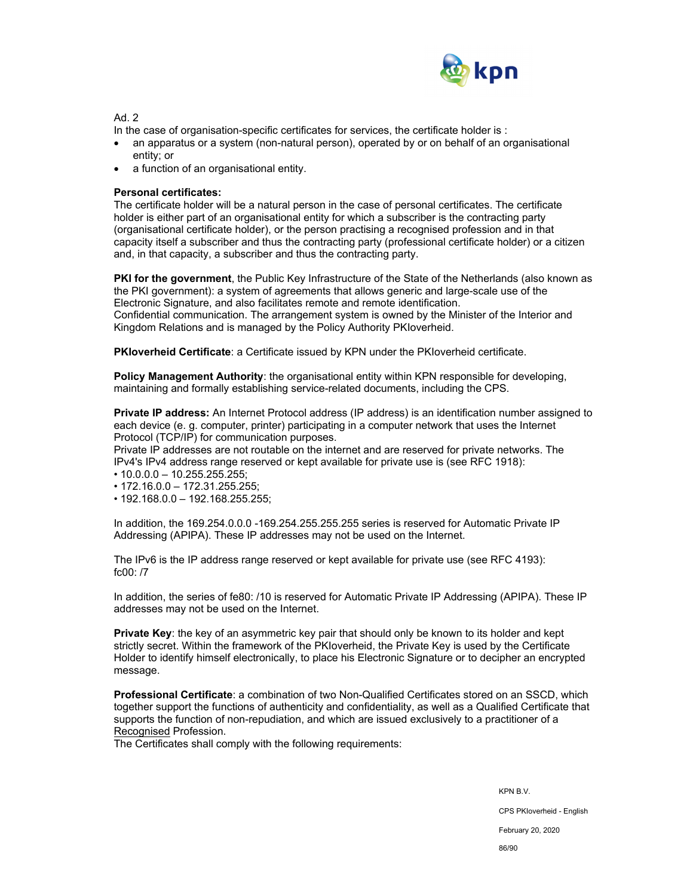Ad. 2

In the case of organisation-specific certificates for services, the certificate holder is :

- an apparatus or a system (non-natural person), operated by or on behalf of an organisational entity; or
- a function of an organisational entity.

**Personal certificates:**

The certificate holder will be a natural person in the case of personal certificates. The certificate holder is either part of an organisational entity for which a subscriber is the contracting party (organisational certificate holder), or the person practising a recognised profession and in that capacity itself a subscriber and thus the contracting party (professional certificate holder) or a citizen and, in that capacity, a subscriber and thus the contracting party.

**PKI for the government**, the Public Key Infrastructure of the State of the Netherlands (also known as the PKI government): a system of agreements that allows generic and large-scale use of the Electronic Signature, and also facilitates remote and remote identification.
Confidential communication. The arrangement system is owned by the Minister of the Interior and Kingdom Relations and is managed by the Policy Authority PKIoverheid.

**PKIoverheid Certificate**: a Certificate issued by KPN under the PKIoverheid certificate.

**Policy Management Authority**: the organisational entity within KPN responsible for developing, maintaining and formally establishing service-related documents, including the CPS.

**Private IP address:** An Internet Protocol address (IP address) is an identification number assigned to each device (e. g. computer, printer) participating in a computer network that uses the Internet Protocol (TCP/IP) for communication purposes.
Private IP addresses are not routable on the internet and are reserved for private networks. The IPv4's IPv4 address range reserved or kept available for private use is (see RFC 1918):

- 10.0.0.0 – 10.255.255.255;
- 172.16.0.0 – 172.31.255.255;
- 192.168.0.0 – 192.168.255.255;

In addition, the 169.254.0.0.0 -169.254.255.255.255 series is reserved for Automatic Private IP Addressing (APIPA). These IP addresses may not be used on the Internet.

The IPv6 is the IP address range reserved or kept available for private use (see RFC 4193):
fc00: /7

In addition, the series of fe80: /10 is reserved for Automatic Private IP Addressing (APIPA). These IP addresses may not be used on the Internet.

**Private Key**: the key of an asymmetric key pair that should only be known to its holder and kept strictly secret. Within the framework of the PKIoverheid, the Private Key is used by the Certificate Holder to identify himself electronically, to place his Electronic Signature or to decipher an encrypted message.

**Professional Certificate**: a combination of two Non-Qualified Certificates stored on an SSCD, which together support the functions of authenticity and confidentiality, as well as a Qualified Certificate that supports the function of non-repudiation, and which are issued exclusively to a practitioner of a Recognised Profession.
The Certificates shall comply with the following requirements: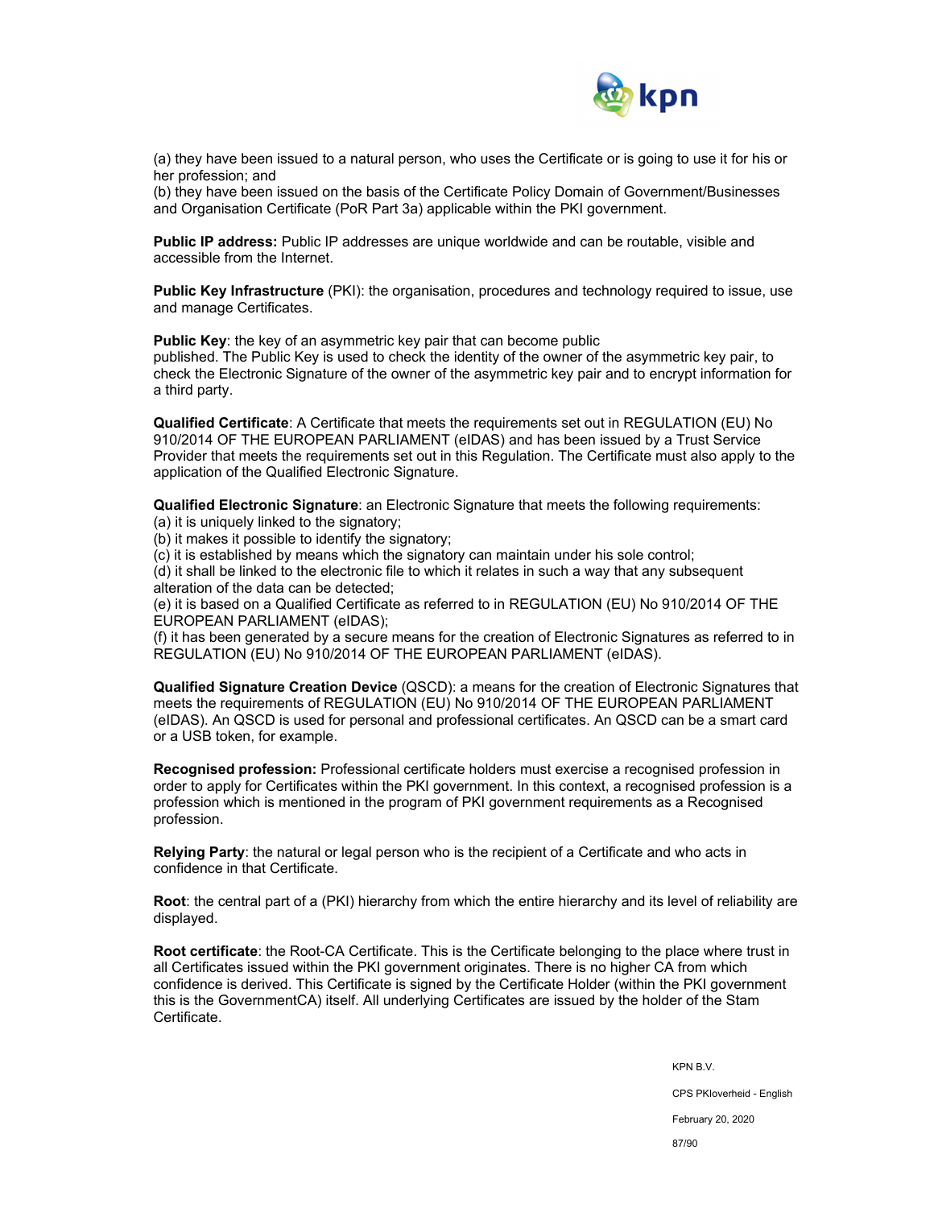(a) they have been issued to a natural person, who uses the Certificate or is going to use it for his or her profession; and
(b) they have been issued on the basis of the Certificate Policy Domain of Government/Businesses and Organisation Certificate (PoR Part 3a) applicable within the PKI government.

**Public IP address:** Public IP addresses are unique worldwide and can be routable, visible and accessible from the Internet.

**Public Key Infrastructure** (PKI): the organisation, procedures and technology required to issue, use and manage Certificates.

**Public Key**: the key of an asymmetric key pair that can become public published. The Public Key is used to check the identity of the owner of the asymmetric key pair, to check the Electronic Signature of the owner of the asymmetric key pair and to encrypt information for a third party.

**Qualified Certificate**: A Certificate that meets the requirements set out in REGULATION (EU) No 910/2014 OF THE EUROPEAN PARLIAMENT (eIDAS) and has been issued by a Trust Service Provider that meets the requirements set out in this Regulation. The Certificate must also apply to the application of the Qualified Electronic Signature.

**Qualified Electronic Signature**: an Electronic Signature that meets the following requirements:
(a) it is uniquely linked to the signatory;
(b) it makes it possible to identify the signatory;
(c) it is established by means which the signatory can maintain under his sole control;
(d) it shall be linked to the electronic file to which it relates in such a way that any subsequent alteration of the data can be detected;
(e) it is based on a Qualified Certificate as referred to in REGULATION (EU) No 910/2014 OF THE EUROPEAN PARLIAMENT (eIDAS);
(f) it has been generated by a secure means for the creation of Electronic Signatures as referred to in REGULATION (EU) No 910/2014 OF THE EUROPEAN PARLIAMENT (eIDAS).

**Qualified Signature Creation Device** (QSCD): a means for the creation of Electronic Signatures that meets the requirements of REGULATION (EU) No 910/2014 OF THE EUROPEAN PARLIAMENT (eIDAS). An QSCD is used for personal and professional certificates. An QSCD can be a smart card or a USB token, for example.

**Recognised profession:** Professional certificate holders must exercise a recognised profession in order to apply for Certificates within the PKI government. In this context, a recognised profession is a profession which is mentioned in the program of PKI government requirements as a Recognised profession.

**Relying Party**: the natural or legal person who is the recipient of a Certificate and who acts in confidence in that Certificate.

**Root**: the central part of a (PKI) hierarchy from which the entire hierarchy and its level of reliability are displayed.

**Root certificate**: the Root-CA Certificate. This is the Certificate belonging to the place where trust in all Certificates issued within the PKI government originates. There is no higher CA from which confidence is derived. This Certificate is signed by the Certificate Holder (within the PKI government this is the GovernmentCA) itself. All underlying Certificates are issued by the holder of the Stam Certificate.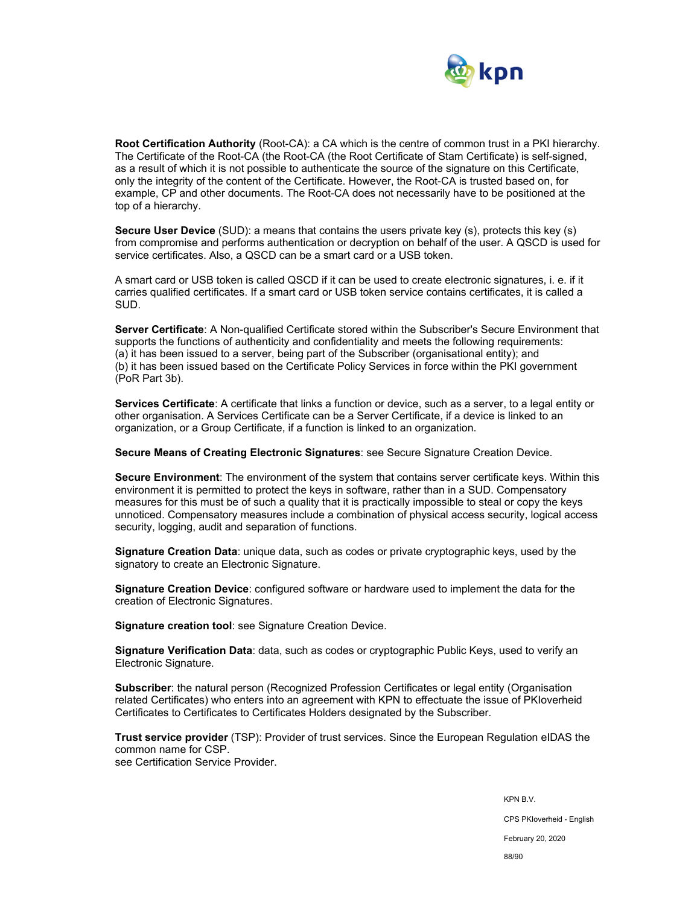**Root Certification Authority** (Root-CA): a CA which is the centre of common trust in a PKI hierarchy. The Certificate of the Root-CA (the Root-CA (the Root Certificate of Stam Certificate) is self-signed, as a result of which it is not possible to authenticate the source of the signature on this Certificate, only the integrity of the content of the Certificate. However, the Root-CA is trusted based on, for example, CP and other documents. The Root-CA does not necessarily have to be positioned at the top of a hierarchy.

**Secure User Device** (SUD): a means that contains the users private key (s), protects this key (s) from compromise and performs authentication or decryption on behalf of the user. A QSCD is used for service certificates. Also, a QSCD can be a smart card or a USB token.

A smart card or USB token is called QSCD if it can be used to create electronic signatures, i. e. if it carries qualified certificates. If a smart card or USB token service contains certificates, it is called a SUD.

**Server Certificate**: A Non-qualified Certificate stored within the Subscriber's Secure Environment that supports the functions of authenticity and confidentiality and meets the following requirements:
(a) it has been issued to a server, being part of the Subscriber (organisational entity); and
(b) it has been issued based on the Certificate Policy Services in force within the PKI government (PoR Part 3b).

**Services Certificate**: A certificate that links a function or device, such as a server, to a legal entity or other organisation. A Services Certificate can be a Server Certificate, if a device is linked to an organization, or a Group Certificate, if a function is linked to an organization.

**Secure Means of Creating Electronic Signatures**: see Secure Signature Creation Device.

**Secure Environment**: The environment of the system that contains server certificate keys. Within this environment it is permitted to protect the keys in software, rather than in a SUD. Compensatory measures for this must be of such a quality that it is practically impossible to steal or copy the keys unnoticed. Compensatory measures include a combination of physical access security, logical access security, logging, audit and separation of functions.

**Signature Creation Data**: unique data, such as codes or private cryptographic keys, used by the signatory to create an Electronic Signature.

**Signature Creation Device**: configured software or hardware used to implement the data for the creation of Electronic Signatures.

**Signature creation tool**: see Signature Creation Device.

**Signature Verification Data**: data, such as codes or cryptographic Public Keys, used to verify an Electronic Signature.

**Subscriber**: the natural person (Recognized Profession Certificates or legal entity (Organisation related Certificates) who enters into an agreement with KPN to effectuate the issue of PKIoverheid Certificates to Certificates to Certificates Holders designated by the Subscriber.

**Trust service provider** (TSP): Provider of trust services. Since the European Regulation eIDAS the common name for CSP.
see Certification Service Provider.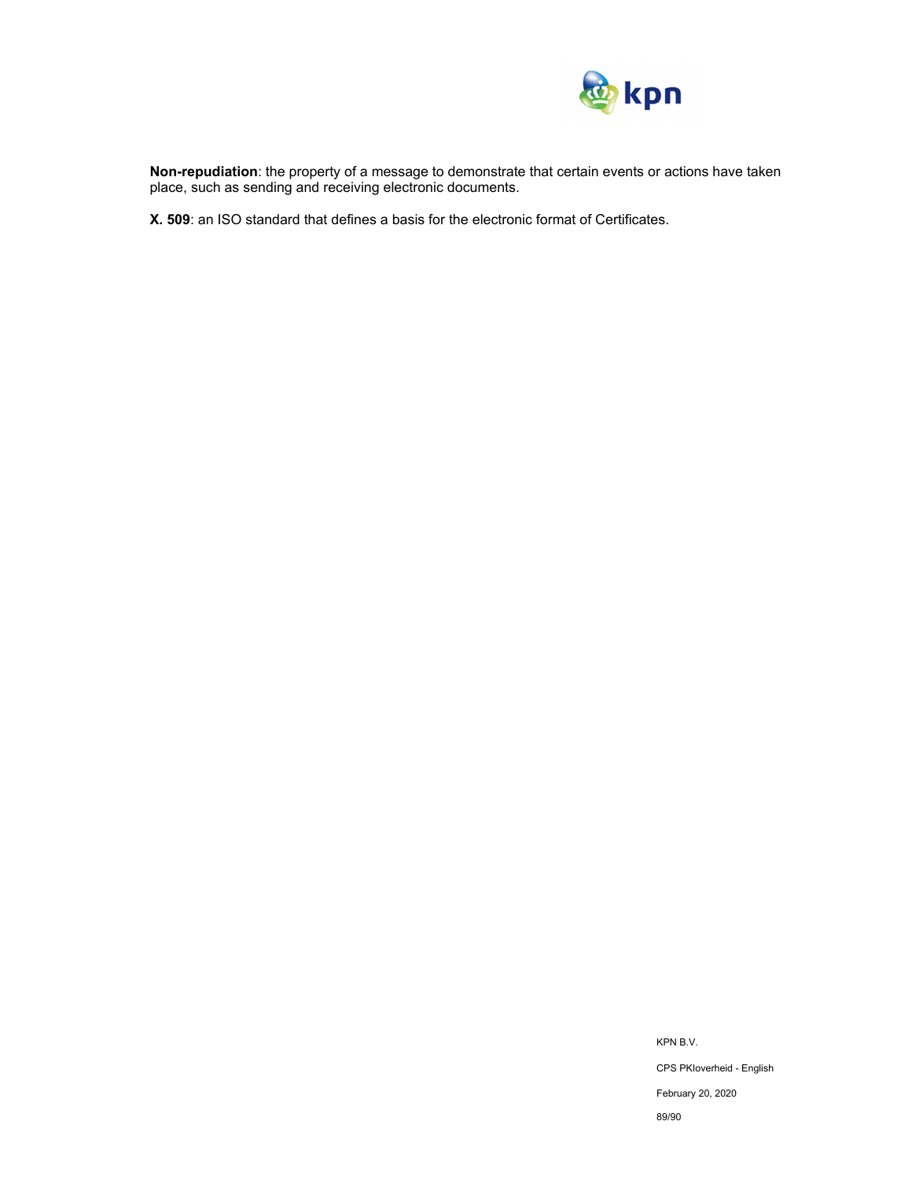**Non-repudiation**: the property of a message to demonstrate that certain events or actions have taken place, such as sending and receiving electronic documents.

**X. 509**: an ISO standard that defines a basis for the electronic format of Certificates.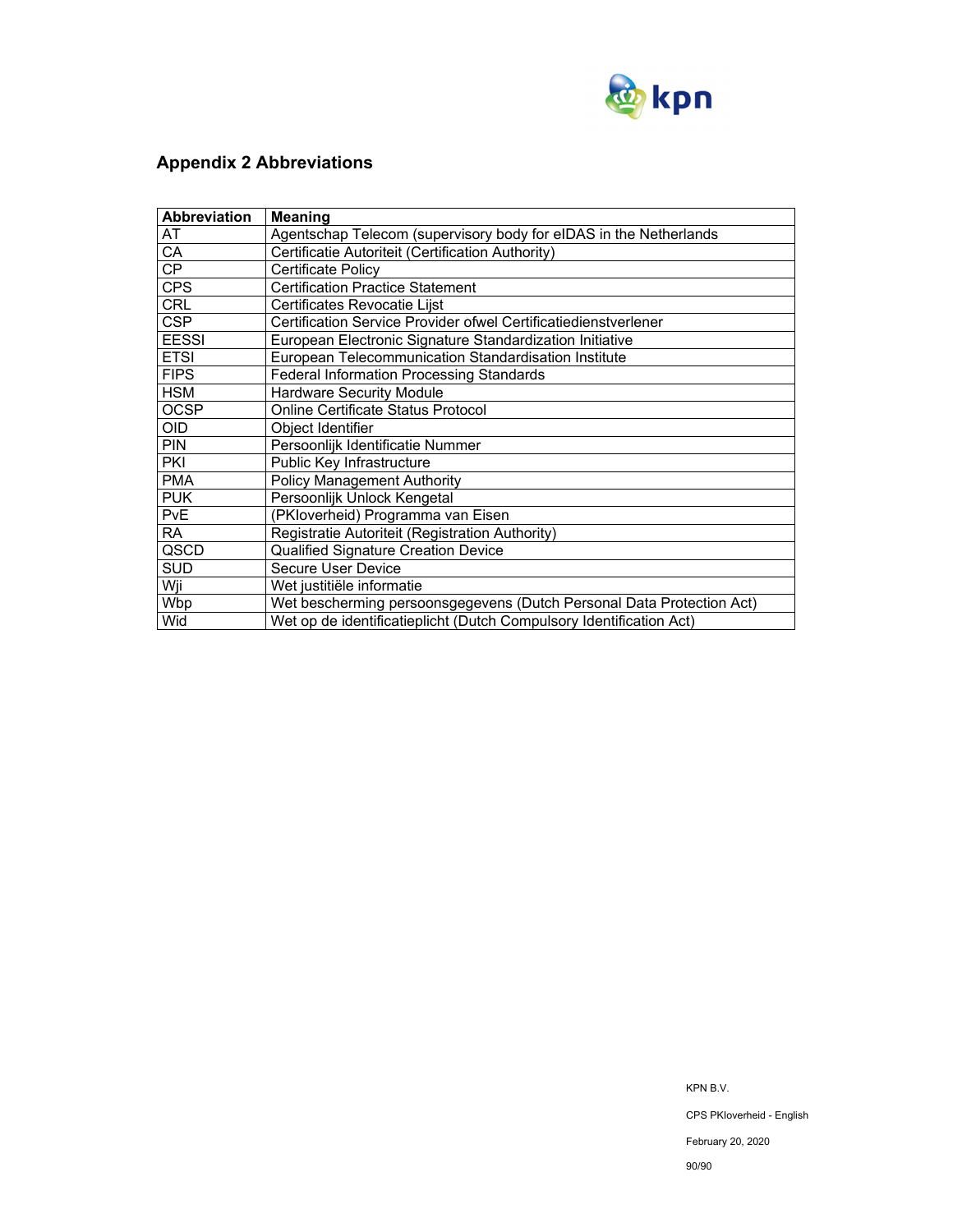## Appendix 2 Abbreviations

| Abbreviation | Meaning |
|---|---|
| AT | Agentschap Telecom (supervisory body for eIDAS in the Netherlands |
| CA | Certificatie Autoriteit (Certification Authority) |
| CP | Certificate Policy |
| CPS | Certification Practice Statement |
| CRL | Certificates Revocatie Lijst |
| CSP | Certification Service Provider ofwel Certificatiedienstverlener |
| EESSI | European Electronic Signature Standardization Initiative |
| ETSI | European Telecommunication Standardisation Institute |
| FIPS | Federal Information Processing Standards |
| HSM | Hardware Security Module |
| OCSP | Online Certificate Status Protocol |
| OID | Object Identifier |
| PIN | Persoonlijk Identificatie Nummer |
| PKI | Public Key Infrastructure |
| PMA | Policy Management Authority |
| PUK | Persoonlijk Unlock Kengetal |
| PvE | (PKIoverheid) Programma van Eisen |
| RA | Registratie Autoriteit (Registration Authority) |
| QSCD | Qualified Signature Creation Device |
| SUD | Secure User Device |
| Wji | Wet justitiële informatie |
| Wbp | Wet bescherming persoonsgegevens (Dutch Personal Data Protection Act) |
| Wid | Wet op de identificatieplicht (Dutch Compulsory Identification Act) |